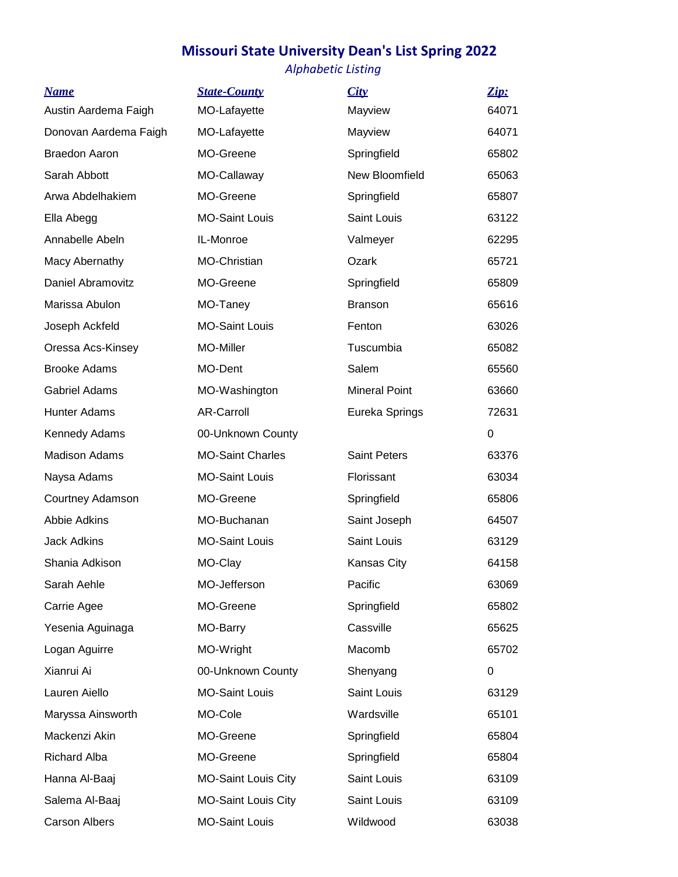# Missouri State University Dean's List Spring 2022

*Alphabetic Listing*

| Name | State-County | City | Zip: |
|---|---|---|---|
| Austin Aardema Faigh | MO-Lafayette | Mayview | 64071 |
| Donovan Aardema Faigh | MO-Lafayette | Mayview | 64071 |
| Braedon Aaron | MO-Greene | Springfield | 65802 |
| Sarah Abbott | MO-Callaway | New Bloomfield | 65063 |
| Arwa Abdelhakiem | MO-Greene | Springfield | 65807 |
| Ella Abegg | MO-Saint Louis | Saint Louis | 63122 |
| Annabelle Abeln | IL-Monroe | Valmeyer | 62295 |
| Macy Abernathy | MO-Christian | Ozark | 65721 |
| Daniel Abramovitz | MO-Greene | Springfield | 65809 |
| Marissa Abulon | MO-Taney | Branson | 65616 |
| Joseph Ackfeld | MO-Saint Louis | Fenton | 63026 |
| Oressa Acs-Kinsey | MO-Miller | Tuscumbia | 65082 |
| Brooke Adams | MO-Dent | Salem | 65560 |
| Gabriel Adams | MO-Washington | Mineral Point | 63660 |
| Hunter Adams | AR-Carroll | Eureka Springs | 72631 |
| Kennedy Adams | 00-Unknown County | | 0 |
| Madison Adams | MO-Saint Charles | Saint Peters | 63376 |
| Naysa Adams | MO-Saint Louis | Florissant | 63034 |
| Courtney Adamson | MO-Greene | Springfield | 65806 |
| Abbie Adkins | MO-Buchanan | Saint Joseph | 64507 |
| Jack Adkins | MO-Saint Louis | Saint Louis | 63129 |
| Shania Adkison | MO-Clay | Kansas City | 64158 |
| Sarah Aehle | MO-Jefferson | Pacific | 63069 |
| Carrie Agee | MO-Greene | Springfield | 65802 |
| Yesenia Aguinaga | MO-Barry | Cassville | 65625 |
| Logan Aguirre | MO-Wright | Macomb | 65702 |
| Xianrui Ai | 00-Unknown County | Shenyang | 0 |
| Lauren Aiello | MO-Saint Louis | Saint Louis | 63129 |
| Maryssa Ainsworth | MO-Cole | Wardsville | 65101 |
| Mackenzi Akin | MO-Greene | Springfield | 65804 |
| Richard Alba | MO-Greene | Springfield | 65804 |
| Hanna Al-Baaj | MO-Saint Louis City | Saint Louis | 63109 |
| Salema Al-Baaj | MO-Saint Louis City | Saint Louis | 63109 |
| Carson Albers | MO-Saint Louis | Wildwood | 63038 |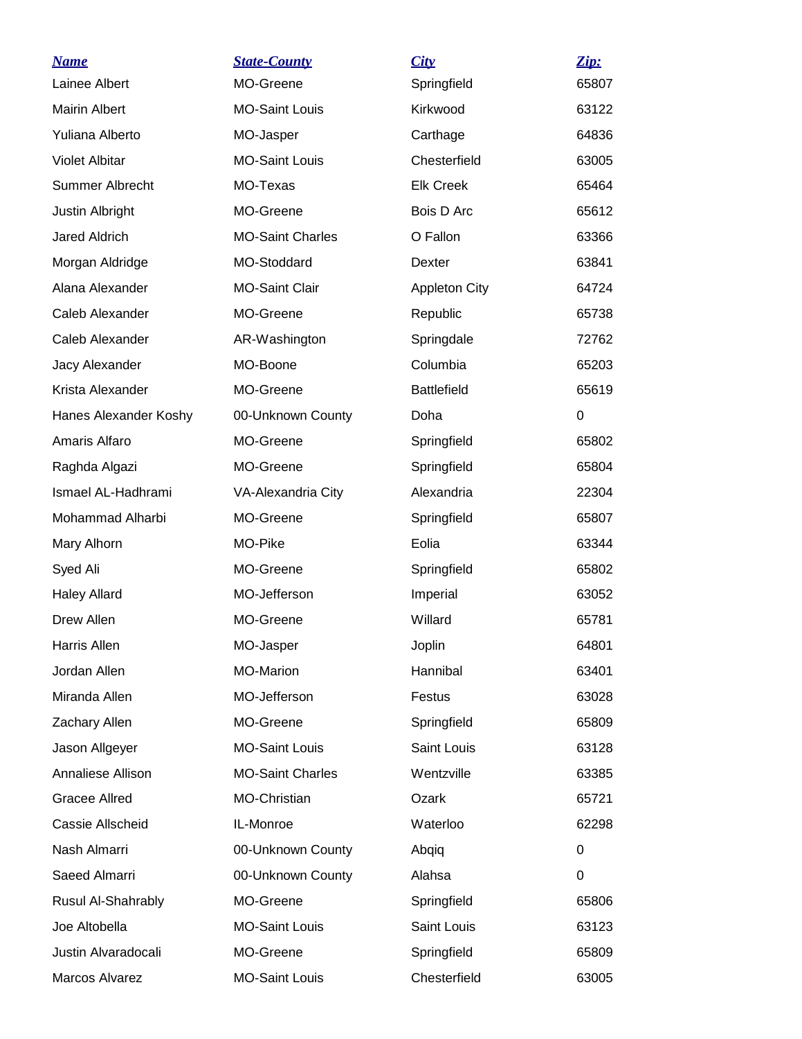| Name | State-County | City | Zip: |
| --- | --- | --- | --- |
| Lainee Albert | MO-Greene | Springfield | 65807 |
| Mairin Albert | MO-Saint Louis | Kirkwood | 63122 |
| Yuliana Alberto | MO-Jasper | Carthage | 64836 |
| Violet Albitar | MO-Saint Louis | Chesterfield | 63005 |
| Summer Albrecht | MO-Texas | Elk Creek | 65464 |
| Justin Albright | MO-Greene | Bois D Arc | 65612 |
| Jared Aldrich | MO-Saint Charles | O Fallon | 63366 |
| Morgan Aldridge | MO-Stoddard | Dexter | 63841 |
| Alana Alexander | MO-Saint Clair | Appleton City | 64724 |
| Caleb Alexander | MO-Greene | Republic | 65738 |
| Caleb Alexander | AR-Washington | Springdale | 72762 |
| Jacy Alexander | MO-Boone | Columbia | 65203 |
| Krista Alexander | MO-Greene | Battlefield | 65619 |
| Hanes Alexander Koshy | 00-Unknown County | Doha | 0 |
| Amaris Alfaro | MO-Greene | Springfield | 65802 |
| Raghda Algazi | MO-Greene | Springfield | 65804 |
| Ismael AL-Hadhrami | VA-Alexandria City | Alexandria | 22304 |
| Mohammad Alharbi | MO-Greene | Springfield | 65807 |
| Mary Alhorn | MO-Pike | Eolia | 63344 |
| Syed Ali | MO-Greene | Springfield | 65802 |
| Haley Allard | MO-Jefferson | Imperial | 63052 |
| Drew Allen | MO-Greene | Willard | 65781 |
| Harris Allen | MO-Jasper | Joplin | 64801 |
| Jordan Allen | MO-Marion | Hannibal | 63401 |
| Miranda Allen | MO-Jefferson | Festus | 63028 |
| Zachary Allen | MO-Greene | Springfield | 65809 |
| Jason Allgeyer | MO-Saint Louis | Saint Louis | 63128 |
| Annaliese Allison | MO-Saint Charles | Wentzville | 63385 |
| Gracee Allred | MO-Christian | Ozark | 65721 |
| Cassie Allscheid | IL-Monroe | Waterloo | 62298 |
| Nash Almarri | 00-Unknown County | Abqiq | 0 |
| Saeed Almarri | 00-Unknown County | Alahsa | 0 |
| Rusul Al-Shahrably | MO-Greene | Springfield | 65806 |
| Joe Altobella | MO-Saint Louis | Saint Louis | 63123 |
| Justin Alvaradocali | MO-Greene | Springfield | 65809 |
| Marcos Alvarez | MO-Saint Louis | Chesterfield | 63005 |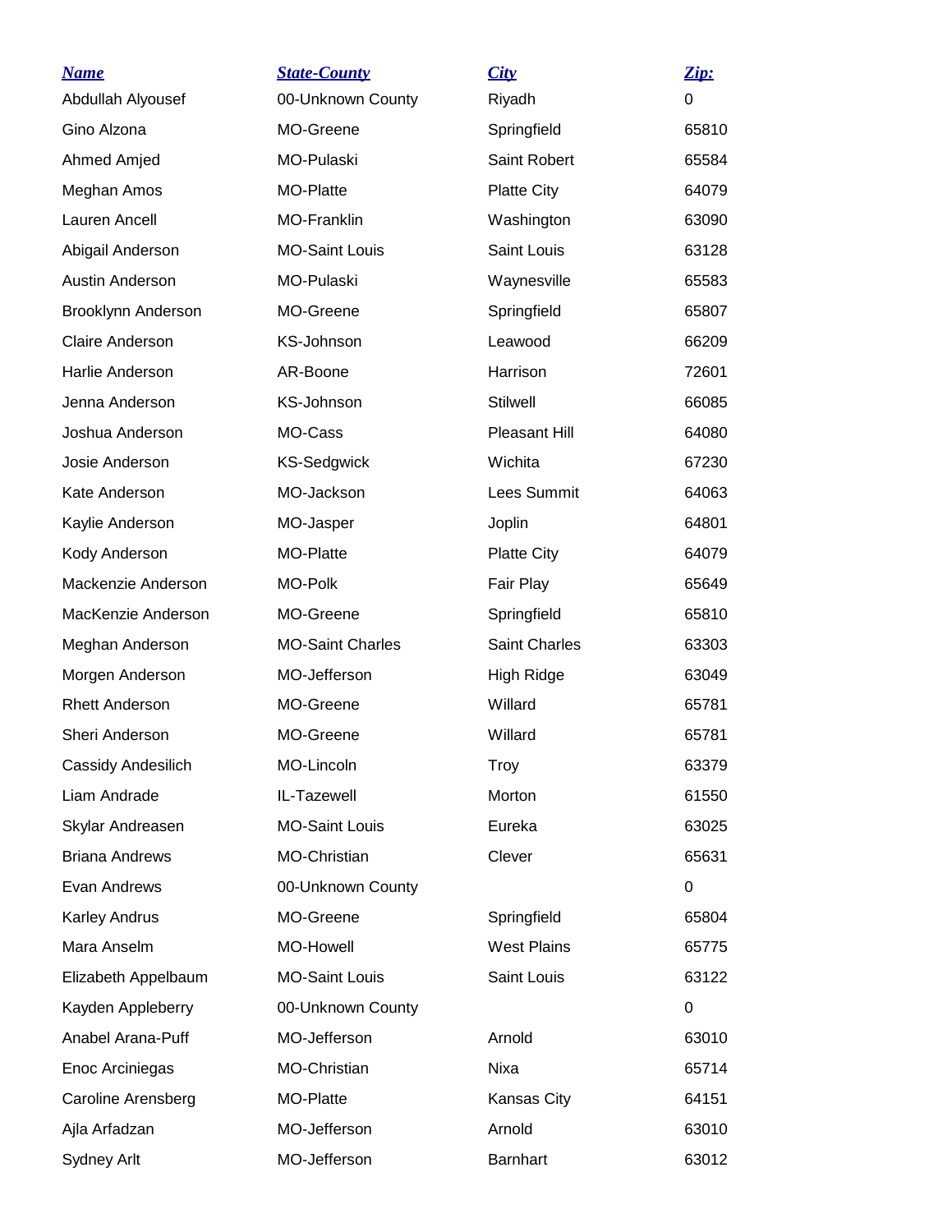| Name | State-County | City | Zip: |
|---|---|---|---|
| Abdullah Alyousef | 00-Unknown County | Riyadh | 0 |
| Gino Alzona | MO-Greene | Springfield | 65810 |
| Ahmed Amjed | MO-Pulaski | Saint Robert | 65584 |
| Meghan Amos | MO-Platte | Platte City | 64079 |
| Lauren Ancell | MO-Franklin | Washington | 63090 |
| Abigail Anderson | MO-Saint Louis | Saint Louis | 63128 |
| Austin Anderson | MO-Pulaski | Waynesville | 65583 |
| Brooklynn Anderson | MO-Greene | Springfield | 65807 |
| Claire Anderson | KS-Johnson | Leawood | 66209 |
| Harlie Anderson | AR-Boone | Harrison | 72601 |
| Jenna Anderson | KS-Johnson | Stilwell | 66085 |
| Joshua Anderson | MO-Cass | Pleasant Hill | 64080 |
| Josie Anderson | KS-Sedgwick | Wichita | 67230 |
| Kate Anderson | MO-Jackson | Lees Summit | 64063 |
| Kaylie Anderson | MO-Jasper | Joplin | 64801 |
| Kody Anderson | MO-Platte | Platte City | 64079 |
| Mackenzie Anderson | MO-Polk | Fair Play | 65649 |
| MacKenzie Anderson | MO-Greene | Springfield | 65810 |
| Meghan Anderson | MO-Saint Charles | Saint Charles | 63303 |
| Morgen Anderson | MO-Jefferson | High Ridge | 63049 |
| Rhett Anderson | MO-Greene | Willard | 65781 |
| Sheri Anderson | MO-Greene | Willard | 65781 |
| Cassidy Andesilich | MO-Lincoln | Troy | 63379 |
| Liam Andrade | IL-Tazewell | Morton | 61550 |
| Skylar Andreasen | MO-Saint Louis | Eureka | 63025 |
| Briana Andrews | MO-Christian | Clever | 65631 |
| Evan Andrews | 00-Unknown County | | 0 |
| Karley Andrus | MO-Greene | Springfield | 65804 |
| Mara Anselm | MO-Howell | West Plains | 65775 |
| Elizabeth Appelbaum | MO-Saint Louis | Saint Louis | 63122 |
| Kayden Appleberry | 00-Unknown County | | 0 |
| Anabel Arana-Puff | MO-Jefferson | Arnold | 63010 |
| Enoc Arciniegas | MO-Christian | Nixa | 65714 |
| Caroline Arensberg | MO-Platte | Kansas City | 64151 |
| Ajla Arfadzan | MO-Jefferson | Arnold | 63010 |
| Sydney Arlt | MO-Jefferson | Barnhart | 63012 |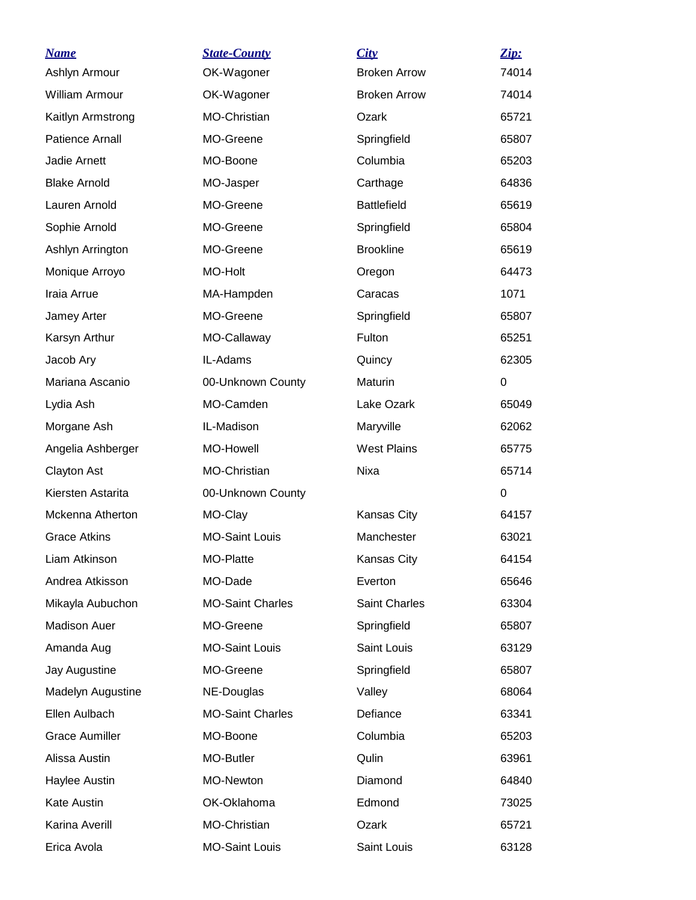| *Name* | *State-County* | *City* | *Zip:* |
|---|---|---|---|
| Ashlyn Armour | OK-Wagoner | Broken Arrow | 74014 |
| William Armour | OK-Wagoner | Broken Arrow | 74014 |
| Kaitlyn Armstrong | MO-Christian | Ozark | 65721 |
| Patience Arnall | MO-Greene | Springfield | 65807 |
| Jadie Arnett | MO-Boone | Columbia | 65203 |
| Blake Arnold | MO-Jasper | Carthage | 64836 |
| Lauren Arnold | MO-Greene | Battlefield | 65619 |
| Sophie Arnold | MO-Greene | Springfield | 65804 |
| Ashlyn Arrington | MO-Greene | Brookline | 65619 |
| Monique Arroyo | MO-Holt | Oregon | 64473 |
| Iraia Arrue | MA-Hampden | Caracas | 1071 |
| Jamey Arter | MO-Greene | Springfield | 65807 |
| Karsyn Arthur | MO-Callaway | Fulton | 65251 |
| Jacob Ary | IL-Adams | Quincy | 62305 |
| Mariana Ascanio | 00-Unknown County | Maturin | 0 |
| Lydia Ash | MO-Camden | Lake Ozark | 65049 |
| Morgane Ash | IL-Madison | Maryville | 62062 |
| Angelia Ashberger | MO-Howell | West Plains | 65775 |
| Clayton Ast | MO-Christian | Nixa | 65714 |
| Kiersten Astarita | 00-Unknown County | | 0 |
| Mckenna Atherton | MO-Clay | Kansas City | 64157 |
| Grace Atkins | MO-Saint Louis | Manchester | 63021 |
| Liam Atkinson | MO-Platte | Kansas City | 64154 |
| Andrea Atkisson | MO-Dade | Everton | 65646 |
| Mikayla Aubuchon | MO-Saint Charles | Saint Charles | 63304 |
| Madison Auer | MO-Greene | Springfield | 65807 |
| Amanda Aug | MO-Saint Louis | Saint Louis | 63129 |
| Jay Augustine | MO-Greene | Springfield | 65807 |
| Madelyn Augustine | NE-Douglas | Valley | 68064 |
| Ellen Aulbach | MO-Saint Charles | Defiance | 63341 |
| Grace Aumiller | MO-Boone | Columbia | 65203 |
| Alissa Austin | MO-Butler | Qulin | 63961 |
| Haylee Austin | MO-Newton | Diamond | 64840 |
| Kate Austin | OK-Oklahoma | Edmond | 73025 |
| Karina Averill | MO-Christian | Ozark | 65721 |
| Erica Avola | MO-Saint Louis | Saint Louis | 63128 |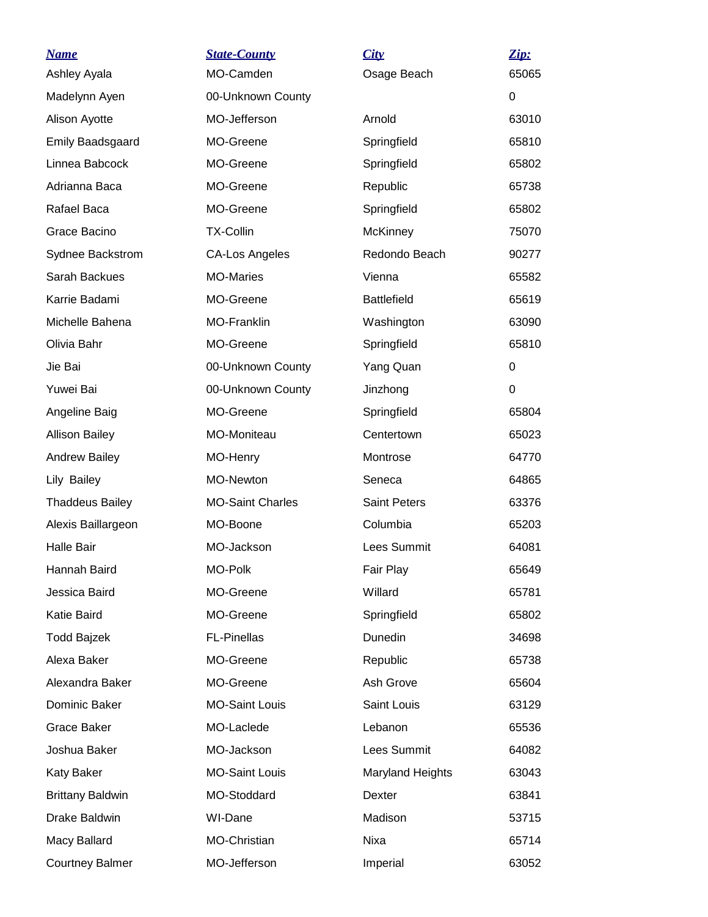| ***Name*** | ***State-County*** | ***City*** | ***Zip:*** |
| --- | --- | --- | --- |
| Ashley Ayala | MO-Camden | Osage Beach | 65065 |
| Madelynn Ayen | 00-Unknown County | | 0 |
| Alison Ayotte | MO-Jefferson | Arnold | 63010 |
| Emily Baadsgaard | MO-Greene | Springfield | 65810 |
| Linnea Babcock | MO-Greene | Springfield | 65802 |
| Adrianna Baca | MO-Greene | Republic | 65738 |
| Rafael Baca | MO-Greene | Springfield | 65802 |
| Grace Bacino | TX-Collin | McKinney | 75070 |
| Sydnee Backstrom | CA-Los Angeles | Redondo Beach | 90277 |
| Sarah Backues | MO-Maries | Vienna | 65582 |
| Karrie Badami | MO-Greene | Battlefield | 65619 |
| Michelle Bahena | MO-Franklin | Washington | 63090 |
| Olivia Bahr | MO-Greene | Springfield | 65810 |
| Jie Bai | 00-Unknown County | Yang Quan | 0 |
| Yuwei Bai | 00-Unknown County | Jinzhong | 0 |
| Angeline Baig | MO-Greene | Springfield | 65804 |
| Allison Bailey | MO-Moniteau | Centertown | 65023 |
| Andrew Bailey | MO-Henry | Montrose | 64770 |
| Lily Bailey | MO-Newton | Seneca | 64865 |
| Thaddeus Bailey | MO-Saint Charles | Saint Peters | 63376 |
| Alexis Baillargeon | MO-Boone | Columbia | 65203 |
| Halle Bair | MO-Jackson | Lees Summit | 64081 |
| Hannah Baird | MO-Polk | Fair Play | 65649 |
| Jessica Baird | MO-Greene | Willard | 65781 |
| Katie Baird | MO-Greene | Springfield | 65802 |
| Todd Bajzek | FL-Pinellas | Dunedin | 34698 |
| Alexa Baker | MO-Greene | Republic | 65738 |
| Alexandra Baker | MO-Greene | Ash Grove | 65604 |
| Dominic Baker | MO-Saint Louis | Saint Louis | 63129 |
| Grace Baker | MO-Laclede | Lebanon | 65536 |
| Joshua Baker | MO-Jackson | Lees Summit | 64082 |
| Katy Baker | MO-Saint Louis | Maryland Heights | 63043 |
| Brittany Baldwin | MO-Stoddard | Dexter | 63841 |
| Drake Baldwin | WI-Dane | Madison | 53715 |
| Macy Ballard | MO-Christian | Nixa | 65714 |
| Courtney Balmer | MO-Jefferson | Imperial | 63052 |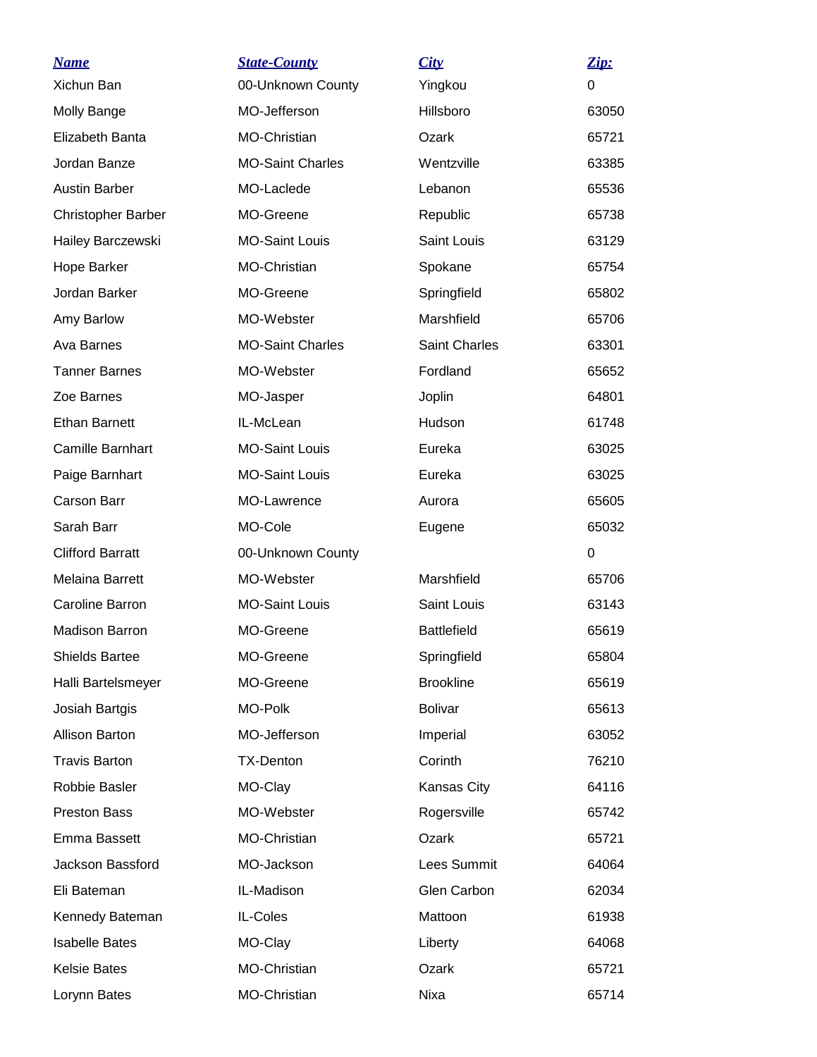| Name | State-County | City | Zip: |
|---|---|---|---|
| Xichun Ban | 00-Unknown County | Yingkou | 0 |
| Molly Bange | MO-Jefferson | Hillsboro | 63050 |
| Elizabeth Banta | MO-Christian | Ozark | 65721 |
| Jordan Banze | MO-Saint Charles | Wentzville | 63385 |
| Austin Barber | MO-Laclede | Lebanon | 65536 |
| Christopher Barber | MO-Greene | Republic | 65738 |
| Hailey Barczewski | MO-Saint Louis | Saint Louis | 63129 |
| Hope Barker | MO-Christian | Spokane | 65754 |
| Jordan Barker | MO-Greene | Springfield | 65802 |
| Amy Barlow | MO-Webster | Marshfield | 65706 |
| Ava Barnes | MO-Saint Charles | Saint Charles | 63301 |
| Tanner Barnes | MO-Webster | Fordland | 65652 |
| Zoe Barnes | MO-Jasper | Joplin | 64801 |
| Ethan Barnett | IL-McLean | Hudson | 61748 |
| Camille Barnhart | MO-Saint Louis | Eureka | 63025 |
| Paige Barnhart | MO-Saint Louis | Eureka | 63025 |
| Carson Barr | MO-Lawrence | Aurora | 65605 |
| Sarah Barr | MO-Cole | Eugene | 65032 |
| Clifford Barratt | 00-Unknown County | | 0 |
| Melaina Barrett | MO-Webster | Marshfield | 65706 |
| Caroline Barron | MO-Saint Louis | Saint Louis | 63143 |
| Madison Barron | MO-Greene | Battlefield | 65619 |
| Shields Bartee | MO-Greene | Springfield | 65804 |
| Halli Bartelsmeyer | MO-Greene | Brookline | 65619 |
| Josiah Bartgis | MO-Polk | Bolivar | 65613 |
| Allison Barton | MO-Jefferson | Imperial | 63052 |
| Travis Barton | TX-Denton | Corinth | 76210 |
| Robbie Basler | MO-Clay | Kansas City | 64116 |
| Preston Bass | MO-Webster | Rogersville | 65742 |
| Emma Bassett | MO-Christian | Ozark | 65721 |
| Jackson Bassford | MO-Jackson | Lees Summit | 64064 |
| Eli Bateman | IL-Madison | Glen Carbon | 62034 |
| Kennedy Bateman | IL-Coles | Mattoon | 61938 |
| Isabelle Bates | MO-Clay | Liberty | 64068 |
| Kelsie Bates | MO-Christian | Ozark | 65721 |
| Lorynn Bates | MO-Christian | Nixa | 65714 |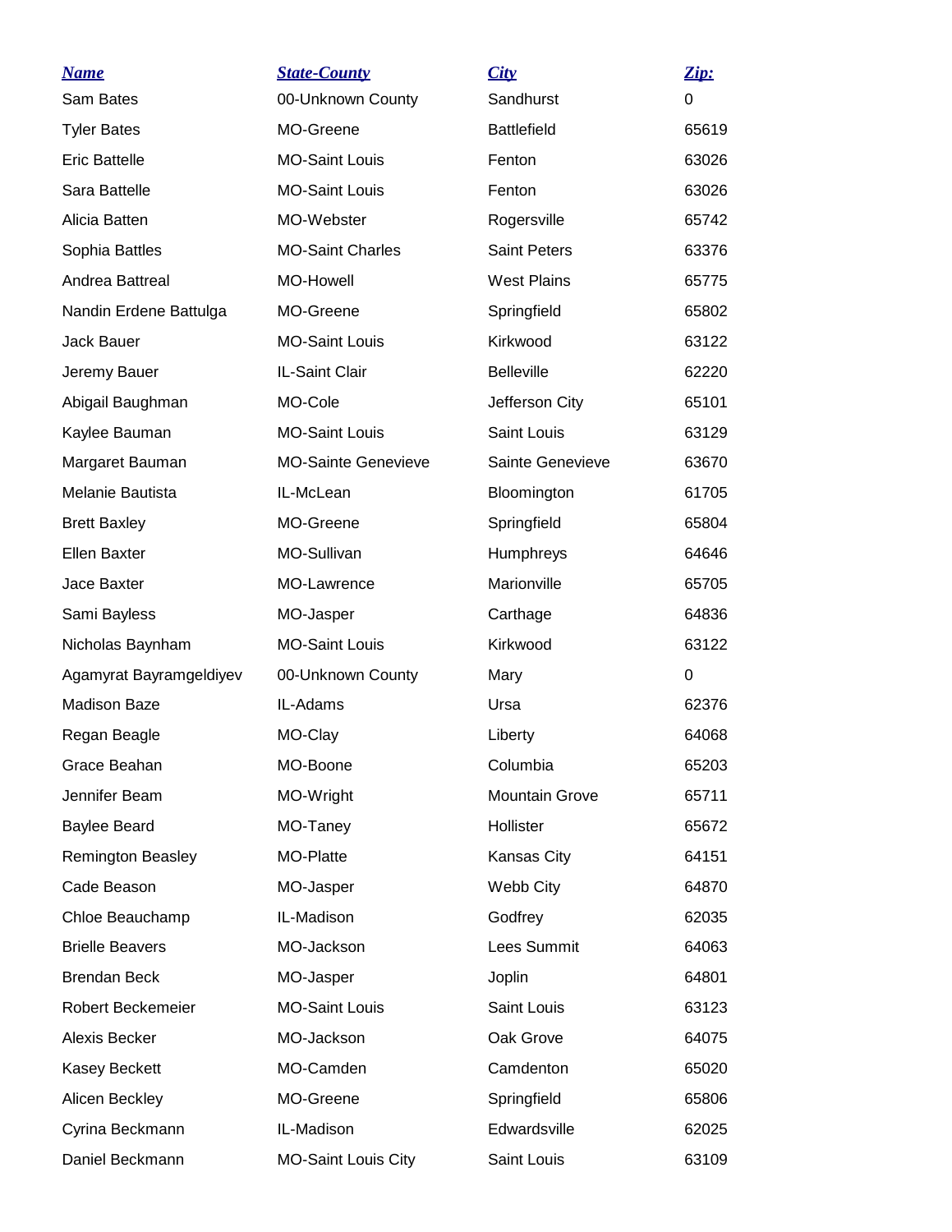| Name | State-County | City | Zip: |
|---|---|---|---|
| Sam Bates | 00-Unknown County | Sandhurst | 0 |
| Tyler Bates | MO-Greene | Battlefield | 65619 |
| Eric Battelle | MO-Saint Louis | Fenton | 63026 |
| Sara Battelle | MO-Saint Louis | Fenton | 63026 |
| Alicia Batten | MO-Webster | Rogersville | 65742 |
| Sophia Battles | MO-Saint Charles | Saint Peters | 63376 |
| Andrea Battreal | MO-Howell | West Plains | 65775 |
| Nandin Erdene Battulga | MO-Greene | Springfield | 65802 |
| Jack Bauer | MO-Saint Louis | Kirkwood | 63122 |
| Jeremy Bauer | IL-Saint Clair | Belleville | 62220 |
| Abigail Baughman | MO-Cole | Jefferson City | 65101 |
| Kaylee Bauman | MO-Saint Louis | Saint Louis | 63129 |
| Margaret Bauman | MO-Sainte Genevieve | Sainte Genevieve | 63670 |
| Melanie Bautista | IL-McLean | Bloomington | 61705 |
| Brett Baxley | MO-Greene | Springfield | 65804 |
| Ellen Baxter | MO-Sullivan | Humphreys | 64646 |
| Jace Baxter | MO-Lawrence | Marionville | 65705 |
| Sami Bayless | MO-Jasper | Carthage | 64836 |
| Nicholas Baynham | MO-Saint Louis | Kirkwood | 63122 |
| Agamyrat Bayramgeldiyev | 00-Unknown County | Mary | 0 |
| Madison Baze | IL-Adams | Ursa | 62376 |
| Regan Beagle | MO-Clay | Liberty | 64068 |
| Grace Beahan | MO-Boone | Columbia | 65203 |
| Jennifer Beam | MO-Wright | Mountain Grove | 65711 |
| Baylee Beard | MO-Taney | Hollister | 65672 |
| Remington Beasley | MO-Platte | Kansas City | 64151 |
| Cade Beason | MO-Jasper | Webb City | 64870 |
| Chloe Beauchamp | IL-Madison | Godfrey | 62035 |
| Brielle Beavers | MO-Jackson | Lees Summit | 64063 |
| Brendan Beck | MO-Jasper | Joplin | 64801 |
| Robert Beckemeier | MO-Saint Louis | Saint Louis | 63123 |
| Alexis Becker | MO-Jackson | Oak Grove | 64075 |
| Kasey Beckett | MO-Camden | Camdenton | 65020 |
| Alicen Beckley | MO-Greene | Springfield | 65806 |
| Cyrina Beckmann | IL-Madison | Edwardsville | 62025 |
| Daniel Beckmann | MO-Saint Louis City | Saint Louis | 63109 |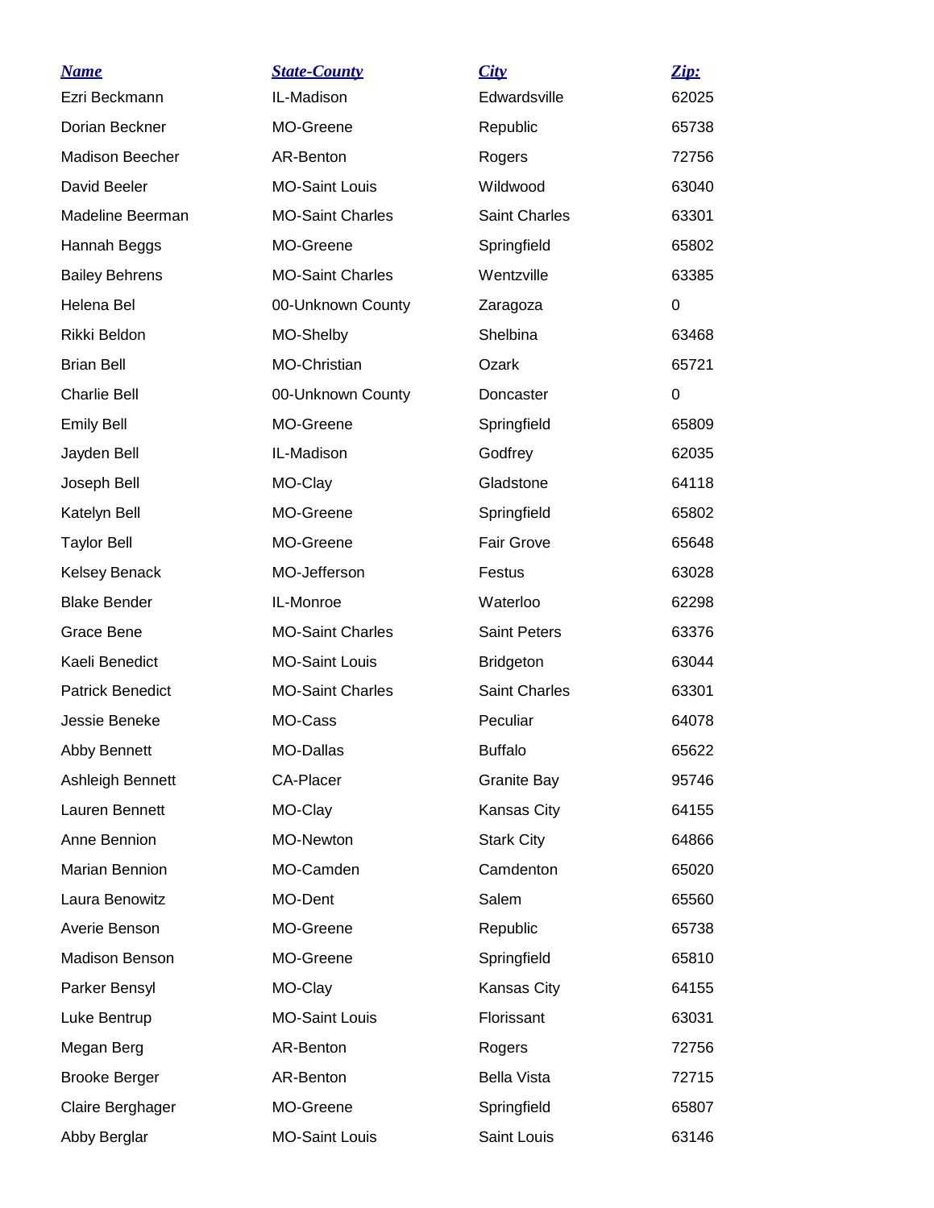| Name | State-County | City | Zip: |
| --- | --- | --- | --- |
| Ezri Beckmann | IL-Madison | Edwardsville | 62025 |
| Dorian Beckner | MO-Greene | Republic | 65738 |
| Madison Beecher | AR-Benton | Rogers | 72756 |
| David Beeler | MO-Saint Louis | Wildwood | 63040 |
| Madeline Beerman | MO-Saint Charles | Saint Charles | 63301 |
| Hannah Beggs | MO-Greene | Springfield | 65802 |
| Bailey Behrens | MO-Saint Charles | Wentzville | 63385 |
| Helena Bel | 00-Unknown County | Zaragoza | 0 |
| Rikki Beldon | MO-Shelby | Shelbina | 63468 |
| Brian Bell | MO-Christian | Ozark | 65721 |
| Charlie Bell | 00-Unknown County | Doncaster | 0 |
| Emily Bell | MO-Greene | Springfield | 65809 |
| Jayden Bell | IL-Madison | Godfrey | 62035 |
| Joseph Bell | MO-Clay | Gladstone | 64118 |
| Katelyn Bell | MO-Greene | Springfield | 65802 |
| Taylor Bell | MO-Greene | Fair Grove | 65648 |
| Kelsey Benack | MO-Jefferson | Festus | 63028 |
| Blake Bender | IL-Monroe | Waterloo | 62298 |
| Grace Bene | MO-Saint Charles | Saint Peters | 63376 |
| Kaeli Benedict | MO-Saint Louis | Bridgeton | 63044 |
| Patrick Benedict | MO-Saint Charles | Saint Charles | 63301 |
| Jessie Beneke | MO-Cass | Peculiar | 64078 |
| Abby Bennett | MO-Dallas | Buffalo | 65622 |
| Ashleigh Bennett | CA-Placer | Granite Bay | 95746 |
| Lauren Bennett | MO-Clay | Kansas City | 64155 |
| Anne Bennion | MO-Newton | Stark City | 64866 |
| Marian Bennion | MO-Camden | Camdenton | 65020 |
| Laura Benowitz | MO-Dent | Salem | 65560 |
| Averie Benson | MO-Greene | Republic | 65738 |
| Madison Benson | MO-Greene | Springfield | 65810 |
| Parker Bensyl | MO-Clay | Kansas City | 64155 |
| Luke Bentrup | MO-Saint Louis | Florissant | 63031 |
| Megan Berg | AR-Benton | Rogers | 72756 |
| Brooke Berger | AR-Benton | Bella Vista | 72715 |
| Claire Berghager | MO-Greene | Springfield | 65807 |
| Abby Berglar | MO-Saint Louis | Saint Louis | 63146 |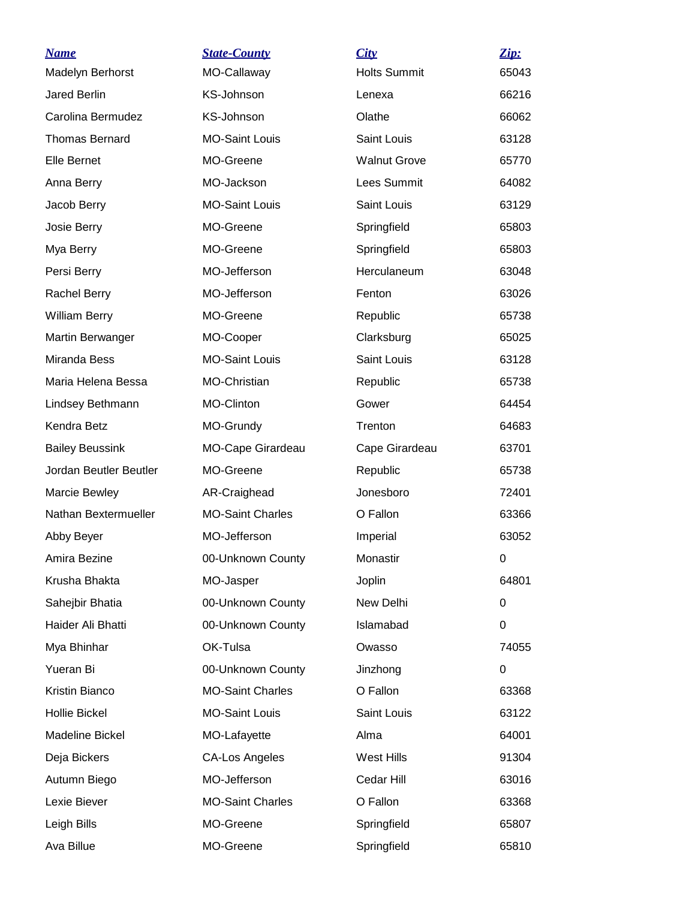| *Name* | *State-County* | *City* | *Zip:* |
|---|---|---|---|
| Madelyn Berhorst | MO-Callaway | Holts Summit | 65043 |
| Jared Berlin | KS-Johnson | Lenexa | 66216 |
| Carolina Bermudez | KS-Johnson | Olathe | 66062 |
| Thomas Bernard | MO-Saint Louis | Saint Louis | 63128 |
| Elle Bernet | MO-Greene | Walnut Grove | 65770 |
| Anna Berry | MO-Jackson | Lees Summit | 64082 |
| Jacob Berry | MO-Saint Louis | Saint Louis | 63129 |
| Josie Berry | MO-Greene | Springfield | 65803 |
| Mya Berry | MO-Greene | Springfield | 65803 |
| Persi Berry | MO-Jefferson | Herculaneum | 63048 |
| Rachel Berry | MO-Jefferson | Fenton | 63026 |
| William Berry | MO-Greene | Republic | 65738 |
| Martin Berwanger | MO-Cooper | Clarksburg | 65025 |
| Miranda Bess | MO-Saint Louis | Saint Louis | 63128 |
| Maria Helena Bessa | MO-Christian | Republic | 65738 |
| Lindsey Bethmann | MO-Clinton | Gower | 64454 |
| Kendra Betz | MO-Grundy | Trenton | 64683 |
| Bailey Beussink | MO-Cape Girardeau | Cape Girardeau | 63701 |
| Jordan Beutler Beutler | MO-Greene | Republic | 65738 |
| Marcie Bewley | AR-Craighead | Jonesboro | 72401 |
| Nathan Bextermueller | MO-Saint Charles | O Fallon | 63366 |
| Abby Beyer | MO-Jefferson | Imperial | 63052 |
| Amira Bezine | 00-Unknown County | Monastir | 0 |
| Krusha Bhakta | MO-Jasper | Joplin | 64801 |
| Sahejbir Bhatia | 00-Unknown County | New Delhi | 0 |
| Haider Ali Bhatti | 00-Unknown County | Islamabad | 0 |
| Mya Bhinhar | OK-Tulsa | Owasso | 74055 |
| Yueran Bi | 00-Unknown County | Jinzhong | 0 |
| Kristin Bianco | MO-Saint Charles | O Fallon | 63368 |
| Hollie Bickel | MO-Saint Louis | Saint Louis | 63122 |
| Madeline Bickel | MO-Lafayette | Alma | 64001 |
| Deja Bickers | CA-Los Angeles | West Hills | 91304 |
| Autumn Biego | MO-Jefferson | Cedar Hill | 63016 |
| Lexie Biever | MO-Saint Charles | O Fallon | 63368 |
| Leigh Bills | MO-Greene | Springfield | 65807 |
| Ava Billue | MO-Greene | Springfield | 65810 |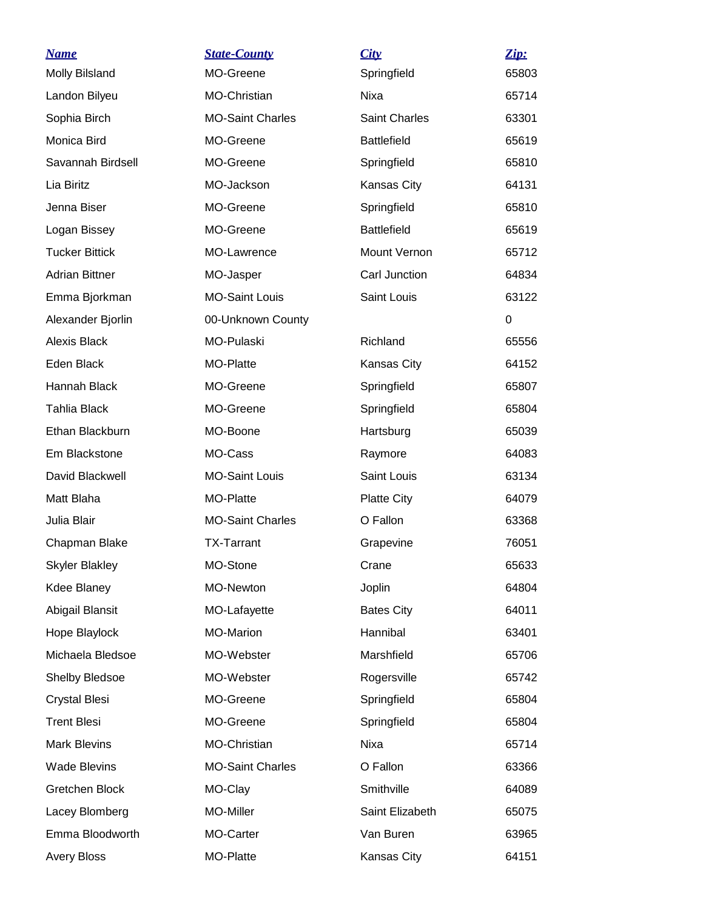| Name | State-County | City | Zip: |
| --- | --- | --- | --- |
| Molly Bilsland | MO-Greene | Springfield | 65803 |
| Landon Bilyeu | MO-Christian | Nixa | 65714 |
| Sophia Birch | MO-Saint Charles | Saint Charles | 63301 |
| Monica Bird | MO-Greene | Battlefield | 65619 |
| Savannah Birdsell | MO-Greene | Springfield | 65810 |
| Lia Biritz | MO-Jackson | Kansas City | 64131 |
| Jenna Biser | MO-Greene | Springfield | 65810 |
| Logan Bissey | MO-Greene | Battlefield | 65619 |
| Tucker Bittick | MO-Lawrence | Mount Vernon | 65712 |
| Adrian Bittner | MO-Jasper | Carl Junction | 64834 |
| Emma Bjorkman | MO-Saint Louis | Saint Louis | 63122 |
| Alexander Bjorlin | 00-Unknown County | | 0 |
| Alexis Black | MO-Pulaski | Richland | 65556 |
| Eden Black | MO-Platte | Kansas City | 64152 |
| Hannah Black | MO-Greene | Springfield | 65807 |
| Tahlia Black | MO-Greene | Springfield | 65804 |
| Ethan Blackburn | MO-Boone | Hartsburg | 65039 |
| Em Blackstone | MO-Cass | Raymore | 64083 |
| David Blackwell | MO-Saint Louis | Saint Louis | 63134 |
| Matt Blaha | MO-Platte | Platte City | 64079 |
| Julia Blair | MO-Saint Charles | O Fallon | 63368 |
| Chapman Blake | TX-Tarrant | Grapevine | 76051 |
| Skyler Blakley | MO-Stone | Crane | 65633 |
| Kdee Blaney | MO-Newton | Joplin | 64804 |
| Abigail Blansit | MO-Lafayette | Bates City | 64011 |
| Hope Blaylock | MO-Marion | Hannibal | 63401 |
| Michaela Bledsoe | MO-Webster | Marshfield | 65706 |
| Shelby Bledsoe | MO-Webster | Rogersville | 65742 |
| Crystal Blesi | MO-Greene | Springfield | 65804 |
| Trent Blesi | MO-Greene | Springfield | 65804 |
| Mark Blevins | MO-Christian | Nixa | 65714 |
| Wade Blevins | MO-Saint Charles | O Fallon | 63366 |
| Gretchen Block | MO-Clay | Smithville | 64089 |
| Lacey Blomberg | MO-Miller | Saint Elizabeth | 65075 |
| Emma Bloodworth | MO-Carter | Van Buren | 63965 |
| Avery Bloss | MO-Platte | Kansas City | 64151 |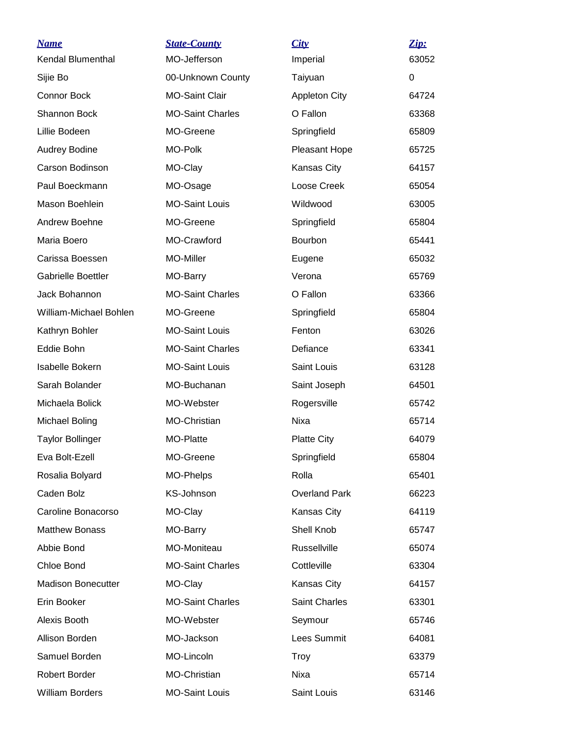| Name | State-County | City | Zip: |
|---|---|---|---|
| Kendal Blumenthal | MO-Jefferson | Imperial | 63052 |
| Sijie Bo | 00-Unknown County | Taiyuan | 0 |
| Connor Bock | MO-Saint Clair | Appleton City | 64724 |
| Shannon Bock | MO-Saint Charles | O Fallon | 63368 |
| Lillie Bodeen | MO-Greene | Springfield | 65809 |
| Audrey Bodine | MO-Polk | Pleasant Hope | 65725 |
| Carson Bodinson | MO-Clay | Kansas City | 64157 |
| Paul Boeckmann | MO-Osage | Loose Creek | 65054 |
| Mason Boehlein | MO-Saint Louis | Wildwood | 63005 |
| Andrew Boehne | MO-Greene | Springfield | 65804 |
| Maria Boero | MO-Crawford | Bourbon | 65441 |
| Carissa Boessen | MO-Miller | Eugene | 65032 |
| Gabrielle Boettler | MO-Barry | Verona | 65769 |
| Jack Bohannon | MO-Saint Charles | O Fallon | 63366 |
| William-Michael Bohlen | MO-Greene | Springfield | 65804 |
| Kathryn Bohler | MO-Saint Louis | Fenton | 63026 |
| Eddie Bohn | MO-Saint Charles | Defiance | 63341 |
| Isabelle Bokern | MO-Saint Louis | Saint Louis | 63128 |
| Sarah Bolander | MO-Buchanan | Saint Joseph | 64501 |
| Michaela Bolick | MO-Webster | Rogersville | 65742 |
| Michael Boling | MO-Christian | Nixa | 65714 |
| Taylor Bollinger | MO-Platte | Platte City | 64079 |
| Eva Bolt-Ezell | MO-Greene | Springfield | 65804 |
| Rosalia Bolyard | MO-Phelps | Rolla | 65401 |
| Caden Bolz | KS-Johnson | Overland Park | 66223 |
| Caroline Bonacorso | MO-Clay | Kansas City | 64119 |
| Matthew Bonass | MO-Barry | Shell Knob | 65747 |
| Abbie Bond | MO-Moniteau | Russellville | 65074 |
| Chloe Bond | MO-Saint Charles | Cottleville | 63304 |
| Madison Bonecutter | MO-Clay | Kansas City | 64157 |
| Erin Booker | MO-Saint Charles | Saint Charles | 63301 |
| Alexis Booth | MO-Webster | Seymour | 65746 |
| Allison Borden | MO-Jackson | Lees Summit | 64081 |
| Samuel Borden | MO-Lincoln | Troy | 63379 |
| Robert Border | MO-Christian | Nixa | 65714 |
| William Borders | MO-Saint Louis | Saint Louis | 63146 |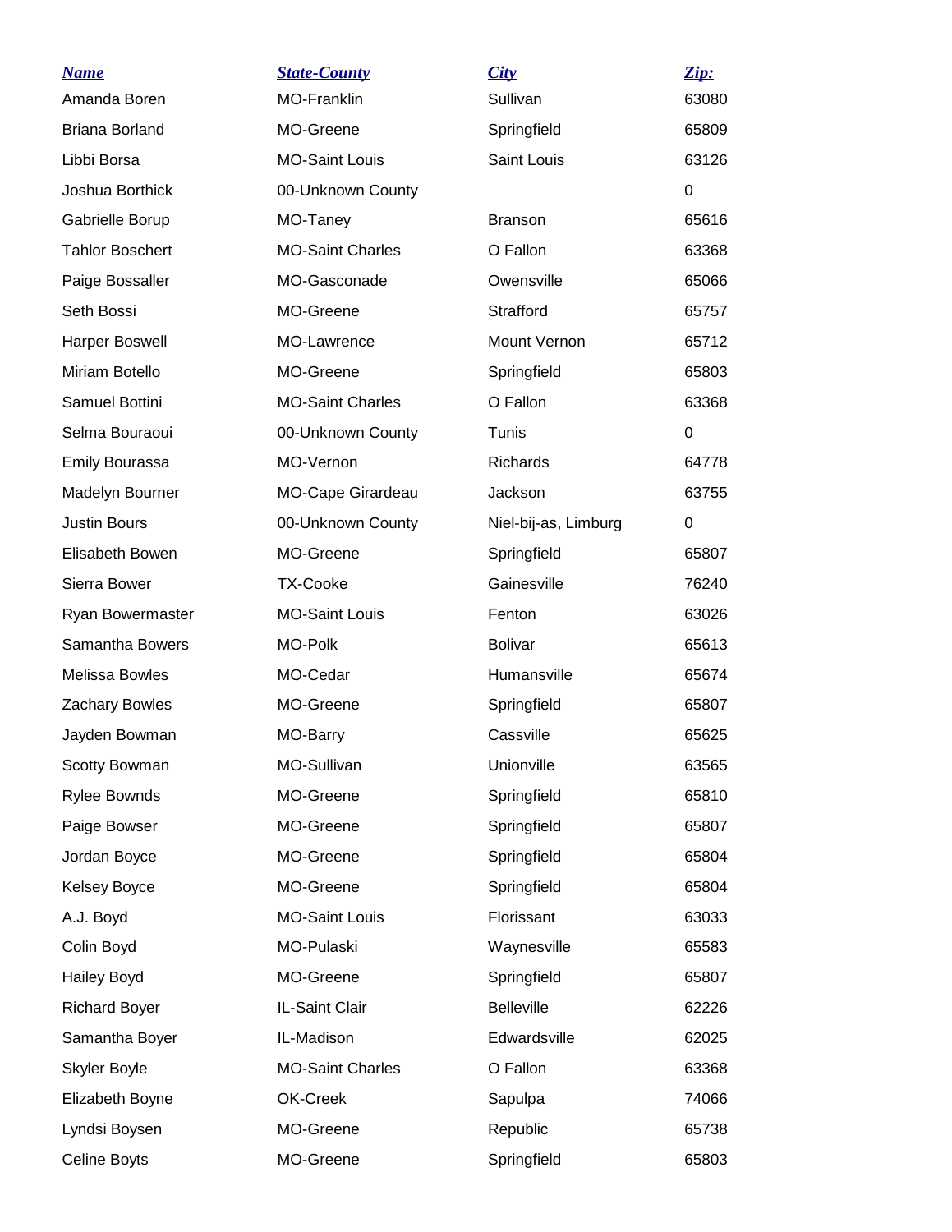| Name | State-County | City | Zip: |
| --- | --- | --- | --- |
| Amanda Boren | MO-Franklin | Sullivan | 63080 |
| Briana Borland | MO-Greene | Springfield | 65809 |
| Libbi Borsa | MO-Saint Louis | Saint Louis | 63126 |
| Joshua Borthick | 00-Unknown County | | 0 |
| Gabrielle Borup | MO-Taney | Branson | 65616 |
| Tahlor Boschert | MO-Saint Charles | O Fallon | 63368 |
| Paige Bossaller | MO-Gasconade | Owensville | 65066 |
| Seth Bossi | MO-Greene | Strafford | 65757 |
| Harper Boswell | MO-Lawrence | Mount Vernon | 65712 |
| Miriam Botello | MO-Greene | Springfield | 65803 |
| Samuel Bottini | MO-Saint Charles | O Fallon | 63368 |
| Selma Bouraoui | 00-Unknown County | Tunis | 0 |
| Emily Bourassa | MO-Vernon | Richards | 64778 |
| Madelyn Bourner | MO-Cape Girardeau | Jackson | 63755 |
| Justin Bours | 00-Unknown County | Niel-bij-as, Limburg | 0 |
| Elisabeth Bowen | MO-Greene | Springfield | 65807 |
| Sierra Bower | TX-Cooke | Gainesville | 76240 |
| Ryan Bowermaster | MO-Saint Louis | Fenton | 63026 |
| Samantha Bowers | MO-Polk | Bolivar | 65613 |
| Melissa Bowles | MO-Cedar | Humansville | 65674 |
| Zachary Bowles | MO-Greene | Springfield | 65807 |
| Jayden Bowman | MO-Barry | Cassville | 65625 |
| Scotty Bowman | MO-Sullivan | Unionville | 63565 |
| Rylee Bownds | MO-Greene | Springfield | 65810 |
| Paige Bowser | MO-Greene | Springfield | 65807 |
| Jordan Boyce | MO-Greene | Springfield | 65804 |
| Kelsey Boyce | MO-Greene | Springfield | 65804 |
| A.J. Boyd | MO-Saint Louis | Florissant | 63033 |
| Colin Boyd | MO-Pulaski | Waynesville | 65583 |
| Hailey Boyd | MO-Greene | Springfield | 65807 |
| Richard Boyer | IL-Saint Clair | Belleville | 62226 |
| Samantha Boyer | IL-Madison | Edwardsville | 62025 |
| Skyler Boyle | MO-Saint Charles | O Fallon | 63368 |
| Elizabeth Boyne | OK-Creek | Sapulpa | 74066 |
| Lyndsi Boysen | MO-Greene | Republic | 65738 |
| Celine Boyts | MO-Greene | Springfield | 65803 |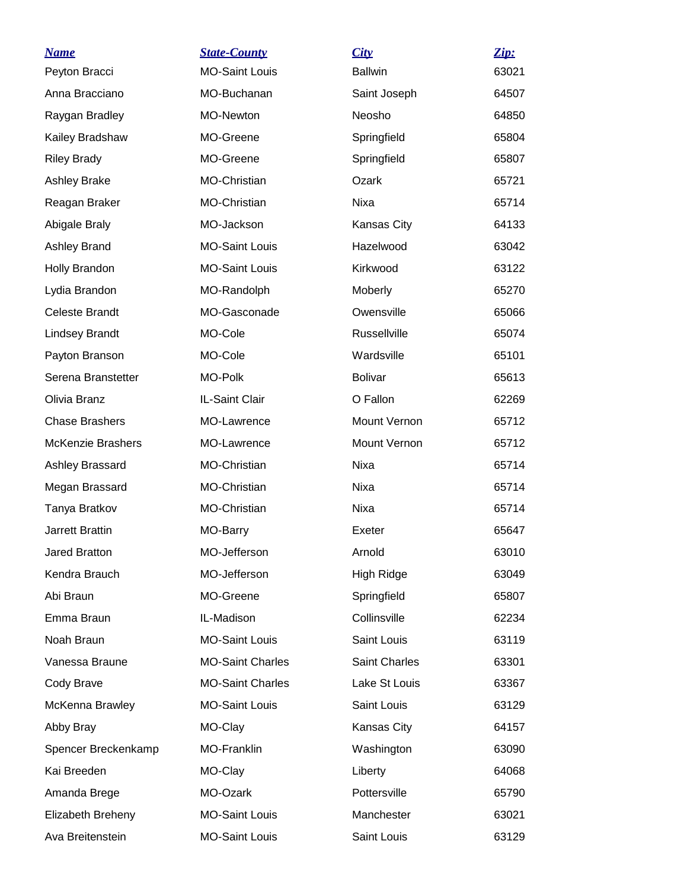| Name | State-County | City | Zip: |
|---|---|---|---|
| Peyton Bracci | MO-Saint Louis | Ballwin | 63021 |
| Anna Bracciano | MO-Buchanan | Saint Joseph | 64507 |
| Raygan Bradley | MO-Newton | Neosho | 64850 |
| Kailey Bradshaw | MO-Greene | Springfield | 65804 |
| Riley Brady | MO-Greene | Springfield | 65807 |
| Ashley Brake | MO-Christian | Ozark | 65721 |
| Reagan Braker | MO-Christian | Nixa | 65714 |
| Abigale Braly | MO-Jackson | Kansas City | 64133 |
| Ashley Brand | MO-Saint Louis | Hazelwood | 63042 |
| Holly Brandon | MO-Saint Louis | Kirkwood | 63122 |
| Lydia Brandon | MO-Randolph | Moberly | 65270 |
| Celeste Brandt | MO-Gasconade | Owensville | 65066 |
| Lindsey Brandt | MO-Cole | Russellville | 65074 |
| Payton Branson | MO-Cole | Wardsville | 65101 |
| Serena Branstetter | MO-Polk | Bolivar | 65613 |
| Olivia Branz | IL-Saint Clair | O Fallon | 62269 |
| Chase Brashers | MO-Lawrence | Mount Vernon | 65712 |
| McKenzie Brashers | MO-Lawrence | Mount Vernon | 65712 |
| Ashley Brassard | MO-Christian | Nixa | 65714 |
| Megan Brassard | MO-Christian | Nixa | 65714 |
| Tanya Bratkov | MO-Christian | Nixa | 65714 |
| Jarrett Brattin | MO-Barry | Exeter | 65647 |
| Jared Bratton | MO-Jefferson | Arnold | 63010 |
| Kendra Brauch | MO-Jefferson | High Ridge | 63049 |
| Abi Braun | MO-Greene | Springfield | 65807 |
| Emma Braun | IL-Madison | Collinsville | 62234 |
| Noah Braun | MO-Saint Louis | Saint Louis | 63119 |
| Vanessa Braune | MO-Saint Charles | Saint Charles | 63301 |
| Cody Brave | MO-Saint Charles | Lake St Louis | 63367 |
| McKenna Brawley | MO-Saint Louis | Saint Louis | 63129 |
| Abby Bray | MO-Clay | Kansas City | 64157 |
| Spencer Breckenkamp | MO-Franklin | Washington | 63090 |
| Kai Breeden | MO-Clay | Liberty | 64068 |
| Amanda Brege | MO-Ozark | Pottersville | 65790 |
| Elizabeth Breheny | MO-Saint Louis | Manchester | 63021 |
| Ava Breitenstein | MO-Saint Louis | Saint Louis | 63129 |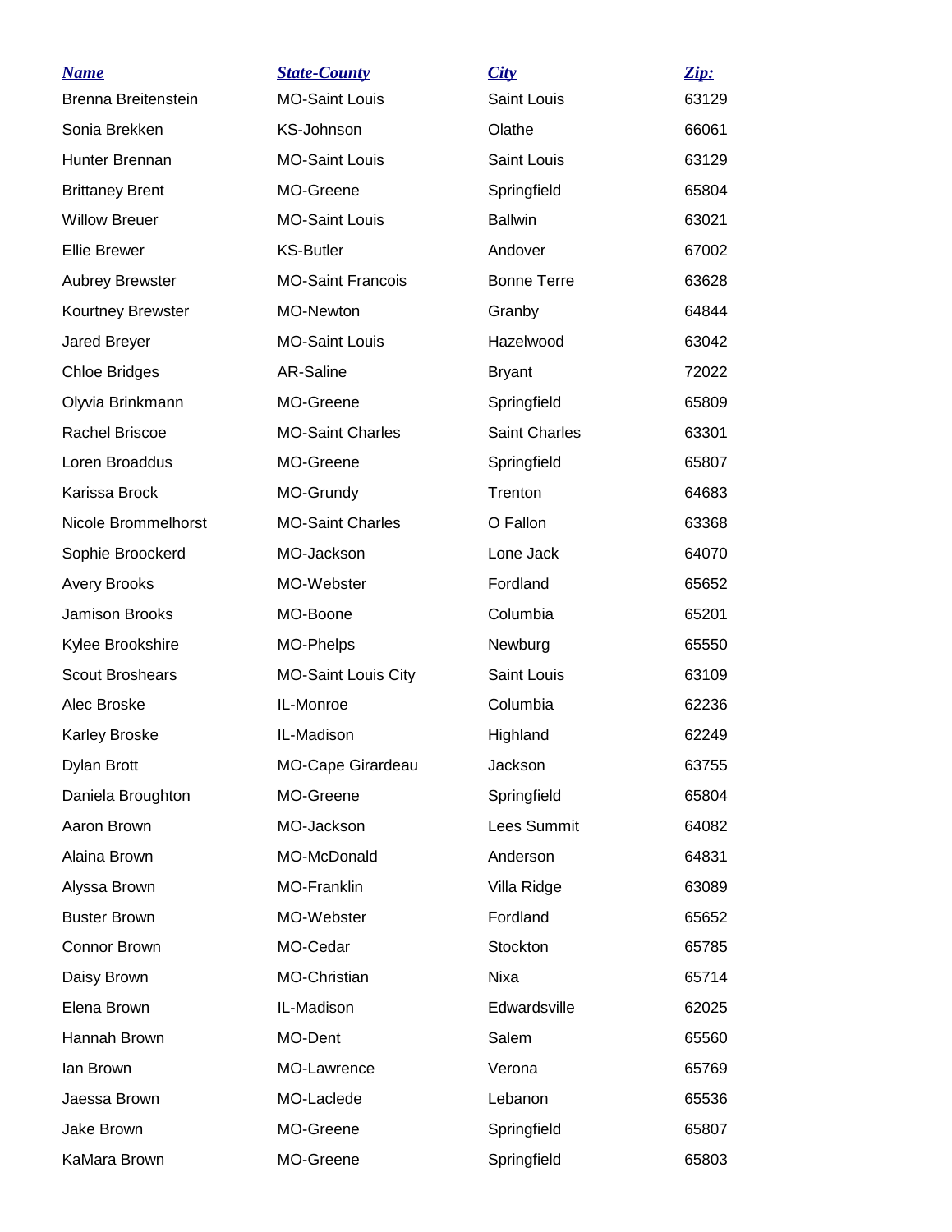| *Name* | *State-County* | *City* | *Zip:* |
|---|---|---|---|
| Brenna Breitenstein | MO-Saint Louis | Saint Louis | 63129 |
| Sonia Brekken | KS-Johnson | Olathe | 66061 |
| Hunter Brennan | MO-Saint Louis | Saint Louis | 63129 |
| Brittaney Brent | MO-Greene | Springfield | 65804 |
| Willow Breuer | MO-Saint Louis | Ballwin | 63021 |
| Ellie Brewer | KS-Butler | Andover | 67002 |
| Aubrey Brewster | MO-Saint Francois | Bonne Terre | 63628 |
| Kourtney Brewster | MO-Newton | Granby | 64844 |
| Jared Breyer | MO-Saint Louis | Hazelwood | 63042 |
| Chloe Bridges | AR-Saline | Bryant | 72022 |
| Olyvia Brinkmann | MO-Greene | Springfield | 65809 |
| Rachel Briscoe | MO-Saint Charles | Saint Charles | 63301 |
| Loren Broaddus | MO-Greene | Springfield | 65807 |
| Karissa Brock | MO-Grundy | Trenton | 64683 |
| Nicole Brommelhorst | MO-Saint Charles | O Fallon | 63368 |
| Sophie Broockerd | MO-Jackson | Lone Jack | 64070 |
| Avery Brooks | MO-Webster | Fordland | 65652 |
| Jamison Brooks | MO-Boone | Columbia | 65201 |
| Kylee Brookshire | MO-Phelps | Newburg | 65550 |
| Scout Broshears | MO-Saint Louis City | Saint Louis | 63109 |
| Alec Broske | IL-Monroe | Columbia | 62236 |
| Karley Broske | IL-Madison | Highland | 62249 |
| Dylan Brott | MO-Cape Girardeau | Jackson | 63755 |
| Daniela Broughton | MO-Greene | Springfield | 65804 |
| Aaron Brown | MO-Jackson | Lees Summit | 64082 |
| Alaina Brown | MO-McDonald | Anderson | 64831 |
| Alyssa Brown | MO-Franklin | Villa Ridge | 63089 |
| Buster Brown | MO-Webster | Fordland | 65652 |
| Connor Brown | MO-Cedar | Stockton | 65785 |
| Daisy Brown | MO-Christian | Nixa | 65714 |
| Elena Brown | IL-Madison | Edwardsville | 62025 |
| Hannah Brown | MO-Dent | Salem | 65560 |
| Ian Brown | MO-Lawrence | Verona | 65769 |
| Jaessa Brown | MO-Laclede | Lebanon | 65536 |
| Jake Brown | MO-Greene | Springfield | 65807 |
| KaMara Brown | MO-Greene | Springfield | 65803 |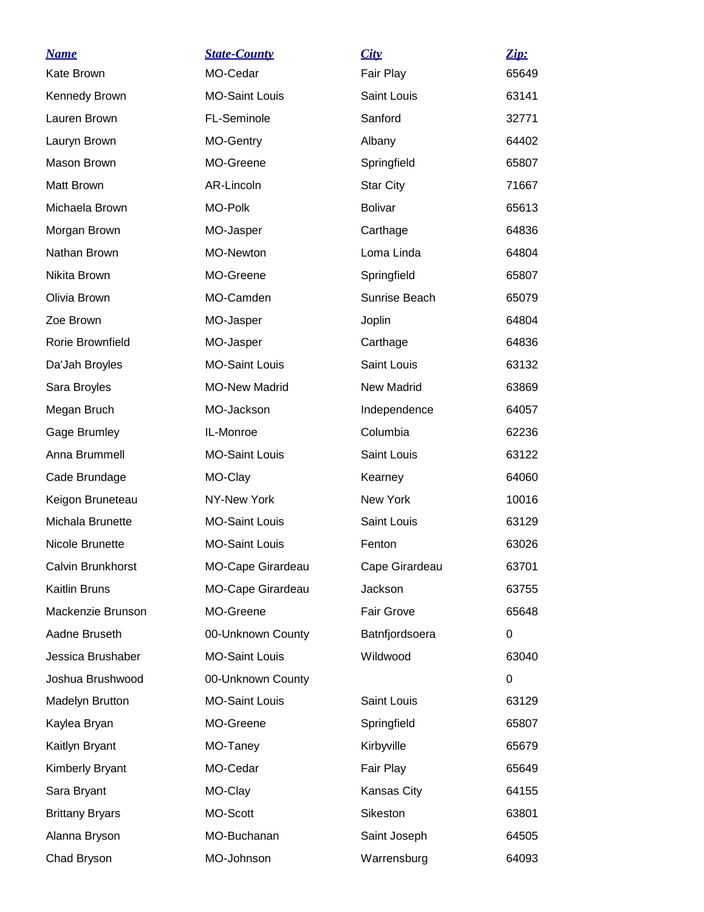| Name | State-County | City | Zip: |
| --- | --- | --- | --- |
| Kate Brown | MO-Cedar | Fair Play | 65649 |
| Kennedy Brown | MO-Saint Louis | Saint Louis | 63141 |
| Lauren Brown | FL-Seminole | Sanford | 32771 |
| Lauryn Brown | MO-Gentry | Albany | 64402 |
| Mason Brown | MO-Greene | Springfield | 65807 |
| Matt Brown | AR-Lincoln | Star City | 71667 |
| Michaela Brown | MO-Polk | Bolivar | 65613 |
| Morgan Brown | MO-Jasper | Carthage | 64836 |
| Nathan Brown | MO-Newton | Loma Linda | 64804 |
| Nikita Brown | MO-Greene | Springfield | 65807 |
| Olivia Brown | MO-Camden | Sunrise Beach | 65079 |
| Zoe Brown | MO-Jasper | Joplin | 64804 |
| Rorie Brownfield | MO-Jasper | Carthage | 64836 |
| Da'Jah Broyles | MO-Saint Louis | Saint Louis | 63132 |
| Sara Broyles | MO-New Madrid | New Madrid | 63869 |
| Megan Bruch | MO-Jackson | Independence | 64057 |
| Gage Brumley | IL-Monroe | Columbia | 62236 |
| Anna Brummell | MO-Saint Louis | Saint Louis | 63122 |
| Cade Brundage | MO-Clay | Kearney | 64060 |
| Keigon Bruneteau | NY-New York | New York | 10016 |
| Michala Brunette | MO-Saint Louis | Saint Louis | 63129 |
| Nicole Brunette | MO-Saint Louis | Fenton | 63026 |
| Calvin Brunkhorst | MO-Cape Girardeau | Cape Girardeau | 63701 |
| Kaitlin Bruns | MO-Cape Girardeau | Jackson | 63755 |
| Mackenzie Brunson | MO-Greene | Fair Grove | 65648 |
| Aadne Bruseth | 00-Unknown County | Batnfjordsoera | 0 |
| Jessica Brushaber | MO-Saint Louis | Wildwood | 63040 |
| Joshua Brushwood | 00-Unknown County | | 0 |
| Madelyn Brutton | MO-Saint Louis | Saint Louis | 63129 |
| Kaylea Bryan | MO-Greene | Springfield | 65807 |
| Kaitlyn Bryant | MO-Taney | Kirbyville | 65679 |
| Kimberly Bryant | MO-Cedar | Fair Play | 65649 |
| Sara Bryant | MO-Clay | Kansas City | 64155 |
| Brittany Bryars | MO-Scott | Sikeston | 63801 |
| Alanna Bryson | MO-Buchanan | Saint Joseph | 64505 |
| Chad Bryson | MO-Johnson | Warrensburg | 64093 |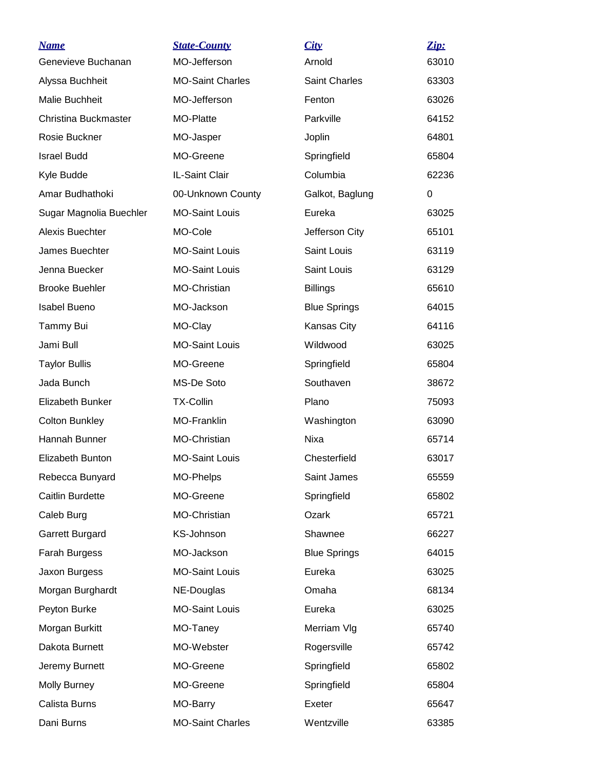| *Name* | *State-County* | *City* | *Zip:* |
|---|---|---|---|
| Genevieve Buchanan | MO-Jefferson | Arnold | 63010 |
| Alyssa Buchheit | MO-Saint Charles | Saint Charles | 63303 |
| Malie Buchheit | MO-Jefferson | Fenton | 63026 |
| Christina Buckmaster | MO-Platte | Parkville | 64152 |
| Rosie Buckner | MO-Jasper | Joplin | 64801 |
| Israel Budd | MO-Greene | Springfield | 65804 |
| Kyle Budde | IL-Saint Clair | Columbia | 62236 |
| Amar Budhathoki | 00-Unknown County | Galkot, Baglung | 0 |
| Sugar Magnolia Buechler | MO-Saint Louis | Eureka | 63025 |
| Alexis Buechter | MO-Cole | Jefferson City | 65101 |
| James Buechter | MO-Saint Louis | Saint Louis | 63119 |
| Jenna Buecker | MO-Saint Louis | Saint Louis | 63129 |
| Brooke Buehler | MO-Christian | Billings | 65610 |
| Isabel Bueno | MO-Jackson | Blue Springs | 64015 |
| Tammy Bui | MO-Clay | Kansas City | 64116 |
| Jami Bull | MO-Saint Louis | Wildwood | 63025 |
| Taylor Bullis | MO-Greene | Springfield | 65804 |
| Jada Bunch | MS-De Soto | Southaven | 38672 |
| Elizabeth Bunker | TX-Collin | Plano | 75093 |
| Colton Bunkley | MO-Franklin | Washington | 63090 |
| Hannah Bunner | MO-Christian | Nixa | 65714 |
| Elizabeth Bunton | MO-Saint Louis | Chesterfield | 63017 |
| Rebecca Bunyard | MO-Phelps | Saint James | 65559 |
| Caitlin Burdette | MO-Greene | Springfield | 65802 |
| Caleb Burg | MO-Christian | Ozark | 65721 |
| Garrett Burgard | KS-Johnson | Shawnee | 66227 |
| Farah Burgess | MO-Jackson | Blue Springs | 64015 |
| Jaxon Burgess | MO-Saint Louis | Eureka | 63025 |
| Morgan Burghardt | NE-Douglas | Omaha | 68134 |
| Peyton Burke | MO-Saint Louis | Eureka | 63025 |
| Morgan Burkitt | MO-Taney | Merriam Vlg | 65740 |
| Dakota Burnett | MO-Webster | Rogersville | 65742 |
| Jeremy Burnett | MO-Greene | Springfield | 65802 |
| Molly Burney | MO-Greene | Springfield | 65804 |
| Calista Burns | MO-Barry | Exeter | 65647 |
| Dani Burns | MO-Saint Charles | Wentzville | 63385 |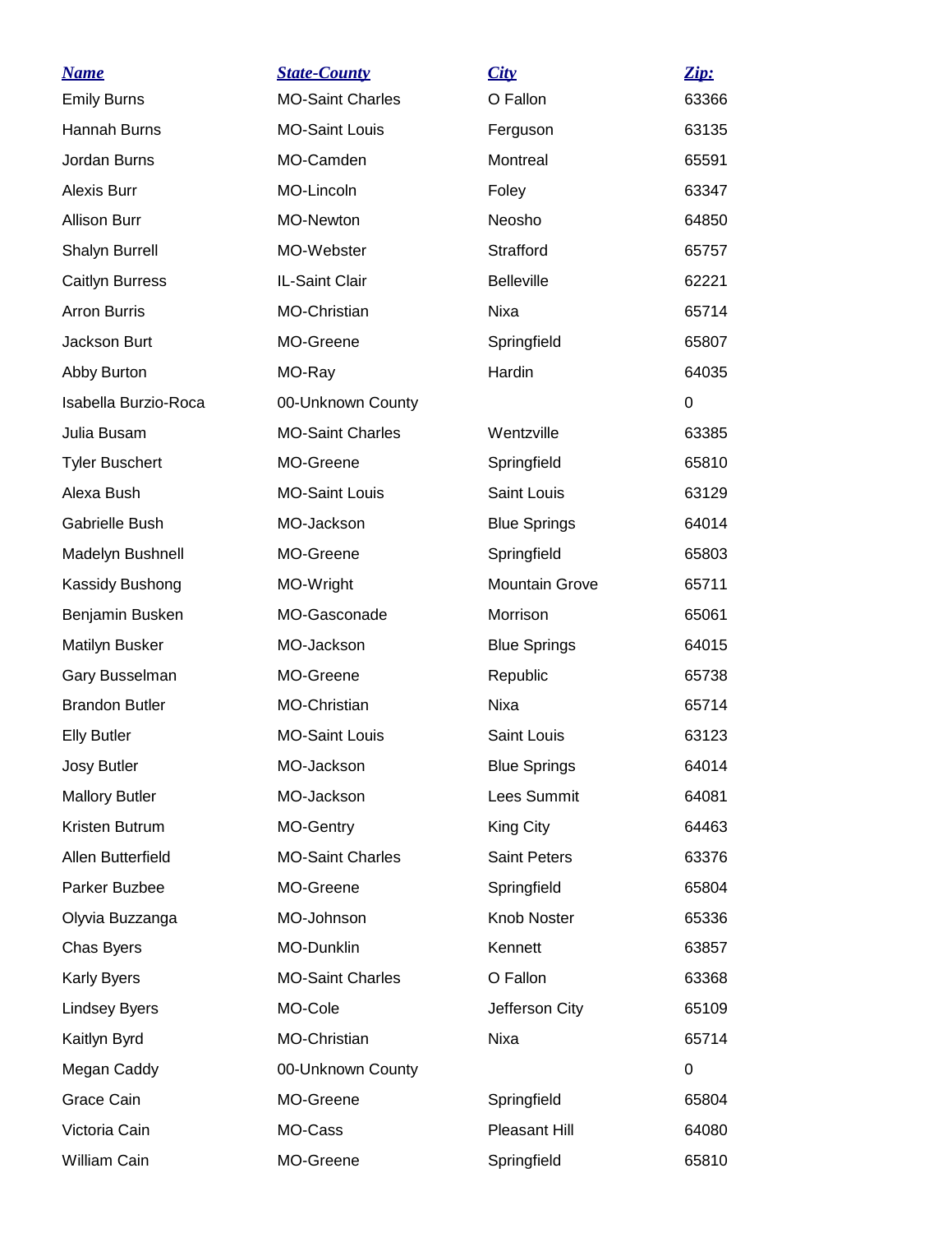| Name | State-County | City | Zip: |
|---|---|---|---|
| Emily Burns | MO-Saint Charles | O Fallon | 63366 |
| Hannah Burns | MO-Saint Louis | Ferguson | 63135 |
| Jordan Burns | MO-Camden | Montreal | 65591 |
| Alexis Burr | MO-Lincoln | Foley | 63347 |
| Allison Burr | MO-Newton | Neosho | 64850 |
| Shalyn Burrell | MO-Webster | Strafford | 65757 |
| Caitlyn Burress | IL-Saint Clair | Belleville | 62221 |
| Arron Burris | MO-Christian | Nixa | 65714 |
| Jackson Burt | MO-Greene | Springfield | 65807 |
| Abby Burton | MO-Ray | Hardin | 64035 |
| Isabella Burzio-Roca | 00-Unknown County | | 0 |
| Julia Busam | MO-Saint Charles | Wentzville | 63385 |
| Tyler Buschert | MO-Greene | Springfield | 65810 |
| Alexa Bush | MO-Saint Louis | Saint Louis | 63129 |
| Gabrielle Bush | MO-Jackson | Blue Springs | 64014 |
| Madelyn Bushnell | MO-Greene | Springfield | 65803 |
| Kassidy Bushong | MO-Wright | Mountain Grove | 65711 |
| Benjamin Busken | MO-Gasconade | Morrison | 65061 |
| Matilyn Busker | MO-Jackson | Blue Springs | 64015 |
| Gary Busselman | MO-Greene | Republic | 65738 |
| Brandon Butler | MO-Christian | Nixa | 65714 |
| Elly Butler | MO-Saint Louis | Saint Louis | 63123 |
| Josy Butler | MO-Jackson | Blue Springs | 64014 |
| Mallory Butler | MO-Jackson | Lees Summit | 64081 |
| Kristen Butrum | MO-Gentry | King City | 64463 |
| Allen Butterfield | MO-Saint Charles | Saint Peters | 63376 |
| Parker Buzbee | MO-Greene | Springfield | 65804 |
| Olyvia Buzzanga | MO-Johnson | Knob Noster | 65336 |
| Chas Byers | MO-Dunklin | Kennett | 63857 |
| Karly Byers | MO-Saint Charles | O Fallon | 63368 |
| Lindsey Byers | MO-Cole | Jefferson City | 65109 |
| Kaitlyn Byrd | MO-Christian | Nixa | 65714 |
| Megan Caddy | 00-Unknown County | | 0 |
| Grace Cain | MO-Greene | Springfield | 65804 |
| Victoria Cain | MO-Cass | Pleasant Hill | 64080 |
| William Cain | MO-Greene | Springfield | 65810 |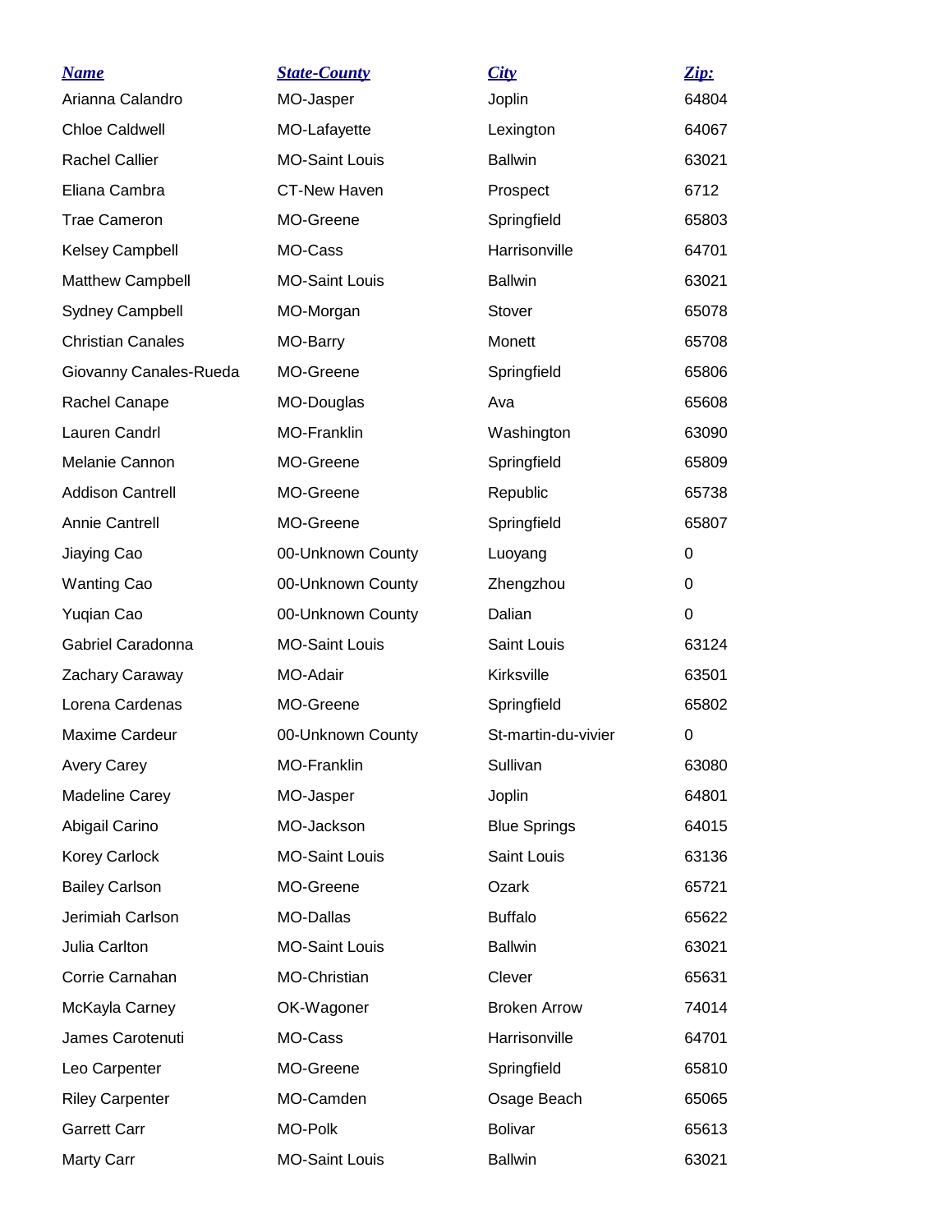| *Name* | *State-County* | *City* | *Zip:* |
|---|---|---|---|
| Arianna Calandro | MO-Jasper | Joplin | 64804 |
| Chloe Caldwell | MO-Lafayette | Lexington | 64067 |
| Rachel Callier | MO-Saint Louis | Ballwin | 63021 |
| Eliana Cambra | CT-New Haven | Prospect | 6712 |
| Trae Cameron | MO-Greene | Springfield | 65803 |
| Kelsey Campbell | MO-Cass | Harrisonville | 64701 |
| Matthew Campbell | MO-Saint Louis | Ballwin | 63021 |
| Sydney Campbell | MO-Morgan | Stover | 65078 |
| Christian Canales | MO-Barry | Monett | 65708 |
| Giovanny Canales-Rueda | MO-Greene | Springfield | 65806 |
| Rachel Canape | MO-Douglas | Ava | 65608 |
| Lauren Candrl | MO-Franklin | Washington | 63090 |
| Melanie Cannon | MO-Greene | Springfield | 65809 |
| Addison Cantrell | MO-Greene | Republic | 65738 |
| Annie Cantrell | MO-Greene | Springfield | 65807 |
| Jiaying Cao | 00-Unknown County | Luoyang | 0 |
| Wanting Cao | 00-Unknown County | Zhengzhou | 0 |
| Yuqian Cao | 00-Unknown County | Dalian | 0 |
| Gabriel Caradonna | MO-Saint Louis | Saint Louis | 63124 |
| Zachary Caraway | MO-Adair | Kirksville | 63501 |
| Lorena Cardenas | MO-Greene | Springfield | 65802 |
| Maxime Cardeur | 00-Unknown County | St-martin-du-vivier | 0 |
| Avery Carey | MO-Franklin | Sullivan | 63080 |
| Madeline Carey | MO-Jasper | Joplin | 64801 |
| Abigail Carino | MO-Jackson | Blue Springs | 64015 |
| Korey Carlock | MO-Saint Louis | Saint Louis | 63136 |
| Bailey Carlson | MO-Greene | Ozark | 65721 |
| Jerimiah Carlson | MO-Dallas | Buffalo | 65622 |
| Julia Carlton | MO-Saint Louis | Ballwin | 63021 |
| Corrie Carnahan | MO-Christian | Clever | 65631 |
| McKayla Carney | OK-Wagoner | Broken Arrow | 74014 |
| James Carotenuti | MO-Cass | Harrisonville | 64701 |
| Leo Carpenter | MO-Greene | Springfield | 65810 |
| Riley Carpenter | MO-Camden | Osage Beach | 65065 |
| Garrett Carr | MO-Polk | Bolivar | 65613 |
| Marty Carr | MO-Saint Louis | Ballwin | 63021 |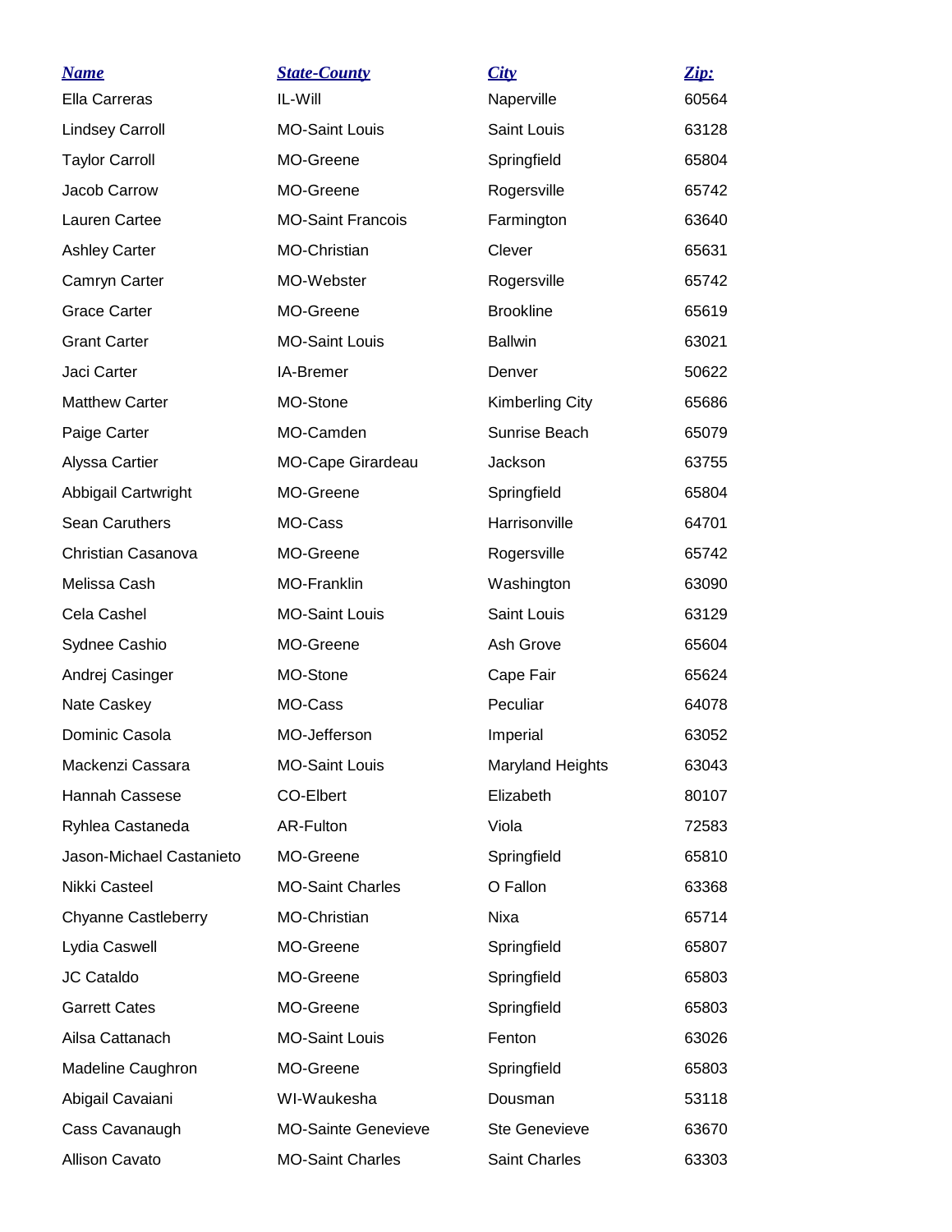| Name | State-County | City | Zip: |
| --- | --- | --- | --- |
| Ella Carreras | IL-Will | Naperville | 60564 |
| Lindsey Carroll | MO-Saint Louis | Saint Louis | 63128 |
| Taylor Carroll | MO-Greene | Springfield | 65804 |
| Jacob Carrow | MO-Greene | Rogersville | 65742 |
| Lauren Cartee | MO-Saint Francois | Farmington | 63640 |
| Ashley Carter | MO-Christian | Clever | 65631 |
| Camryn Carter | MO-Webster | Rogersville | 65742 |
| Grace Carter | MO-Greene | Brookline | 65619 |
| Grant Carter | MO-Saint Louis | Ballwin | 63021 |
| Jaci Carter | IA-Bremer | Denver | 50622 |
| Matthew Carter | MO-Stone | Kimberling City | 65686 |
| Paige Carter | MO-Camden | Sunrise Beach | 65079 |
| Alyssa Cartier | MO-Cape Girardeau | Jackson | 63755 |
| Abbigail Cartwright | MO-Greene | Springfield | 65804 |
| Sean Caruthers | MO-Cass | Harrisonville | 64701 |
| Christian Casanova | MO-Greene | Rogersville | 65742 |
| Melissa Cash | MO-Franklin | Washington | 63090 |
| Cela Cashel | MO-Saint Louis | Saint Louis | 63129 |
| Sydnee Cashio | MO-Greene | Ash Grove | 65604 |
| Andrej Casinger | MO-Stone | Cape Fair | 65624 |
| Nate Caskey | MO-Cass | Peculiar | 64078 |
| Dominic Casola | MO-Jefferson | Imperial | 63052 |
| Mackenzi Cassara | MO-Saint Louis | Maryland Heights | 63043 |
| Hannah Cassese | CO-Elbert | Elizabeth | 80107 |
| Ryhlea Castaneda | AR-Fulton | Viola | 72583 |
| Jason-Michael Castanieto | MO-Greene | Springfield | 65810 |
| Nikki Casteel | MO-Saint Charles | O Fallon | 63368 |
| Chyanne Castleberry | MO-Christian | Nixa | 65714 |
| Lydia Caswell | MO-Greene | Springfield | 65807 |
| JC Cataldo | MO-Greene | Springfield | 65803 |
| Garrett Cates | MO-Greene | Springfield | 65803 |
| Ailsa Cattanach | MO-Saint Louis | Fenton | 63026 |
| Madeline Caughron | MO-Greene | Springfield | 65803 |
| Abigail Cavaiani | WI-Waukesha | Dousman | 53118 |
| Cass Cavanaugh | MO-Sainte Genevieve | Ste Genevieve | 63670 |
| Allison Cavato | MO-Saint Charles | Saint Charles | 63303 |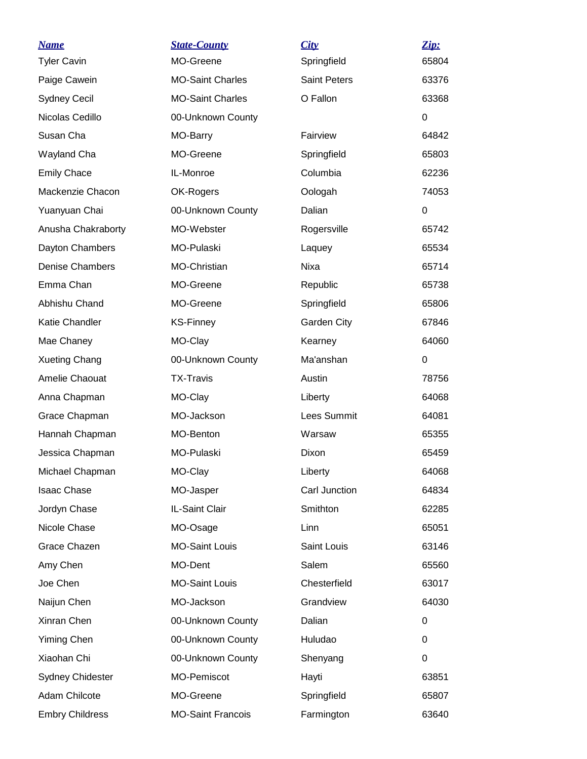| Name | State-County | City | Zip: |
|---|---|---|---|
| Tyler Cavin | MO-Greene | Springfield | 65804 |
| Paige Cawein | MO-Saint Charles | Saint Peters | 63376 |
| Sydney Cecil | MO-Saint Charles | O Fallon | 63368 |
| Nicolas Cedillo | 00-Unknown County | | 0 |
| Susan Cha | MO-Barry | Fairview | 64842 |
| Wayland Cha | MO-Greene | Springfield | 65803 |
| Emily Chace | IL-Monroe | Columbia | 62236 |
| Mackenzie Chacon | OK-Rogers | Oologah | 74053 |
| Yuanyuan Chai | 00-Unknown County | Dalian | 0 |
| Anusha Chakraborty | MO-Webster | Rogersville | 65742 |
| Dayton Chambers | MO-Pulaski | Laquey | 65534 |
| Denise Chambers | MO-Christian | Nixa | 65714 |
| Emma Chan | MO-Greene | Republic | 65738 |
| Abhishu Chand | MO-Greene | Springfield | 65806 |
| Katie Chandler | KS-Finney | Garden City | 67846 |
| Mae Chaney | MO-Clay | Kearney | 64060 |
| Xueting Chang | 00-Unknown County | Ma'anshan | 0 |
| Amelie Chaouat | TX-Travis | Austin | 78756 |
| Anna Chapman | MO-Clay | Liberty | 64068 |
| Grace Chapman | MO-Jackson | Lees Summit | 64081 |
| Hannah Chapman | MO-Benton | Warsaw | 65355 |
| Jessica Chapman | MO-Pulaski | Dixon | 65459 |
| Michael Chapman | MO-Clay | Liberty | 64068 |
| Isaac Chase | MO-Jasper | Carl Junction | 64834 |
| Jordyn Chase | IL-Saint Clair | Smithton | 62285 |
| Nicole Chase | MO-Osage | Linn | 65051 |
| Grace Chazen | MO-Saint Louis | Saint Louis | 63146 |
| Amy Chen | MO-Dent | Salem | 65560 |
| Joe Chen | MO-Saint Louis | Chesterfield | 63017 |
| Naijun Chen | MO-Jackson | Grandview | 64030 |
| Xinran Chen | 00-Unknown County | Dalian | 0 |
| Yiming Chen | 00-Unknown County | Huludao | 0 |
| Xiaohan Chi | 00-Unknown County | Shenyang | 0 |
| Sydney Chidester | MO-Pemiscot | Hayti | 63851 |
| Adam Chilcote | MO-Greene | Springfield | 65807 |
| Embry Childress | MO-Saint Francois | Farmington | 63640 |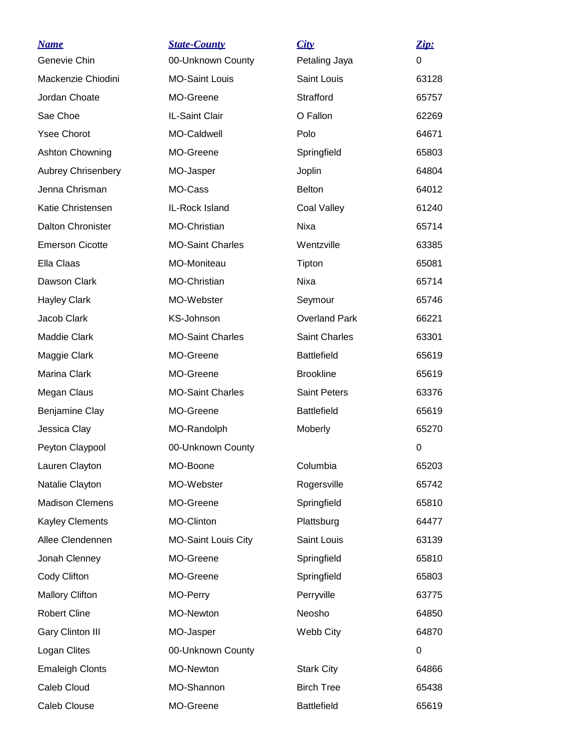| Name | State-County | City | Zip: |
|---|---|---|---|
| Genevie Chin | 00-Unknown County | Petaling Jaya | 0 |
| Mackenzie Chiodini | MO-Saint Louis | Saint Louis | 63128 |
| Jordan Choate | MO-Greene | Strafford | 65757 |
| Sae Choe | IL-Saint Clair | O Fallon | 62269 |
| Ysee Chorot | MO-Caldwell | Polo | 64671 |
| Ashton Chowning | MO-Greene | Springfield | 65803 |
| Aubrey Chrisenbery | MO-Jasper | Joplin | 64804 |
| Jenna Chrisman | MO-Cass | Belton | 64012 |
| Katie Christensen | IL-Rock Island | Coal Valley | 61240 |
| Dalton Chronister | MO-Christian | Nixa | 65714 |
| Emerson Cicotte | MO-Saint Charles | Wentzville | 63385 |
| Ella Claas | MO-Moniteau | Tipton | 65081 |
| Dawson Clark | MO-Christian | Nixa | 65714 |
| Hayley Clark | MO-Webster | Seymour | 65746 |
| Jacob Clark | KS-Johnson | Overland Park | 66221 |
| Maddie Clark | MO-Saint Charles | Saint Charles | 63301 |
| Maggie Clark | MO-Greene | Battlefield | 65619 |
| Marina Clark | MO-Greene | Brookline | 65619 |
| Megan Claus | MO-Saint Charles | Saint Peters | 63376 |
| Benjamine Clay | MO-Greene | Battlefield | 65619 |
| Jessica Clay | MO-Randolph | Moberly | 65270 |
| Peyton Claypool | 00-Unknown County | | 0 |
| Lauren Clayton | MO-Boone | Columbia | 65203 |
| Natalie Clayton | MO-Webster | Rogersville | 65742 |
| Madison Clemens | MO-Greene | Springfield | 65810 |
| Kayley Clements | MO-Clinton | Plattsburg | 64477 |
| Allee Clendennen | MO-Saint Louis City | Saint Louis | 63139 |
| Jonah Clenney | MO-Greene | Springfield | 65810 |
| Cody Clifton | MO-Greene | Springfield | 65803 |
| Mallory Clifton | MO-Perry | Perryville | 63775 |
| Robert Cline | MO-Newton | Neosho | 64850 |
| Gary Clinton III | MO-Jasper | Webb City | 64870 |
| Logan Clites | 00-Unknown County | | 0 |
| Emaleigh Clonts | MO-Newton | Stark City | 64866 |
| Caleb Cloud | MO-Shannon | Birch Tree | 65438 |
| Caleb Clouse | MO-Greene | Battlefield | 65619 |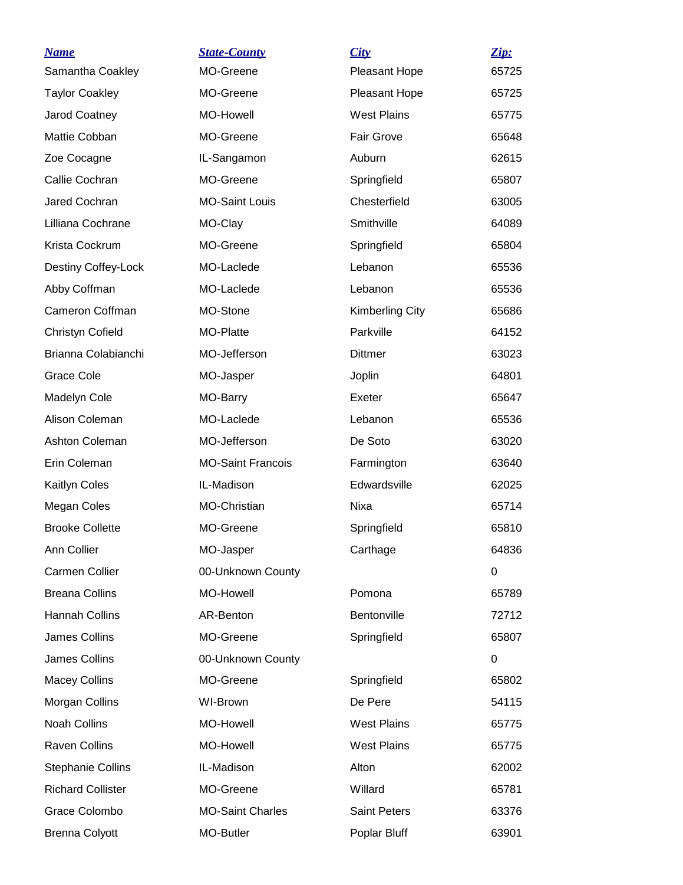| Name | State-County | City | Zip: |
|---|---|---|---|
| Samantha Coakley | MO-Greene | Pleasant Hope | 65725 |
| Taylor Coakley | MO-Greene | Pleasant Hope | 65725 |
| Jarod Coatney | MO-Howell | West Plains | 65775 |
| Mattie Cobban | MO-Greene | Fair Grove | 65648 |
| Zoe Cocagne | IL-Sangamon | Auburn | 62615 |
| Callie Cochran | MO-Greene | Springfield | 65807 |
| Jared Cochran | MO-Saint Louis | Chesterfield | 63005 |
| Lilliana Cochrane | MO-Clay | Smithville | 64089 |
| Krista Cockrum | MO-Greene | Springfield | 65804 |
| Destiny Coffey-Lock | MO-Laclede | Lebanon | 65536 |
| Abby Coffman | MO-Laclede | Lebanon | 65536 |
| Cameron Coffman | MO-Stone | Kimberling City | 65686 |
| Christyn Cofield | MO-Platte | Parkville | 64152 |
| Brianna Colabianchi | MO-Jefferson | Dittmer | 63023 |
| Grace Cole | MO-Jasper | Joplin | 64801 |
| Madelyn Cole | MO-Barry | Exeter | 65647 |
| Alison Coleman | MO-Laclede | Lebanon | 65536 |
| Ashton Coleman | MO-Jefferson | De Soto | 63020 |
| Erin Coleman | MO-Saint Francois | Farmington | 63640 |
| Kaitlyn Coles | IL-Madison | Edwardsville | 62025 |
| Megan Coles | MO-Christian | Nixa | 65714 |
| Brooke Collette | MO-Greene | Springfield | 65810 |
| Ann Collier | MO-Jasper | Carthage | 64836 |
| Carmen Collier | 00-Unknown County | | 0 |
| Breana Collins | MO-Howell | Pomona | 65789 |
| Hannah Collins | AR-Benton | Bentonville | 72712 |
| James Collins | MO-Greene | Springfield | 65807 |
| James Collins | 00-Unknown County | | 0 |
| Macey Collins | MO-Greene | Springfield | 65802 |
| Morgan Collins | WI-Brown | De Pere | 54115 |
| Noah Collins | MO-Howell | West Plains | 65775 |
| Raven Collins | MO-Howell | West Plains | 65775 |
| Stephanie Collins | IL-Madison | Alton | 62002 |
| Richard Collister | MO-Greene | Willard | 65781 |
| Grace Colombo | MO-Saint Charles | Saint Peters | 63376 |
| Brenna Colyott | MO-Butler | Poplar Bluff | 63901 |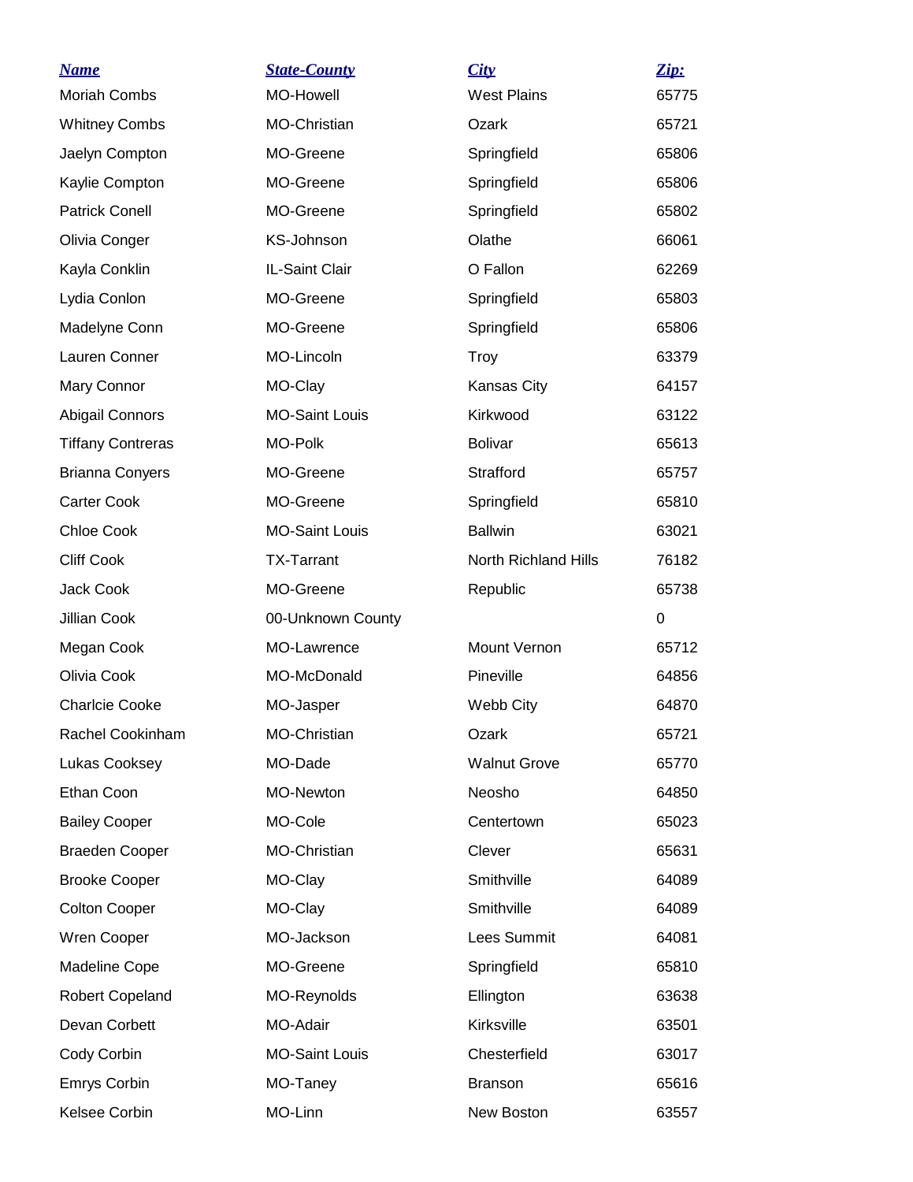| Name | State-County | City | Zip: |
|---|---|---|---|
| Moriah Combs | MO-Howell | West Plains | 65775 |
| Whitney Combs | MO-Christian | Ozark | 65721 |
| Jaelyn Compton | MO-Greene | Springfield | 65806 |
| Kaylie Compton | MO-Greene | Springfield | 65806 |
| Patrick Conell | MO-Greene | Springfield | 65802 |
| Olivia Conger | KS-Johnson | Olathe | 66061 |
| Kayla Conklin | IL-Saint Clair | O Fallon | 62269 |
| Lydia Conlon | MO-Greene | Springfield | 65803 |
| Madelyne Conn | MO-Greene | Springfield | 65806 |
| Lauren Conner | MO-Lincoln | Troy | 63379 |
| Mary Connor | MO-Clay | Kansas City | 64157 |
| Abigail Connors | MO-Saint Louis | Kirkwood | 63122 |
| Tiffany Contreras | MO-Polk | Bolivar | 65613 |
| Brianna Conyers | MO-Greene | Strafford | 65757 |
| Carter Cook | MO-Greene | Springfield | 65810 |
| Chloe Cook | MO-Saint Louis | Ballwin | 63021 |
| Cliff Cook | TX-Tarrant | North Richland Hills | 76182 |
| Jack Cook | MO-Greene | Republic | 65738 |
| Jillian Cook | 00-Unknown County | | 0 |
| Megan Cook | MO-Lawrence | Mount Vernon | 65712 |
| Olivia Cook | MO-McDonald | Pineville | 64856 |
| Charlcie Cooke | MO-Jasper | Webb City | 64870 |
| Rachel Cookinham | MO-Christian | Ozark | 65721 |
| Lukas Cooksey | MO-Dade | Walnut Grove | 65770 |
| Ethan Coon | MO-Newton | Neosho | 64850 |
| Bailey Cooper | MO-Cole | Centertown | 65023 |
| Braeden Cooper | MO-Christian | Clever | 65631 |
| Brooke Cooper | MO-Clay | Smithville | 64089 |
| Colton Cooper | MO-Clay | Smithville | 64089 |
| Wren Cooper | MO-Jackson | Lees Summit | 64081 |
| Madeline Cope | MO-Greene | Springfield | 65810 |
| Robert Copeland | MO-Reynolds | Ellington | 63638 |
| Devan Corbett | MO-Adair | Kirksville | 63501 |
| Cody Corbin | MO-Saint Louis | Chesterfield | 63017 |
| Emrys Corbin | MO-Taney | Branson | 65616 |
| Kelsee Corbin | MO-Linn | New Boston | 63557 |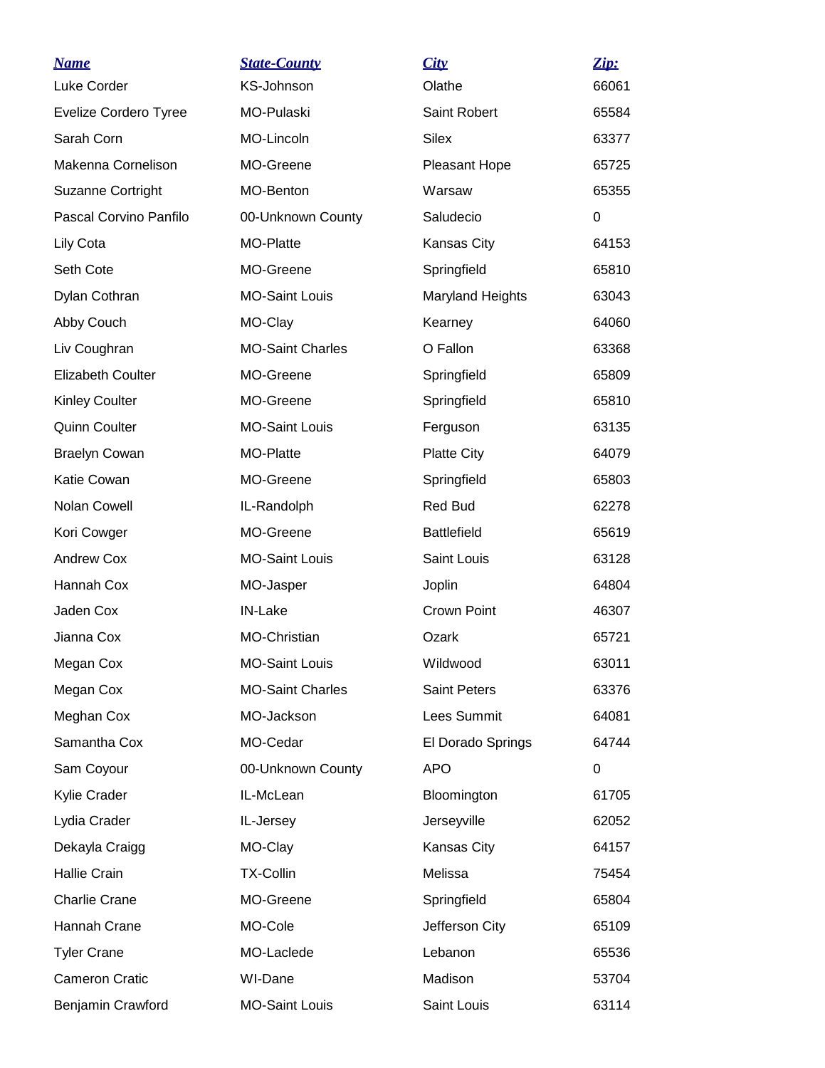| *Name* | *State-County* | *City* | *Zip:* |
|---|---|---|---|
| Luke Corder | KS-Johnson | Olathe | 66061 |
| Evelize Cordero Tyree | MO-Pulaski | Saint Robert | 65584 |
| Sarah Corn | MO-Lincoln | Silex | 63377 |
| Makenna Cornelison | MO-Greene | Pleasant Hope | 65725 |
| Suzanne Cortright | MO-Benton | Warsaw | 65355 |
| Pascal Corvino Panfilo | 00-Unknown County | Saludecio | 0 |
| Lily Cota | MO-Platte | Kansas City | 64153 |
| Seth Cote | MO-Greene | Springfield | 65810 |
| Dylan Cothran | MO-Saint Louis | Maryland Heights | 63043 |
| Abby Couch | MO-Clay | Kearney | 64060 |
| Liv Coughran | MO-Saint Charles | O Fallon | 63368 |
| Elizabeth Coulter | MO-Greene | Springfield | 65809 |
| Kinley Coulter | MO-Greene | Springfield | 65810 |
| Quinn Coulter | MO-Saint Louis | Ferguson | 63135 |
| Braelyn Cowan | MO-Platte | Platte City | 64079 |
| Katie Cowan | MO-Greene | Springfield | 65803 |
| Nolan Cowell | IL-Randolph | Red Bud | 62278 |
| Kori Cowger | MO-Greene | Battlefield | 65619 |
| Andrew Cox | MO-Saint Louis | Saint Louis | 63128 |
| Hannah Cox | MO-Jasper | Joplin | 64804 |
| Jaden Cox | IN-Lake | Crown Point | 46307 |
| Jianna Cox | MO-Christian | Ozark | 65721 |
| Megan Cox | MO-Saint Louis | Wildwood | 63011 |
| Megan Cox | MO-Saint Charles | Saint Peters | 63376 |
| Meghan Cox | MO-Jackson | Lees Summit | 64081 |
| Samantha Cox | MO-Cedar | El Dorado Springs | 64744 |
| Sam Coyour | 00-Unknown County | APO | 0 |
| Kylie Crader | IL-McLean | Bloomington | 61705 |
| Lydia Crader | IL-Jersey | Jerseyville | 62052 |
| Dekayla Craigg | MO-Clay | Kansas City | 64157 |
| Hallie Crain | TX-Collin | Melissa | 75454 |
| Charlie Crane | MO-Greene | Springfield | 65804 |
| Hannah Crane | MO-Cole | Jefferson City | 65109 |
| Tyler Crane | MO-Laclede | Lebanon | 65536 |
| Cameron Cratic | WI-Dane | Madison | 53704 |
| Benjamin Crawford | MO-Saint Louis | Saint Louis | 63114 |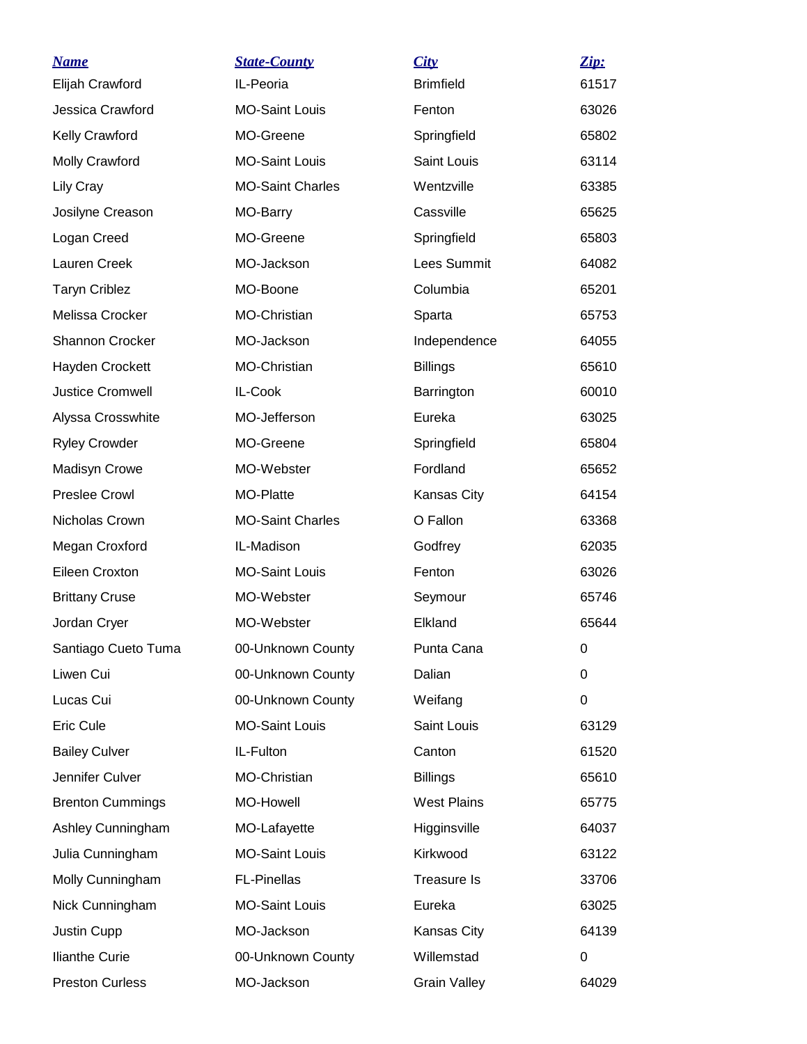| Name | State-County | City | Zip: |
| --- | --- | --- | --- |
| Elijah Crawford | IL-Peoria | Brimfield | 61517 |
| Jessica Crawford | MO-Saint Louis | Fenton | 63026 |
| Kelly Crawford | MO-Greene | Springfield | 65802 |
| Molly Crawford | MO-Saint Louis | Saint Louis | 63114 |
| Lily Cray | MO-Saint Charles | Wentzville | 63385 |
| Josilyne Creason | MO-Barry | Cassville | 65625 |
| Logan Creed | MO-Greene | Springfield | 65803 |
| Lauren Creek | MO-Jackson | Lees Summit | 64082 |
| Taryn Criblez | MO-Boone | Columbia | 65201 |
| Melissa Crocker | MO-Christian | Sparta | 65753 |
| Shannon Crocker | MO-Jackson | Independence | 64055 |
| Hayden Crockett | MO-Christian | Billings | 65610 |
| Justice Cromwell | IL-Cook | Barrington | 60010 |
| Alyssa Crosswhite | MO-Jefferson | Eureka | 63025 |
| Ryley Crowder | MO-Greene | Springfield | 65804 |
| Madisyn Crowe | MO-Webster | Fordland | 65652 |
| Preslee Crowl | MO-Platte | Kansas City | 64154 |
| Nicholas Crown | MO-Saint Charles | O Fallon | 63368 |
| Megan Croxford | IL-Madison | Godfrey | 62035 |
| Eileen Croxton | MO-Saint Louis | Fenton | 63026 |
| Brittany Cruse | MO-Webster | Seymour | 65746 |
| Jordan Cryer | MO-Webster | Elkland | 65644 |
| Santiago Cueto Tuma | 00-Unknown County | Punta Cana | 0 |
| Liwen Cui | 00-Unknown County | Dalian | 0 |
| Lucas Cui | 00-Unknown County | Weifang | 0 |
| Eric Cule | MO-Saint Louis | Saint Louis | 63129 |
| Bailey Culver | IL-Fulton | Canton | 61520 |
| Jennifer Culver | MO-Christian | Billings | 65610 |
| Brenton Cummings | MO-Howell | West Plains | 65775 |
| Ashley Cunningham | MO-Lafayette | Higginsville | 64037 |
| Julia Cunningham | MO-Saint Louis | Kirkwood | 63122 |
| Molly Cunningham | FL-Pinellas | Treasure Is | 33706 |
| Nick Cunningham | MO-Saint Louis | Eureka | 63025 |
| Justin Cupp | MO-Jackson | Kansas City | 64139 |
| Ilianthe Curie | 00-Unknown County | Willemstad | 0 |
| Preston Curless | MO-Jackson | Grain Valley | 64029 |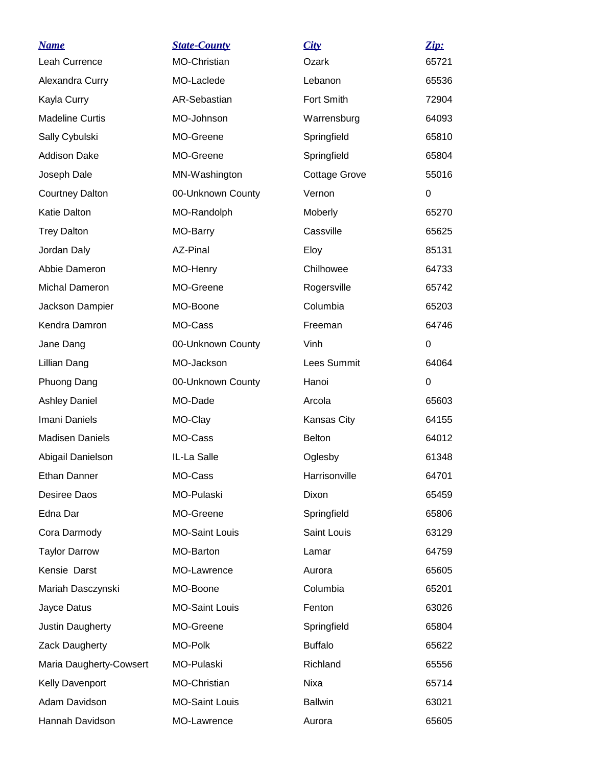| Name | State-County | City | Zip: |
|---|---|---|---|
| Leah Currence | MO-Christian | Ozark | 65721 |
| Alexandra Curry | MO-Laclede | Lebanon | 65536 |
| Kayla Curry | AR-Sebastian | Fort Smith | 72904 |
| Madeline Curtis | MO-Johnson | Warrensburg | 64093 |
| Sally Cybulski | MO-Greene | Springfield | 65810 |
| Addison Dake | MO-Greene | Springfield | 65804 |
| Joseph Dale | MN-Washington | Cottage Grove | 55016 |
| Courtney Dalton | 00-Unknown County | Vernon | 0 |
| Katie Dalton | MO-Randolph | Moberly | 65270 |
| Trey Dalton | MO-Barry | Cassville | 65625 |
| Jordan Daly | AZ-Pinal | Eloy | 85131 |
| Abbie Dameron | MO-Henry | Chilhowee | 64733 |
| Michal Dameron | MO-Greene | Rogersville | 65742 |
| Jackson Dampier | MO-Boone | Columbia | 65203 |
| Kendra Damron | MO-Cass | Freeman | 64746 |
| Jane Dang | 00-Unknown County | Vinh | 0 |
| Lillian Dang | MO-Jackson | Lees Summit | 64064 |
| Phuong Dang | 00-Unknown County | Hanoi | 0 |
| Ashley Daniel | MO-Dade | Arcola | 65603 |
| Imani Daniels | MO-Clay | Kansas City | 64155 |
| Madisen Daniels | MO-Cass | Belton | 64012 |
| Abigail Danielson | IL-La Salle | Oglesby | 61348 |
| Ethan Danner | MO-Cass | Harrisonville | 64701 |
| Desiree Daos | MO-Pulaski | Dixon | 65459 |
| Edna Dar | MO-Greene | Springfield | 65806 |
| Cora Darmody | MO-Saint Louis | Saint Louis | 63129 |
| Taylor Darrow | MO-Barton | Lamar | 64759 |
| Kensie Darst | MO-Lawrence | Aurora | 65605 |
| Mariah Dasczynski | MO-Boone | Columbia | 65201 |
| Jayce Datus | MO-Saint Louis | Fenton | 63026 |
| Justin Daugherty | MO-Greene | Springfield | 65804 |
| Zack Daugherty | MO-Polk | Buffalo | 65622 |
| Maria Daugherty-Cowsert | MO-Pulaski | Richland | 65556 |
| Kelly Davenport | MO-Christian | Nixa | 65714 |
| Adam Davidson | MO-Saint Louis | Ballwin | 63021 |
| Hannah Davidson | MO-Lawrence | Aurora | 65605 |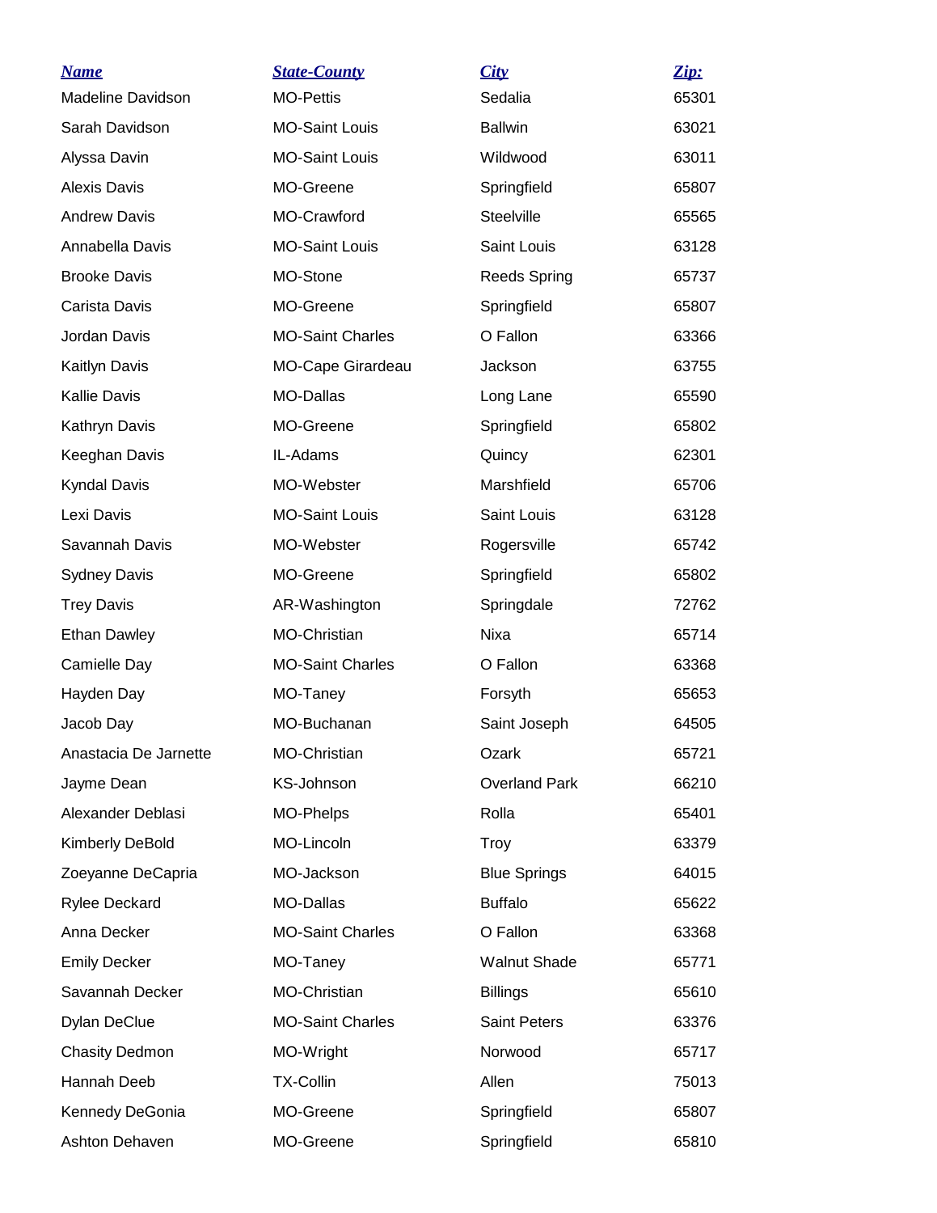| ***Name*** | ***State-County*** | ***City*** | ***Zip:*** |
| --- | --- | --- | --- |
| Madeline Davidson | MO-Pettis | Sedalia | 65301 |
| Sarah Davidson | MO-Saint Louis | Ballwin | 63021 |
| Alyssa Davin | MO-Saint Louis | Wildwood | 63011 |
| Alexis Davis | MO-Greene | Springfield | 65807 |
| Andrew Davis | MO-Crawford | Steelville | 65565 |
| Annabella Davis | MO-Saint Louis | Saint Louis | 63128 |
| Brooke Davis | MO-Stone | Reeds Spring | 65737 |
| Carista Davis | MO-Greene | Springfield | 65807 |
| Jordan Davis | MO-Saint Charles | O Fallon | 63366 |
| Kaitlyn Davis | MO-Cape Girardeau | Jackson | 63755 |
| Kallie Davis | MO-Dallas | Long Lane | 65590 |
| Kathryn Davis | MO-Greene | Springfield | 65802 |
| Keeghan Davis | IL-Adams | Quincy | 62301 |
| Kyndal Davis | MO-Webster | Marshfield | 65706 |
| Lexi Davis | MO-Saint Louis | Saint Louis | 63128 |
| Savannah Davis | MO-Webster | Rogersville | 65742 |
| Sydney Davis | MO-Greene | Springfield | 65802 |
| Trey Davis | AR-Washington | Springdale | 72762 |
| Ethan Dawley | MO-Christian | Nixa | 65714 |
| Camielle Day | MO-Saint Charles | O Fallon | 63368 |
| Hayden Day | MO-Taney | Forsyth | 65653 |
| Jacob Day | MO-Buchanan | Saint Joseph | 64505 |
| Anastacia De Jarnette | MO-Christian | Ozark | 65721 |
| Jayme Dean | KS-Johnson | Overland Park | 66210 |
| Alexander Deblasi | MO-Phelps | Rolla | 65401 |
| Kimberly DeBold | MO-Lincoln | Troy | 63379 |
| Zoeyanne DeCapria | MO-Jackson | Blue Springs | 64015 |
| Rylee Deckard | MO-Dallas | Buffalo | 65622 |
| Anna Decker | MO-Saint Charles | O Fallon | 63368 |
| Emily Decker | MO-Taney | Walnut Shade | 65771 |
| Savannah Decker | MO-Christian | Billings | 65610 |
| Dylan DeClue | MO-Saint Charles | Saint Peters | 63376 |
| Chasity Dedmon | MO-Wright | Norwood | 65717 |
| Hannah Deeb | TX-Collin | Allen | 75013 |
| Kennedy DeGonia | MO-Greene | Springfield | 65807 |
| Ashton Dehaven | MO-Greene | Springfield | 65810 |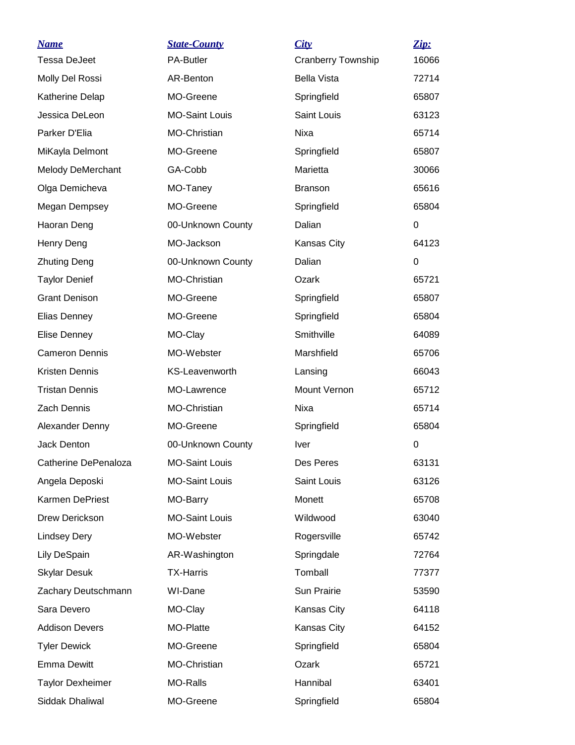| *Name* | *State-County* | *City* | *Zip:* |
|---|---|---|---|
| Tessa DeJeet | PA-Butler | Cranberry Township | 16066 |
| Molly Del Rossi | AR-Benton | Bella Vista | 72714 |
| Katherine Delap | MO-Greene | Springfield | 65807 |
| Jessica DeLeon | MO-Saint Louis | Saint Louis | 63123 |
| Parker D'Elia | MO-Christian | Nixa | 65714 |
| MiKayla Delmont | MO-Greene | Springfield | 65807 |
| Melody DeMerchant | GA-Cobb | Marietta | 30066 |
| Olga Demicheva | MO-Taney | Branson | 65616 |
| Megan Dempsey | MO-Greene | Springfield | 65804 |
| Haoran Deng | 00-Unknown County | Dalian | 0 |
| Henry Deng | MO-Jackson | Kansas City | 64123 |
| Zhuting Deng | 00-Unknown County | Dalian | 0 |
| Taylor Denief | MO-Christian | Ozark | 65721 |
| Grant Denison | MO-Greene | Springfield | 65807 |
| Elias Denney | MO-Greene | Springfield | 65804 |
| Elise Denney | MO-Clay | Smithville | 64089 |
| Cameron Dennis | MO-Webster | Marshfield | 65706 |
| Kristen Dennis | KS-Leavenworth | Lansing | 66043 |
| Tristan Dennis | MO-Lawrence | Mount Vernon | 65712 |
| Zach Dennis | MO-Christian | Nixa | 65714 |
| Alexander Denny | MO-Greene | Springfield | 65804 |
| Jack Denton | 00-Unknown County | Iver | 0 |
| Catherine DePenaloza | MO-Saint Louis | Des Peres | 63131 |
| Angela Deposki | MO-Saint Louis | Saint Louis | 63126 |
| Karmen DePriest | MO-Barry | Monett | 65708 |
| Drew Derickson | MO-Saint Louis | Wildwood | 63040 |
| Lindsey Dery | MO-Webster | Rogersville | 65742 |
| Lily DeSpain | AR-Washington | Springdale | 72764 |
| Skylar Desuk | TX-Harris | Tomball | 77377 |
| Zachary Deutschmann | WI-Dane | Sun Prairie | 53590 |
| Sara Devero | MO-Clay | Kansas City | 64118 |
| Addison Devers | MO-Platte | Kansas City | 64152 |
| Tyler Dewick | MO-Greene | Springfield | 65804 |
| Emma Dewitt | MO-Christian | Ozark | 65721 |
| Taylor Dexheimer | MO-Ralls | Hannibal | 63401 |
| Siddak Dhaliwal | MO-Greene | Springfield | 65804 |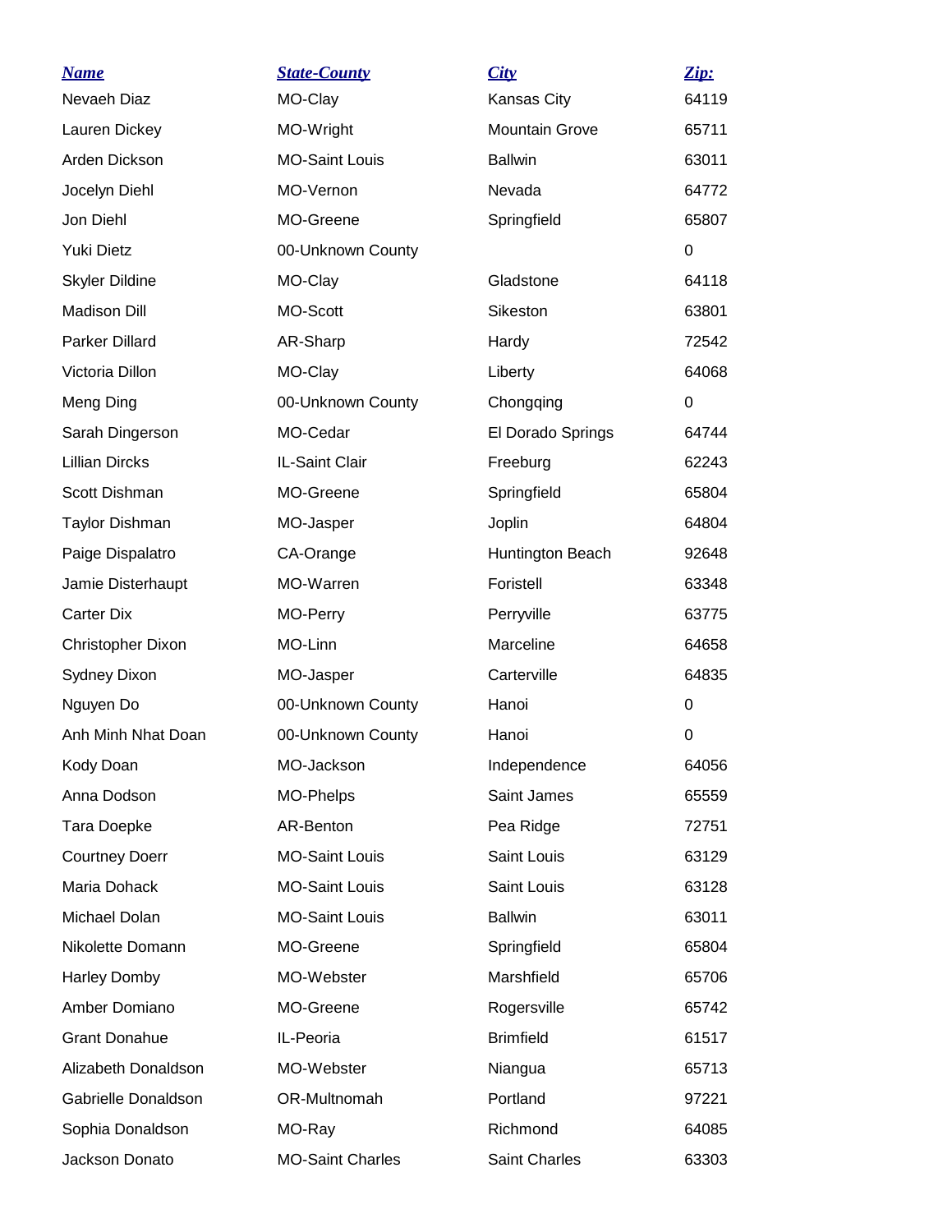| Name | State-County | City | Zip: |
| --- | --- | --- | --- |
| Nevaeh Diaz | MO-Clay | Kansas City | 64119 |
| Lauren Dickey | MO-Wright | Mountain Grove | 65711 |
| Arden Dickson | MO-Saint Louis | Ballwin | 63011 |
| Jocelyn Diehl | MO-Vernon | Nevada | 64772 |
| Jon Diehl | MO-Greene | Springfield | 65807 |
| Yuki Dietz | 00-Unknown County | | 0 |
| Skyler Dildine | MO-Clay | Gladstone | 64118 |
| Madison Dill | MO-Scott | Sikeston | 63801 |
| Parker Dillard | AR-Sharp | Hardy | 72542 |
| Victoria Dillon | MO-Clay | Liberty | 64068 |
| Meng Ding | 00-Unknown County | Chongqing | 0 |
| Sarah Dingerson | MO-Cedar | El Dorado Springs | 64744 |
| Lillian Dircks | IL-Saint Clair | Freeburg | 62243 |
| Scott Dishman | MO-Greene | Springfield | 65804 |
| Taylor Dishman | MO-Jasper | Joplin | 64804 |
| Paige Dispalatro | CA-Orange | Huntington Beach | 92648 |
| Jamie Disterhaupt | MO-Warren | Foristell | 63348 |
| Carter Dix | MO-Perry | Perryville | 63775 |
| Christopher Dixon | MO-Linn | Marceline | 64658 |
| Sydney Dixon | MO-Jasper | Carterville | 64835 |
| Nguyen Do | 00-Unknown County | Hanoi | 0 |
| Anh Minh Nhat Doan | 00-Unknown County | Hanoi | 0 |
| Kody Doan | MO-Jackson | Independence | 64056 |
| Anna Dodson | MO-Phelps | Saint James | 65559 |
| Tara Doepke | AR-Benton | Pea Ridge | 72751 |
| Courtney Doerr | MO-Saint Louis | Saint Louis | 63129 |
| Maria Dohack | MO-Saint Louis | Saint Louis | 63128 |
| Michael Dolan | MO-Saint Louis | Ballwin | 63011 |
| Nikolette Domann | MO-Greene | Springfield | 65804 |
| Harley Domby | MO-Webster | Marshfield | 65706 |
| Amber Domiano | MO-Greene | Rogersville | 65742 |
| Grant Donahue | IL-Peoria | Brimfield | 61517 |
| Alizabeth Donaldson | MO-Webster | Niangua | 65713 |
| Gabrielle Donaldson | OR-Multnomah | Portland | 97221 |
| Sophia Donaldson | MO-Ray | Richmond | 64085 |
| Jackson Donato | MO-Saint Charles | Saint Charles | 63303 |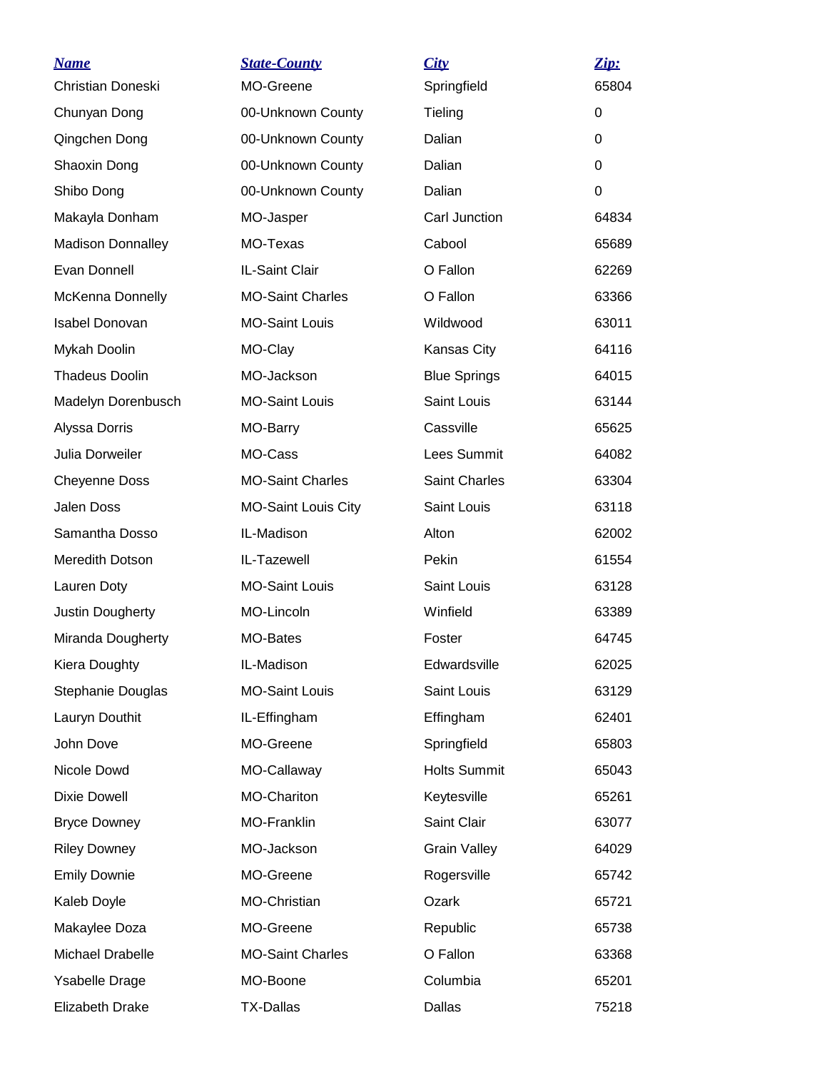| Name | State-County | City | Zip: |
| --- | --- | --- | --- |
| Christian Doneski | MO-Greene | Springfield | 65804 |
| Chunyan Dong | 00-Unknown County | Tieling | 0 |
| Qingchen Dong | 00-Unknown County | Dalian | 0 |
| Shaoxin Dong | 00-Unknown County | Dalian | 0 |
| Shibo Dong | 00-Unknown County | Dalian | 0 |
| Makayla Donham | MO-Jasper | Carl Junction | 64834 |
| Madison Donnalley | MO-Texas | Cabool | 65689 |
| Evan Donnell | IL-Saint Clair | O Fallon | 62269 |
| McKenna Donnelly | MO-Saint Charles | O Fallon | 63366 |
| Isabel Donovan | MO-Saint Louis | Wildwood | 63011 |
| Mykah Doolin | MO-Clay | Kansas City | 64116 |
| Thadeus Doolin | MO-Jackson | Blue Springs | 64015 |
| Madelyn Dorenbusch | MO-Saint Louis | Saint Louis | 63144 |
| Alyssa Dorris | MO-Barry | Cassville | 65625 |
| Julia Dorweiler | MO-Cass | Lees Summit | 64082 |
| Cheyenne Doss | MO-Saint Charles | Saint Charles | 63304 |
| Jalen Doss | MO-Saint Louis City | Saint Louis | 63118 |
| Samantha Dosso | IL-Madison | Alton | 62002 |
| Meredith Dotson | IL-Tazewell | Pekin | 61554 |
| Lauren Doty | MO-Saint Louis | Saint Louis | 63128 |
| Justin Dougherty | MO-Lincoln | Winfield | 63389 |
| Miranda Dougherty | MO-Bates | Foster | 64745 |
| Kiera Doughty | IL-Madison | Edwardsville | 62025 |
| Stephanie Douglas | MO-Saint Louis | Saint Louis | 63129 |
| Lauryn Douthit | IL-Effingham | Effingham | 62401 |
| John Dove | MO-Greene | Springfield | 65803 |
| Nicole Dowd | MO-Callaway | Holts Summit | 65043 |
| Dixie Dowell | MO-Chariton | Keytesville | 65261 |
| Bryce Downey | MO-Franklin | Saint Clair | 63077 |
| Riley Downey | MO-Jackson | Grain Valley | 64029 |
| Emily Downie | MO-Greene | Rogersville | 65742 |
| Kaleb Doyle | MO-Christian | Ozark | 65721 |
| Makaylee Doza | MO-Greene | Republic | 65738 |
| Michael Drabelle | MO-Saint Charles | O Fallon | 63368 |
| Ysabelle Drage | MO-Boone | Columbia | 65201 |
| Elizabeth Drake | TX-Dallas | Dallas | 75218 |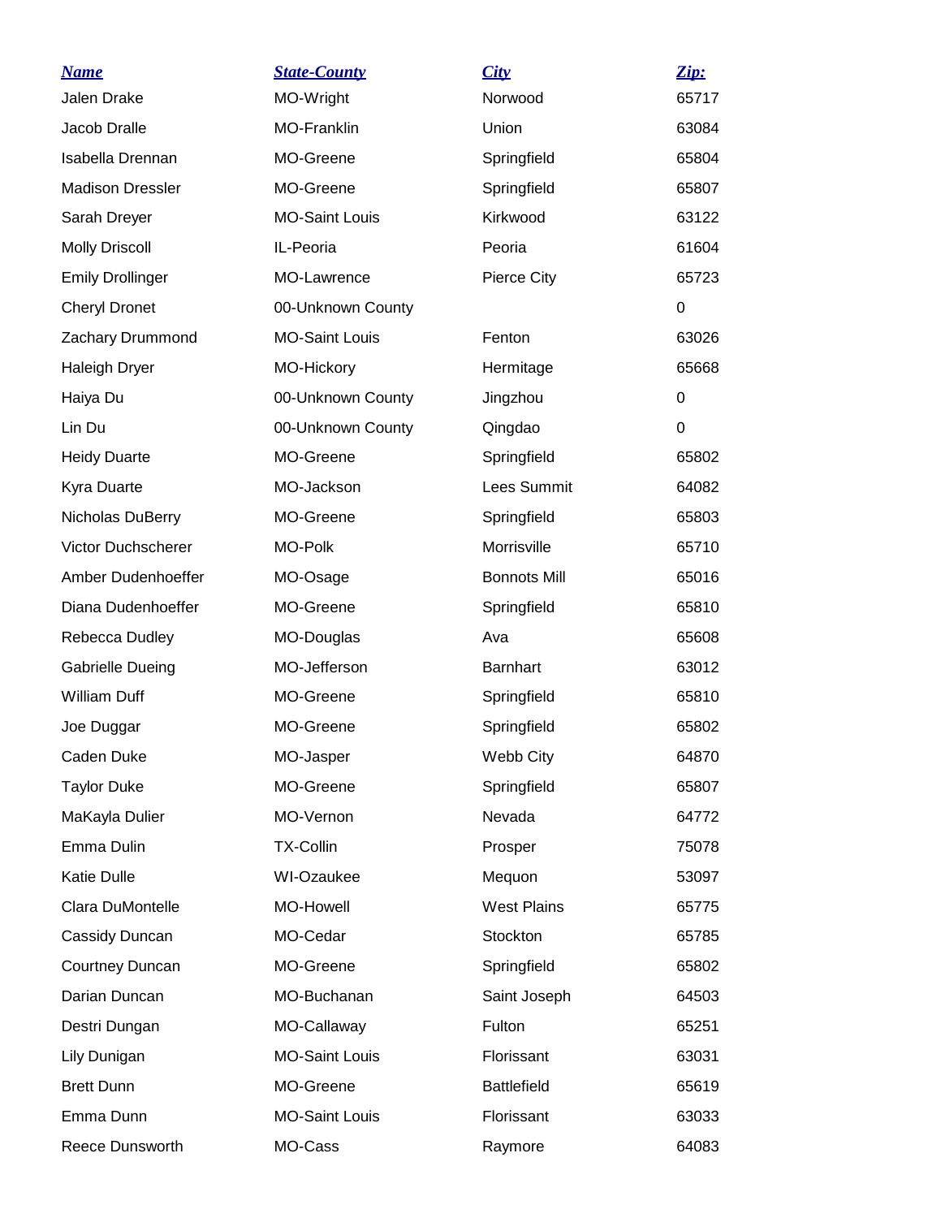| Name | State-County | City | Zip: |
|---|---|---|---|
| Jalen Drake | MO-Wright | Norwood | 65717 |
| Jacob Dralle | MO-Franklin | Union | 63084 |
| Isabella Drennan | MO-Greene | Springfield | 65804 |
| Madison Dressler | MO-Greene | Springfield | 65807 |
| Sarah Dreyer | MO-Saint Louis | Kirkwood | 63122 |
| Molly Driscoll | IL-Peoria | Peoria | 61604 |
| Emily Drollinger | MO-Lawrence | Pierce City | 65723 |
| Cheryl Dronet | 00-Unknown County | | 0 |
| Zachary Drummond | MO-Saint Louis | Fenton | 63026 |
| Haleigh Dryer | MO-Hickory | Hermitage | 65668 |
| Haiya Du | 00-Unknown County | Jingzhou | 0 |
| Lin Du | 00-Unknown County | Qingdao | 0 |
| Heidy Duarte | MO-Greene | Springfield | 65802 |
| Kyra Duarte | MO-Jackson | Lees Summit | 64082 |
| Nicholas DuBerry | MO-Greene | Springfield | 65803 |
| Victor Duchscherer | MO-Polk | Morrisville | 65710 |
| Amber Dudenhoeffer | MO-Osage | Bonnots Mill | 65016 |
| Diana Dudenhoeffer | MO-Greene | Springfield | 65810 |
| Rebecca Dudley | MO-Douglas | Ava | 65608 |
| Gabrielle Dueing | MO-Jefferson | Barnhart | 63012 |
| William Duff | MO-Greene | Springfield | 65810 |
| Joe Duggar | MO-Greene | Springfield | 65802 |
| Caden Duke | MO-Jasper | Webb City | 64870 |
| Taylor Duke | MO-Greene | Springfield | 65807 |
| MaKayla Dulier | MO-Vernon | Nevada | 64772 |
| Emma Dulin | TX-Collin | Prosper | 75078 |
| Katie Dulle | WI-Ozaukee | Mequon | 53097 |
| Clara DuMontelle | MO-Howell | West Plains | 65775 |
| Cassidy Duncan | MO-Cedar | Stockton | 65785 |
| Courtney Duncan | MO-Greene | Springfield | 65802 |
| Darian Duncan | MO-Buchanan | Saint Joseph | 64503 |
| Destri Dungan | MO-Callaway | Fulton | 65251 |
| Lily Dunigan | MO-Saint Louis | Florissant | 63031 |
| Brett Dunn | MO-Greene | Battlefield | 65619 |
| Emma Dunn | MO-Saint Louis | Florissant | 63033 |
| Reece Dunsworth | MO-Cass | Raymore | 64083 |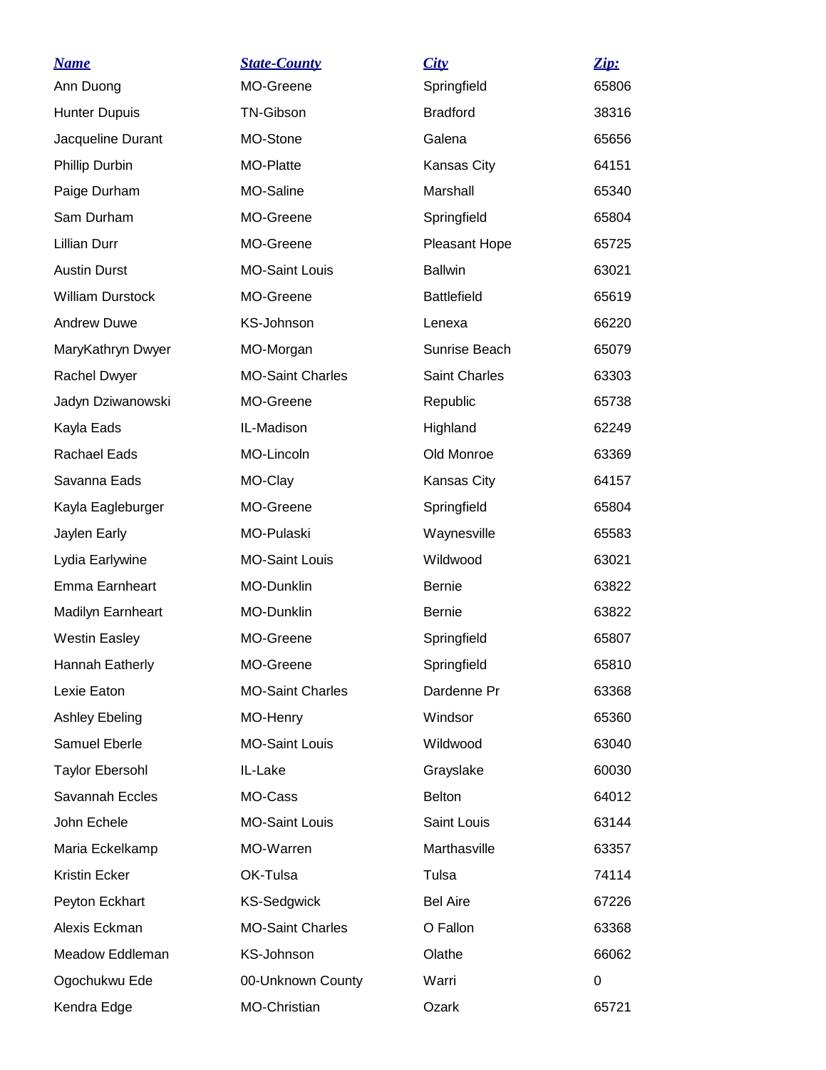| Name | State-County | City | Zip: |
| --- | --- | --- | --- |
| Ann Duong | MO-Greene | Springfield | 65806 |
| Hunter Dupuis | TN-Gibson | Bradford | 38316 |
| Jacqueline Durant | MO-Stone | Galena | 65656 |
| Phillip Durbin | MO-Platte | Kansas City | 64151 |
| Paige Durham | MO-Saline | Marshall | 65340 |
| Sam Durham | MO-Greene | Springfield | 65804 |
| Lillian Durr | MO-Greene | Pleasant Hope | 65725 |
| Austin Durst | MO-Saint Louis | Ballwin | 63021 |
| William Durstock | MO-Greene | Battlefield | 65619 |
| Andrew Duwe | KS-Johnson | Lenexa | 66220 |
| MaryKathryn Dwyer | MO-Morgan | Sunrise Beach | 65079 |
| Rachel Dwyer | MO-Saint Charles | Saint Charles | 63303 |
| Jadyn Dziwanowski | MO-Greene | Republic | 65738 |
| Kayla Eads | IL-Madison | Highland | 62249 |
| Rachael Eads | MO-Lincoln | Old Monroe | 63369 |
| Savanna Eads | MO-Clay | Kansas City | 64157 |
| Kayla Eagleburger | MO-Greene | Springfield | 65804 |
| Jaylen Early | MO-Pulaski | Waynesville | 65583 |
| Lydia Earlywine | MO-Saint Louis | Wildwood | 63021 |
| Emma Earnheart | MO-Dunklin | Bernie | 63822 |
| Madilyn Earnheart | MO-Dunklin | Bernie | 63822 |
| Westin Easley | MO-Greene | Springfield | 65807 |
| Hannah Eatherly | MO-Greene | Springfield | 65810 |
| Lexie Eaton | MO-Saint Charles | Dardenne Pr | 63368 |
| Ashley Ebeling | MO-Henry | Windsor | 65360 |
| Samuel Eberle | MO-Saint Louis | Wildwood | 63040 |
| Taylor Ebersohl | IL-Lake | Grayslake | 60030 |
| Savannah Eccles | MO-Cass | Belton | 64012 |
| John Echele | MO-Saint Louis | Saint Louis | 63144 |
| Maria Eckelkamp | MO-Warren | Marthasville | 63357 |
| Kristin Ecker | OK-Tulsa | Tulsa | 74114 |
| Peyton Eckhart | KS-Sedgwick | Bel Aire | 67226 |
| Alexis Eckman | MO-Saint Charles | O Fallon | 63368 |
| Meadow Eddleman | KS-Johnson | Olathe | 66062 |
| Ogochukwu Ede | 00-Unknown County | Warri | 0 |
| Kendra Edge | MO-Christian | Ozark | 65721 |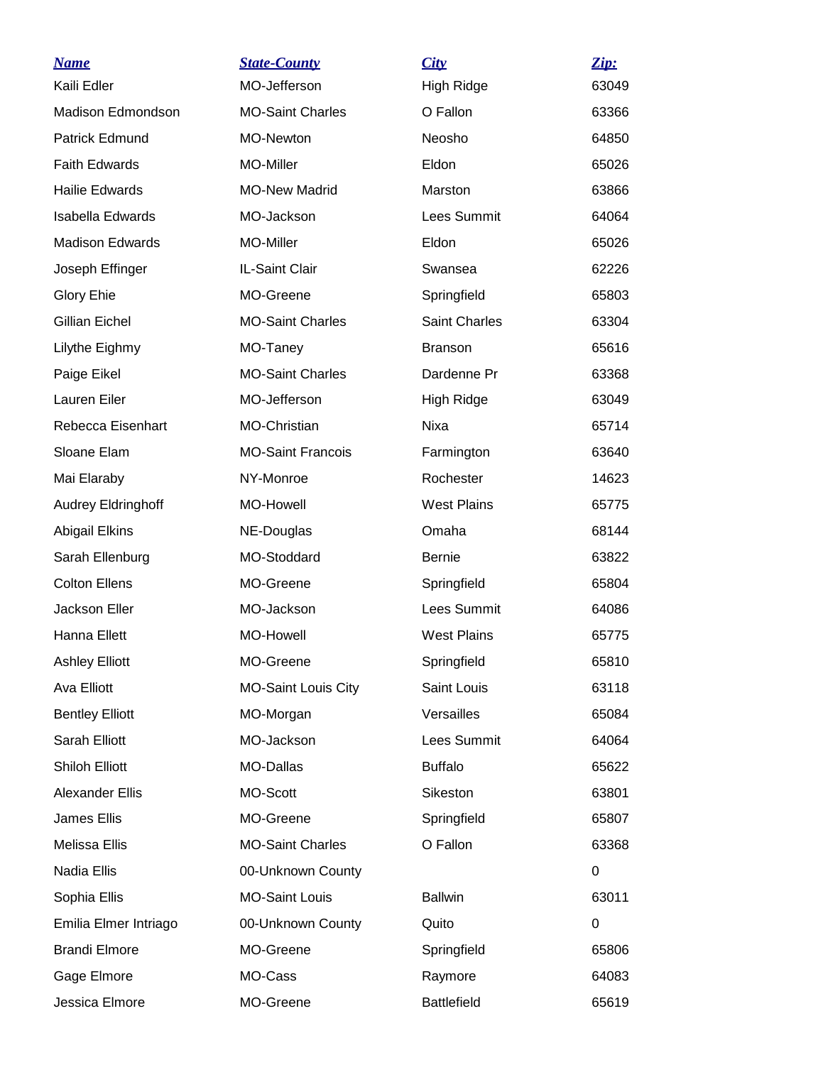| Name | State-County | City | Zip: |
| --- | --- | --- | --- |
| Kaili Edler | MO-Jefferson | High Ridge | 63049 |
| Madison Edmondson | MO-Saint Charles | O Fallon | 63366 |
| Patrick Edmund | MO-Newton | Neosho | 64850 |
| Faith Edwards | MO-Miller | Eldon | 65026 |
| Hailie Edwards | MO-New Madrid | Marston | 63866 |
| Isabella Edwards | MO-Jackson | Lees Summit | 64064 |
| Madison Edwards | MO-Miller | Eldon | 65026 |
| Joseph Effinger | IL-Saint Clair | Swansea | 62226 |
| Glory Ehie | MO-Greene | Springfield | 65803 |
| Gillian Eichel | MO-Saint Charles | Saint Charles | 63304 |
| Lilythe Eighmy | MO-Taney | Branson | 65616 |
| Paige Eikel | MO-Saint Charles | Dardenne Pr | 63368 |
| Lauren Eiler | MO-Jefferson | High Ridge | 63049 |
| Rebecca Eisenhart | MO-Christian | Nixa | 65714 |
| Sloane Elam | MO-Saint Francois | Farmington | 63640 |
| Mai Elaraby | NY-Monroe | Rochester | 14623 |
| Audrey Eldringhoff | MO-Howell | West Plains | 65775 |
| Abigail Elkins | NE-Douglas | Omaha | 68144 |
| Sarah Ellenburg | MO-Stoddard | Bernie | 63822 |
| Colton Ellens | MO-Greene | Springfield | 65804 |
| Jackson Eller | MO-Jackson | Lees Summit | 64086 |
| Hanna Ellett | MO-Howell | West Plains | 65775 |
| Ashley Elliott | MO-Greene | Springfield | 65810 |
| Ava Elliott | MO-Saint Louis City | Saint Louis | 63118 |
| Bentley Elliott | MO-Morgan | Versailles | 65084 |
| Sarah Elliott | MO-Jackson | Lees Summit | 64064 |
| Shiloh Elliott | MO-Dallas | Buffalo | 65622 |
| Alexander Ellis | MO-Scott | Sikeston | 63801 |
| James Ellis | MO-Greene | Springfield | 65807 |
| Melissa Ellis | MO-Saint Charles | O Fallon | 63368 |
| Nadia Ellis | 00-Unknown County | | 0 |
| Sophia Ellis | MO-Saint Louis | Ballwin | 63011 |
| Emilia Elmer Intriago | 00-Unknown County | Quito | 0 |
| Brandi Elmore | MO-Greene | Springfield | 65806 |
| Gage Elmore | MO-Cass | Raymore | 64083 |
| Jessica Elmore | MO-Greene | Battlefield | 65619 |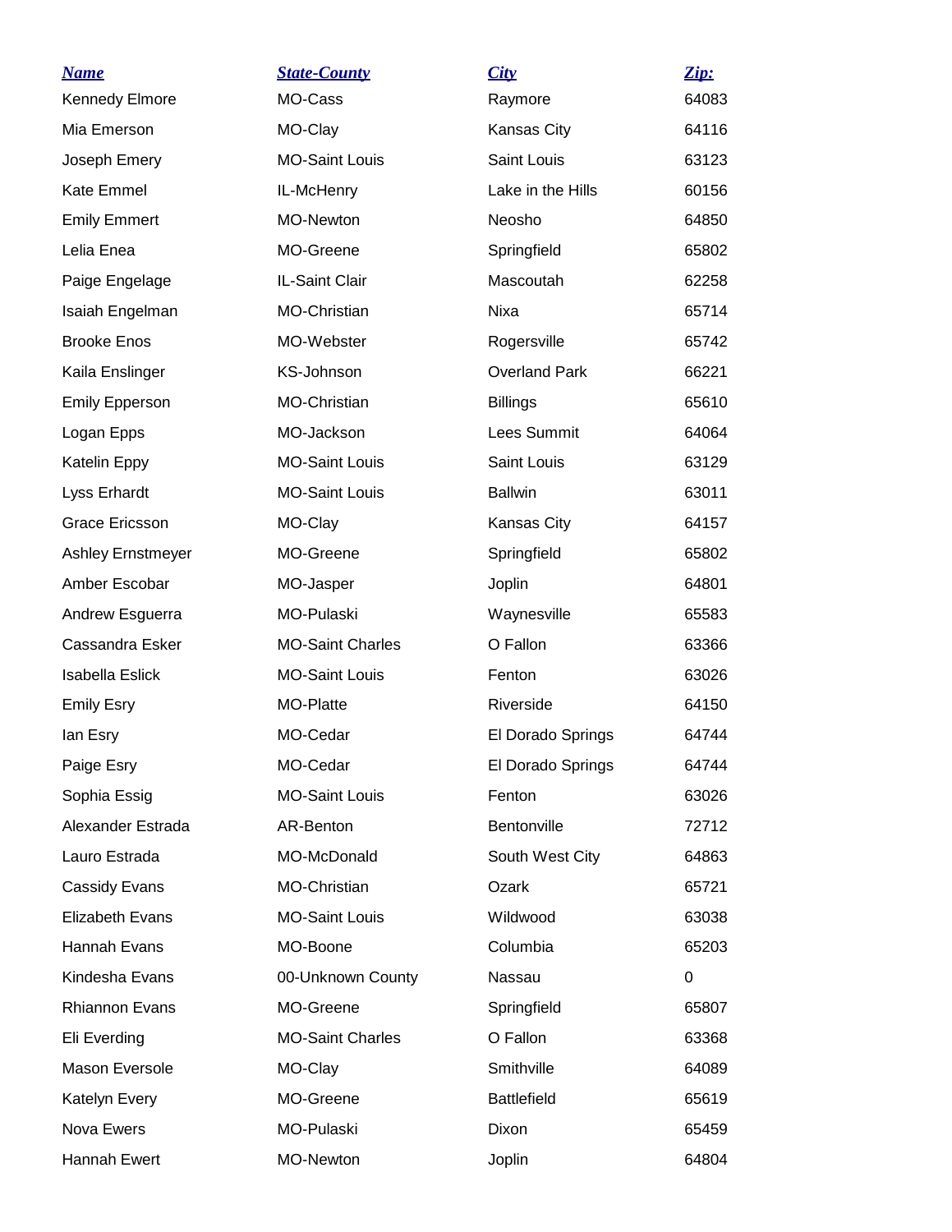| Name | State-County | City | Zip: |
| --- | --- | --- | --- |
| Kennedy Elmore | MO-Cass | Raymore | 64083 |
| Mia Emerson | MO-Clay | Kansas City | 64116 |
| Joseph Emery | MO-Saint Louis | Saint Louis | 63123 |
| Kate Emmel | IL-McHenry | Lake in the Hills | 60156 |
| Emily Emmert | MO-Newton | Neosho | 64850 |
| Lelia Enea | MO-Greene | Springfield | 65802 |
| Paige Engelage | IL-Saint Clair | Mascoutah | 62258 |
| Isaiah Engelman | MO-Christian | Nixa | 65714 |
| Brooke Enos | MO-Webster | Rogersville | 65742 |
| Kaila Enslinger | KS-Johnson | Overland Park | 66221 |
| Emily Epperson | MO-Christian | Billings | 65610 |
| Logan Epps | MO-Jackson | Lees Summit | 64064 |
| Katelin Eppy | MO-Saint Louis | Saint Louis | 63129 |
| Lyss Erhardt | MO-Saint Louis | Ballwin | 63011 |
| Grace Ericsson | MO-Clay | Kansas City | 64157 |
| Ashley Ernstmeyer | MO-Greene | Springfield | 65802 |
| Amber Escobar | MO-Jasper | Joplin | 64801 |
| Andrew Esguerra | MO-Pulaski | Waynesville | 65583 |
| Cassandra Esker | MO-Saint Charles | O Fallon | 63366 |
| Isabella Eslick | MO-Saint Louis | Fenton | 63026 |
| Emily Esry | MO-Platte | Riverside | 64150 |
| Ian Esry | MO-Cedar | El Dorado Springs | 64744 |
| Paige Esry | MO-Cedar | El Dorado Springs | 64744 |
| Sophia Essig | MO-Saint Louis | Fenton | 63026 |
| Alexander Estrada | AR-Benton | Bentonville | 72712 |
| Lauro Estrada | MO-McDonald | South West City | 64863 |
| Cassidy Evans | MO-Christian | Ozark | 65721 |
| Elizabeth Evans | MO-Saint Louis | Wildwood | 63038 |
| Hannah Evans | MO-Boone | Columbia | 65203 |
| Kindesha Evans | 00-Unknown County | Nassau | 0 |
| Rhiannon Evans | MO-Greene | Springfield | 65807 |
| Eli Everding | MO-Saint Charles | O Fallon | 63368 |
| Mason Eversole | MO-Clay | Smithville | 64089 |
| Katelyn Every | MO-Greene | Battlefield | 65619 |
| Nova Ewers | MO-Pulaski | Dixon | 65459 |
| Hannah Ewert | MO-Newton | Joplin | 64804 |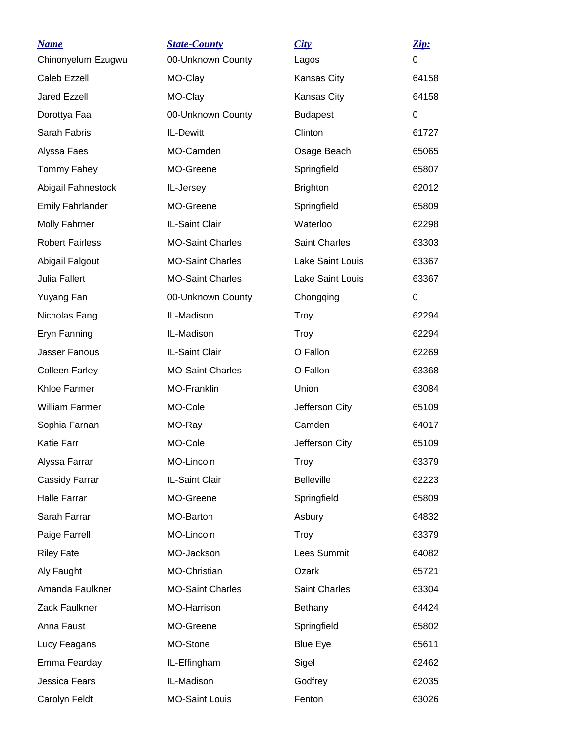| Name | State-County | City | Zip: |
|---|---|---|---|
| Chinonyelum Ezugwu | 00-Unknown County | Lagos | 0 |
| Caleb Ezzell | MO-Clay | Kansas City | 64158 |
| Jared Ezzell | MO-Clay | Kansas City | 64158 |
| Dorottya Faa | 00-Unknown County | Budapest | 0 |
| Sarah Fabris | IL-Dewitt | Clinton | 61727 |
| Alyssa Faes | MO-Camden | Osage Beach | 65065 |
| Tommy Fahey | MO-Greene | Springfield | 65807 |
| Abigail Fahnestock | IL-Jersey | Brighton | 62012 |
| Emily Fahrlander | MO-Greene | Springfield | 65809 |
| Molly Fahrner | IL-Saint Clair | Waterloo | 62298 |
| Robert Fairless | MO-Saint Charles | Saint Charles | 63303 |
| Abigail Falgout | MO-Saint Charles | Lake Saint Louis | 63367 |
| Julia Fallert | MO-Saint Charles | Lake Saint Louis | 63367 |
| Yuyang Fan | 00-Unknown County | Chongqing | 0 |
| Nicholas Fang | IL-Madison | Troy | 62294 |
| Eryn Fanning | IL-Madison | Troy | 62294 |
| Jasser Fanous | IL-Saint Clair | O Fallon | 62269 |
| Colleen Farley | MO-Saint Charles | O Fallon | 63368 |
| Khloe Farmer | MO-Franklin | Union | 63084 |
| William Farmer | MO-Cole | Jefferson City | 65109 |
| Sophia Farnan | MO-Ray | Camden | 64017 |
| Katie Farr | MO-Cole | Jefferson City | 65109 |
| Alyssa Farrar | MO-Lincoln | Troy | 63379 |
| Cassidy Farrar | IL-Saint Clair | Belleville | 62223 |
| Halle Farrar | MO-Greene | Springfield | 65809 |
| Sarah Farrar | MO-Barton | Asbury | 64832 |
| Paige Farrell | MO-Lincoln | Troy | 63379 |
| Riley Fate | MO-Jackson | Lees Summit | 64082 |
| Aly Faught | MO-Christian | Ozark | 65721 |
| Amanda Faulkner | MO-Saint Charles | Saint Charles | 63304 |
| Zack Faulkner | MO-Harrison | Bethany | 64424 |
| Anna Faust | MO-Greene | Springfield | 65802 |
| Lucy Feagans | MO-Stone | Blue Eye | 65611 |
| Emma Fearday | IL-Effingham | Sigel | 62462 |
| Jessica Fears | IL-Madison | Godfrey | 62035 |
| Carolyn Feldt | MO-Saint Louis | Fenton | 63026 |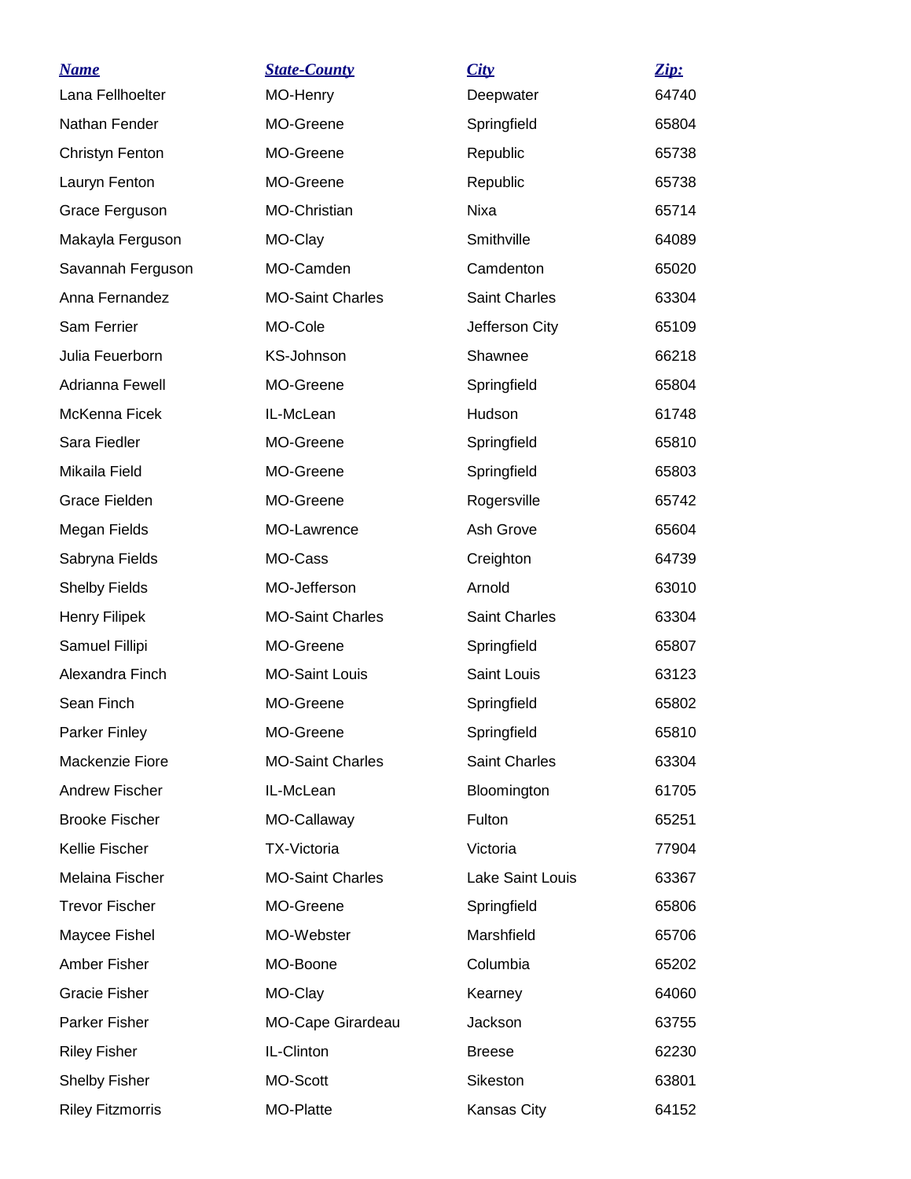| Name | State-County | City | Zip: |
| --- | --- | --- | --- |
| Lana Fellhoelter | MO-Henry | Deepwater | 64740 |
| Nathan Fender | MO-Greene | Springfield | 65804 |
| Christyn Fenton | MO-Greene | Republic | 65738 |
| Lauryn Fenton | MO-Greene | Republic | 65738 |
| Grace Ferguson | MO-Christian | Nixa | 65714 |
| Makayla Ferguson | MO-Clay | Smithville | 64089 |
| Savannah Ferguson | MO-Camden | Camdenton | 65020 |
| Anna Fernandez | MO-Saint Charles | Saint Charles | 63304 |
| Sam Ferrier | MO-Cole | Jefferson City | 65109 |
| Julia Feuerborn | KS-Johnson | Shawnee | 66218 |
| Adrianna Fewell | MO-Greene | Springfield | 65804 |
| McKenna Ficek | IL-McLean | Hudson | 61748 |
| Sara Fiedler | MO-Greene | Springfield | 65810 |
| Mikaila Field | MO-Greene | Springfield | 65803 |
| Grace Fielden | MO-Greene | Rogersville | 65742 |
| Megan Fields | MO-Lawrence | Ash Grove | 65604 |
| Sabryna Fields | MO-Cass | Creighton | 64739 |
| Shelby Fields | MO-Jefferson | Arnold | 63010 |
| Henry Filipek | MO-Saint Charles | Saint Charles | 63304 |
| Samuel Fillipi | MO-Greene | Springfield | 65807 |
| Alexandra Finch | MO-Saint Louis | Saint Louis | 63123 |
| Sean Finch | MO-Greene | Springfield | 65802 |
| Parker Finley | MO-Greene | Springfield | 65810 |
| Mackenzie Fiore | MO-Saint Charles | Saint Charles | 63304 |
| Andrew Fischer | IL-McLean | Bloomington | 61705 |
| Brooke Fischer | MO-Callaway | Fulton | 65251 |
| Kellie Fischer | TX-Victoria | Victoria | 77904 |
| Melaina Fischer | MO-Saint Charles | Lake Saint Louis | 63367 |
| Trevor Fischer | MO-Greene | Springfield | 65806 |
| Maycee Fishel | MO-Webster | Marshfield | 65706 |
| Amber Fisher | MO-Boone | Columbia | 65202 |
| Gracie Fisher | MO-Clay | Kearney | 64060 |
| Parker Fisher | MO-Cape Girardeau | Jackson | 63755 |
| Riley Fisher | IL-Clinton | Breese | 62230 |
| Shelby Fisher | MO-Scott | Sikeston | 63801 |
| Riley Fitzmorris | MO-Platte | Kansas City | 64152 |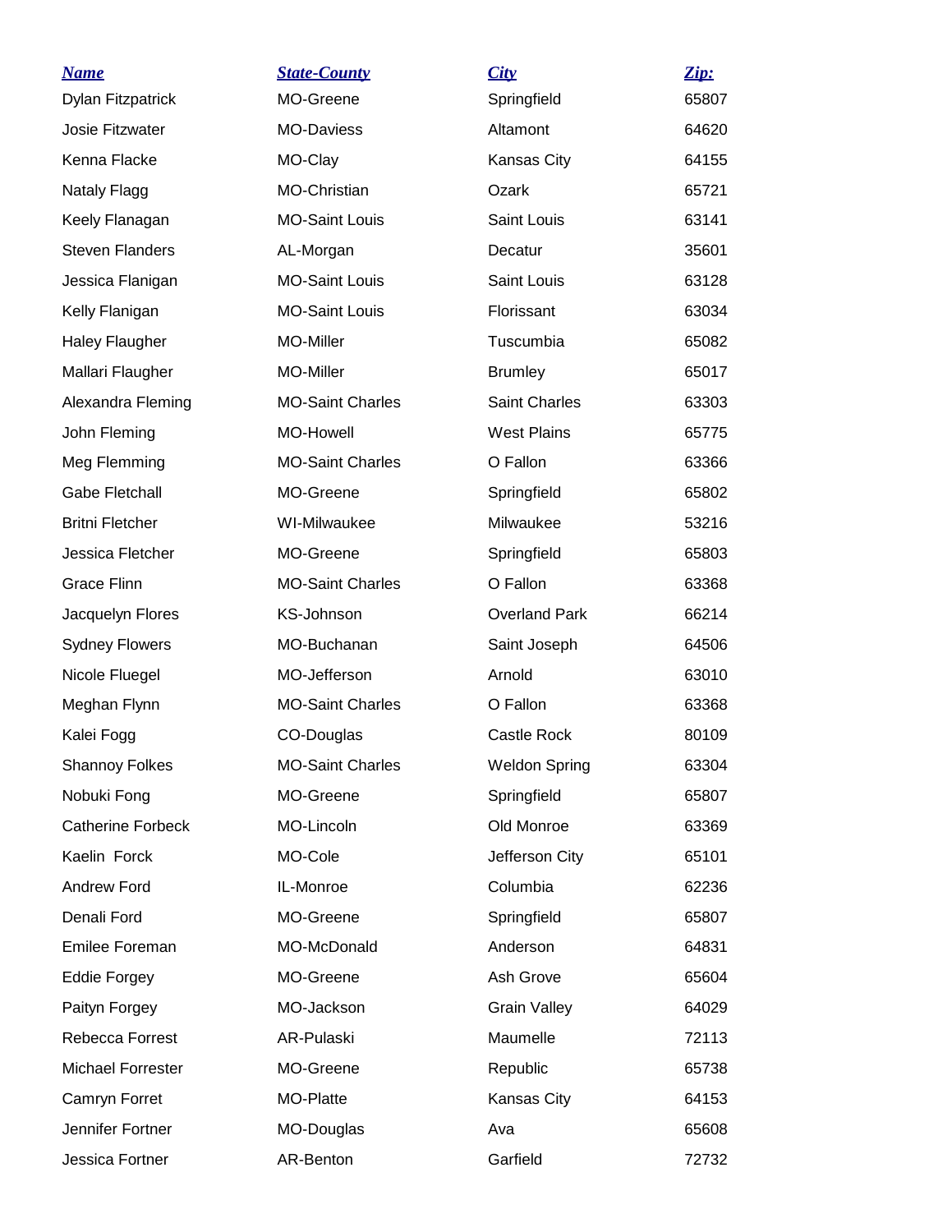| Name | State-County | City | Zip: |
| --- | --- | --- | --- |
| Dylan Fitzpatrick | MO-Greene | Springfield | 65807 |
| Josie Fitzwater | MO-Daviess | Altamont | 64620 |
| Kenna Flacke | MO-Clay | Kansas City | 64155 |
| Nataly Flagg | MO-Christian | Ozark | 65721 |
| Keely Flanagan | MO-Saint Louis | Saint Louis | 63141 |
| Steven Flanders | AL-Morgan | Decatur | 35601 |
| Jessica Flanigan | MO-Saint Louis | Saint Louis | 63128 |
| Kelly Flanigan | MO-Saint Louis | Florissant | 63034 |
| Haley Flaugher | MO-Miller | Tuscumbia | 65082 |
| Mallari Flaugher | MO-Miller | Brumley | 65017 |
| Alexandra Fleming | MO-Saint Charles | Saint Charles | 63303 |
| John Fleming | MO-Howell | West Plains | 65775 |
| Meg Flemming | MO-Saint Charles | O Fallon | 63366 |
| Gabe Fletchall | MO-Greene | Springfield | 65802 |
| Britni Fletcher | WI-Milwaukee | Milwaukee | 53216 |
| Jessica Fletcher | MO-Greene | Springfield | 65803 |
| Grace Flinn | MO-Saint Charles | O Fallon | 63368 |
| Jacquelyn Flores | KS-Johnson | Overland Park | 66214 |
| Sydney Flowers | MO-Buchanan | Saint Joseph | 64506 |
| Nicole Fluegel | MO-Jefferson | Arnold | 63010 |
| Meghan Flynn | MO-Saint Charles | O Fallon | 63368 |
| Kalei Fogg | CO-Douglas | Castle Rock | 80109 |
| Shannoy Folkes | MO-Saint Charles | Weldon Spring | 63304 |
| Nobuki Fong | MO-Greene | Springfield | 65807 |
| Catherine Forbeck | MO-Lincoln | Old Monroe | 63369 |
| Kaelin Forck | MO-Cole | Jefferson City | 65101 |
| Andrew Ford | IL-Monroe | Columbia | 62236 |
| Denali Ford | MO-Greene | Springfield | 65807 |
| Emilee Foreman | MO-McDonald | Anderson | 64831 |
| Eddie Forgey | MO-Greene | Ash Grove | 65604 |
| Paityn Forgey | MO-Jackson | Grain Valley | 64029 |
| Rebecca Forrest | AR-Pulaski | Maumelle | 72113 |
| Michael Forrester | MO-Greene | Republic | 65738 |
| Camryn Forret | MO-Platte | Kansas City | 64153 |
| Jennifer Fortner | MO-Douglas | Ava | 65608 |
| Jessica Fortner | AR-Benton | Garfield | 72732 |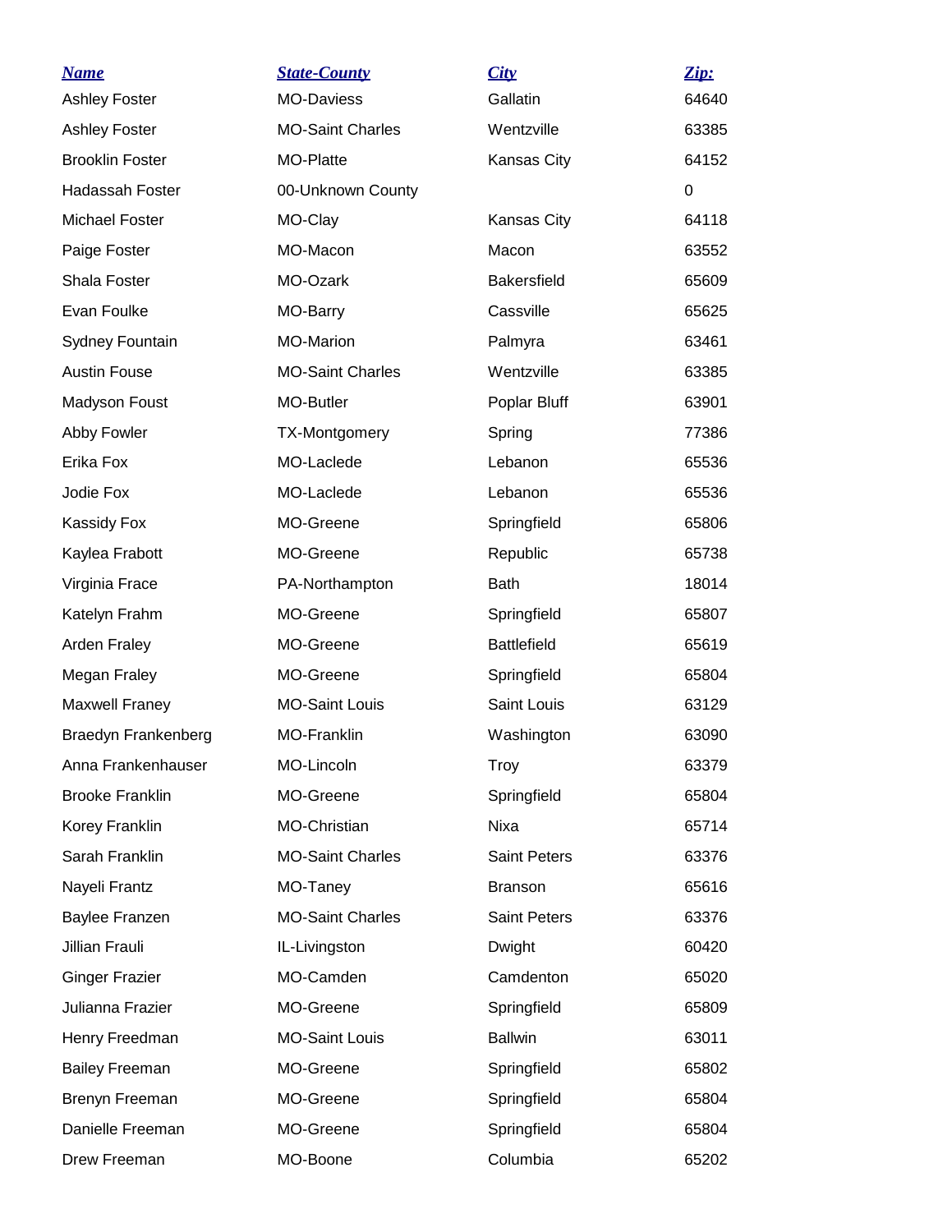| Name | State-County | City | Zip: |
|---|---|---|---|
| Ashley Foster | MO-Daviess | Gallatin | 64640 |
| Ashley Foster | MO-Saint Charles | Wentzville | 63385 |
| Brooklin Foster | MO-Platte | Kansas City | 64152 |
| Hadassah Foster | 00-Unknown County | | 0 |
| Michael Foster | MO-Clay | Kansas City | 64118 |
| Paige Foster | MO-Macon | Macon | 63552 |
| Shala Foster | MO-Ozark | Bakersfield | 65609 |
| Evan Foulke | MO-Barry | Cassville | 65625 |
| Sydney Fountain | MO-Marion | Palmyra | 63461 |
| Austin Fouse | MO-Saint Charles | Wentzville | 63385 |
| Madyson Foust | MO-Butler | Poplar Bluff | 63901 |
| Abby Fowler | TX-Montgomery | Spring | 77386 |
| Erika Fox | MO-Laclede | Lebanon | 65536 |
| Jodie Fox | MO-Laclede | Lebanon | 65536 |
| Kassidy Fox | MO-Greene | Springfield | 65806 |
| Kaylea Frabott | MO-Greene | Republic | 65738 |
| Virginia Frace | PA-Northampton | Bath | 18014 |
| Katelyn Frahm | MO-Greene | Springfield | 65807 |
| Arden Fraley | MO-Greene | Battlefield | 65619 |
| Megan Fraley | MO-Greene | Springfield | 65804 |
| Maxwell Franey | MO-Saint Louis | Saint Louis | 63129 |
| Braedyn Frankenberg | MO-Franklin | Washington | 63090 |
| Anna Frankenhauser | MO-Lincoln | Troy | 63379 |
| Brooke Franklin | MO-Greene | Springfield | 65804 |
| Korey Franklin | MO-Christian | Nixa | 65714 |
| Sarah Franklin | MO-Saint Charles | Saint Peters | 63376 |
| Nayeli Frantz | MO-Taney | Branson | 65616 |
| Baylee Franzen | MO-Saint Charles | Saint Peters | 63376 |
| Jillian Frauli | IL-Livingston | Dwight | 60420 |
| Ginger Frazier | MO-Camden | Camdenton | 65020 |
| Julianna Frazier | MO-Greene | Springfield | 65809 |
| Henry Freedman | MO-Saint Louis | Ballwin | 63011 |
| Bailey Freeman | MO-Greene | Springfield | 65802 |
| Brenyn Freeman | MO-Greene | Springfield | 65804 |
| Danielle Freeman | MO-Greene | Springfield | 65804 |
| Drew Freeman | MO-Boone | Columbia | 65202 |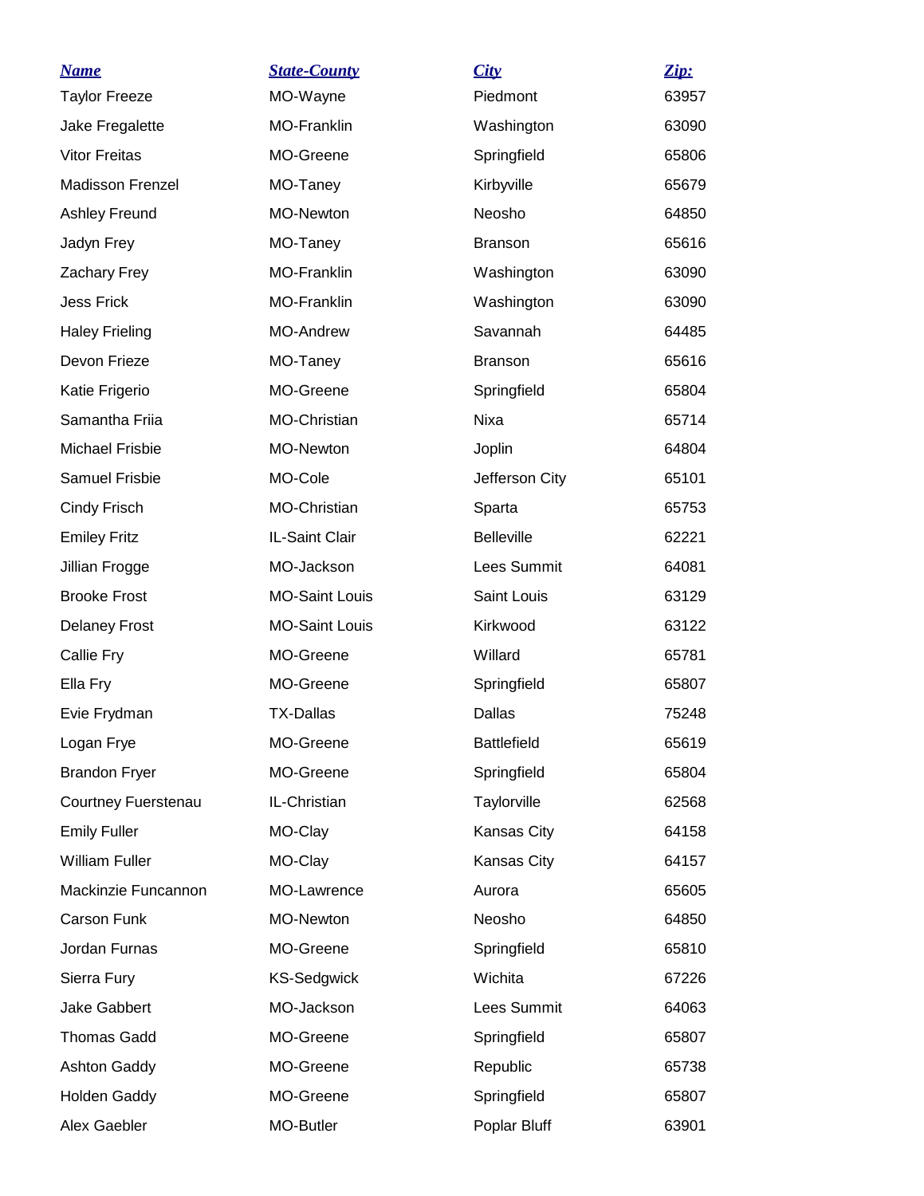| Name | State-County | City | Zip: |
| --- | --- | --- | --- |
| Taylor Freeze | MO-Wayne | Piedmont | 63957 |
| Jake Fregalette | MO-Franklin | Washington | 63090 |
| Vitor Freitas | MO-Greene | Springfield | 65806 |
| Madisson Frenzel | MO-Taney | Kirbyville | 65679 |
| Ashley Freund | MO-Newton | Neosho | 64850 |
| Jadyn Frey | MO-Taney | Branson | 65616 |
| Zachary Frey | MO-Franklin | Washington | 63090 |
| Jess Frick | MO-Franklin | Washington | 63090 |
| Haley Frieling | MO-Andrew | Savannah | 64485 |
| Devon Frieze | MO-Taney | Branson | 65616 |
| Katie Frigerio | MO-Greene | Springfield | 65804 |
| Samantha Friia | MO-Christian | Nixa | 65714 |
| Michael Frisbie | MO-Newton | Joplin | 64804 |
| Samuel Frisbie | MO-Cole | Jefferson City | 65101 |
| Cindy Frisch | MO-Christian | Sparta | 65753 |
| Emiley Fritz | IL-Saint Clair | Belleville | 62221 |
| Jillian Frogge | MO-Jackson | Lees Summit | 64081 |
| Brooke Frost | MO-Saint Louis | Saint Louis | 63129 |
| Delaney Frost | MO-Saint Louis | Kirkwood | 63122 |
| Callie Fry | MO-Greene | Willard | 65781 |
| Ella Fry | MO-Greene | Springfield | 65807 |
| Evie Frydman | TX-Dallas | Dallas | 75248 |
| Logan Frye | MO-Greene | Battlefield | 65619 |
| Brandon Fryer | MO-Greene | Springfield | 65804 |
| Courtney Fuerstenau | IL-Christian | Taylorville | 62568 |
| Emily Fuller | MO-Clay | Kansas City | 64158 |
| William Fuller | MO-Clay | Kansas City | 64157 |
| Mackinzie Funcannon | MO-Lawrence | Aurora | 65605 |
| Carson Funk | MO-Newton | Neosho | 64850 |
| Jordan Furnas | MO-Greene | Springfield | 65810 |
| Sierra Fury | KS-Sedgwick | Wichita | 67226 |
| Jake Gabbert | MO-Jackson | Lees Summit | 64063 |
| Thomas Gadd | MO-Greene | Springfield | 65807 |
| Ashton Gaddy | MO-Greene | Republic | 65738 |
| Holden Gaddy | MO-Greene | Springfield | 65807 |
| Alex Gaebler | MO-Butler | Poplar Bluff | 63901 |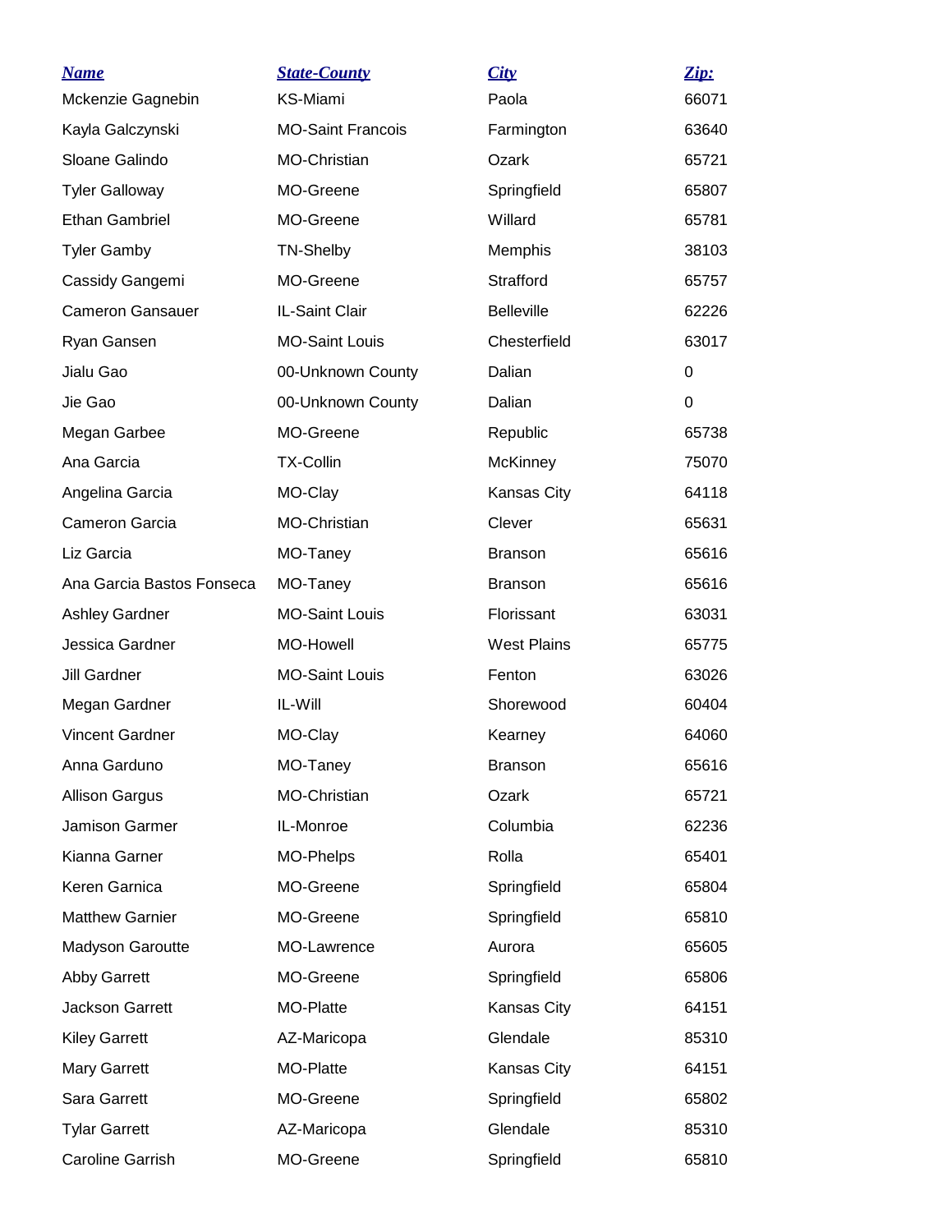| Name | State-County | City | Zip: |
|---|---|---|---|
| Mckenzie Gagnebin | KS-Miami | Paola | 66071 |
| Kayla Galczynski | MO-Saint Francois | Farmington | 63640 |
| Sloane Galindo | MO-Christian | Ozark | 65721 |
| Tyler Galloway | MO-Greene | Springfield | 65807 |
| Ethan Gambriel | MO-Greene | Willard | 65781 |
| Tyler Gamby | TN-Shelby | Memphis | 38103 |
| Cassidy Gangemi | MO-Greene | Strafford | 65757 |
| Cameron Gansauer | IL-Saint Clair | Belleville | 62226 |
| Ryan Gansen | MO-Saint Louis | Chesterfield | 63017 |
| Jialu Gao | 00-Unknown County | Dalian | 0 |
| Jie Gao | 00-Unknown County | Dalian | 0 |
| Megan Garbee | MO-Greene | Republic | 65738 |
| Ana Garcia | TX-Collin | McKinney | 75070 |
| Angelina Garcia | MO-Clay | Kansas City | 64118 |
| Cameron Garcia | MO-Christian | Clever | 65631 |
| Liz Garcia | MO-Taney | Branson | 65616 |
| Ana Garcia Bastos Fonseca | MO-Taney | Branson | 65616 |
| Ashley Gardner | MO-Saint Louis | Florissant | 63031 |
| Jessica Gardner | MO-Howell | West Plains | 65775 |
| Jill Gardner | MO-Saint Louis | Fenton | 63026 |
| Megan Gardner | IL-Will | Shorewood | 60404 |
| Vincent Gardner | MO-Clay | Kearney | 64060 |
| Anna Garduno | MO-Taney | Branson | 65616 |
| Allison Gargus | MO-Christian | Ozark | 65721 |
| Jamison Garmer | IL-Monroe | Columbia | 62236 |
| Kianna Garner | MO-Phelps | Rolla | 65401 |
| Keren Garnica | MO-Greene | Springfield | 65804 |
| Matthew Garnier | MO-Greene | Springfield | 65810 |
| Madyson Garoutte | MO-Lawrence | Aurora | 65605 |
| Abby Garrett | MO-Greene | Springfield | 65806 |
| Jackson Garrett | MO-Platte | Kansas City | 64151 |
| Kiley Garrett | AZ-Maricopa | Glendale | 85310 |
| Mary Garrett | MO-Platte | Kansas City | 64151 |
| Sara Garrett | MO-Greene | Springfield | 65802 |
| Tylar Garrett | AZ-Maricopa | Glendale | 85310 |
| Caroline Garrish | MO-Greene | Springfield | 65810 |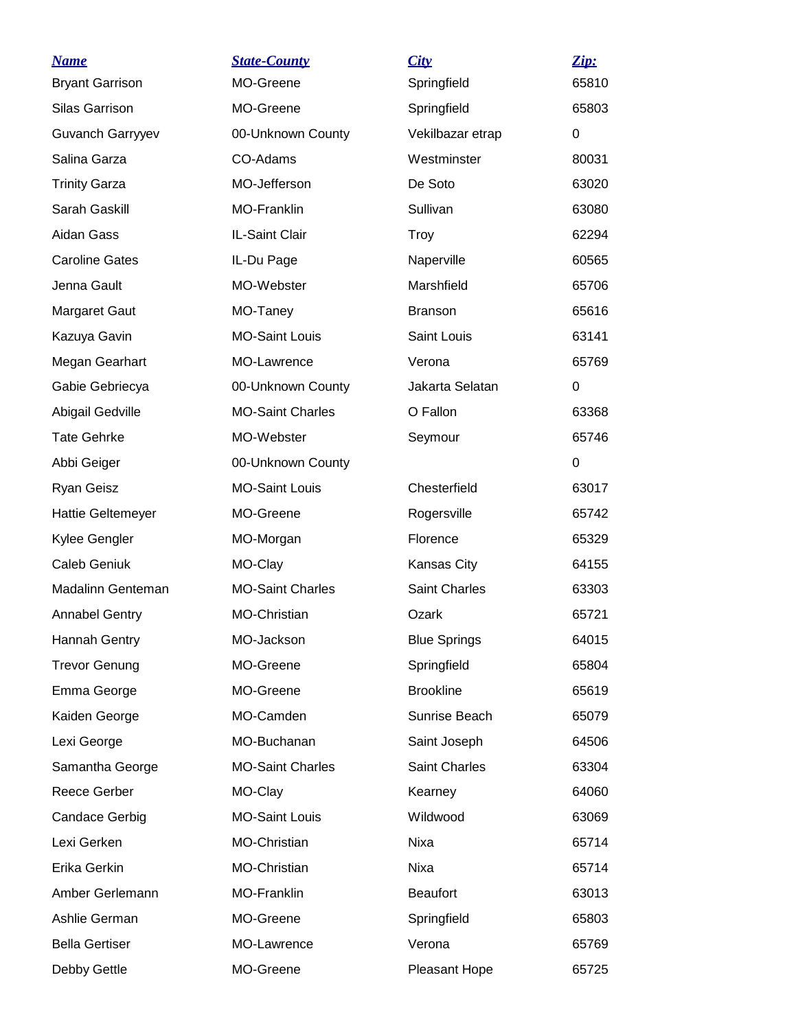| ***Name*** | ***State-County*** | ***City*** | ***Zip:*** |
| --- | --- | --- | --- |
| Bryant Garrison | MO-Greene | Springfield | 65810 |
| Silas Garrison | MO-Greene | Springfield | 65803 |
| Guvanch Garryyev | 00-Unknown County | Vekilbazar etrap | 0 |
| Salina Garza | CO-Adams | Westminster | 80031 |
| Trinity Garza | MO-Jefferson | De Soto | 63020 |
| Sarah Gaskill | MO-Franklin | Sullivan | 63080 |
| Aidan Gass | IL-Saint Clair | Troy | 62294 |
| Caroline Gates | IL-Du Page | Naperville | 60565 |
| Jenna Gault | MO-Webster | Marshfield | 65706 |
| Margaret Gaut | MO-Taney | Branson | 65616 |
| Kazuya Gavin | MO-Saint Louis | Saint Louis | 63141 |
| Megan Gearhart | MO-Lawrence | Verona | 65769 |
| Gabie Gebriecya | 00-Unknown County | Jakarta Selatan | 0 |
| Abigail Gedville | MO-Saint Charles | O Fallon | 63368 |
| Tate Gehrke | MO-Webster | Seymour | 65746 |
| Abbi Geiger | 00-Unknown County | | 0 |
| Ryan Geisz | MO-Saint Louis | Chesterfield | 63017 |
| Hattie Geltemeyer | MO-Greene | Rogersville | 65742 |
| Kylee Gengler | MO-Morgan | Florence | 65329 |
| Caleb Geniuk | MO-Clay | Kansas City | 64155 |
| Madalinn Genteman | MO-Saint Charles | Saint Charles | 63303 |
| Annabel Gentry | MO-Christian | Ozark | 65721 |
| Hannah Gentry | MO-Jackson | Blue Springs | 64015 |
| Trevor Genung | MO-Greene | Springfield | 65804 |
| Emma George | MO-Greene | Brookline | 65619 |
| Kaiden George | MO-Camden | Sunrise Beach | 65079 |
| Lexi George | MO-Buchanan | Saint Joseph | 64506 |
| Samantha George | MO-Saint Charles | Saint Charles | 63304 |
| Reece Gerber | MO-Clay | Kearney | 64060 |
| Candace Gerbig | MO-Saint Louis | Wildwood | 63069 |
| Lexi Gerken | MO-Christian | Nixa | 65714 |
| Erika Gerkin | MO-Christian | Nixa | 65714 |
| Amber Gerlemann | MO-Franklin | Beaufort | 63013 |
| Ashlie German | MO-Greene | Springfield | 65803 |
| Bella Gertiser | MO-Lawrence | Verona | 65769 |
| Debby Gettle | MO-Greene | Pleasant Hope | 65725 |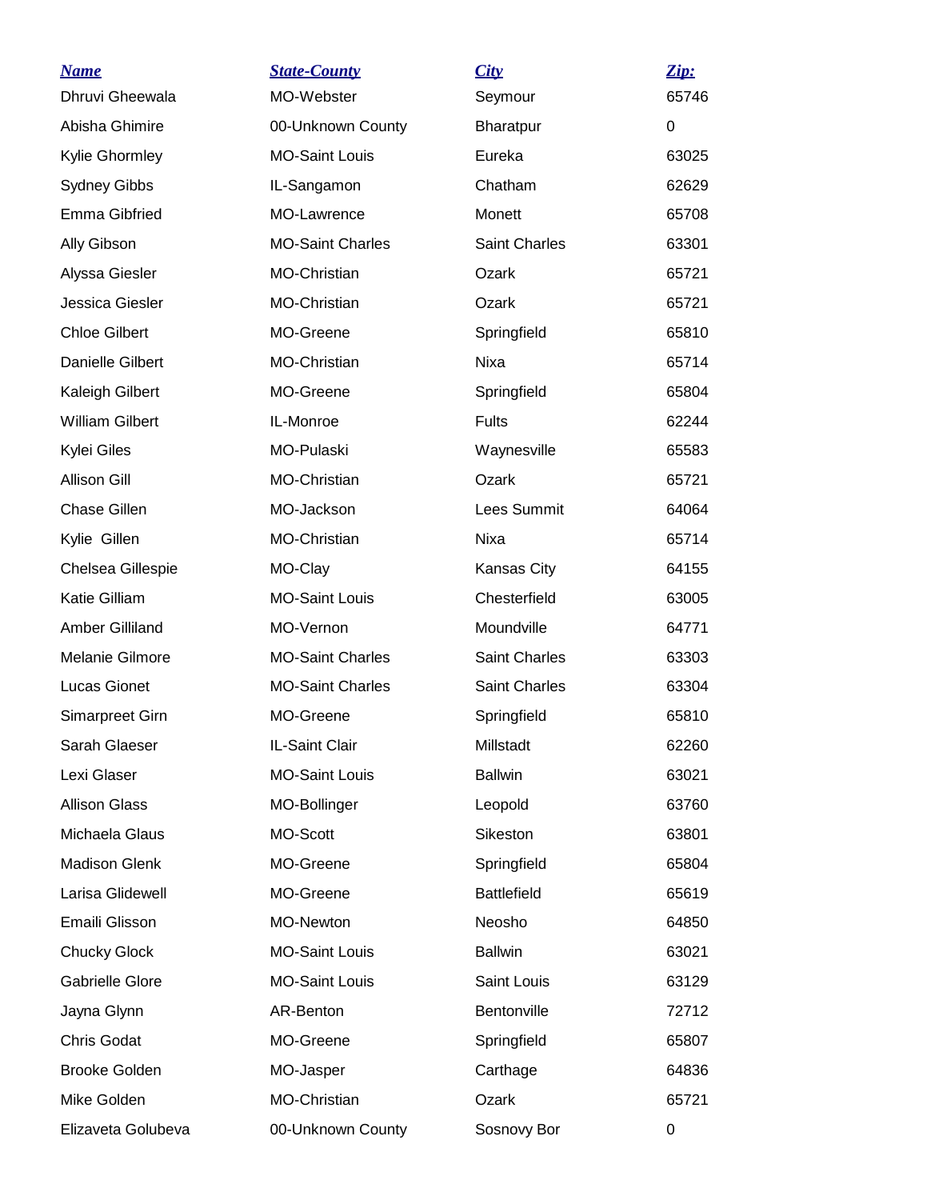| Name | State-County | City | Zip: |
| --- | --- | --- | --- |
| Dhruvi Gheewala | MO-Webster | Seymour | 65746 |
| Abisha Ghimire | 00-Unknown County | Bharatpur | 0 |
| Kylie Ghormley | MO-Saint Louis | Eureka | 63025 |
| Sydney Gibbs | IL-Sangamon | Chatham | 62629 |
| Emma Gibfried | MO-Lawrence | Monett | 65708 |
| Ally Gibson | MO-Saint Charles | Saint Charles | 63301 |
| Alyssa Giesler | MO-Christian | Ozark | 65721 |
| Jessica Giesler | MO-Christian | Ozark | 65721 |
| Chloe Gilbert | MO-Greene | Springfield | 65810 |
| Danielle Gilbert | MO-Christian | Nixa | 65714 |
| Kaleigh Gilbert | MO-Greene | Springfield | 65804 |
| William Gilbert | IL-Monroe | Fults | 62244 |
| Kylei Giles | MO-Pulaski | Waynesville | 65583 |
| Allison Gill | MO-Christian | Ozark | 65721 |
| Chase Gillen | MO-Jackson | Lees Summit | 64064 |
| Kylie Gillen | MO-Christian | Nixa | 65714 |
| Chelsea Gillespie | MO-Clay | Kansas City | 64155 |
| Katie Gilliam | MO-Saint Louis | Chesterfield | 63005 |
| Amber Gilliland | MO-Vernon | Moundville | 64771 |
| Melanie Gilmore | MO-Saint Charles | Saint Charles | 63303 |
| Lucas Gionet | MO-Saint Charles | Saint Charles | 63304 |
| Simarpreet Girn | MO-Greene | Springfield | 65810 |
| Sarah Glaeser | IL-Saint Clair | Millstadt | 62260 |
| Lexi Glaser | MO-Saint Louis | Ballwin | 63021 |
| Allison Glass | MO-Bollinger | Leopold | 63760 |
| Michaela Glaus | MO-Scott | Sikeston | 63801 |
| Madison Glenk | MO-Greene | Springfield | 65804 |
| Larisa Glidewell | MO-Greene | Battlefield | 65619 |
| Emaili Glisson | MO-Newton | Neosho | 64850 |
| Chucky Glock | MO-Saint Louis | Ballwin | 63021 |
| Gabrielle Glore | MO-Saint Louis | Saint Louis | 63129 |
| Jayna Glynn | AR-Benton | Bentonville | 72712 |
| Chris Godat | MO-Greene | Springfield | 65807 |
| Brooke Golden | MO-Jasper | Carthage | 64836 |
| Mike Golden | MO-Christian | Ozark | 65721 |
| Elizaveta Golubeva | 00-Unknown County | Sosnovy Bor | 0 |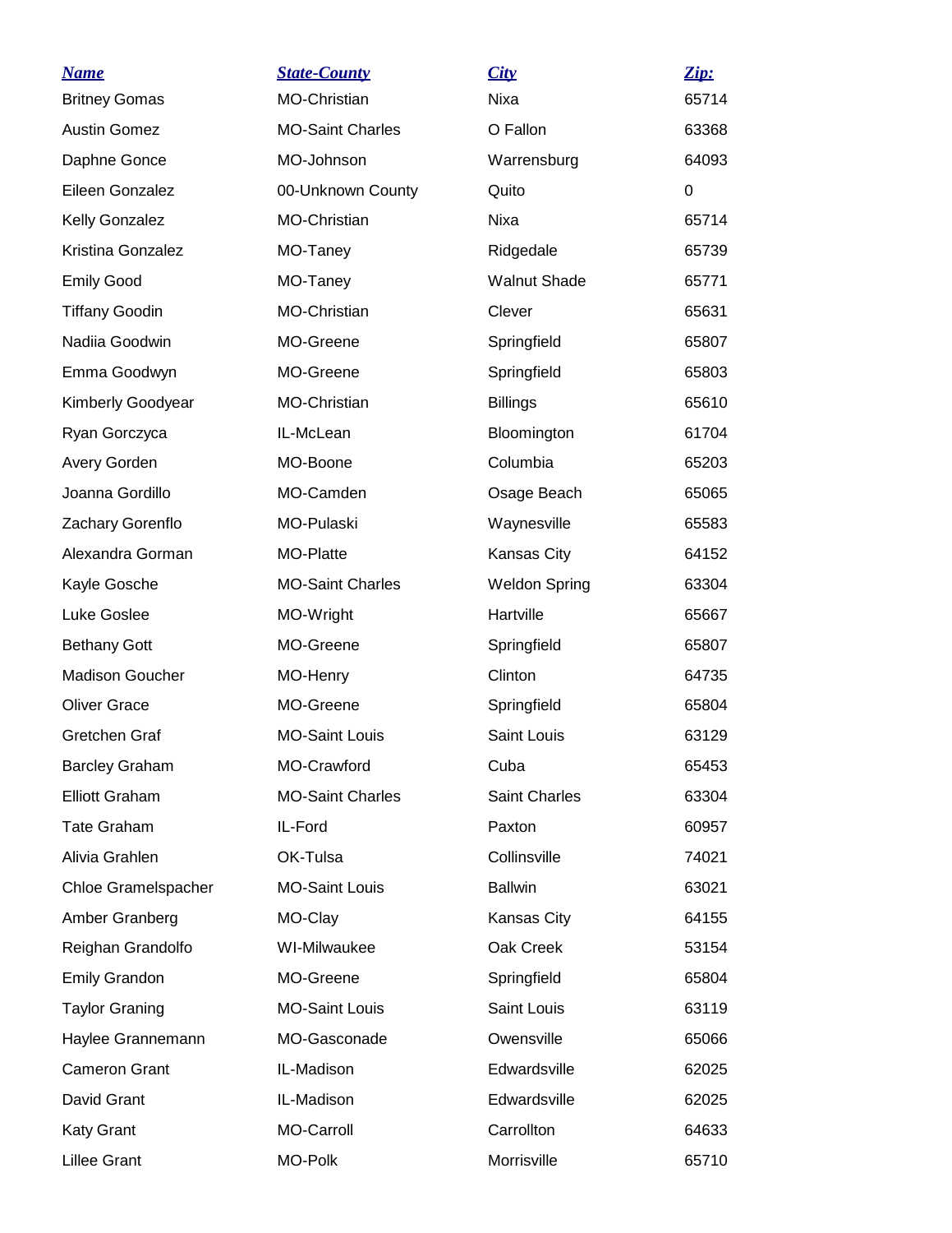| ***Name*** | ***State-County*** | ***City*** | ***Zip:*** |
|---|---|---|---|
| Britney Gomas | MO-Christian | Nixa | 65714 |
| Austin Gomez | MO-Saint Charles | O Fallon | 63368 |
| Daphne Gonce | MO-Johnson | Warrensburg | 64093 |
| Eileen Gonzalez | 00-Unknown County | Quito | 0 |
| Kelly Gonzalez | MO-Christian | Nixa | 65714 |
| Kristina Gonzalez | MO-Taney | Ridgedale | 65739 |
| Emily Good | MO-Taney | Walnut Shade | 65771 |
| Tiffany Goodin | MO-Christian | Clever | 65631 |
| Nadiia Goodwin | MO-Greene | Springfield | 65807 |
| Emma Goodwyn | MO-Greene | Springfield | 65803 |
| Kimberly Goodyear | MO-Christian | Billings | 65610 |
| Ryan Gorczyca | IL-McLean | Bloomington | 61704 |
| Avery Gorden | MO-Boone | Columbia | 65203 |
| Joanna Gordillo | MO-Camden | Osage Beach | 65065 |
| Zachary Gorenflo | MO-Pulaski | Waynesville | 65583 |
| Alexandra Gorman | MO-Platte | Kansas City | 64152 |
| Kayle Gosche | MO-Saint Charles | Weldon Spring | 63304 |
| Luke Goslee | MO-Wright | Hartville | 65667 |
| Bethany Gott | MO-Greene | Springfield | 65807 |
| Madison Goucher | MO-Henry | Clinton | 64735 |
| Oliver Grace | MO-Greene | Springfield | 65804 |
| Gretchen Graf | MO-Saint Louis | Saint Louis | 63129 |
| Barcley Graham | MO-Crawford | Cuba | 65453 |
| Elliott Graham | MO-Saint Charles | Saint Charles | 63304 |
| Tate Graham | IL-Ford | Paxton | 60957 |
| Alivia Grahlen | OK-Tulsa | Collinsville | 74021 |
| Chloe Gramelspacher | MO-Saint Louis | Ballwin | 63021 |
| Amber Granberg | MO-Clay | Kansas City | 64155 |
| Reighan Grandolfo | WI-Milwaukee | Oak Creek | 53154 |
| Emily Grandon | MO-Greene | Springfield | 65804 |
| Taylor Graning | MO-Saint Louis | Saint Louis | 63119 |
| Haylee Grannemann | MO-Gasconade | Owensville | 65066 |
| Cameron Grant | IL-Madison | Edwardsville | 62025 |
| David Grant | IL-Madison | Edwardsville | 62025 |
| Katy Grant | MO-Carroll | Carrollton | 64633 |
| Lillee Grant | MO-Polk | Morrisville | 65710 |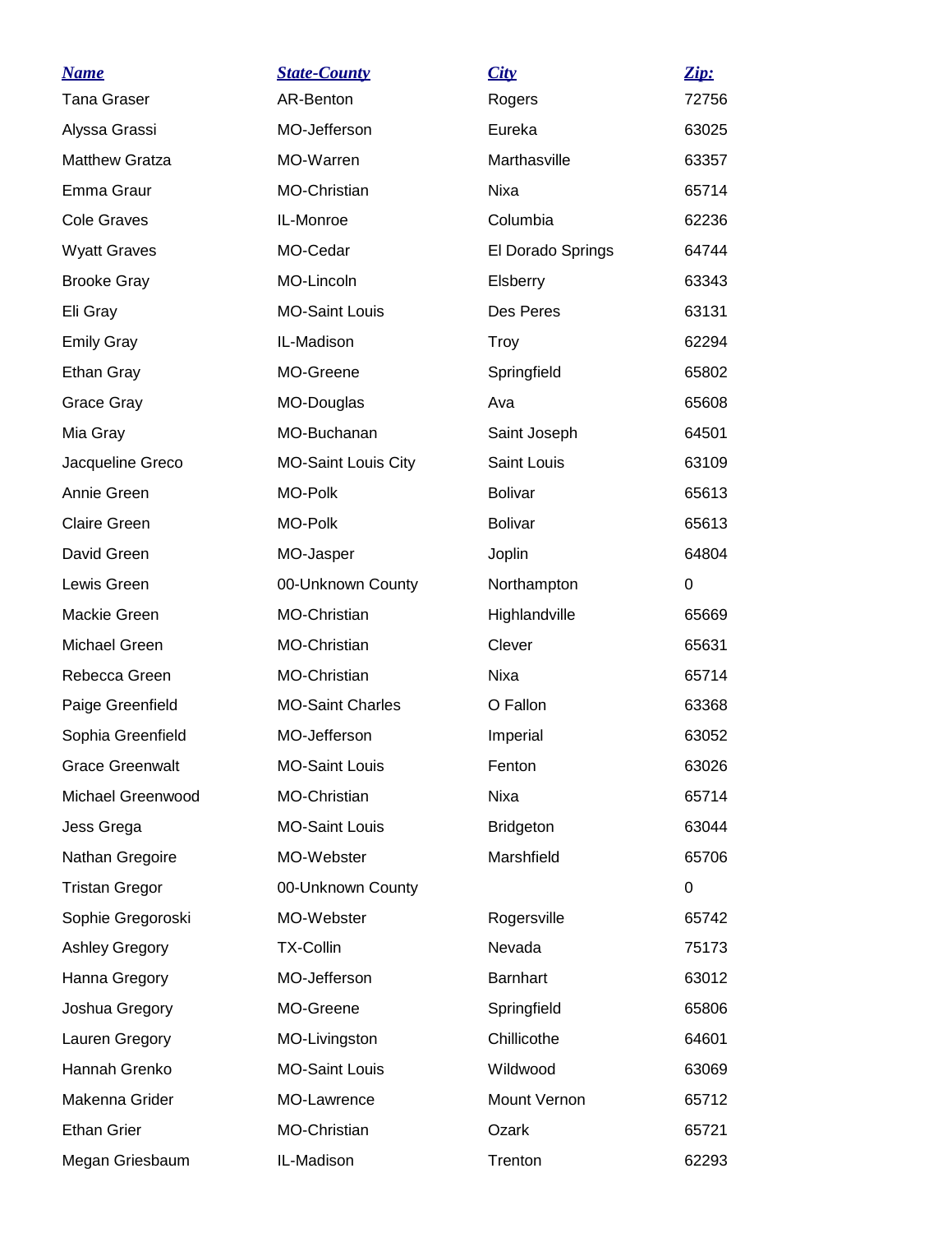| Name | State-County | City | Zip: |
|---|---|---|---|
| Tana Graser | AR-Benton | Rogers | 72756 |
| Alyssa Grassi | MO-Jefferson | Eureka | 63025 |
| Matthew Gratza | MO-Warren | Marthasville | 63357 |
| Emma Graur | MO-Christian | Nixa | 65714 |
| Cole Graves | IL-Monroe | Columbia | 62236 |
| Wyatt Graves | MO-Cedar | El Dorado Springs | 64744 |
| Brooke Gray | MO-Lincoln | Elsberry | 63343 |
| Eli Gray | MO-Saint Louis | Des Peres | 63131 |
| Emily Gray | IL-Madison | Troy | 62294 |
| Ethan Gray | MO-Greene | Springfield | 65802 |
| Grace Gray | MO-Douglas | Ava | 65608 |
| Mia Gray | MO-Buchanan | Saint Joseph | 64501 |
| Jacqueline Greco | MO-Saint Louis City | Saint Louis | 63109 |
| Annie Green | MO-Polk | Bolivar | 65613 |
| Claire Green | MO-Polk | Bolivar | 65613 |
| David Green | MO-Jasper | Joplin | 64804 |
| Lewis Green | 00-Unknown County | Northampton | 0 |
| Mackie Green | MO-Christian | Highlandville | 65669 |
| Michael Green | MO-Christian | Clever | 65631 |
| Rebecca Green | MO-Christian | Nixa | 65714 |
| Paige Greenfield | MO-Saint Charles | O Fallon | 63368 |
| Sophia Greenfield | MO-Jefferson | Imperial | 63052 |
| Grace Greenwalt | MO-Saint Louis | Fenton | 63026 |
| Michael Greenwood | MO-Christian | Nixa | 65714 |
| Jess Grega | MO-Saint Louis | Bridgeton | 63044 |
| Nathan Gregoire | MO-Webster | Marshfield | 65706 |
| Tristan Gregor | 00-Unknown County | | 0 |
| Sophie Gregoroski | MO-Webster | Rogersville | 65742 |
| Ashley Gregory | TX-Collin | Nevada | 75173 |
| Hanna Gregory | MO-Jefferson | Barnhart | 63012 |
| Joshua Gregory | MO-Greene | Springfield | 65806 |
| Lauren Gregory | MO-Livingston | Chillicothe | 64601 |
| Hannah Grenko | MO-Saint Louis | Wildwood | 63069 |
| Makenna Grider | MO-Lawrence | Mount Vernon | 65712 |
| Ethan Grier | MO-Christian | Ozark | 65721 |
| Megan Griesbaum | IL-Madison | Trenton | 62293 |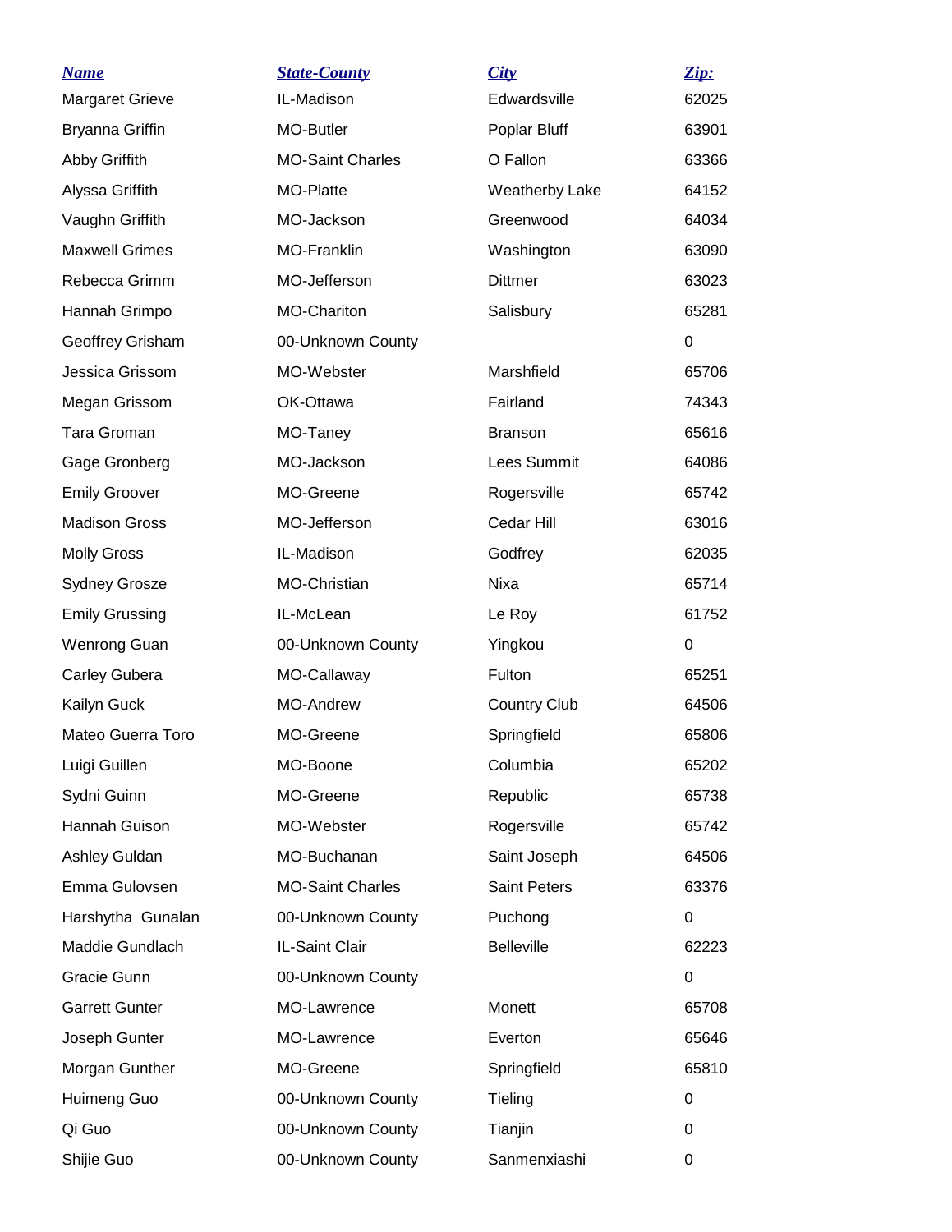| Name | State-County | City | Zip: |
|---|---|---|---|
| Margaret Grieve | IL-Madison | Edwardsville | 62025 |
| Bryanna Griffin | MO-Butler | Poplar Bluff | 63901 |
| Abby Griffith | MO-Saint Charles | O Fallon | 63366 |
| Alyssa Griffith | MO-Platte | Weatherby Lake | 64152 |
| Vaughn Griffith | MO-Jackson | Greenwood | 64034 |
| Maxwell Grimes | MO-Franklin | Washington | 63090 |
| Rebecca Grimm | MO-Jefferson | Dittmer | 63023 |
| Hannah Grimpo | MO-Chariton | Salisbury | 65281 |
| Geoffrey Grisham | 00-Unknown County | | 0 |
| Jessica Grissom | MO-Webster | Marshfield | 65706 |
| Megan Grissom | OK-Ottawa | Fairland | 74343 |
| Tara Groman | MO-Taney | Branson | 65616 |
| Gage Gronberg | MO-Jackson | Lees Summit | 64086 |
| Emily Groover | MO-Greene | Rogersville | 65742 |
| Madison Gross | MO-Jefferson | Cedar Hill | 63016 |
| Molly Gross | IL-Madison | Godfrey | 62035 |
| Sydney Grosze | MO-Christian | Nixa | 65714 |
| Emily Grussing | IL-McLean | Le Roy | 61752 |
| Wenrong Guan | 00-Unknown County | Yingkou | 0 |
| Carley Gubera | MO-Callaway | Fulton | 65251 |
| Kailyn Guck | MO-Andrew | Country Club | 64506 |
| Mateo Guerra Toro | MO-Greene | Springfield | 65806 |
| Luigi Guillen | MO-Boone | Columbia | 65202 |
| Sydni Guinn | MO-Greene | Republic | 65738 |
| Hannah Guison | MO-Webster | Rogersville | 65742 |
| Ashley Guldan | MO-Buchanan | Saint Joseph | 64506 |
| Emma Gulovsen | MO-Saint Charles | Saint Peters | 63376 |
| Harshytha Gunalan | 00-Unknown County | Puchong | 0 |
| Maddie Gundlach | IL-Saint Clair | Belleville | 62223 |
| Gracie Gunn | 00-Unknown County | | 0 |
| Garrett Gunter | MO-Lawrence | Monett | 65708 |
| Joseph Gunter | MO-Lawrence | Everton | 65646 |
| Morgan Gunther | MO-Greene | Springfield | 65810 |
| Huimeng Guo | 00-Unknown County | Tieling | 0 |
| Qi Guo | 00-Unknown County | Tianjin | 0 |
| Shijie Guo | 00-Unknown County | Sanmenxiashi | 0 |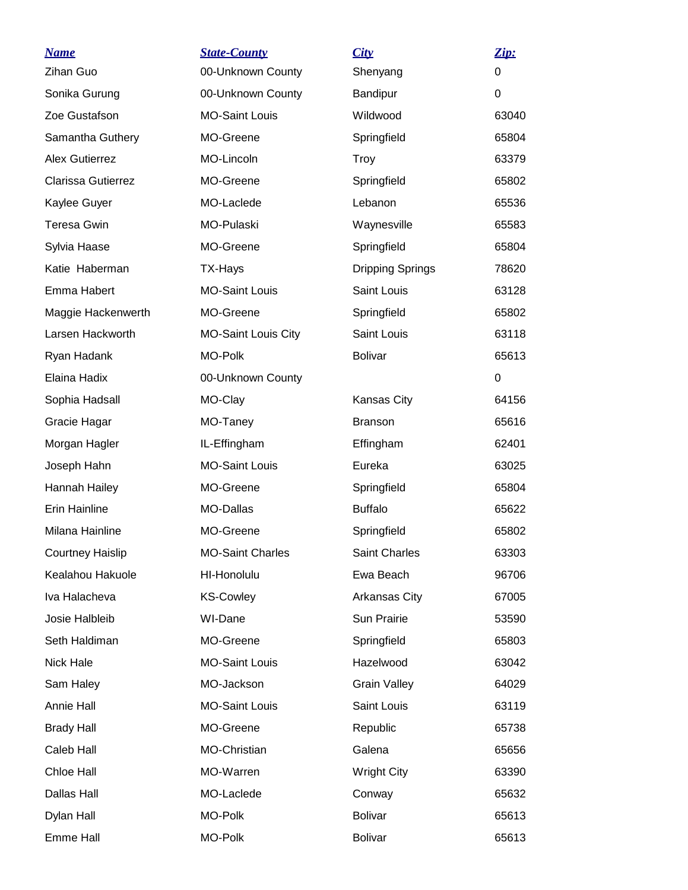| Name | State-County | City | Zip: |
| --- | --- | --- | --- |
| Zihan Guo | 00-Unknown County | Shenyang | 0 |
| Sonika Gurung | 00-Unknown County | Bandipur | 0 |
| Zoe Gustafson | MO-Saint Louis | Wildwood | 63040 |
| Samantha Guthery | MO-Greene | Springfield | 65804 |
| Alex Gutierrez | MO-Lincoln | Troy | 63379 |
| Clarissa Gutierrez | MO-Greene | Springfield | 65802 |
| Kaylee Guyer | MO-Laclede | Lebanon | 65536 |
| Teresa Gwin | MO-Pulaski | Waynesville | 65583 |
| Sylvia Haase | MO-Greene | Springfield | 65804 |
| Katie Haberman | TX-Hays | Dripping Springs | 78620 |
| Emma Habert | MO-Saint Louis | Saint Louis | 63128 |
| Maggie Hackenwerth | MO-Greene | Springfield | 65802 |
| Larsen Hackworth | MO-Saint Louis City | Saint Louis | 63118 |
| Ryan Hadank | MO-Polk | Bolivar | 65613 |
| Elaina Hadix | 00-Unknown County | | 0 |
| Sophia Hadsall | MO-Clay | Kansas City | 64156 |
| Gracie Hagar | MO-Taney | Branson | 65616 |
| Morgan Hagler | IL-Effingham | Effingham | 62401 |
| Joseph Hahn | MO-Saint Louis | Eureka | 63025 |
| Hannah Hailey | MO-Greene | Springfield | 65804 |
| Erin Hainline | MO-Dallas | Buffalo | 65622 |
| Milana Hainline | MO-Greene | Springfield | 65802 |
| Courtney Haislip | MO-Saint Charles | Saint Charles | 63303 |
| Kealahou Hakuole | HI-Honolulu | Ewa Beach | 96706 |
| Iva Halacheva | KS-Cowley | Arkansas City | 67005 |
| Josie Halbleib | WI-Dane | Sun Prairie | 53590 |
| Seth Haldiman | MO-Greene | Springfield | 65803 |
| Nick Hale | MO-Saint Louis | Hazelwood | 63042 |
| Sam Haley | MO-Jackson | Grain Valley | 64029 |
| Annie Hall | MO-Saint Louis | Saint Louis | 63119 |
| Brady Hall | MO-Greene | Republic | 65738 |
| Caleb Hall | MO-Christian | Galena | 65656 |
| Chloe Hall | MO-Warren | Wright City | 63390 |
| Dallas Hall | MO-Laclede | Conway | 65632 |
| Dylan Hall | MO-Polk | Bolivar | 65613 |
| Emme Hall | MO-Polk | Bolivar | 65613 |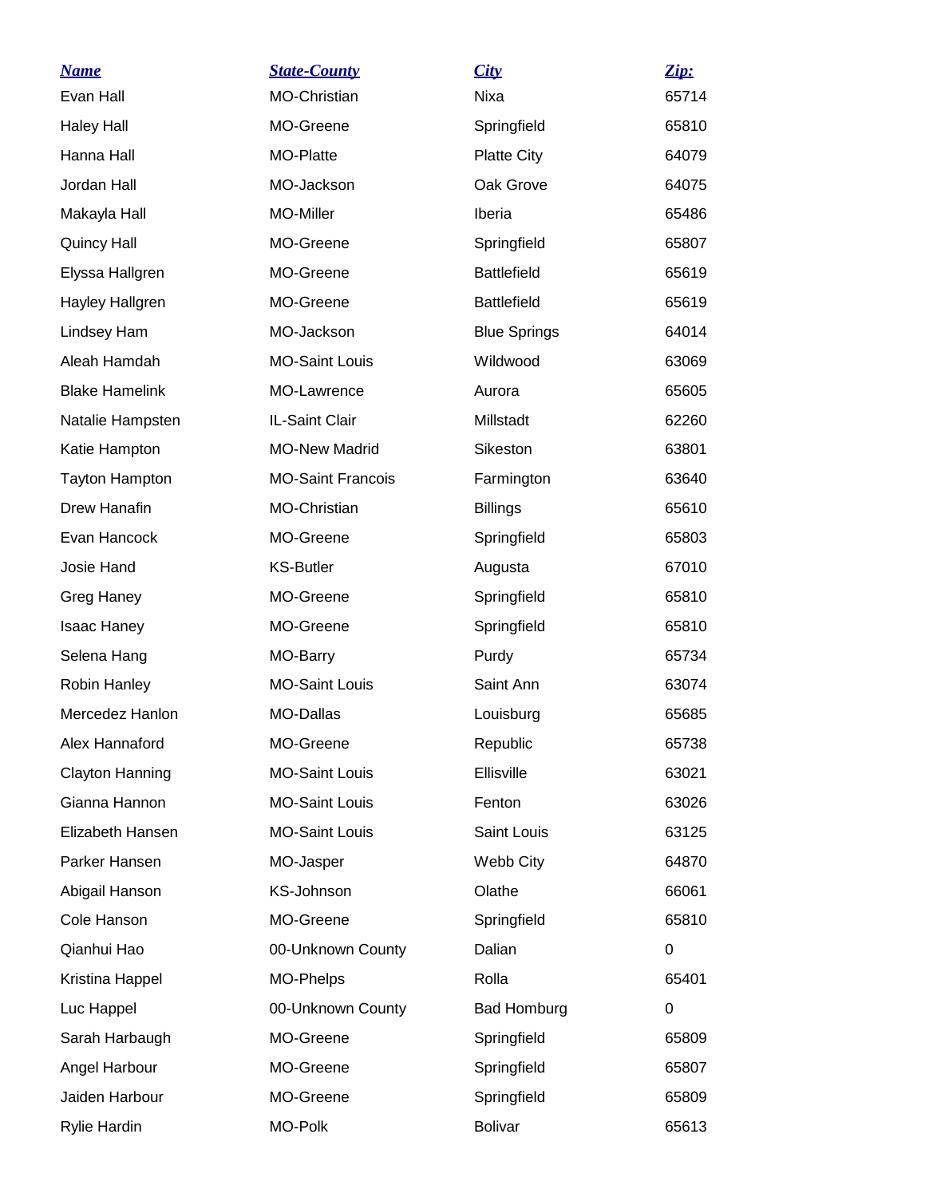| Name | State-County | City | Zip: |
| --- | --- | --- | --- |
| Evan Hall | MO-Christian | Nixa | 65714 |
| Haley Hall | MO-Greene | Springfield | 65810 |
| Hanna Hall | MO-Platte | Platte City | 64079 |
| Jordan Hall | MO-Jackson | Oak Grove | 64075 |
| Makayla Hall | MO-Miller | Iberia | 65486 |
| Quincy Hall | MO-Greene | Springfield | 65807 |
| Elyssa Hallgren | MO-Greene | Battlefield | 65619 |
| Hayley Hallgren | MO-Greene | Battlefield | 65619 |
| Lindsey Ham | MO-Jackson | Blue Springs | 64014 |
| Aleah Hamdah | MO-Saint Louis | Wildwood | 63069 |
| Blake Hamelink | MO-Lawrence | Aurora | 65605 |
| Natalie Hampsten | IL-Saint Clair | Millstadt | 62260 |
| Katie Hampton | MO-New Madrid | Sikeston | 63801 |
| Tayton Hampton | MO-Saint Francois | Farmington | 63640 |
| Drew Hanafin | MO-Christian | Billings | 65610 |
| Evan Hancock | MO-Greene | Springfield | 65803 |
| Josie Hand | KS-Butler | Augusta | 67010 |
| Greg Haney | MO-Greene | Springfield | 65810 |
| Isaac Haney | MO-Greene | Springfield | 65810 |
| Selena Hang | MO-Barry | Purdy | 65734 |
| Robin Hanley | MO-Saint Louis | Saint Ann | 63074 |
| Mercedez Hanlon | MO-Dallas | Louisburg | 65685 |
| Alex Hannaford | MO-Greene | Republic | 65738 |
| Clayton Hanning | MO-Saint Louis | Ellisville | 63021 |
| Gianna Hannon | MO-Saint Louis | Fenton | 63026 |
| Elizabeth Hansen | MO-Saint Louis | Saint Louis | 63125 |
| Parker Hansen | MO-Jasper | Webb City | 64870 |
| Abigail Hanson | KS-Johnson | Olathe | 66061 |
| Cole Hanson | MO-Greene | Springfield | 65810 |
| Qianhui Hao | 00-Unknown County | Dalian | 0 |
| Kristina Happel | MO-Phelps | Rolla | 65401 |
| Luc Happel | 00-Unknown County | Bad Homburg | 0 |
| Sarah Harbaugh | MO-Greene | Springfield | 65809 |
| Angel Harbour | MO-Greene | Springfield | 65807 |
| Jaiden Harbour | MO-Greene | Springfield | 65809 |
| Rylie Hardin | MO-Polk | Bolivar | 65613 |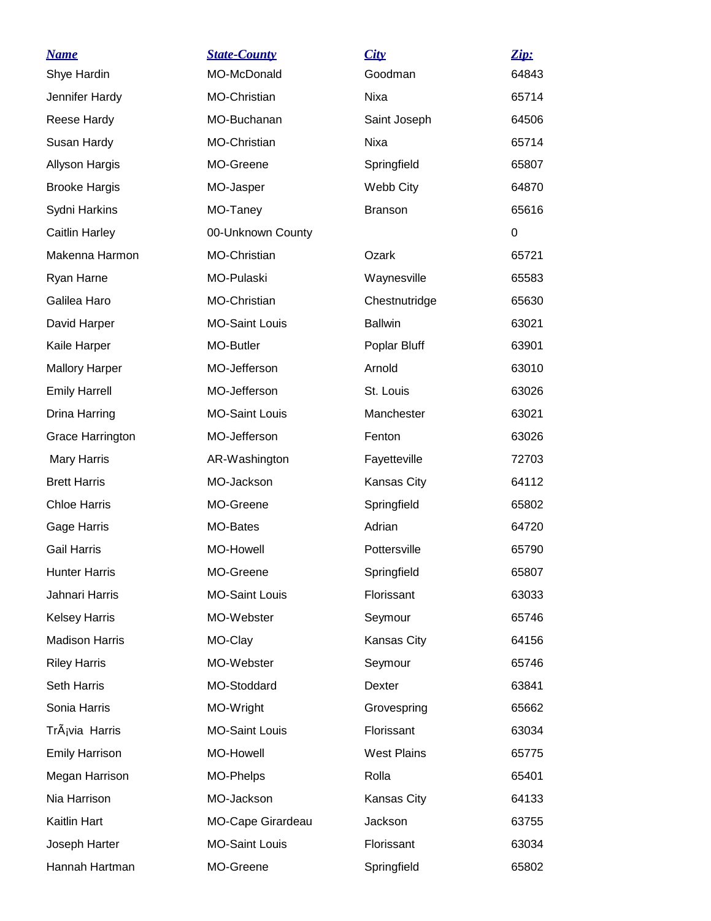| Name | State-County | City | Zip: |
| --- | --- | --- | --- |
| Shye Hardin | MO-McDonald | Goodman | 64843 |
| Jennifer Hardy | MO-Christian | Nixa | 65714 |
| Reese Hardy | MO-Buchanan | Saint Joseph | 64506 |
| Susan Hardy | MO-Christian | Nixa | 65714 |
| Allyson Hargis | MO-Greene | Springfield | 65807 |
| Brooke Hargis | MO-Jasper | Webb City | 64870 |
| Sydni Harkins | MO-Taney | Branson | 65616 |
| Caitlin Harley | 00-Unknown County | | 0 |
| Makenna Harmon | MO-Christian | Ozark | 65721 |
| Ryan Harne | MO-Pulaski | Waynesville | 65583 |
| Galilea Haro | MO-Christian | Chestnutridge | 65630 |
| David Harper | MO-Saint Louis | Ballwin | 63021 |
| Kaile Harper | MO-Butler | Poplar Bluff | 63901 |
| Mallory Harper | MO-Jefferson | Arnold | 63010 |
| Emily Harrell | MO-Jefferson | St. Louis | 63026 |
| Drina Harring | MO-Saint Louis | Manchester | 63021 |
| Grace Harrington | MO-Jefferson | Fenton | 63026 |
| Mary Harris | AR-Washington | Fayetteville | 72703 |
| Brett Harris | MO-Jackson | Kansas City | 64112 |
| Chloe Harris | MO-Greene | Springfield | 65802 |
| Gage Harris | MO-Bates | Adrian | 64720 |
| Gail Harris | MO-Howell | Pottersville | 65790 |
| Hunter Harris | MO-Greene | Springfield | 65807 |
| Jahnari Harris | MO-Saint Louis | Florissant | 63033 |
| Kelsey Harris | MO-Webster | Seymour | 65746 |
| Madison Harris | MO-Clay | Kansas City | 64156 |
| Riley Harris | MO-Webster | Seymour | 65746 |
| Seth Harris | MO-Stoddard | Dexter | 63841 |
| Sonia Harris | MO-Wright | Grovespring | 65662 |
| TrÃ¡via Harris | MO-Saint Louis | Florissant | 63034 |
| Emily Harrison | MO-Howell | West Plains | 65775 |
| Megan Harrison | MO-Phelps | Rolla | 65401 |
| Nia Harrison | MO-Jackson | Kansas City | 64133 |
| Kaitlin Hart | MO-Cape Girardeau | Jackson | 63755 |
| Joseph Harter | MO-Saint Louis | Florissant | 63034 |
| Hannah Hartman | MO-Greene | Springfield | 65802 |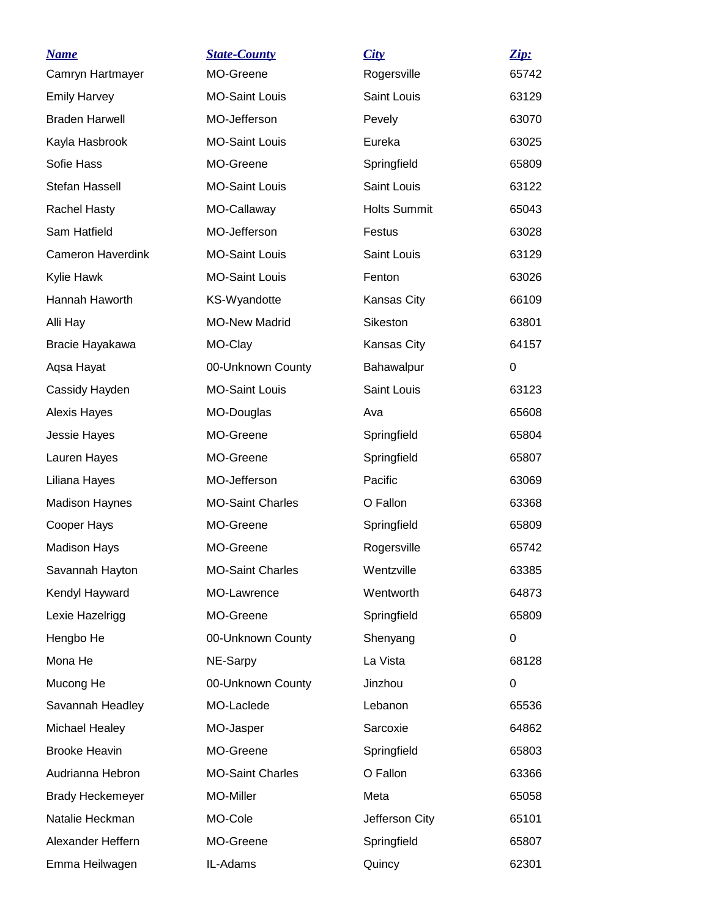| Name | State-County | City | Zip: |
|---|---|---|---|
| Camryn Hartmayer | MO-Greene | Rogersville | 65742 |
| Emily Harvey | MO-Saint Louis | Saint Louis | 63129 |
| Braden Harwell | MO-Jefferson | Pevely | 63070 |
| Kayla Hasbrook | MO-Saint Louis | Eureka | 63025 |
| Sofie Hass | MO-Greene | Springfield | 65809 |
| Stefan Hassell | MO-Saint Louis | Saint Louis | 63122 |
| Rachel Hasty | MO-Callaway | Holts Summit | 65043 |
| Sam Hatfield | MO-Jefferson | Festus | 63028 |
| Cameron Haverdink | MO-Saint Louis | Saint Louis | 63129 |
| Kylie Hawk | MO-Saint Louis | Fenton | 63026 |
| Hannah Haworth | KS-Wyandotte | Kansas City | 66109 |
| Alli Hay | MO-New Madrid | Sikeston | 63801 |
| Bracie Hayakawa | MO-Clay | Kansas City | 64157 |
| Aqsa Hayat | 00-Unknown County | Bahawalpur | 0 |
| Cassidy Hayden | MO-Saint Louis | Saint Louis | 63123 |
| Alexis Hayes | MO-Douglas | Ava | 65608 |
| Jessie Hayes | MO-Greene | Springfield | 65804 |
| Lauren Hayes | MO-Greene | Springfield | 65807 |
| Liliana Hayes | MO-Jefferson | Pacific | 63069 |
| Madison Haynes | MO-Saint Charles | O Fallon | 63368 |
| Cooper Hays | MO-Greene | Springfield | 65809 |
| Madison Hays | MO-Greene | Rogersville | 65742 |
| Savannah Hayton | MO-Saint Charles | Wentzville | 63385 |
| Kendyl Hayward | MO-Lawrence | Wentworth | 64873 |
| Lexie Hazelrigg | MO-Greene | Springfield | 65809 |
| Hengbo He | 00-Unknown County | Shenyang | 0 |
| Mona He | NE-Sarpy | La Vista | 68128 |
| Mucong He | 00-Unknown County | Jinzhou | 0 |
| Savannah Headley | MO-Laclede | Lebanon | 65536 |
| Michael Healey | MO-Jasper | Sarcoxie | 64862 |
| Brooke Heavin | MO-Greene | Springfield | 65803 |
| Audrianna Hebron | MO-Saint Charles | O Fallon | 63366 |
| Brady Heckemeyer | MO-Miller | Meta | 65058 |
| Natalie Heckman | MO-Cole | Jefferson City | 65101 |
| Alexander Heffern | MO-Greene | Springfield | 65807 |
| Emma Heilwagen | IL-Adams | Quincy | 62301 |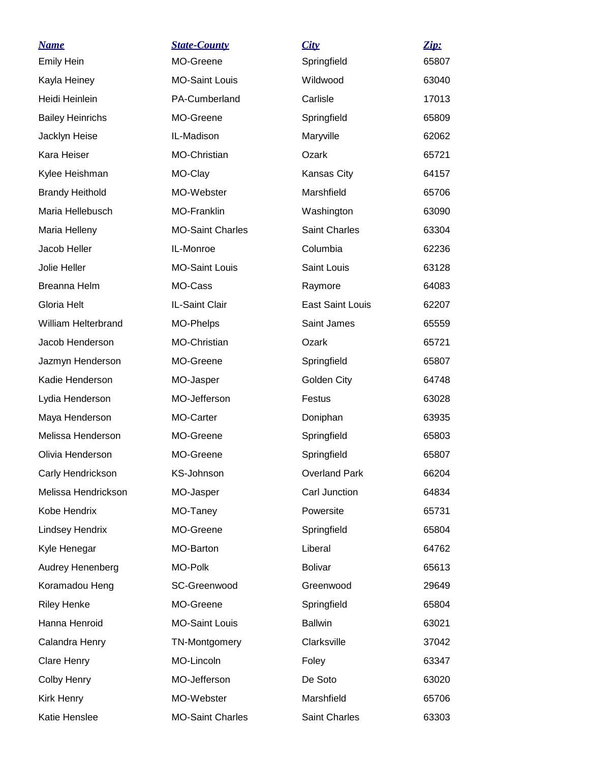| ***Name*** | ***State-County*** | ***City*** | ***Zip:*** |
| --- | --- | --- | --- |
| Emily Hein | MO-Greene | Springfield | 65807 |
| Kayla Heiney | MO-Saint Louis | Wildwood | 63040 |
| Heidi Heinlein | PA-Cumberland | Carlisle | 17013 |
| Bailey Heinrichs | MO-Greene | Springfield | 65809 |
| Jacklyn Heise | IL-Madison | Maryville | 62062 |
| Kara Heiser | MO-Christian | Ozark | 65721 |
| Kylee Heishman | MO-Clay | Kansas City | 64157 |
| Brandy Heithold | MO-Webster | Marshfield | 65706 |
| Maria Hellebusch | MO-Franklin | Washington | 63090 |
| Maria Helleny | MO-Saint Charles | Saint Charles | 63304 |
| Jacob Heller | IL-Monroe | Columbia | 62236 |
| Jolie Heller | MO-Saint Louis | Saint Louis | 63128 |
| Breanna Helm | MO-Cass | Raymore | 64083 |
| Gloria Helt | IL-Saint Clair | East Saint Louis | 62207 |
| William Helterbrand | MO-Phelps | Saint James | 65559 |
| Jacob Henderson | MO-Christian | Ozark | 65721 |
| Jazmyn Henderson | MO-Greene | Springfield | 65807 |
| Kadie Henderson | MO-Jasper | Golden City | 64748 |
| Lydia Henderson | MO-Jefferson | Festus | 63028 |
| Maya Henderson | MO-Carter | Doniphan | 63935 |
| Melissa Henderson | MO-Greene | Springfield | 65803 |
| Olivia Henderson | MO-Greene | Springfield | 65807 |
| Carly Hendrickson | KS-Johnson | Overland Park | 66204 |
| Melissa Hendrickson | MO-Jasper | Carl Junction | 64834 |
| Kobe Hendrix | MO-Taney | Powersite | 65731 |
| Lindsey Hendrix | MO-Greene | Springfield | 65804 |
| Kyle Henegar | MO-Barton | Liberal | 64762 |
| Audrey Henenberg | MO-Polk | Bolivar | 65613 |
| Koramadou Heng | SC-Greenwood | Greenwood | 29649 |
| Riley Henke | MO-Greene | Springfield | 65804 |
| Hanna Henroid | MO-Saint Louis | Ballwin | 63021 |
| Calandra Henry | TN-Montgomery | Clarksville | 37042 |
| Clare Henry | MO-Lincoln | Foley | 63347 |
| Colby Henry | MO-Jefferson | De Soto | 63020 |
| Kirk Henry | MO-Webster | Marshfield | 65706 |
| Katie Henslee | MO-Saint Charles | Saint Charles | 63303 |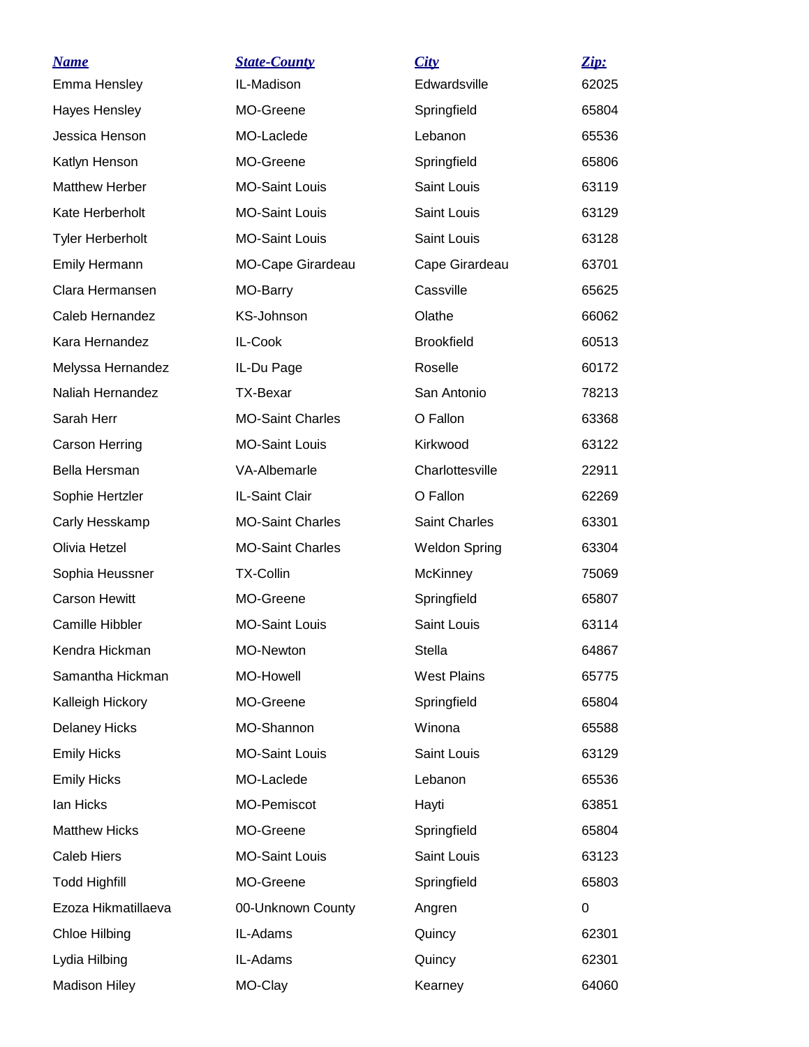| Name | State-County | City | Zip: |
|---|---|---|---|
| Emma Hensley | IL-Madison | Edwardsville | 62025 |
| Hayes Hensley | MO-Greene | Springfield | 65804 |
| Jessica Henson | MO-Laclede | Lebanon | 65536 |
| Katlyn Henson | MO-Greene | Springfield | 65806 |
| Matthew Herber | MO-Saint Louis | Saint Louis | 63119 |
| Kate Herberholt | MO-Saint Louis | Saint Louis | 63129 |
| Tyler Herberholt | MO-Saint Louis | Saint Louis | 63128 |
| Emily Hermann | MO-Cape Girardeau | Cape Girardeau | 63701 |
| Clara Hermansen | MO-Barry | Cassville | 65625 |
| Caleb Hernandez | KS-Johnson | Olathe | 66062 |
| Kara Hernandez | IL-Cook | Brookfield | 60513 |
| Melyssa Hernandez | IL-Du Page | Roselle | 60172 |
| Naliah Hernandez | TX-Bexar | San Antonio | 78213 |
| Sarah Herr | MO-Saint Charles | O Fallon | 63368 |
| Carson Herring | MO-Saint Louis | Kirkwood | 63122 |
| Bella Hersman | VA-Albemarle | Charlottesville | 22911 |
| Sophie Hertzler | IL-Saint Clair | O Fallon | 62269 |
| Carly Hesskamp | MO-Saint Charles | Saint Charles | 63301 |
| Olivia Hetzel | MO-Saint Charles | Weldon Spring | 63304 |
| Sophia Heussner | TX-Collin | McKinney | 75069 |
| Carson Hewitt | MO-Greene | Springfield | 65807 |
| Camille Hibbler | MO-Saint Louis | Saint Louis | 63114 |
| Kendra Hickman | MO-Newton | Stella | 64867 |
| Samantha Hickman | MO-Howell | West Plains | 65775 |
| Kalleigh Hickory | MO-Greene | Springfield | 65804 |
| Delaney Hicks | MO-Shannon | Winona | 65588 |
| Emily Hicks | MO-Saint Louis | Saint Louis | 63129 |
| Emily Hicks | MO-Laclede | Lebanon | 65536 |
| Ian Hicks | MO-Pemiscot | Hayti | 63851 |
| Matthew Hicks | MO-Greene | Springfield | 65804 |
| Caleb Hiers | MO-Saint Louis | Saint Louis | 63123 |
| Todd Highfill | MO-Greene | Springfield | 65803 |
| Ezoza Hikmatillaeva | 00-Unknown County | Angren | 0 |
| Chloe Hilbing | IL-Adams | Quincy | 62301 |
| Lydia Hilbing | IL-Adams | Quincy | 62301 |
| Madison Hiley | MO-Clay | Kearney | 64060 |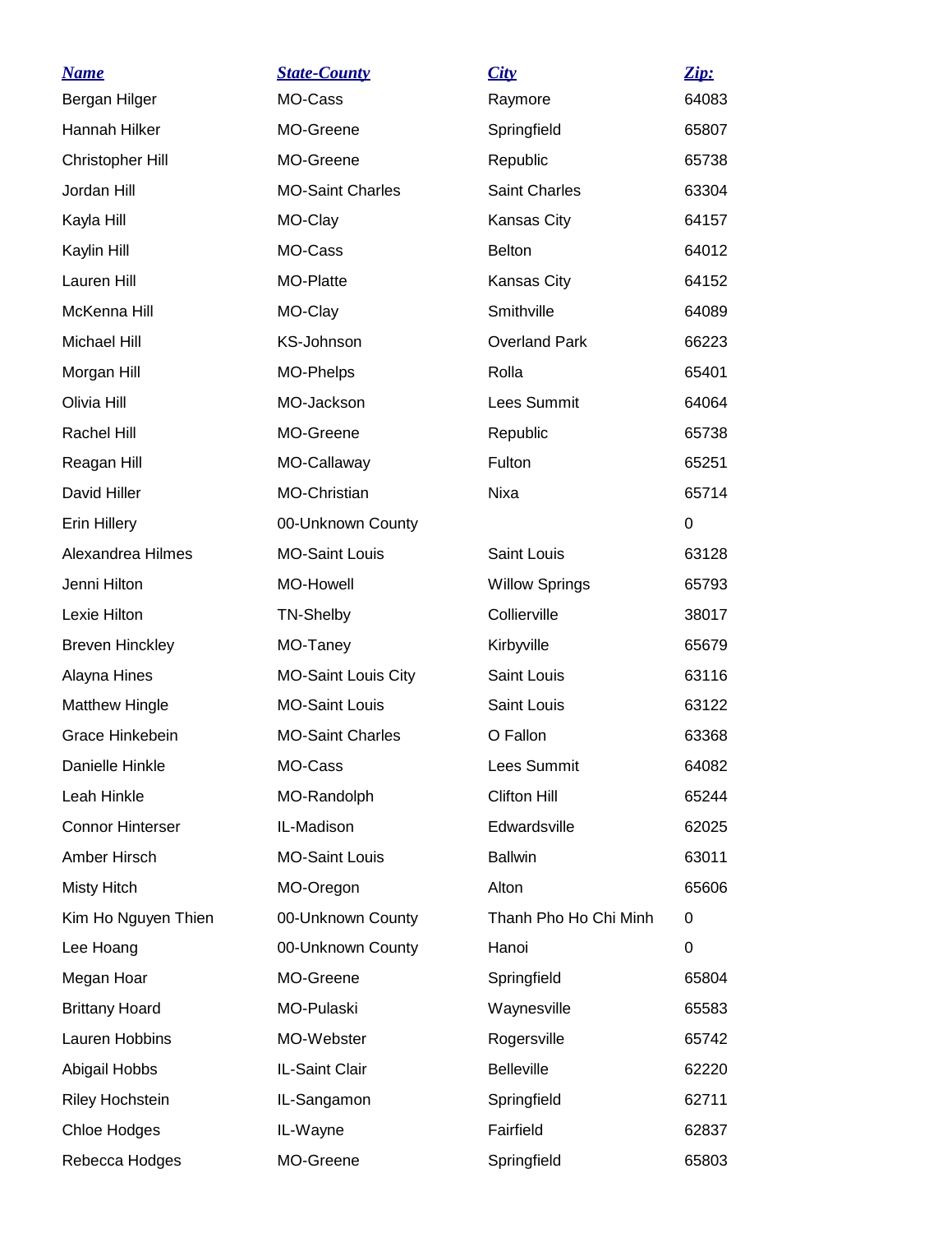| *Name* | *State-County* | *City* | *Zip:* |
|---|---|---|---|
| Bergan Hilger | MO-Cass | Raymore | 64083 |
| Hannah Hilker | MO-Greene | Springfield | 65807 |
| Christopher Hill | MO-Greene | Republic | 65738 |
| Jordan Hill | MO-Saint Charles | Saint Charles | 63304 |
| Kayla Hill | MO-Clay | Kansas City | 64157 |
| Kaylin Hill | MO-Cass | Belton | 64012 |
| Lauren Hill | MO-Platte | Kansas City | 64152 |
| McKenna Hill | MO-Clay | Smithville | 64089 |
| Michael Hill | KS-Johnson | Overland Park | 66223 |
| Morgan Hill | MO-Phelps | Rolla | 65401 |
| Olivia Hill | MO-Jackson | Lees Summit | 64064 |
| Rachel Hill | MO-Greene | Republic | 65738 |
| Reagan Hill | MO-Callaway | Fulton | 65251 |
| David Hiller | MO-Christian | Nixa | 65714 |
| Erin Hillery | 00-Unknown County | | 0 |
| Alexandrea Hilmes | MO-Saint Louis | Saint Louis | 63128 |
| Jenni Hilton | MO-Howell | Willow Springs | 65793 |
| Lexie Hilton | TN-Shelby | Collierville | 38017 |
| Breven Hinckley | MO-Taney | Kirbyville | 65679 |
| Alayna Hines | MO-Saint Louis City | Saint Louis | 63116 |
| Matthew Hingle | MO-Saint Louis | Saint Louis | 63122 |
| Grace Hinkebein | MO-Saint Charles | O Fallon | 63368 |
| Danielle Hinkle | MO-Cass | Lees Summit | 64082 |
| Leah Hinkle | MO-Randolph | Clifton Hill | 65244 |
| Connor Hinterser | IL-Madison | Edwardsville | 62025 |
| Amber Hirsch | MO-Saint Louis | Ballwin | 63011 |
| Misty Hitch | MO-Oregon | Alton | 65606 |
| Kim Ho Nguyen Thien | 00-Unknown County | Thanh Pho Ho Chi Minh | 0 |
| Lee Hoang | 00-Unknown County | Hanoi | 0 |
| Megan Hoar | MO-Greene | Springfield | 65804 |
| Brittany Hoard | MO-Pulaski | Waynesville | 65583 |
| Lauren Hobbins | MO-Webster | Rogersville | 65742 |
| Abigail Hobbs | IL-Saint Clair | Belleville | 62220 |
| Riley Hochstein | IL-Sangamon | Springfield | 62711 |
| Chloe Hodges | IL-Wayne | Fairfield | 62837 |
| Rebecca Hodges | MO-Greene | Springfield | 65803 |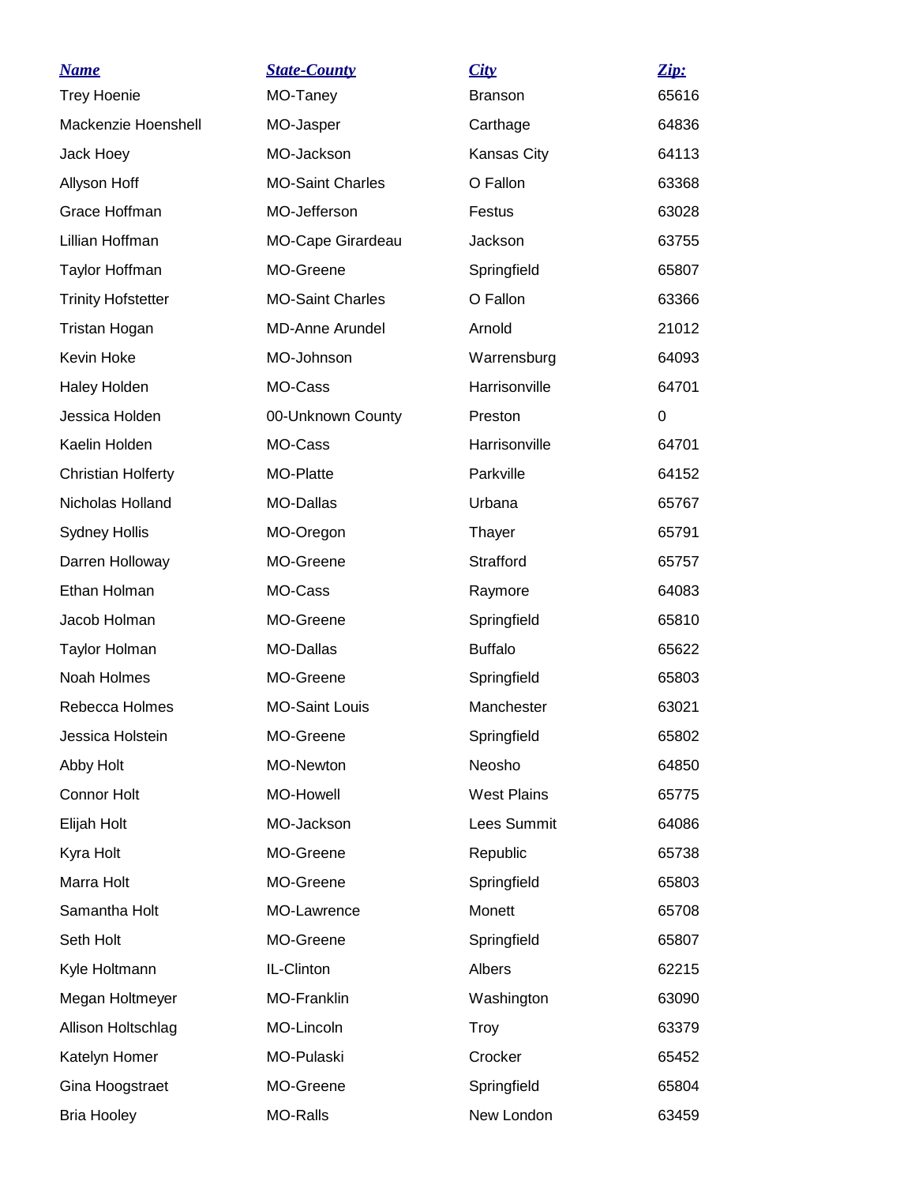| *Name* | *State-County* | *City* | *Zip:* |
|---|---|---|---|
| Trey Hoenie | MO-Taney | Branson | 65616 |
| Mackenzie Hoenshell | MO-Jasper | Carthage | 64836 |
| Jack Hoey | MO-Jackson | Kansas City | 64113 |
| Allyson Hoff | MO-Saint Charles | O Fallon | 63368 |
| Grace Hoffman | MO-Jefferson | Festus | 63028 |
| Lillian Hoffman | MO-Cape Girardeau | Jackson | 63755 |
| Taylor Hoffman | MO-Greene | Springfield | 65807 |
| Trinity Hofstetter | MO-Saint Charles | O Fallon | 63366 |
| Tristan Hogan | MD-Anne Arundel | Arnold | 21012 |
| Kevin Hoke | MO-Johnson | Warrensburg | 64093 |
| Haley Holden | MO-Cass | Harrisonville | 64701 |
| Jessica Holden | 00-Unknown County | Preston | 0 |
| Kaelin Holden | MO-Cass | Harrisonville | 64701 |
| Christian Holferty | MO-Platte | Parkville | 64152 |
| Nicholas Holland | MO-Dallas | Urbana | 65767 |
| Sydney Hollis | MO-Oregon | Thayer | 65791 |
| Darren Holloway | MO-Greene | Strafford | 65757 |
| Ethan Holman | MO-Cass | Raymore | 64083 |
| Jacob Holman | MO-Greene | Springfield | 65810 |
| Taylor Holman | MO-Dallas | Buffalo | 65622 |
| Noah Holmes | MO-Greene | Springfield | 65803 |
| Rebecca Holmes | MO-Saint Louis | Manchester | 63021 |
| Jessica Holstein | MO-Greene | Springfield | 65802 |
| Abby Holt | MO-Newton | Neosho | 64850 |
| Connor Holt | MO-Howell | West Plains | 65775 |
| Elijah Holt | MO-Jackson | Lees Summit | 64086 |
| Kyra Holt | MO-Greene | Republic | 65738 |
| Marra Holt | MO-Greene | Springfield | 65803 |
| Samantha Holt | MO-Lawrence | Monett | 65708 |
| Seth Holt | MO-Greene | Springfield | 65807 |
| Kyle Holtmann | IL-Clinton | Albers | 62215 |
| Megan Holtmeyer | MO-Franklin | Washington | 63090 |
| Allison Holtschlag | MO-Lincoln | Troy | 63379 |
| Katelyn Homer | MO-Pulaski | Crocker | 65452 |
| Gina Hoogstraet | MO-Greene | Springfield | 65804 |
| Bria Hooley | MO-Ralls | New London | 63459 |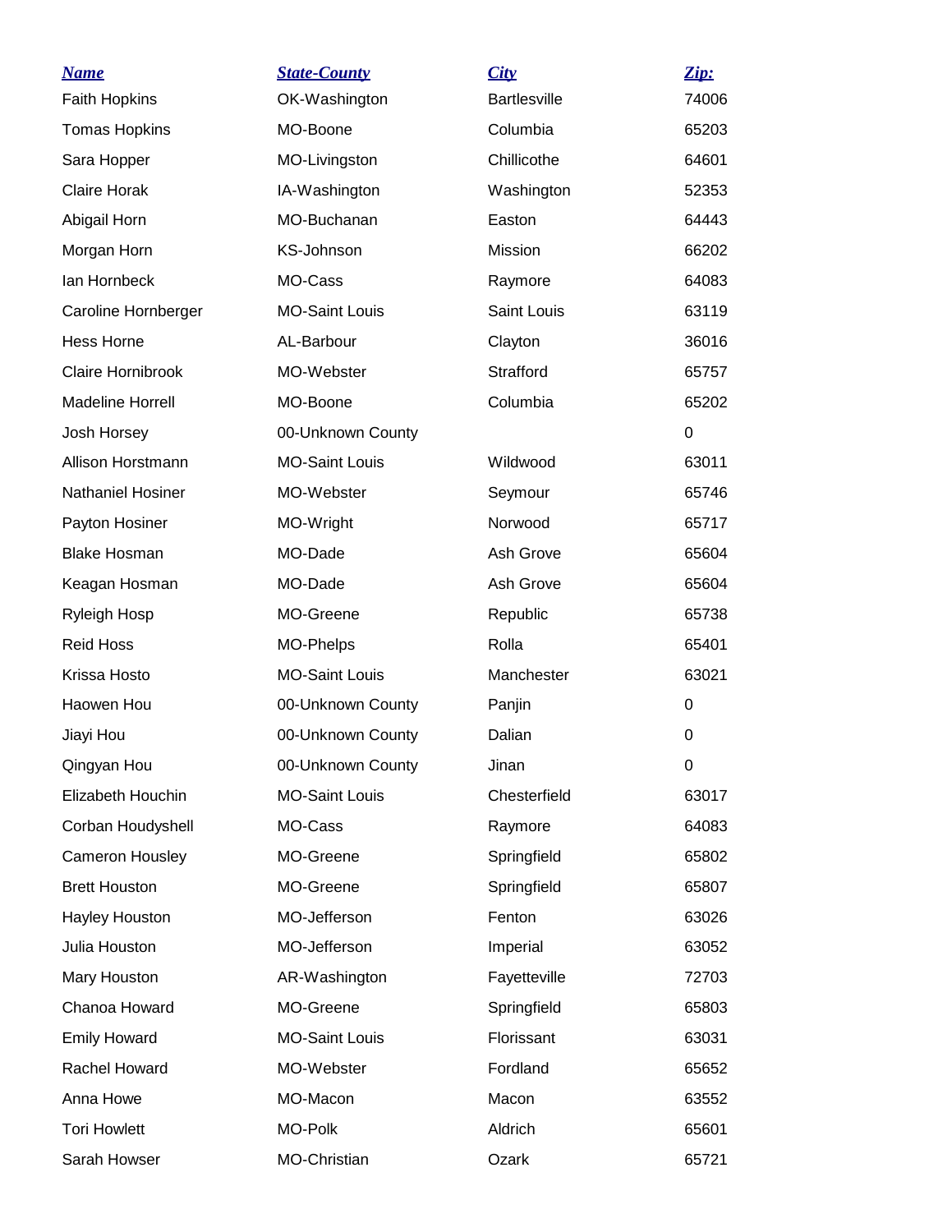| Name | State-County | City | Zip: |
| --- | --- | --- | --- |
| Faith Hopkins | OK-Washington | Bartlesville | 74006 |
| Tomas Hopkins | MO-Boone | Columbia | 65203 |
| Sara Hopper | MO-Livingston | Chillicothe | 64601 |
| Claire Horak | IA-Washington | Washington | 52353 |
| Abigail Horn | MO-Buchanan | Easton | 64443 |
| Morgan Horn | KS-Johnson | Mission | 66202 |
| Ian Hornbeck | MO-Cass | Raymore | 64083 |
| Caroline Hornberger | MO-Saint Louis | Saint Louis | 63119 |
| Hess Horne | AL-Barbour | Clayton | 36016 |
| Claire Hornibrook | MO-Webster | Strafford | 65757 |
| Madeline Horrell | MO-Boone | Columbia | 65202 |
| Josh Horsey | 00-Unknown County | | 0 |
| Allison Horstmann | MO-Saint Louis | Wildwood | 63011 |
| Nathaniel Hosiner | MO-Webster | Seymour | 65746 |
| Payton Hosiner | MO-Wright | Norwood | 65717 |
| Blake Hosman | MO-Dade | Ash Grove | 65604 |
| Keagan Hosman | MO-Dade | Ash Grove | 65604 |
| Ryleigh Hosp | MO-Greene | Republic | 65738 |
| Reid Hoss | MO-Phelps | Rolla | 65401 |
| Krissa Hosto | MO-Saint Louis | Manchester | 63021 |
| Haowen Hou | 00-Unknown County | Panjin | 0 |
| Jiayi Hou | 00-Unknown County | Dalian | 0 |
| Qingyan Hou | 00-Unknown County | Jinan | 0 |
| Elizabeth Houchin | MO-Saint Louis | Chesterfield | 63017 |
| Corban Houdyshell | MO-Cass | Raymore | 64083 |
| Cameron Housley | MO-Greene | Springfield | 65802 |
| Brett Houston | MO-Greene | Springfield | 65807 |
| Hayley Houston | MO-Jefferson | Fenton | 63026 |
| Julia Houston | MO-Jefferson | Imperial | 63052 |
| Mary Houston | AR-Washington | Fayetteville | 72703 |
| Chanoa Howard | MO-Greene | Springfield | 65803 |
| Emily Howard | MO-Saint Louis | Florissant | 63031 |
| Rachel Howard | MO-Webster | Fordland | 65652 |
| Anna Howe | MO-Macon | Macon | 63552 |
| Tori Howlett | MO-Polk | Aldrich | 65601 |
| Sarah Howser | MO-Christian | Ozark | 65721 |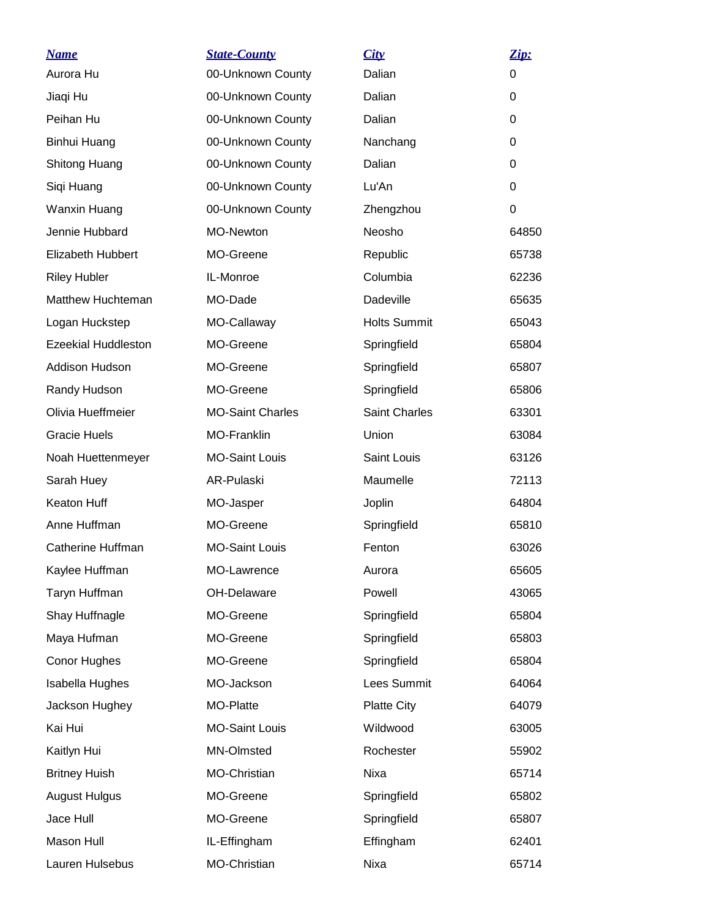| Name | State-County | City | Zip: |
| --- | --- | --- | --- |
| Aurora Hu | 00-Unknown County | Dalian | 0 |
| Jiaqi Hu | 00-Unknown County | Dalian | 0 |
| Peihan Hu | 00-Unknown County | Dalian | 0 |
| Binhui Huang | 00-Unknown County | Nanchang | 0 |
| Shitong Huang | 00-Unknown County | Dalian | 0 |
| Siqi Huang | 00-Unknown County | Lu'An | 0 |
| Wanxin Huang | 00-Unknown County | Zhengzhou | 0 |
| Jennie Hubbard | MO-Newton | Neosho | 64850 |
| Elizabeth Hubbert | MO-Greene | Republic | 65738 |
| Riley Hubler | IL-Monroe | Columbia | 62236 |
| Matthew Huchteman | MO-Dade | Dadeville | 65635 |
| Logan Huckstep | MO-Callaway | Holts Summit | 65043 |
| Ezeekial Huddleston | MO-Greene | Springfield | 65804 |
| Addison Hudson | MO-Greene | Springfield | 65807 |
| Randy Hudson | MO-Greene | Springfield | 65806 |
| Olivia Hueffmeier | MO-Saint Charles | Saint Charles | 63301 |
| Gracie Huels | MO-Franklin | Union | 63084 |
| Noah Huettenmeyer | MO-Saint Louis | Saint Louis | 63126 |
| Sarah Huey | AR-Pulaski | Maumelle | 72113 |
| Keaton Huff | MO-Jasper | Joplin | 64804 |
| Anne Huffman | MO-Greene | Springfield | 65810 |
| Catherine Huffman | MO-Saint Louis | Fenton | 63026 |
| Kaylee Huffman | MO-Lawrence | Aurora | 65605 |
| Taryn Huffman | OH-Delaware | Powell | 43065 |
| Shay Huffnagle | MO-Greene | Springfield | 65804 |
| Maya Hufman | MO-Greene | Springfield | 65803 |
| Conor Hughes | MO-Greene | Springfield | 65804 |
| Isabella Hughes | MO-Jackson | Lees Summit | 64064 |
| Jackson Hughey | MO-Platte | Platte City | 64079 |
| Kai Hui | MO-Saint Louis | Wildwood | 63005 |
| Kaitlyn Hui | MN-Olmsted | Rochester | 55902 |
| Britney Huish | MO-Christian | Nixa | 65714 |
| August Hulgus | MO-Greene | Springfield | 65802 |
| Jace Hull | MO-Greene | Springfield | 65807 |
| Mason Hull | IL-Effingham | Effingham | 62401 |
| Lauren Hulsebus | MO-Christian | Nixa | 65714 |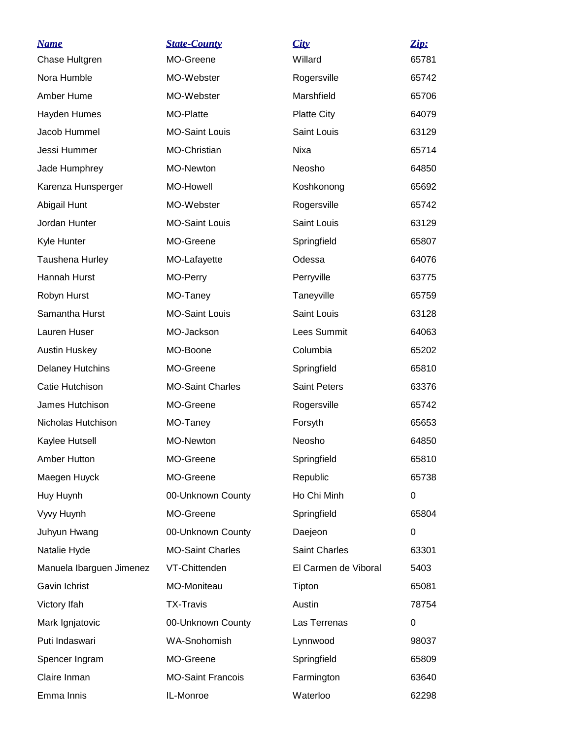| *Name* | *State-County* | *City* | *Zip:* |
|---|---|---|---|
| Chase Hultgren | MO-Greene | Willard | 65781 |
| Nora Humble | MO-Webster | Rogersville | 65742 |
| Amber Hume | MO-Webster | Marshfield | 65706 |
| Hayden Humes | MO-Platte | Platte City | 64079 |
| Jacob Hummel | MO-Saint Louis | Saint Louis | 63129 |
| Jessi Hummer | MO-Christian | Nixa | 65714 |
| Jade Humphrey | MO-Newton | Neosho | 64850 |
| Karenza Hunsperger | MO-Howell | Koshkonong | 65692 |
| Abigail Hunt | MO-Webster | Rogersville | 65742 |
| Jordan Hunter | MO-Saint Louis | Saint Louis | 63129 |
| Kyle Hunter | MO-Greene | Springfield | 65807 |
| Taushena Hurley | MO-Lafayette | Odessa | 64076 |
| Hannah Hurst | MO-Perry | Perryville | 63775 |
| Robyn Hurst | MO-Taney | Taneyville | 65759 |
| Samantha Hurst | MO-Saint Louis | Saint Louis | 63128 |
| Lauren Huser | MO-Jackson | Lees Summit | 64063 |
| Austin Huskey | MO-Boone | Columbia | 65202 |
| Delaney Hutchins | MO-Greene | Springfield | 65810 |
| Catie Hutchison | MO-Saint Charles | Saint Peters | 63376 |
| James Hutchison | MO-Greene | Rogersville | 65742 |
| Nicholas Hutchison | MO-Taney | Forsyth | 65653 |
| Kaylee Hutsell | MO-Newton | Neosho | 64850 |
| Amber Hutton | MO-Greene | Springfield | 65810 |
| Maegen Huyck | MO-Greene | Republic | 65738 |
| Huy Huynh | 00-Unknown County | Ho Chi Minh | 0 |
| Vyvy Huynh | MO-Greene | Springfield | 65804 |
| Juhyun Hwang | 00-Unknown County | Daejeon | 0 |
| Natalie Hyde | MO-Saint Charles | Saint Charles | 63301 |
| Manuela Ibarguen Jimenez | VT-Chittenden | El Carmen de Viboral | 5403 |
| Gavin Ichrist | MO-Moniteau | Tipton | 65081 |
| Victory Ifah | TX-Travis | Austin | 78754 |
| Mark Ignjatovic | 00-Unknown County | Las Terrenas | 0 |
| Puti Indaswari | WA-Snohomish | Lynnwood | 98037 |
| Spencer Ingram | MO-Greene | Springfield | 65809 |
| Claire Inman | MO-Saint Francois | Farmington | 63640 |
| Emma Innis | IL-Monroe | Waterloo | 62298 |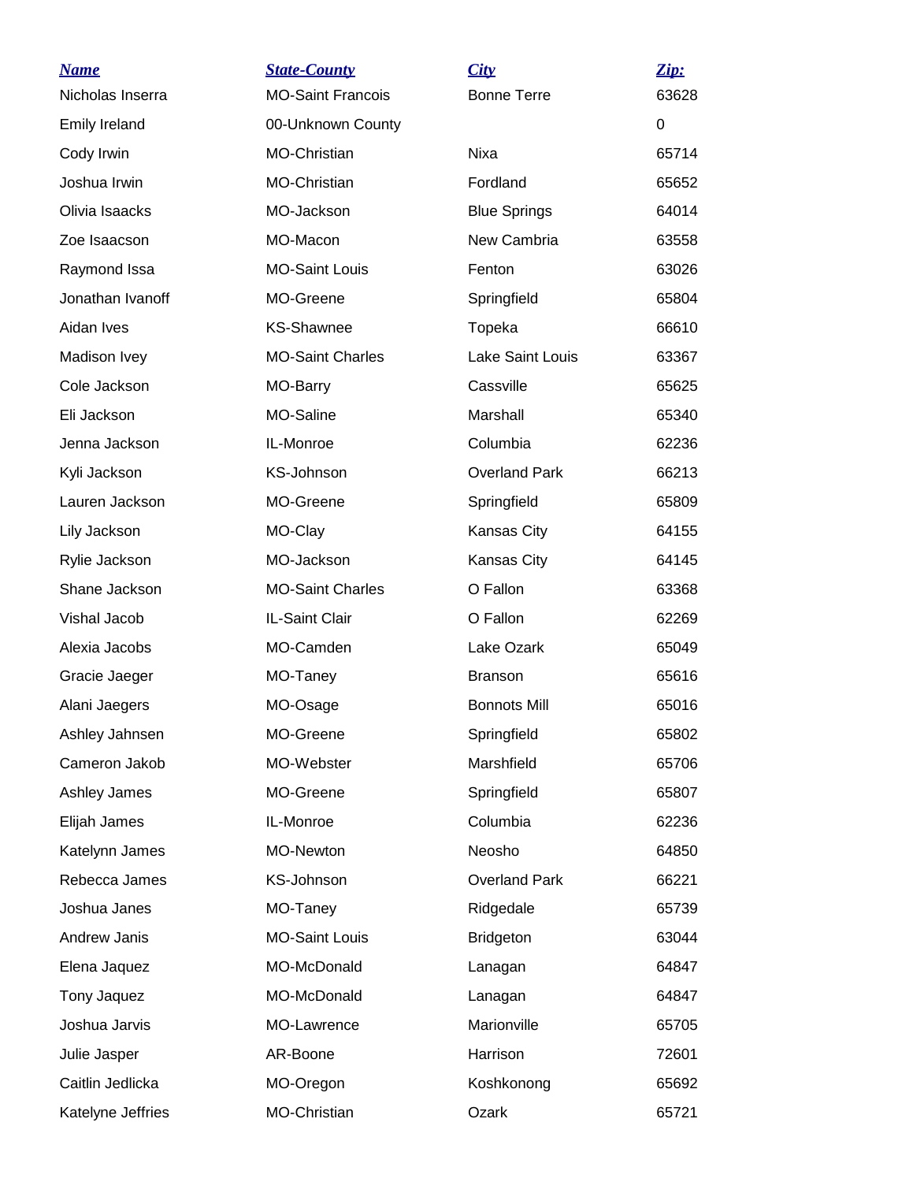| Name | State-County | City | Zip: |
| --- | --- | --- | --- |
| Nicholas Inserra | MO-Saint Francois | Bonne Terre | 63628 |
| Emily Ireland | 00-Unknown County | | 0 |
| Cody Irwin | MO-Christian | Nixa | 65714 |
| Joshua Irwin | MO-Christian | Fordland | 65652 |
| Olivia Isaacks | MO-Jackson | Blue Springs | 64014 |
| Zoe Isaacson | MO-Macon | New Cambria | 63558 |
| Raymond Issa | MO-Saint Louis | Fenton | 63026 |
| Jonathan Ivanoff | MO-Greene | Springfield | 65804 |
| Aidan Ives | KS-Shawnee | Topeka | 66610 |
| Madison Ivey | MO-Saint Charles | Lake Saint Louis | 63367 |
| Cole Jackson | MO-Barry | Cassville | 65625 |
| Eli Jackson | MO-Saline | Marshall | 65340 |
| Jenna Jackson | IL-Monroe | Columbia | 62236 |
| Kyli Jackson | KS-Johnson | Overland Park | 66213 |
| Lauren Jackson | MO-Greene | Springfield | 65809 |
| Lily Jackson | MO-Clay | Kansas City | 64155 |
| Rylie Jackson | MO-Jackson | Kansas City | 64145 |
| Shane Jackson | MO-Saint Charles | O Fallon | 63368 |
| Vishal Jacob | IL-Saint Clair | O Fallon | 62269 |
| Alexia Jacobs | MO-Camden | Lake Ozark | 65049 |
| Gracie Jaeger | MO-Taney | Branson | 65616 |
| Alani Jaegers | MO-Osage | Bonnots Mill | 65016 |
| Ashley Jahnsen | MO-Greene | Springfield | 65802 |
| Cameron Jakob | MO-Webster | Marshfield | 65706 |
| Ashley James | MO-Greene | Springfield | 65807 |
| Elijah James | IL-Monroe | Columbia | 62236 |
| Katelynn James | MO-Newton | Neosho | 64850 |
| Rebecca James | KS-Johnson | Overland Park | 66221 |
| Joshua Janes | MO-Taney | Ridgedale | 65739 |
| Andrew Janis | MO-Saint Louis | Bridgeton | 63044 |
| Elena Jaquez | MO-McDonald | Lanagan | 64847 |
| Tony Jaquez | MO-McDonald | Lanagan | 64847 |
| Joshua Jarvis | MO-Lawrence | Marionville | 65705 |
| Julie Jasper | AR-Boone | Harrison | 72601 |
| Caitlin Jedlicka | MO-Oregon | Koshkonong | 65692 |
| Katelyne Jeffries | MO-Christian | Ozark | 65721 |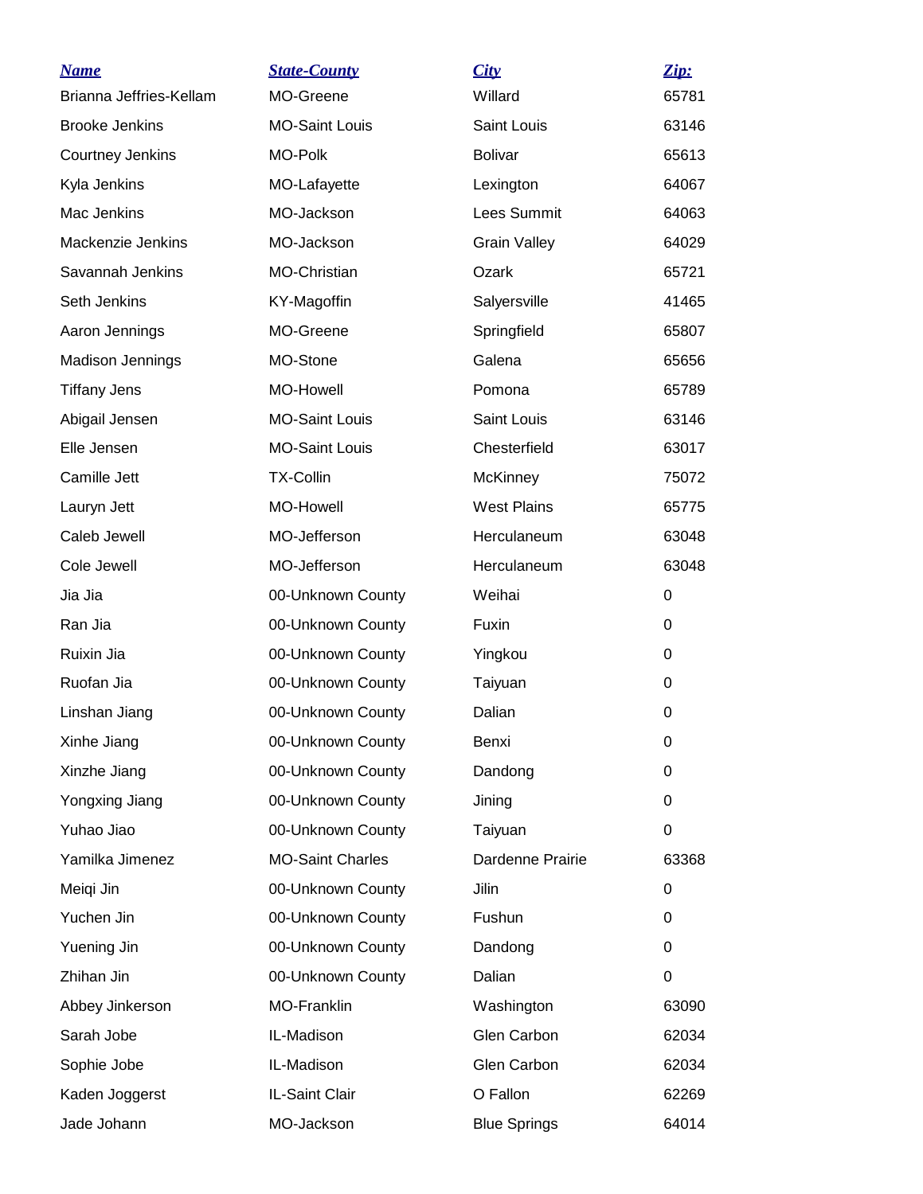| Name | State-County | City | Zip: |
|---|---|---|---|
| Brianna Jeffries-Kellam | MO-Greene | Willard | 65781 |
| Brooke Jenkins | MO-Saint Louis | Saint Louis | 63146 |
| Courtney Jenkins | MO-Polk | Bolivar | 65613 |
| Kyla Jenkins | MO-Lafayette | Lexington | 64067 |
| Mac Jenkins | MO-Jackson | Lees Summit | 64063 |
| Mackenzie Jenkins | MO-Jackson | Grain Valley | 64029 |
| Savannah Jenkins | MO-Christian | Ozark | 65721 |
| Seth Jenkins | KY-Magoffin | Salyersville | 41465 |
| Aaron Jennings | MO-Greene | Springfield | 65807 |
| Madison Jennings | MO-Stone | Galena | 65656 |
| Tiffany Jens | MO-Howell | Pomona | 65789 |
| Abigail Jensen | MO-Saint Louis | Saint Louis | 63146 |
| Elle Jensen | MO-Saint Louis | Chesterfield | 63017 |
| Camille Jett | TX-Collin | McKinney | 75072 |
| Lauryn Jett | MO-Howell | West Plains | 65775 |
| Caleb Jewell | MO-Jefferson | Herculaneum | 63048 |
| Cole Jewell | MO-Jefferson | Herculaneum | 63048 |
| Jia Jia | 00-Unknown County | Weihai | 0 |
| Ran Jia | 00-Unknown County | Fuxin | 0 |
| Ruixin Jia | 00-Unknown County | Yingkou | 0 |
| Ruofan Jia | 00-Unknown County | Taiyuan | 0 |
| Linshan Jiang | 00-Unknown County | Dalian | 0 |
| Xinhe Jiang | 00-Unknown County | Benxi | 0 |
| Xinzhe Jiang | 00-Unknown County | Dandong | 0 |
| Yongxing Jiang | 00-Unknown County | Jining | 0 |
| Yuhao Jiao | 00-Unknown County | Taiyuan | 0 |
| Yamilka Jimenez | MO-Saint Charles | Dardenne Prairie | 63368 |
| Meiqi Jin | 00-Unknown County | Jilin | 0 |
| Yuchen Jin | 00-Unknown County | Fushun | 0 |
| Yuening Jin | 00-Unknown County | Dandong | 0 |
| Zhihan Jin | 00-Unknown County | Dalian | 0 |
| Abbey Jinkerson | MO-Franklin | Washington | 63090 |
| Sarah Jobe | IL-Madison | Glen Carbon | 62034 |
| Sophie Jobe | IL-Madison | Glen Carbon | 62034 |
| Kaden Joggerst | IL-Saint Clair | O Fallon | 62269 |
| Jade Johann | MO-Jackson | Blue Springs | 64014 |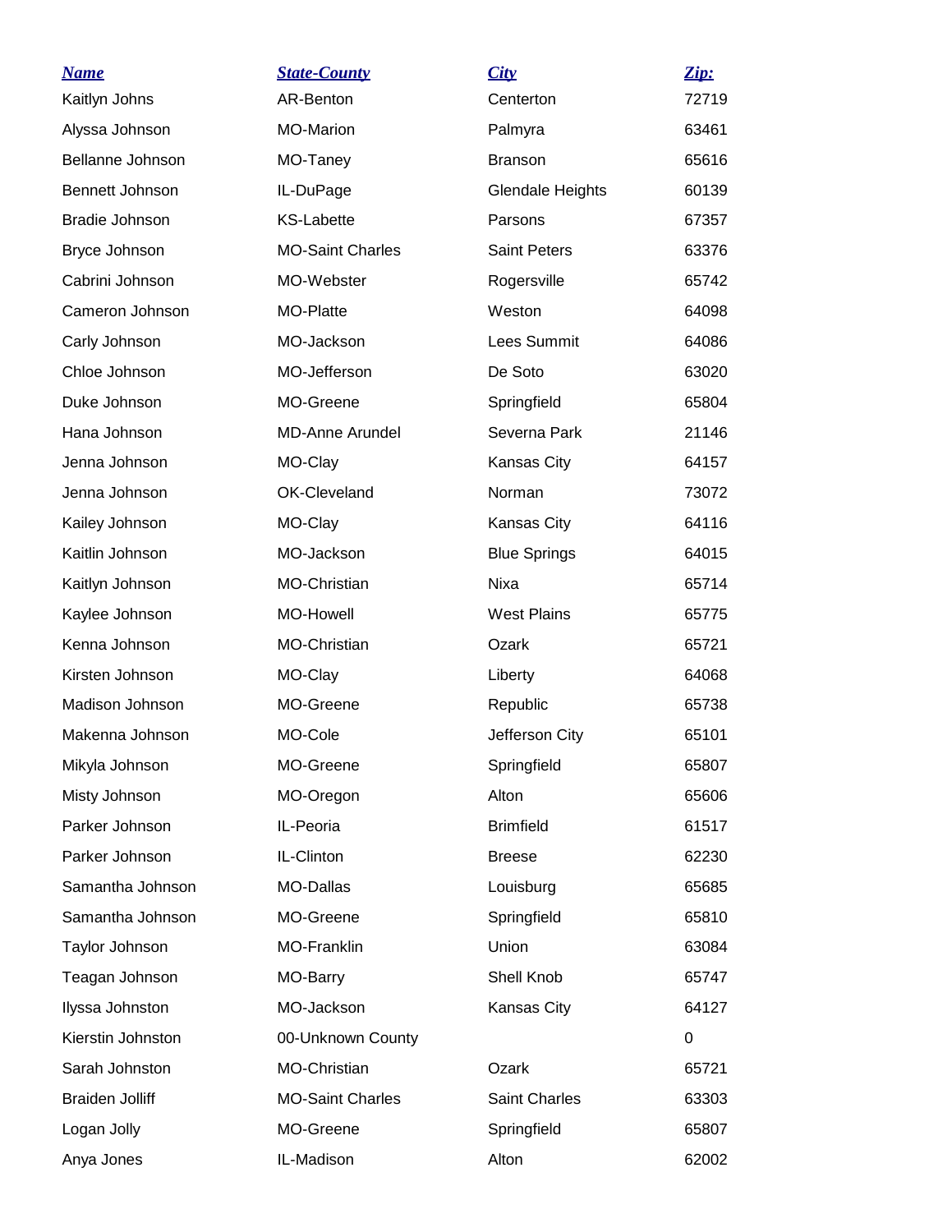| Name | State-County | City | Zip: |
| --- | --- | --- | --- |
| Kaitlyn Johns | AR-Benton | Centerton | 72719 |
| Alyssa Johnson | MO-Marion | Palmyra | 63461 |
| Bellanne Johnson | MO-Taney | Branson | 65616 |
| Bennett Johnson | IL-DuPage | Glendale Heights | 60139 |
| Bradie Johnson | KS-Labette | Parsons | 67357 |
| Bryce Johnson | MO-Saint Charles | Saint Peters | 63376 |
| Cabrini Johnson | MO-Webster | Rogersville | 65742 |
| Cameron Johnson | MO-Platte | Weston | 64098 |
| Carly Johnson | MO-Jackson | Lees Summit | 64086 |
| Chloe Johnson | MO-Jefferson | De Soto | 63020 |
| Duke Johnson | MO-Greene | Springfield | 65804 |
| Hana Johnson | MD-Anne Arundel | Severna Park | 21146 |
| Jenna Johnson | MO-Clay | Kansas City | 64157 |
| Jenna Johnson | OK-Cleveland | Norman | 73072 |
| Kailey Johnson | MO-Clay | Kansas City | 64116 |
| Kaitlin Johnson | MO-Jackson | Blue Springs | 64015 |
| Kaitlyn Johnson | MO-Christian | Nixa | 65714 |
| Kaylee Johnson | MO-Howell | West Plains | 65775 |
| Kenna Johnson | MO-Christian | Ozark | 65721 |
| Kirsten Johnson | MO-Clay | Liberty | 64068 |
| Madison Johnson | MO-Greene | Republic | 65738 |
| Makenna Johnson | MO-Cole | Jefferson City | 65101 |
| Mikyla Johnson | MO-Greene | Springfield | 65807 |
| Misty Johnson | MO-Oregon | Alton | 65606 |
| Parker Johnson | IL-Peoria | Brimfield | 61517 |
| Parker Johnson | IL-Clinton | Breese | 62230 |
| Samantha Johnson | MO-Dallas | Louisburg | 65685 |
| Samantha Johnson | MO-Greene | Springfield | 65810 |
| Taylor Johnson | MO-Franklin | Union | 63084 |
| Teagan Johnson | MO-Barry | Shell Knob | 65747 |
| Ilyssa Johnston | MO-Jackson | Kansas City | 64127 |
| Kierstin Johnston | 00-Unknown County | | 0 |
| Sarah Johnston | MO-Christian | Ozark | 65721 |
| Braiden Jolliff | MO-Saint Charles | Saint Charles | 63303 |
| Logan Jolly | MO-Greene | Springfield | 65807 |
| Anya Jones | IL-Madison | Alton | 62002 |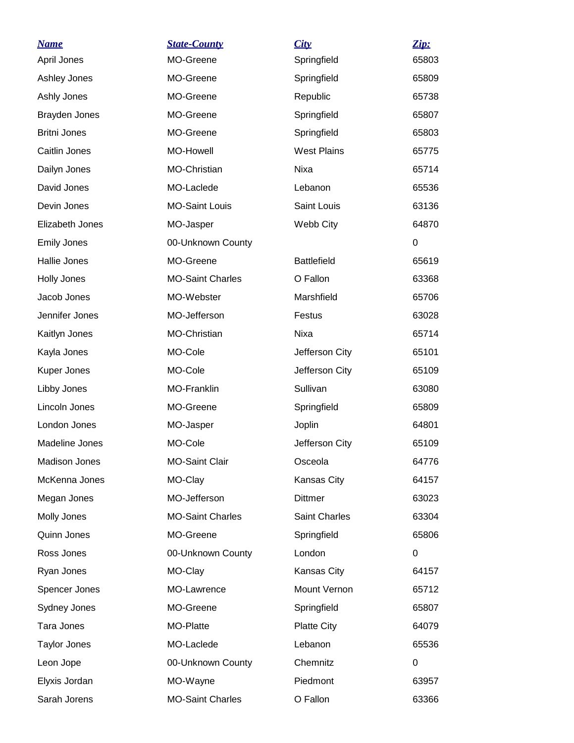| *Name* | *State-County* | *City* | *Zip:* |
|---|---|---|---|
| April Jones | MO-Greene | Springfield | 65803 |
| Ashley Jones | MO-Greene | Springfield | 65809 |
| Ashly Jones | MO-Greene | Republic | 65738 |
| Brayden Jones | MO-Greene | Springfield | 65807 |
| Britni Jones | MO-Greene | Springfield | 65803 |
| Caitlin Jones | MO-Howell | West Plains | 65775 |
| Dailyn Jones | MO-Christian | Nixa | 65714 |
| David Jones | MO-Laclede | Lebanon | 65536 |
| Devin Jones | MO-Saint Louis | Saint Louis | 63136 |
| Elizabeth Jones | MO-Jasper | Webb City | 64870 |
| Emily Jones | 00-Unknown County | | 0 |
| Hallie Jones | MO-Greene | Battlefield | 65619 |
| Holly Jones | MO-Saint Charles | O Fallon | 63368 |
| Jacob Jones | MO-Webster | Marshfield | 65706 |
| Jennifer Jones | MO-Jefferson | Festus | 63028 |
| Kaitlyn Jones | MO-Christian | Nixa | 65714 |
| Kayla Jones | MO-Cole | Jefferson City | 65101 |
| Kuper Jones | MO-Cole | Jefferson City | 65109 |
| Libby Jones | MO-Franklin | Sullivan | 63080 |
| Lincoln Jones | MO-Greene | Springfield | 65809 |
| London Jones | MO-Jasper | Joplin | 64801 |
| Madeline Jones | MO-Cole | Jefferson City | 65109 |
| Madison Jones | MO-Saint Clair | Osceola | 64776 |
| McKenna Jones | MO-Clay | Kansas City | 64157 |
| Megan Jones | MO-Jefferson | Dittmer | 63023 |
| Molly Jones | MO-Saint Charles | Saint Charles | 63304 |
| Quinn Jones | MO-Greene | Springfield | 65806 |
| Ross Jones | 00-Unknown County | London | 0 |
| Ryan Jones | MO-Clay | Kansas City | 64157 |
| Spencer Jones | MO-Lawrence | Mount Vernon | 65712 |
| Sydney Jones | MO-Greene | Springfield | 65807 |
| Tara Jones | MO-Platte | Platte City | 64079 |
| Taylor Jones | MO-Laclede | Lebanon | 65536 |
| Leon Jope | 00-Unknown County | Chemnitz | 0 |
| Elyxis Jordan | MO-Wayne | Piedmont | 63957 |
| Sarah Jorens | MO-Saint Charles | O Fallon | 63366 |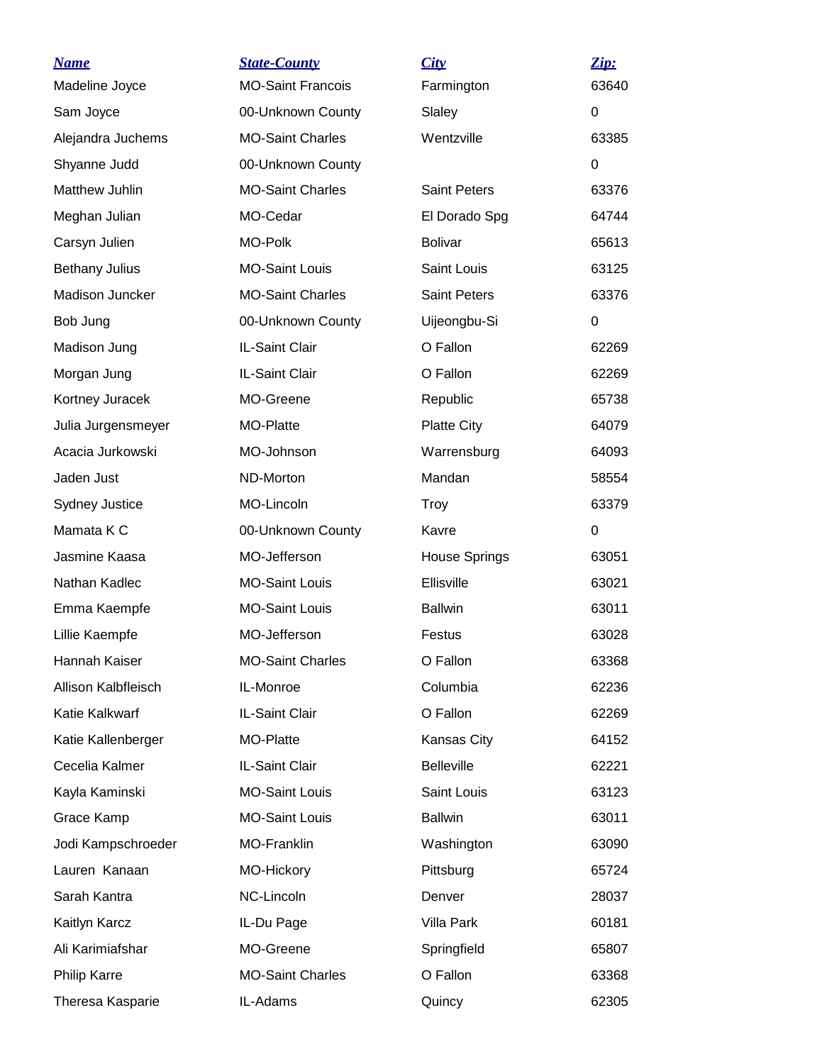| Name | State-County | City | Zip: |
| --- | --- | --- | --- |
| Madeline Joyce | MO-Saint Francois | Farmington | 63640 |
| Sam Joyce | 00-Unknown County | Slaley | 0 |
| Alejandra Juchems | MO-Saint Charles | Wentzville | 63385 |
| Shyanne Judd | 00-Unknown County | | 0 |
| Matthew Juhlin | MO-Saint Charles | Saint Peters | 63376 |
| Meghan Julian | MO-Cedar | El Dorado Spg | 64744 |
| Carsyn Julien | MO-Polk | Bolivar | 65613 |
| Bethany Julius | MO-Saint Louis | Saint Louis | 63125 |
| Madison Juncker | MO-Saint Charles | Saint Peters | 63376 |
| Bob Jung | 00-Unknown County | Uijeongbu-Si | 0 |
| Madison Jung | IL-Saint Clair | O Fallon | 62269 |
| Morgan Jung | IL-Saint Clair | O Fallon | 62269 |
| Kortney Juracek | MO-Greene | Republic | 65738 |
| Julia Jurgensmeyer | MO-Platte | Platte City | 64079 |
| Acacia Jurkowski | MO-Johnson | Warrensburg | 64093 |
| Jaden Just | ND-Morton | Mandan | 58554 |
| Sydney Justice | MO-Lincoln | Troy | 63379 |
| Mamata K C | 00-Unknown County | Kavre | 0 |
| Jasmine Kaasa | MO-Jefferson | House Springs | 63051 |
| Nathan Kadlec | MO-Saint Louis | Ellisville | 63021 |
| Emma Kaempfe | MO-Saint Louis | Ballwin | 63011 |
| Lillie Kaempfe | MO-Jefferson | Festus | 63028 |
| Hannah Kaiser | MO-Saint Charles | O Fallon | 63368 |
| Allison Kalbfleisch | IL-Monroe | Columbia | 62236 |
| Katie Kalkwarf | IL-Saint Clair | O Fallon | 62269 |
| Katie Kallenberger | MO-Platte | Kansas City | 64152 |
| Cecelia Kalmer | IL-Saint Clair | Belleville | 62221 |
| Kayla Kaminski | MO-Saint Louis | Saint Louis | 63123 |
| Grace Kamp | MO-Saint Louis | Ballwin | 63011 |
| Jodi Kampschroeder | MO-Franklin | Washington | 63090 |
| Lauren Kanaan | MO-Hickory | Pittsburg | 65724 |
| Sarah Kantra | NC-Lincoln | Denver | 28037 |
| Kaitlyn Karcz | IL-Du Page | Villa Park | 60181 |
| Ali Karimiafshar | MO-Greene | Springfield | 65807 |
| Philip Karre | MO-Saint Charles | O Fallon | 63368 |
| Theresa Kasparie | IL-Adams | Quincy | 62305 |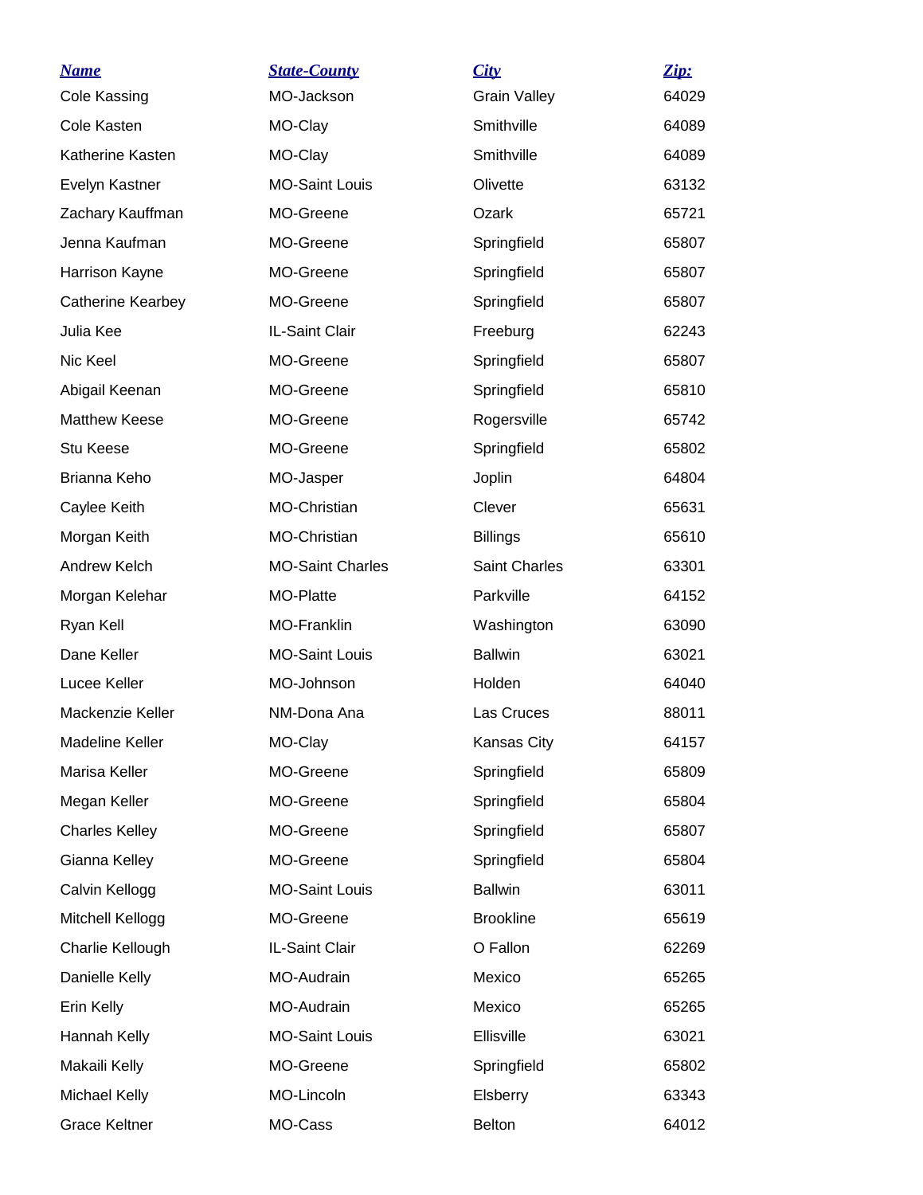| Name | State-County | City | Zip: |
| --- | --- | --- | --- |
| Cole Kassing | MO-Jackson | Grain Valley | 64029 |
| Cole Kasten | MO-Clay | Smithville | 64089 |
| Katherine Kasten | MO-Clay | Smithville | 64089 |
| Evelyn Kastner | MO-Saint Louis | Olivette | 63132 |
| Zachary Kauffman | MO-Greene | Ozark | 65721 |
| Jenna Kaufman | MO-Greene | Springfield | 65807 |
| Harrison Kayne | MO-Greene | Springfield | 65807 |
| Catherine Kearbey | MO-Greene | Springfield | 65807 |
| Julia Kee | IL-Saint Clair | Freeburg | 62243 |
| Nic Keel | MO-Greene | Springfield | 65807 |
| Abigail Keenan | MO-Greene | Springfield | 65810 |
| Matthew Keese | MO-Greene | Rogersville | 65742 |
| Stu Keese | MO-Greene | Springfield | 65802 |
| Brianna Keho | MO-Jasper | Joplin | 64804 |
| Caylee Keith | MO-Christian | Clever | 65631 |
| Morgan Keith | MO-Christian | Billings | 65610 |
| Andrew Kelch | MO-Saint Charles | Saint Charles | 63301 |
| Morgan Kelehar | MO-Platte | Parkville | 64152 |
| Ryan Kell | MO-Franklin | Washington | 63090 |
| Dane Keller | MO-Saint Louis | Ballwin | 63021 |
| Lucee Keller | MO-Johnson | Holden | 64040 |
| Mackenzie Keller | NM-Dona Ana | Las Cruces | 88011 |
| Madeline Keller | MO-Clay | Kansas City | 64157 |
| Marisa Keller | MO-Greene | Springfield | 65809 |
| Megan Keller | MO-Greene | Springfield | 65804 |
| Charles Kelley | MO-Greene | Springfield | 65807 |
| Gianna Kelley | MO-Greene | Springfield | 65804 |
| Calvin Kellogg | MO-Saint Louis | Ballwin | 63011 |
| Mitchell Kellogg | MO-Greene | Brookline | 65619 |
| Charlie Kellough | IL-Saint Clair | O Fallon | 62269 |
| Danielle Kelly | MO-Audrain | Mexico | 65265 |
| Erin Kelly | MO-Audrain | Mexico | 65265 |
| Hannah Kelly | MO-Saint Louis | Ellisville | 63021 |
| Makaili Kelly | MO-Greene | Springfield | 65802 |
| Michael Kelly | MO-Lincoln | Elsberry | 63343 |
| Grace Keltner | MO-Cass | Belton | 64012 |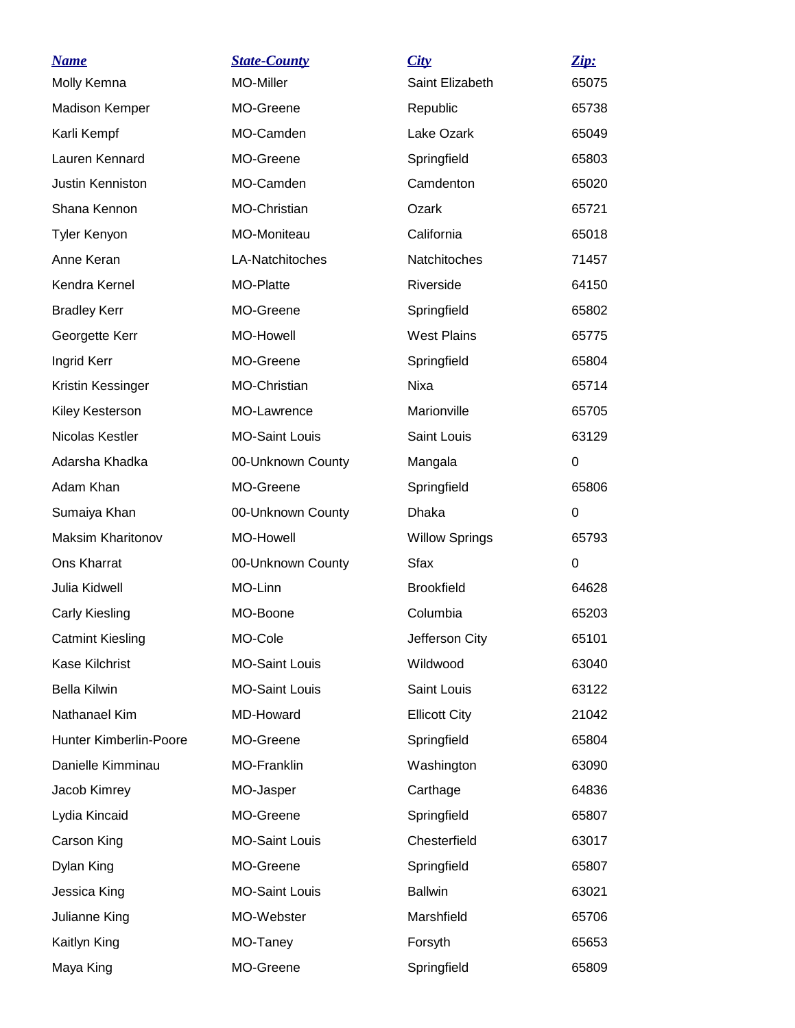| Name | State-County | City | Zip: |
|---|---|---|---|
| Molly Kemna | MO-Miller | Saint Elizabeth | 65075 |
| Madison Kemper | MO-Greene | Republic | 65738 |
| Karli Kempf | MO-Camden | Lake Ozark | 65049 |
| Lauren Kennard | MO-Greene | Springfield | 65803 |
| Justin Kenniston | MO-Camden | Camdenton | 65020 |
| Shana Kennon | MO-Christian | Ozark | 65721 |
| Tyler Kenyon | MO-Moniteau | California | 65018 |
| Anne Keran | LA-Natchitoches | Natchitoches | 71457 |
| Kendra Kernel | MO-Platte | Riverside | 64150 |
| Bradley Kerr | MO-Greene | Springfield | 65802 |
| Georgette Kerr | MO-Howell | West Plains | 65775 |
| Ingrid Kerr | MO-Greene | Springfield | 65804 |
| Kristin Kessinger | MO-Christian | Nixa | 65714 |
| Kiley Kesterson | MO-Lawrence | Marionville | 65705 |
| Nicolas Kestler | MO-Saint Louis | Saint Louis | 63129 |
| Adarsha Khadka | 00-Unknown County | Mangala | 0 |
| Adam Khan | MO-Greene | Springfield | 65806 |
| Sumaiya Khan | 00-Unknown County | Dhaka | 0 |
| Maksim Kharitonov | MO-Howell | Willow Springs | 65793 |
| Ons Kharrat | 00-Unknown County | Sfax | 0 |
| Julia Kidwell | MO-Linn | Brookfield | 64628 |
| Carly Kiesling | MO-Boone | Columbia | 65203 |
| Catmint Kiesling | MO-Cole | Jefferson City | 65101 |
| Kase Kilchrist | MO-Saint Louis | Wildwood | 63040 |
| Bella Kilwin | MO-Saint Louis | Saint Louis | 63122 |
| Nathanael Kim | MD-Howard | Ellicott City | 21042 |
| Hunter Kimberlin-Poore | MO-Greene | Springfield | 65804 |
| Danielle Kimminau | MO-Franklin | Washington | 63090 |
| Jacob Kimrey | MO-Jasper | Carthage | 64836 |
| Lydia Kincaid | MO-Greene | Springfield | 65807 |
| Carson King | MO-Saint Louis | Chesterfield | 63017 |
| Dylan King | MO-Greene | Springfield | 65807 |
| Jessica King | MO-Saint Louis | Ballwin | 63021 |
| Julianne King | MO-Webster | Marshfield | 65706 |
| Kaitlyn King | MO-Taney | Forsyth | 65653 |
| Maya King | MO-Greene | Springfield | 65809 |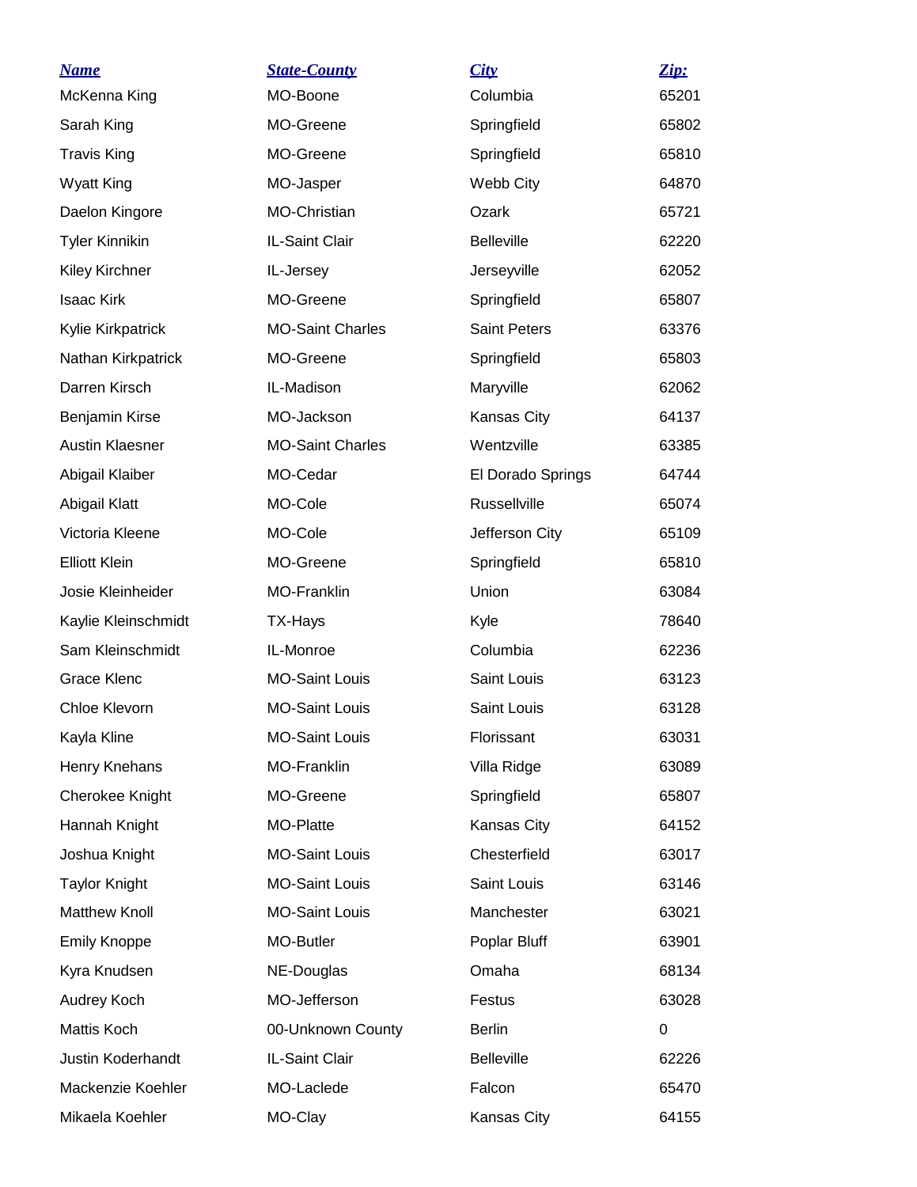| Name | State-County | City | Zip: |
| --- | --- | --- | --- |
| McKenna King | MO-Boone | Columbia | 65201 |
| Sarah King | MO-Greene | Springfield | 65802 |
| Travis King | MO-Greene | Springfield | 65810 |
| Wyatt King | MO-Jasper | Webb City | 64870 |
| Daelon Kingore | MO-Christian | Ozark | 65721 |
| Tyler Kinnikin | IL-Saint Clair | Belleville | 62220 |
| Kiley Kirchner | IL-Jersey | Jerseyville | 62052 |
| Isaac Kirk | MO-Greene | Springfield | 65807 |
| Kylie Kirkpatrick | MO-Saint Charles | Saint Peters | 63376 |
| Nathan Kirkpatrick | MO-Greene | Springfield | 65803 |
| Darren Kirsch | IL-Madison | Maryville | 62062 |
| Benjamin Kirse | MO-Jackson | Kansas City | 64137 |
| Austin Klaesner | MO-Saint Charles | Wentzville | 63385 |
| Abigail Klaiber | MO-Cedar | El Dorado Springs | 64744 |
| Abigail Klatt | MO-Cole | Russellville | 65074 |
| Victoria Kleene | MO-Cole | Jefferson City | 65109 |
| Elliott Klein | MO-Greene | Springfield | 65810 |
| Josie Kleinheider | MO-Franklin | Union | 63084 |
| Kaylie Kleinschmidt | TX-Hays | Kyle | 78640 |
| Sam Kleinschmidt | IL-Monroe | Columbia | 62236 |
| Grace Klenc | MO-Saint Louis | Saint Louis | 63123 |
| Chloe Klevorn | MO-Saint Louis | Saint Louis | 63128 |
| Kayla Kline | MO-Saint Louis | Florissant | 63031 |
| Henry Knehans | MO-Franklin | Villa Ridge | 63089 |
| Cherokee Knight | MO-Greene | Springfield | 65807 |
| Hannah Knight | MO-Platte | Kansas City | 64152 |
| Joshua Knight | MO-Saint Louis | Chesterfield | 63017 |
| Taylor Knight | MO-Saint Louis | Saint Louis | 63146 |
| Matthew Knoll | MO-Saint Louis | Manchester | 63021 |
| Emily Knoppe | MO-Butler | Poplar Bluff | 63901 |
| Kyra Knudsen | NE-Douglas | Omaha | 68134 |
| Audrey Koch | MO-Jefferson | Festus | 63028 |
| Mattis Koch | 00-Unknown County | Berlin | 0 |
| Justin Koderhandt | IL-Saint Clair | Belleville | 62226 |
| Mackenzie Koehler | MO-Laclede | Falcon | 65470 |
| Mikaela Koehler | MO-Clay | Kansas City | 64155 |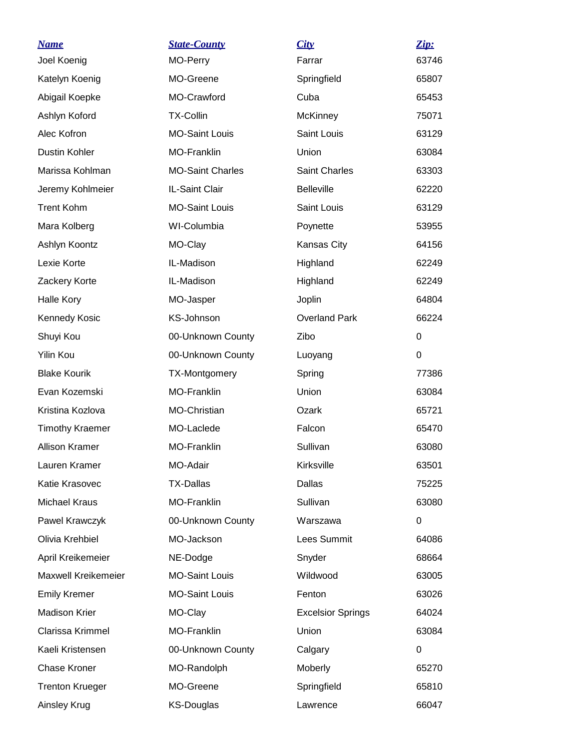| *Name* | *State-County* | *City* | *Zip:* |
|---|---|---|---|
| Joel Koenig | MO-Perry | Farrar | 63746 |
| Katelyn Koenig | MO-Greene | Springfield | 65807 |
| Abigail Koepke | MO-Crawford | Cuba | 65453 |
| Ashlyn Koford | TX-Collin | McKinney | 75071 |
| Alec Kofron | MO-Saint Louis | Saint Louis | 63129 |
| Dustin Kohler | MO-Franklin | Union | 63084 |
| Marissa Kohlman | MO-Saint Charles | Saint Charles | 63303 |
| Jeremy Kohlmeier | IL-Saint Clair | Belleville | 62220 |
| Trent Kohm | MO-Saint Louis | Saint Louis | 63129 |
| Mara Kolberg | WI-Columbia | Poynette | 53955 |
| Ashlyn Koontz | MO-Clay | Kansas City | 64156 |
| Lexie Korte | IL-Madison | Highland | 62249 |
| Zackery Korte | IL-Madison | Highland | 62249 |
| Halle Kory | MO-Jasper | Joplin | 64804 |
| Kennedy Kosic | KS-Johnson | Overland Park | 66224 |
| Shuyi Kou | 00-Unknown County | Zibo | 0 |
| Yilin Kou | 00-Unknown County | Luoyang | 0 |
| Blake Kourik | TX-Montgomery | Spring | 77386 |
| Evan Kozemski | MO-Franklin | Union | 63084 |
| Kristina Kozlova | MO-Christian | Ozark | 65721 |
| Timothy Kraemer | MO-Laclede | Falcon | 65470 |
| Allison Kramer | MO-Franklin | Sullivan | 63080 |
| Lauren Kramer | MO-Adair | Kirksville | 63501 |
| Katie Krasovec | TX-Dallas | Dallas | 75225 |
| Michael Kraus | MO-Franklin | Sullivan | 63080 |
| Pawel Krawczyk | 00-Unknown County | Warszawa | 0 |
| Olivia Krehbiel | MO-Jackson | Lees Summit | 64086 |
| April Kreikemeier | NE-Dodge | Snyder | 68664 |
| Maxwell Kreikemeier | MO-Saint Louis | Wildwood | 63005 |
| Emily Kremer | MO-Saint Louis | Fenton | 63026 |
| Madison Krier | MO-Clay | Excelsior Springs | 64024 |
| Clarissa Krimmel | MO-Franklin | Union | 63084 |
| Kaeli Kristensen | 00-Unknown County | Calgary | 0 |
| Chase Kroner | MO-Randolph | Moberly | 65270 |
| Trenton Krueger | MO-Greene | Springfield | 65810 |
| Ainsley Krug | KS-Douglas | Lawrence | 66047 |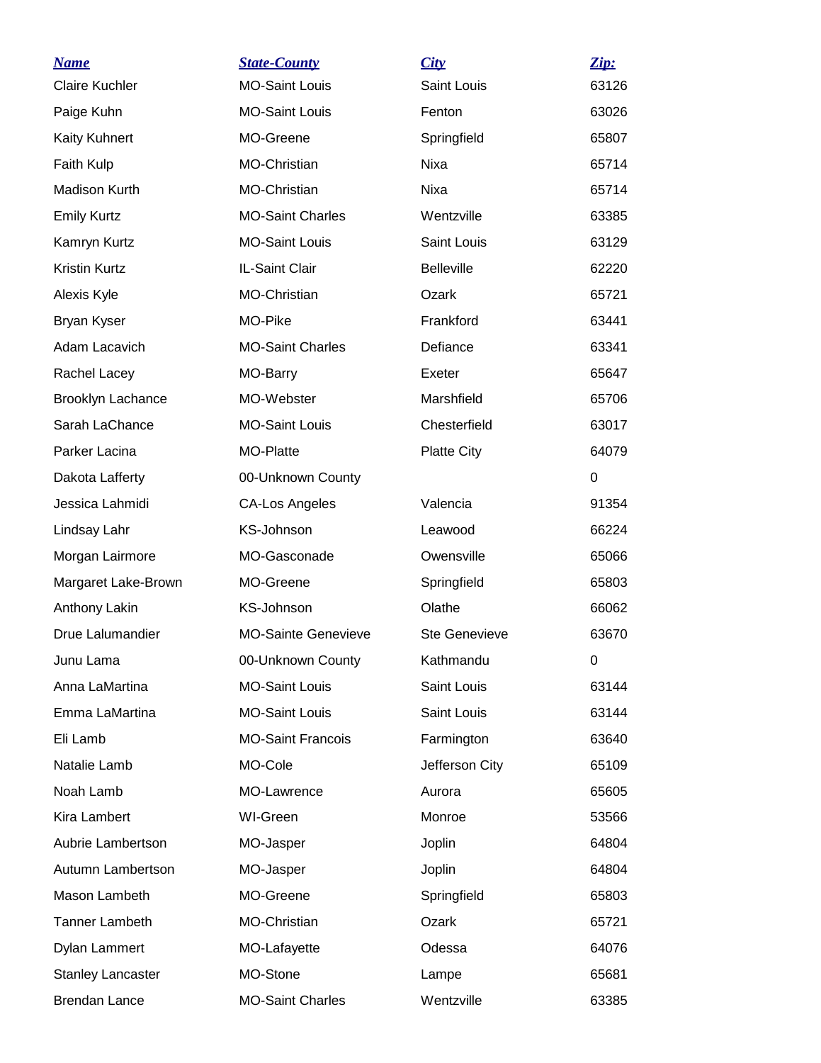| *Name* | *State-County* | *City* | *Zip:* |
|---|---|---|---|
| Claire Kuchler | MO-Saint Louis | Saint Louis | 63126 |
| Paige Kuhn | MO-Saint Louis | Fenton | 63026 |
| Kaity Kuhnert | MO-Greene | Springfield | 65807 |
| Faith Kulp | MO-Christian | Nixa | 65714 |
| Madison Kurth | MO-Christian | Nixa | 65714 |
| Emily Kurtz | MO-Saint Charles | Wentzville | 63385 |
| Kamryn Kurtz | MO-Saint Louis | Saint Louis | 63129 |
| Kristin Kurtz | IL-Saint Clair | Belleville | 62220 |
| Alexis Kyle | MO-Christian | Ozark | 65721 |
| Bryan Kyser | MO-Pike | Frankford | 63441 |
| Adam Lacavich | MO-Saint Charles | Defiance | 63341 |
| Rachel Lacey | MO-Barry | Exeter | 65647 |
| Brooklyn Lachance | MO-Webster | Marshfield | 65706 |
| Sarah LaChance | MO-Saint Louis | Chesterfield | 63017 |
| Parker Lacina | MO-Platte | Platte City | 64079 |
| Dakota Lafferty | 00-Unknown County | | 0 |
| Jessica Lahmidi | CA-Los Angeles | Valencia | 91354 |
| Lindsay Lahr | KS-Johnson | Leawood | 66224 |
| Morgan Lairmore | MO-Gasconade | Owensville | 65066 |
| Margaret Lake-Brown | MO-Greene | Springfield | 65803 |
| Anthony Lakin | KS-Johnson | Olathe | 66062 |
| Drue Lalumandier | MO-Sainte Genevieve | Ste Genevieve | 63670 |
| Junu Lama | 00-Unknown County | Kathmandu | 0 |
| Anna LaMartina | MO-Saint Louis | Saint Louis | 63144 |
| Emma LaMartina | MO-Saint Louis | Saint Louis | 63144 |
| Eli Lamb | MO-Saint Francois | Farmington | 63640 |
| Natalie Lamb | MO-Cole | Jefferson City | 65109 |
| Noah Lamb | MO-Lawrence | Aurora | 65605 |
| Kira Lambert | WI-Green | Monroe | 53566 |
| Aubrie Lambertson | MO-Jasper | Joplin | 64804 |
| Autumn Lambertson | MO-Jasper | Joplin | 64804 |
| Mason Lambeth | MO-Greene | Springfield | 65803 |
| Tanner Lambeth | MO-Christian | Ozark | 65721 |
| Dylan Lammert | MO-Lafayette | Odessa | 64076 |
| Stanley Lancaster | MO-Stone | Lampe | 65681 |
| Brendan Lance | MO-Saint Charles | Wentzville | 63385 |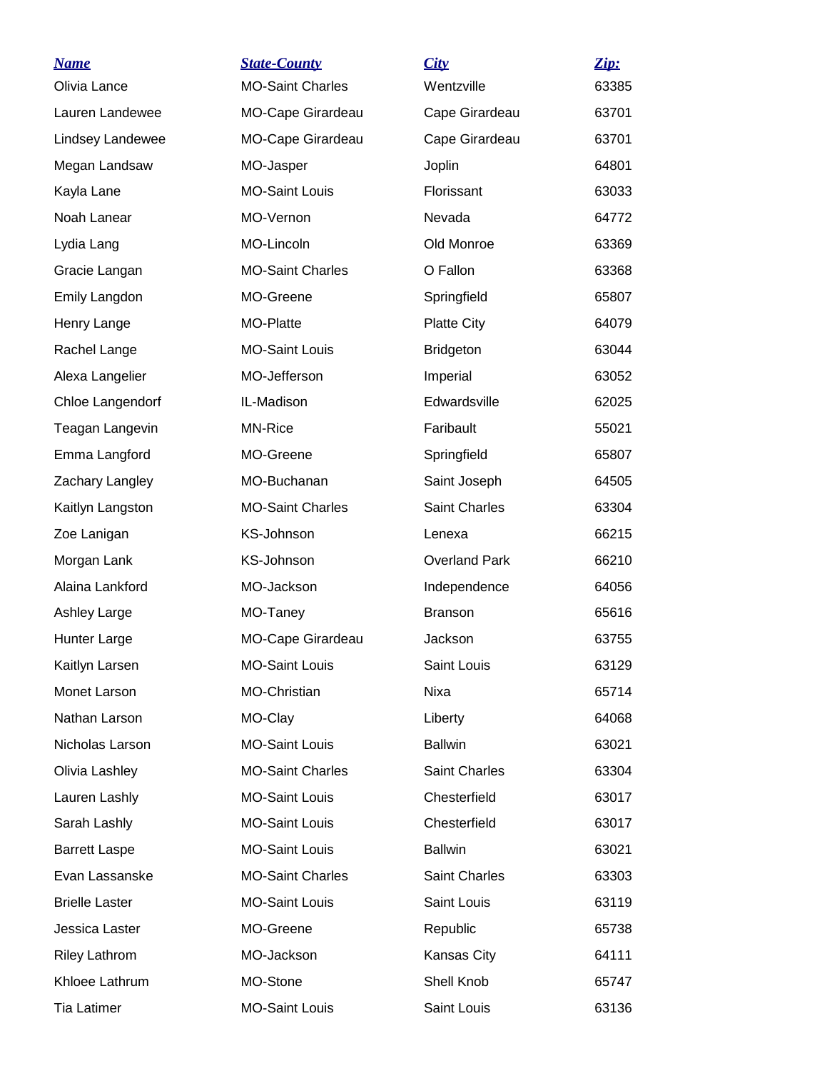| Name | State-County | City | Zip: |
|---|---|---|---|
| Olivia Lance | MO-Saint Charles | Wentzville | 63385 |
| Lauren Landewee | MO-Cape Girardeau | Cape Girardeau | 63701 |
| Lindsey Landewee | MO-Cape Girardeau | Cape Girardeau | 63701 |
| Megan Landsaw | MO-Jasper | Joplin | 64801 |
| Kayla Lane | MO-Saint Louis | Florissant | 63033 |
| Noah Lanear | MO-Vernon | Nevada | 64772 |
| Lydia Lang | MO-Lincoln | Old Monroe | 63369 |
| Gracie Langan | MO-Saint Charles | O Fallon | 63368 |
| Emily Langdon | MO-Greene | Springfield | 65807 |
| Henry Lange | MO-Platte | Platte City | 64079 |
| Rachel Lange | MO-Saint Louis | Bridgeton | 63044 |
| Alexa Langelier | MO-Jefferson | Imperial | 63052 |
| Chloe Langendorf | IL-Madison | Edwardsville | 62025 |
| Teagan Langevin | MN-Rice | Faribault | 55021 |
| Emma Langford | MO-Greene | Springfield | 65807 |
| Zachary Langley | MO-Buchanan | Saint Joseph | 64505 |
| Kaitlyn Langston | MO-Saint Charles | Saint Charles | 63304 |
| Zoe Lanigan | KS-Johnson | Lenexa | 66215 |
| Morgan Lank | KS-Johnson | Overland Park | 66210 |
| Alaina Lankford | MO-Jackson | Independence | 64056 |
| Ashley Large | MO-Taney | Branson | 65616 |
| Hunter Large | MO-Cape Girardeau | Jackson | 63755 |
| Kaitlyn Larsen | MO-Saint Louis | Saint Louis | 63129 |
| Monet Larson | MO-Christian | Nixa | 65714 |
| Nathan Larson | MO-Clay | Liberty | 64068 |
| Nicholas Larson | MO-Saint Louis | Ballwin | 63021 |
| Olivia Lashley | MO-Saint Charles | Saint Charles | 63304 |
| Lauren Lashly | MO-Saint Louis | Chesterfield | 63017 |
| Sarah Lashly | MO-Saint Louis | Chesterfield | 63017 |
| Barrett Laspe | MO-Saint Louis | Ballwin | 63021 |
| Evan Lassanske | MO-Saint Charles | Saint Charles | 63303 |
| Brielle Laster | MO-Saint Louis | Saint Louis | 63119 |
| Jessica Laster | MO-Greene | Republic | 65738 |
| Riley Lathrom | MO-Jackson | Kansas City | 64111 |
| Khloee Lathrum | MO-Stone | Shell Knob | 65747 |
| Tia Latimer | MO-Saint Louis | Saint Louis | 63136 |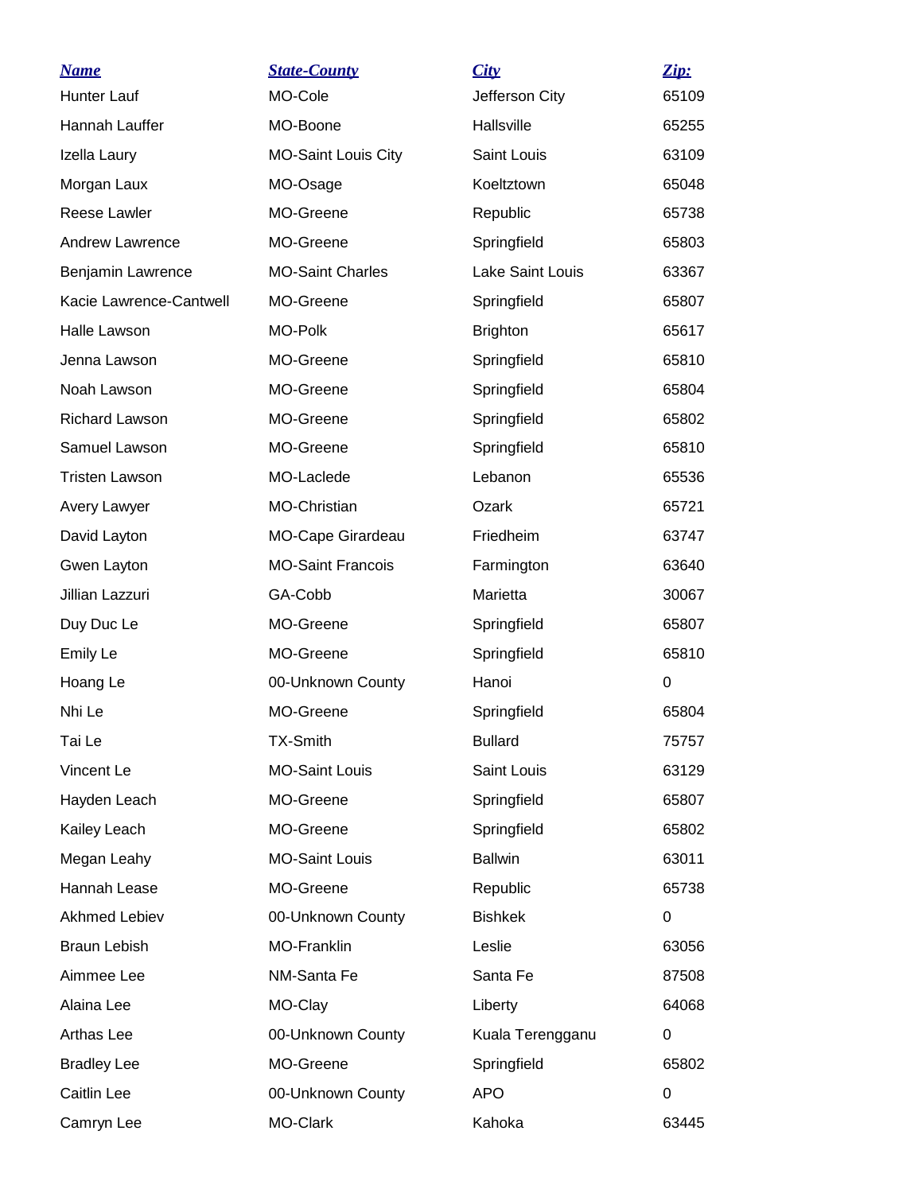| ***Name*** | ***State-County*** | ***City*** | ***Zip:*** |
| --- | --- | --- | --- |
| Hunter Lauf | MO-Cole | Jefferson City | 65109 |
| Hannah Lauffer | MO-Boone | Hallsville | 65255 |
| Izella Laury | MO-Saint Louis City | Saint Louis | 63109 |
| Morgan Laux | MO-Osage | Koeltztown | 65048 |
| Reese Lawler | MO-Greene | Republic | 65738 |
| Andrew Lawrence | MO-Greene | Springfield | 65803 |
| Benjamin Lawrence | MO-Saint Charles | Lake Saint Louis | 63367 |
| Kacie Lawrence-Cantwell | MO-Greene | Springfield | 65807 |
| Halle Lawson | MO-Polk | Brighton | 65617 |
| Jenna Lawson | MO-Greene | Springfield | 65810 |
| Noah Lawson | MO-Greene | Springfield | 65804 |
| Richard Lawson | MO-Greene | Springfield | 65802 |
| Samuel Lawson | MO-Greene | Springfield | 65810 |
| Tristen Lawson | MO-Laclede | Lebanon | 65536 |
| Avery Lawyer | MO-Christian | Ozark | 65721 |
| David Layton | MO-Cape Girardeau | Friedheim | 63747 |
| Gwen Layton | MO-Saint Francois | Farmington | 63640 |
| Jillian Lazzuri | GA-Cobb | Marietta | 30067 |
| Duy Duc Le | MO-Greene | Springfield | 65807 |
| Emily Le | MO-Greene | Springfield | 65810 |
| Hoang Le | 00-Unknown County | Hanoi | 0 |
| Nhi Le | MO-Greene | Springfield | 65804 |
| Tai Le | TX-Smith | Bullard | 75757 |
| Vincent Le | MO-Saint Louis | Saint Louis | 63129 |
| Hayden Leach | MO-Greene | Springfield | 65807 |
| Kailey Leach | MO-Greene | Springfield | 65802 |
| Megan Leahy | MO-Saint Louis | Ballwin | 63011 |
| Hannah Lease | MO-Greene | Republic | 65738 |
| Akhmed Lebiev | 00-Unknown County | Bishkek | 0 |
| Braun Lebish | MO-Franklin | Leslie | 63056 |
| Aimmee Lee | NM-Santa Fe | Santa Fe | 87508 |
| Alaina Lee | MO-Clay | Liberty | 64068 |
| Arthas Lee | 00-Unknown County | Kuala Terengganu | 0 |
| Bradley Lee | MO-Greene | Springfield | 65802 |
| Caitlin Lee | 00-Unknown County | APO | 0 |
| Camryn Lee | MO-Clark | Kahoka | 63445 |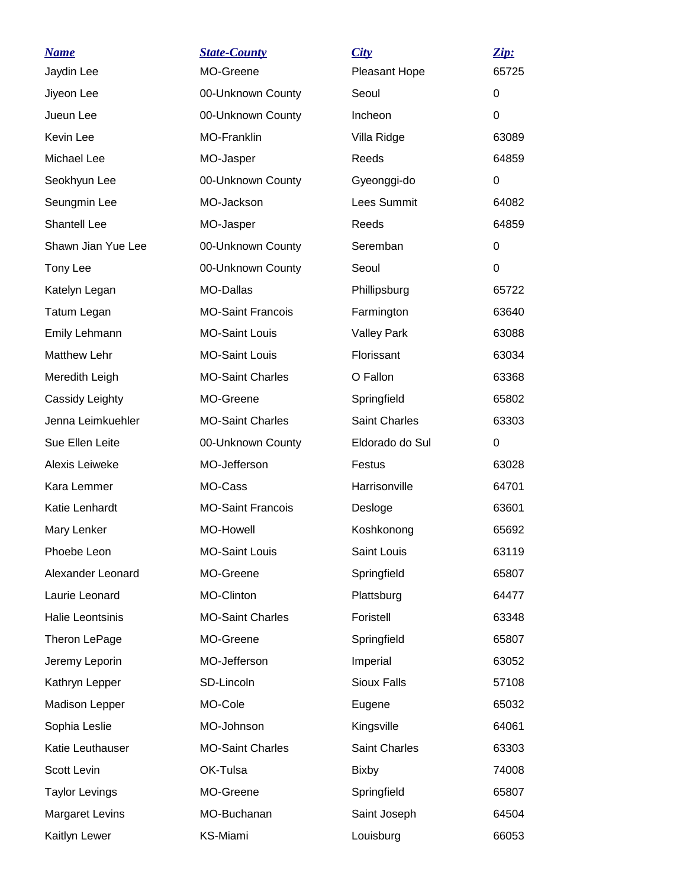| Name | State-County | City | Zip: |
|---|---|---|---|
| Jaydin Lee | MO-Greene | Pleasant Hope | 65725 |
| Jiyeon Lee | 00-Unknown County | Seoul | 0 |
| Jueun Lee | 00-Unknown County | Incheon | 0 |
| Kevin Lee | MO-Franklin | Villa Ridge | 63089 |
| Michael Lee | MO-Jasper | Reeds | 64859 |
| Seokhyun Lee | 00-Unknown County | Gyeonggi-do | 0 |
| Seungmin Lee | MO-Jackson | Lees Summit | 64082 |
| Shantell Lee | MO-Jasper | Reeds | 64859 |
| Shawn Jian Yue Lee | 00-Unknown County | Seremban | 0 |
| Tony Lee | 00-Unknown County | Seoul | 0 |
| Katelyn Legan | MO-Dallas | Phillipsburg | 65722 |
| Tatum Legan | MO-Saint Francois | Farmington | 63640 |
| Emily Lehmann | MO-Saint Louis | Valley Park | 63088 |
| Matthew Lehr | MO-Saint Louis | Florissant | 63034 |
| Meredith Leigh | MO-Saint Charles | O Fallon | 63368 |
| Cassidy Leighty | MO-Greene | Springfield | 65802 |
| Jenna Leimkuehler | MO-Saint Charles | Saint Charles | 63303 |
| Sue Ellen Leite | 00-Unknown County | Eldorado do Sul | 0 |
| Alexis Leiweke | MO-Jefferson | Festus | 63028 |
| Kara Lemmer | MO-Cass | Harrisonville | 64701 |
| Katie Lenhardt | MO-Saint Francois | Desloge | 63601 |
| Mary Lenker | MO-Howell | Koshkonong | 65692 |
| Phoebe Leon | MO-Saint Louis | Saint Louis | 63119 |
| Alexander Leonard | MO-Greene | Springfield | 65807 |
| Laurie Leonard | MO-Clinton | Plattsburg | 64477 |
| Halie Leontsinis | MO-Saint Charles | Foristell | 63348 |
| Theron LePage | MO-Greene | Springfield | 65807 |
| Jeremy Leporin | MO-Jefferson | Imperial | 63052 |
| Kathryn Lepper | SD-Lincoln | Sioux Falls | 57108 |
| Madison Lepper | MO-Cole | Eugene | 65032 |
| Sophia Leslie | MO-Johnson | Kingsville | 64061 |
| Katie Leuthauser | MO-Saint Charles | Saint Charles | 63303 |
| Scott Levin | OK-Tulsa | Bixby | 74008 |
| Taylor Levings | MO-Greene | Springfield | 65807 |
| Margaret Levins | MO-Buchanan | Saint Joseph | 64504 |
| Kaitlyn Lewer | KS-Miami | Louisburg | 66053 |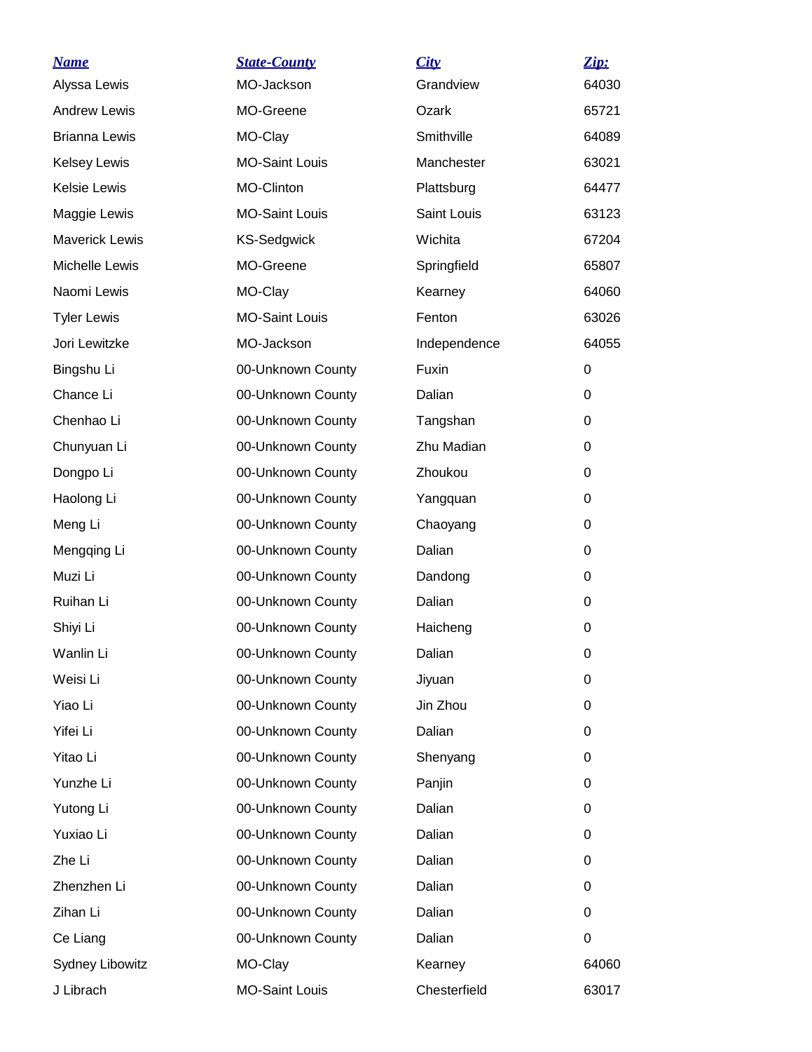| Name | State-County | City | Zip: |
| --- | --- | --- | --- |
| Alyssa Lewis | MO-Jackson | Grandview | 64030 |
| Andrew Lewis | MO-Greene | Ozark | 65721 |
| Brianna Lewis | MO-Clay | Smithville | 64089 |
| Kelsey Lewis | MO-Saint Louis | Manchester | 63021 |
| Kelsie Lewis | MO-Clinton | Plattsburg | 64477 |
| Maggie Lewis | MO-Saint Louis | Saint Louis | 63123 |
| Maverick Lewis | KS-Sedgwick | Wichita | 67204 |
| Michelle Lewis | MO-Greene | Springfield | 65807 |
| Naomi Lewis | MO-Clay | Kearney | 64060 |
| Tyler Lewis | MO-Saint Louis | Fenton | 63026 |
| Jori Lewitzke | MO-Jackson | Independence | 64055 |
| Bingshu Li | 00-Unknown County | Fuxin | 0 |
| Chance Li | 00-Unknown County | Dalian | 0 |
| Chenhao Li | 00-Unknown County | Tangshan | 0 |
| Chunyuan Li | 00-Unknown County | Zhu Madian | 0 |
| Dongpo Li | 00-Unknown County | Zhoukou | 0 |
| Haolong Li | 00-Unknown County | Yangquan | 0 |
| Meng Li | 00-Unknown County | Chaoyang | 0 |
| Mengqing Li | 00-Unknown County | Dalian | 0 |
| Muzi Li | 00-Unknown County | Dandong | 0 |
| Ruihan Li | 00-Unknown County | Dalian | 0 |
| Shiyi Li | 00-Unknown County | Haicheng | 0 |
| Wanlin Li | 00-Unknown County | Dalian | 0 |
| Weisi Li | 00-Unknown County | Jiyuan | 0 |
| Yiao Li | 00-Unknown County | Jin Zhou | 0 |
| Yifei Li | 00-Unknown County | Dalian | 0 |
| Yitao Li | 00-Unknown County | Shenyang | 0 |
| Yunzhe Li | 00-Unknown County | Panjin | 0 |
| Yutong Li | 00-Unknown County | Dalian | 0 |
| Yuxiao Li | 00-Unknown County | Dalian | 0 |
| Zhe Li | 00-Unknown County | Dalian | 0 |
| Zhenzhen Li | 00-Unknown County | Dalian | 0 |
| Zihan Li | 00-Unknown County | Dalian | 0 |
| Ce Liang | 00-Unknown County | Dalian | 0 |
| Sydney Libowitz | MO-Clay | Kearney | 64060 |
| J Librach | MO-Saint Louis | Chesterfield | 63017 |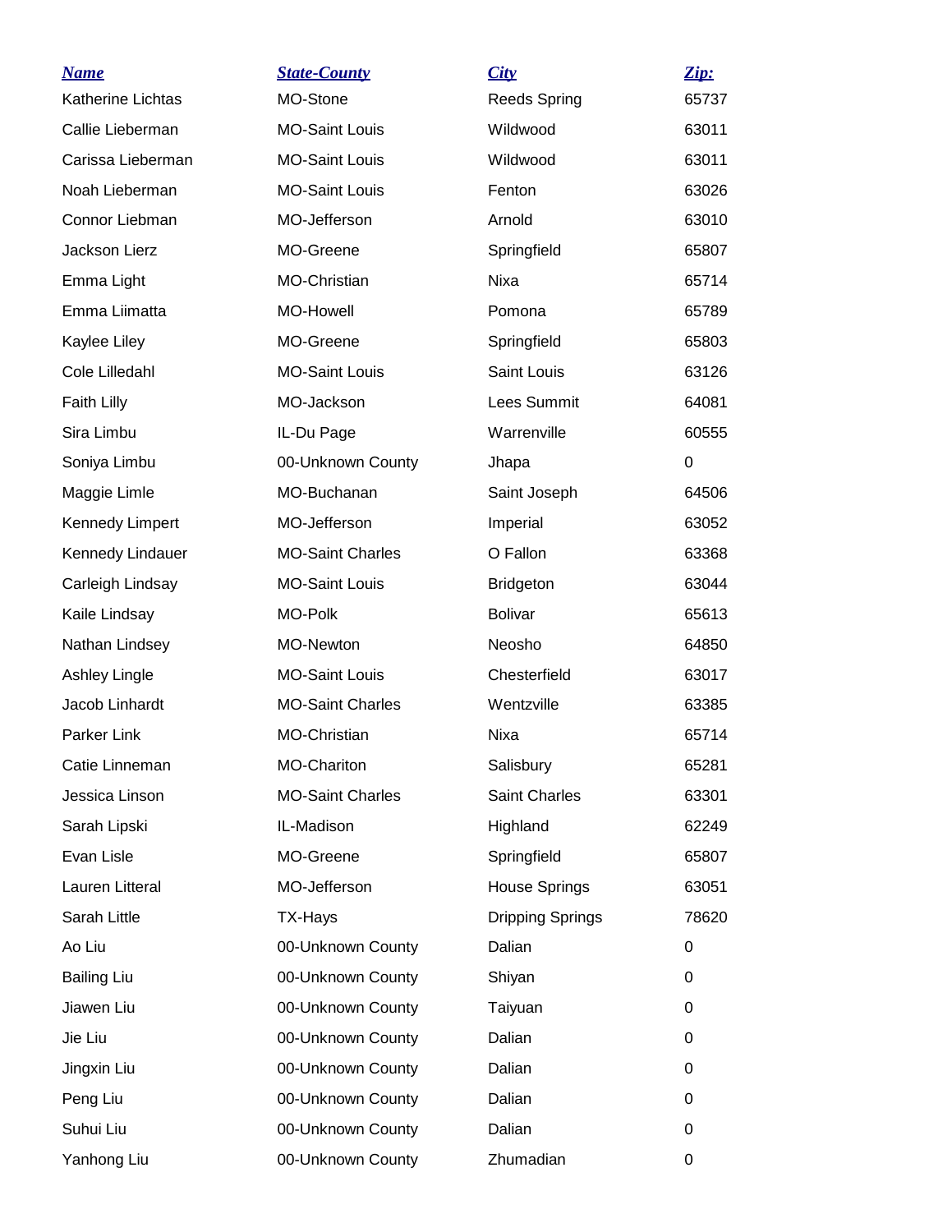| Name | State-County | City | Zip: |
|---|---|---|---|
| Katherine Lichtas | MO-Stone | Reeds Spring | 65737 |
| Callie Lieberman | MO-Saint Louis | Wildwood | 63011 |
| Carissa Lieberman | MO-Saint Louis | Wildwood | 63011 |
| Noah Lieberman | MO-Saint Louis | Fenton | 63026 |
| Connor Liebman | MO-Jefferson | Arnold | 63010 |
| Jackson Lierz | MO-Greene | Springfield | 65807 |
| Emma Light | MO-Christian | Nixa | 65714 |
| Emma Liimatta | MO-Howell | Pomona | 65789 |
| Kaylee Liley | MO-Greene | Springfield | 65803 |
| Cole Lilledahl | MO-Saint Louis | Saint Louis | 63126 |
| Faith Lilly | MO-Jackson | Lees Summit | 64081 |
| Sira Limbu | IL-Du Page | Warrenville | 60555 |
| Soniya Limbu | 00-Unknown County | Jhapa | 0 |
| Maggie Limle | MO-Buchanan | Saint Joseph | 64506 |
| Kennedy Limpert | MO-Jefferson | Imperial | 63052 |
| Kennedy Lindauer | MO-Saint Charles | O Fallon | 63368 |
| Carleigh Lindsay | MO-Saint Louis | Bridgeton | 63044 |
| Kaile Lindsay | MO-Polk | Bolivar | 65613 |
| Nathan Lindsey | MO-Newton | Neosho | 64850 |
| Ashley Lingle | MO-Saint Louis | Chesterfield | 63017 |
| Jacob Linhardt | MO-Saint Charles | Wentzville | 63385 |
| Parker Link | MO-Christian | Nixa | 65714 |
| Catie Linneman | MO-Chariton | Salisbury | 65281 |
| Jessica Linson | MO-Saint Charles | Saint Charles | 63301 |
| Sarah Lipski | IL-Madison | Highland | 62249 |
| Evan Lisle | MO-Greene | Springfield | 65807 |
| Lauren Litteral | MO-Jefferson | House Springs | 63051 |
| Sarah Little | TX-Hays | Dripping Springs | 78620 |
| Ao Liu | 00-Unknown County | Dalian | 0 |
| Bailing Liu | 00-Unknown County | Shiyan | 0 |
| Jiawen Liu | 00-Unknown County | Taiyuan | 0 |
| Jie Liu | 00-Unknown County | Dalian | 0 |
| Jingxin Liu | 00-Unknown County | Dalian | 0 |
| Peng Liu | 00-Unknown County | Dalian | 0 |
| Suhui Liu | 00-Unknown County | Dalian | 0 |
| Yanhong Liu | 00-Unknown County | Zhumadian | 0 |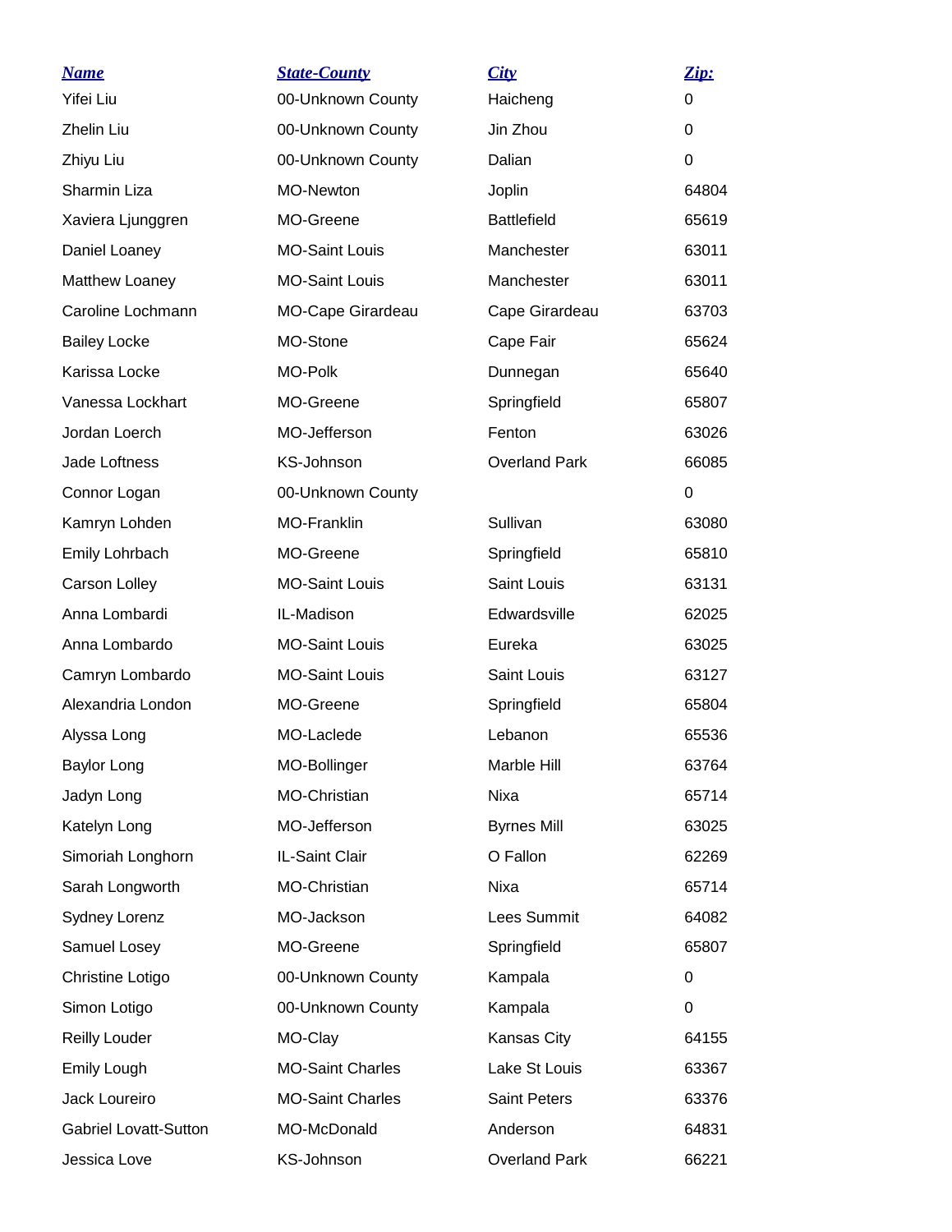| Name | State-County | City | Zip: |
| --- | --- | --- | --- |
| Yifei Liu | 00-Unknown County | Haicheng | 0 |
| Zhelin Liu | 00-Unknown County | Jin Zhou | 0 |
| Zhiyu Liu | 00-Unknown County | Dalian | 0 |
| Sharmin Liza | MO-Newton | Joplin | 64804 |
| Xaviera Ljunggren | MO-Greene | Battlefield | 65619 |
| Daniel Loaney | MO-Saint Louis | Manchester | 63011 |
| Matthew Loaney | MO-Saint Louis | Manchester | 63011 |
| Caroline Lochmann | MO-Cape Girardeau | Cape Girardeau | 63703 |
| Bailey Locke | MO-Stone | Cape Fair | 65624 |
| Karissa Locke | MO-Polk | Dunnegan | 65640 |
| Vanessa Lockhart | MO-Greene | Springfield | 65807 |
| Jordan Loerch | MO-Jefferson | Fenton | 63026 |
| Jade Loftness | KS-Johnson | Overland Park | 66085 |
| Connor Logan | 00-Unknown County | | 0 |
| Kamryn Lohden | MO-Franklin | Sullivan | 63080 |
| Emily Lohrbach | MO-Greene | Springfield | 65810 |
| Carson Lolley | MO-Saint Louis | Saint Louis | 63131 |
| Anna Lombardi | IL-Madison | Edwardsville | 62025 |
| Anna Lombardo | MO-Saint Louis | Eureka | 63025 |
| Camryn Lombardo | MO-Saint Louis | Saint Louis | 63127 |
| Alexandria London | MO-Greene | Springfield | 65804 |
| Alyssa Long | MO-Laclede | Lebanon | 65536 |
| Baylor Long | MO-Bollinger | Marble Hill | 63764 |
| Jadyn Long | MO-Christian | Nixa | 65714 |
| Katelyn Long | MO-Jefferson | Byrnes Mill | 63025 |
| Simoriah Longhorn | IL-Saint Clair | O Fallon | 62269 |
| Sarah Longworth | MO-Christian | Nixa | 65714 |
| Sydney Lorenz | MO-Jackson | Lees Summit | 64082 |
| Samuel Losey | MO-Greene | Springfield | 65807 |
| Christine Lotigo | 00-Unknown County | Kampala | 0 |
| Simon Lotigo | 00-Unknown County | Kampala | 0 |
| Reilly Louder | MO-Clay | Kansas City | 64155 |
| Emily Lough | MO-Saint Charles | Lake St Louis | 63367 |
| Jack Loureiro | MO-Saint Charles | Saint Peters | 63376 |
| Gabriel Lovatt-Sutton | MO-McDonald | Anderson | 64831 |
| Jessica Love | KS-Johnson | Overland Park | 66221 |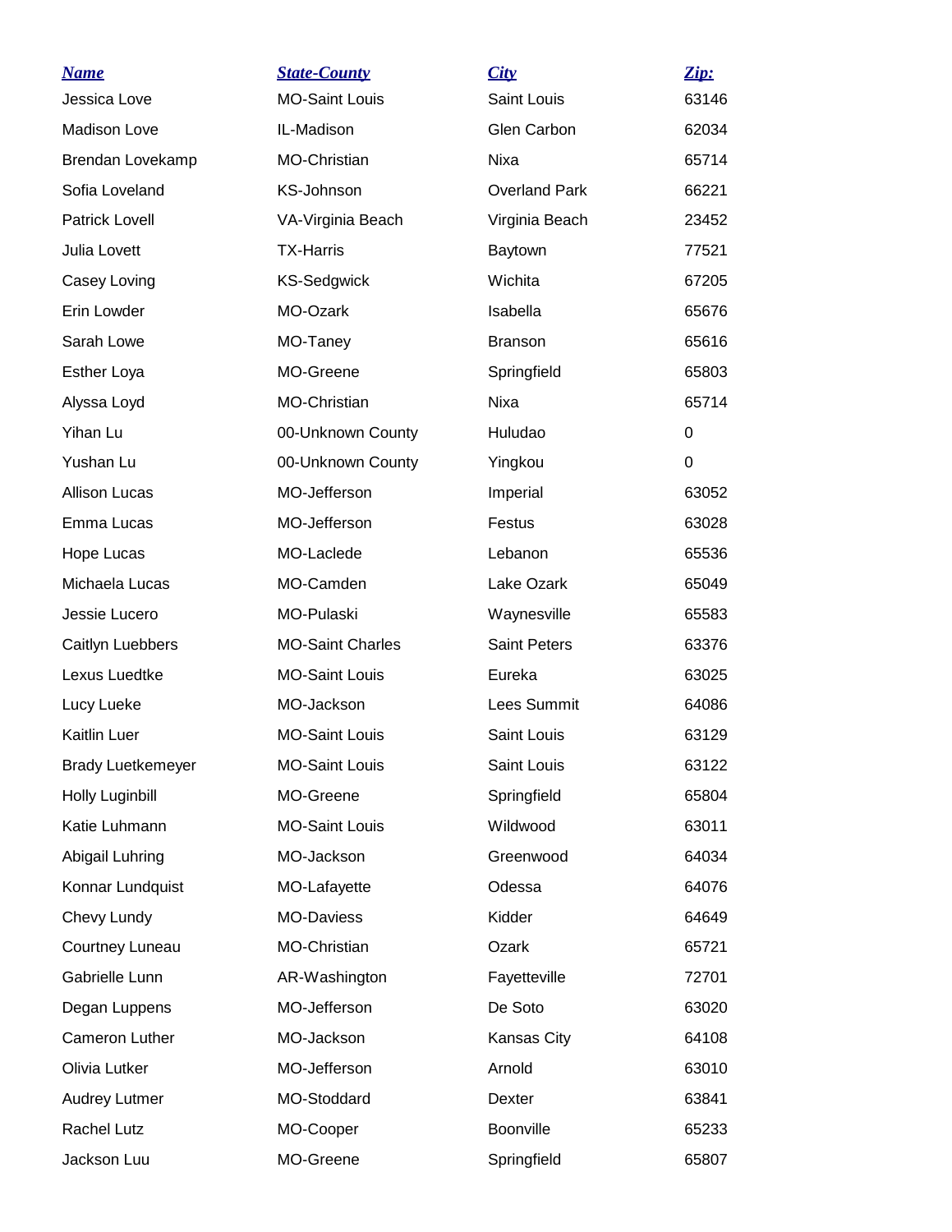| Name | State-County | City | Zip: |
|---|---|---|---|
| Jessica Love | MO-Saint Louis | Saint Louis | 63146 |
| Madison Love | IL-Madison | Glen Carbon | 62034 |
| Brendan Lovekamp | MO-Christian | Nixa | 65714 |
| Sofia Loveland | KS-Johnson | Overland Park | 66221 |
| Patrick Lovell | VA-Virginia Beach | Virginia Beach | 23452 |
| Julia Lovett | TX-Harris | Baytown | 77521 |
| Casey Loving | KS-Sedgwick | Wichita | 67205 |
| Erin Lowder | MO-Ozark | Isabella | 65676 |
| Sarah Lowe | MO-Taney | Branson | 65616 |
| Esther Loya | MO-Greene | Springfield | 65803 |
| Alyssa Loyd | MO-Christian | Nixa | 65714 |
| Yihan Lu | 00-Unknown County | Huludao | 0 |
| Yushan Lu | 00-Unknown County | Yingkou | 0 |
| Allison Lucas | MO-Jefferson | Imperial | 63052 |
| Emma Lucas | MO-Jefferson | Festus | 63028 |
| Hope Lucas | MO-Laclede | Lebanon | 65536 |
| Michaela Lucas | MO-Camden | Lake Ozark | 65049 |
| Jessie Lucero | MO-Pulaski | Waynesville | 65583 |
| Caitlyn Luebbers | MO-Saint Charles | Saint Peters | 63376 |
| Lexus Luedtke | MO-Saint Louis | Eureka | 63025 |
| Lucy Lueke | MO-Jackson | Lees Summit | 64086 |
| Kaitlin Luer | MO-Saint Louis | Saint Louis | 63129 |
| Brady Luetkemeyer | MO-Saint Louis | Saint Louis | 63122 |
| Holly Luginbill | MO-Greene | Springfield | 65804 |
| Katie Luhmann | MO-Saint Louis | Wildwood | 63011 |
| Abigail Luhring | MO-Jackson | Greenwood | 64034 |
| Konnar Lundquist | MO-Lafayette | Odessa | 64076 |
| Chevy Lundy | MO-Daviess | Kidder | 64649 |
| Courtney Luneau | MO-Christian | Ozark | 65721 |
| Gabrielle Lunn | AR-Washington | Fayetteville | 72701 |
| Degan Luppens | MO-Jefferson | De Soto | 63020 |
| Cameron Luther | MO-Jackson | Kansas City | 64108 |
| Olivia Lutker | MO-Jefferson | Arnold | 63010 |
| Audrey Lutmer | MO-Stoddard | Dexter | 63841 |
| Rachel Lutz | MO-Cooper | Boonville | 65233 |
| Jackson Luu | MO-Greene | Springfield | 65807 |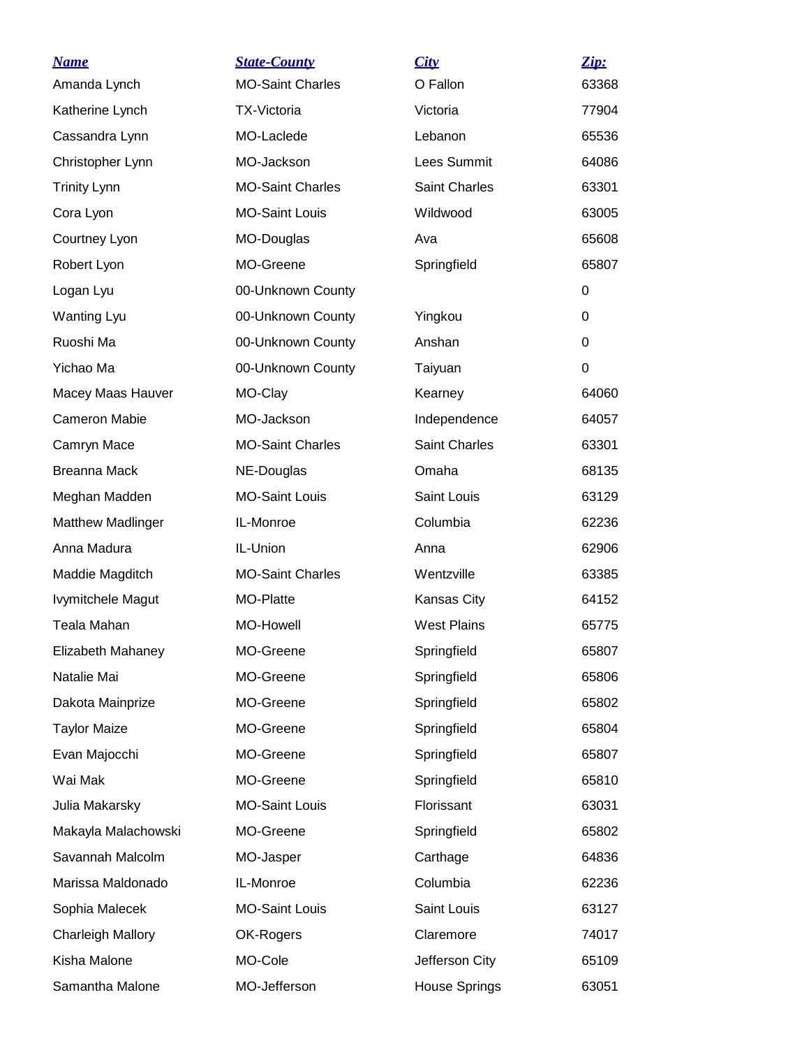| Name | State-County | City | Zip: |
|---|---|---|---|
| Amanda Lynch | MO-Saint Charles | O Fallon | 63368 |
| Katherine Lynch | TX-Victoria | Victoria | 77904 |
| Cassandra Lynn | MO-Laclede | Lebanon | 65536 |
| Christopher Lynn | MO-Jackson | Lees Summit | 64086 |
| Trinity Lynn | MO-Saint Charles | Saint Charles | 63301 |
| Cora Lyon | MO-Saint Louis | Wildwood | 63005 |
| Courtney Lyon | MO-Douglas | Ava | 65608 |
| Robert Lyon | MO-Greene | Springfield | 65807 |
| Logan Lyu | 00-Unknown County | | 0 |
| Wanting Lyu | 00-Unknown County | Yingkou | 0 |
| Ruoshi Ma | 00-Unknown County | Anshan | 0 |
| Yichao Ma | 00-Unknown County | Taiyuan | 0 |
| Macey Maas Hauver | MO-Clay | Kearney | 64060 |
| Cameron Mabie | MO-Jackson | Independence | 64057 |
| Camryn Mace | MO-Saint Charles | Saint Charles | 63301 |
| Breanna Mack | NE-Douglas | Omaha | 68135 |
| Meghan Madden | MO-Saint Louis | Saint Louis | 63129 |
| Matthew Madlinger | IL-Monroe | Columbia | 62236 |
| Anna Madura | IL-Union | Anna | 62906 |
| Maddie Magditch | MO-Saint Charles | Wentzville | 63385 |
| Ivymitchele Magut | MO-Platte | Kansas City | 64152 |
| Teala Mahan | MO-Howell | West Plains | 65775 |
| Elizabeth Mahaney | MO-Greene | Springfield | 65807 |
| Natalie Mai | MO-Greene | Springfield | 65806 |
| Dakota Mainprize | MO-Greene | Springfield | 65802 |
| Taylor Maize | MO-Greene | Springfield | 65804 |
| Evan Majocchi | MO-Greene | Springfield | 65807 |
| Wai Mak | MO-Greene | Springfield | 65810 |
| Julia Makarsky | MO-Saint Louis | Florissant | 63031 |
| Makayla Malachowski | MO-Greene | Springfield | 65802 |
| Savannah Malcolm | MO-Jasper | Carthage | 64836 |
| Marissa Maldonado | IL-Monroe | Columbia | 62236 |
| Sophia Malecek | MO-Saint Louis | Saint Louis | 63127 |
| Charleigh Mallory | OK-Rogers | Claremore | 74017 |
| Kisha Malone | MO-Cole | Jefferson City | 65109 |
| Samantha Malone | MO-Jefferson | House Springs | 63051 |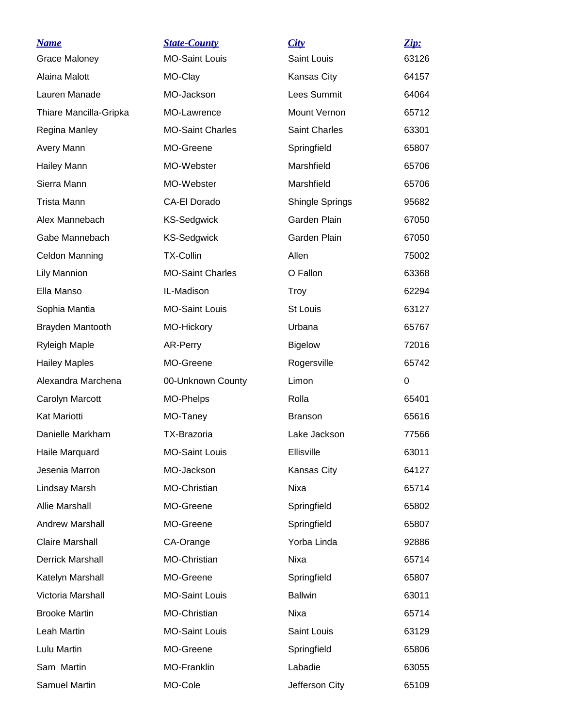| *Name* | *State-County* | *City* | *Zip:* |
|---|---|---|---|
| Grace Maloney | MO-Saint Louis | Saint Louis | 63126 |
| Alaina Malott | MO-Clay | Kansas City | 64157 |
| Lauren Manade | MO-Jackson | Lees Summit | 64064 |
| Thiare Mancilla-Gripka | MO-Lawrence | Mount Vernon | 65712 |
| Regina Manley | MO-Saint Charles | Saint Charles | 63301 |
| Avery Mann | MO-Greene | Springfield | 65807 |
| Hailey Mann | MO-Webster | Marshfield | 65706 |
| Sierra Mann | MO-Webster | Marshfield | 65706 |
| Trista Mann | CA-El Dorado | Shingle Springs | 95682 |
| Alex Mannebach | KS-Sedgwick | Garden Plain | 67050 |
| Gabe Mannebach | KS-Sedgwick | Garden Plain | 67050 |
| Celdon Manning | TX-Collin | Allen | 75002 |
| Lily Mannion | MO-Saint Charles | O Fallon | 63368 |
| Ella Manso | IL-Madison | Troy | 62294 |
| Sophia Mantia | MO-Saint Louis | St Louis | 63127 |
| Brayden Mantooth | MO-Hickory | Urbana | 65767 |
| Ryleigh Maple | AR-Perry | Bigelow | 72016 |
| Hailey Maples | MO-Greene | Rogersville | 65742 |
| Alexandra Marchena | 00-Unknown County | Limon | 0 |
| Carolyn Marcott | MO-Phelps | Rolla | 65401 |
| Kat Mariotti | MO-Taney | Branson | 65616 |
| Danielle Markham | TX-Brazoria | Lake Jackson | 77566 |
| Haile Marquard | MO-Saint Louis | Ellisville | 63011 |
| Jesenia Marron | MO-Jackson | Kansas City | 64127 |
| Lindsay Marsh | MO-Christian | Nixa | 65714 |
| Allie Marshall | MO-Greene | Springfield | 65802 |
| Andrew Marshall | MO-Greene | Springfield | 65807 |
| Claire Marshall | CA-Orange | Yorba Linda | 92886 |
| Derrick Marshall | MO-Christian | Nixa | 65714 |
| Katelyn Marshall | MO-Greene | Springfield | 65807 |
| Victoria Marshall | MO-Saint Louis | Ballwin | 63011 |
| Brooke Martin | MO-Christian | Nixa | 65714 |
| Leah Martin | MO-Saint Louis | Saint Louis | 63129 |
| Lulu Martin | MO-Greene | Springfield | 65806 |
| Sam Martin | MO-Franklin | Labadie | 63055 |
| Samuel Martin | MO-Cole | Jefferson City | 65109 |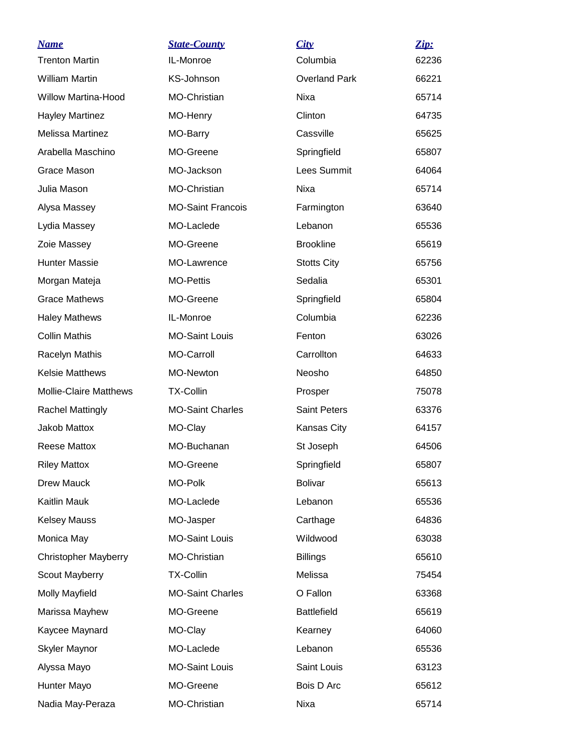| Name | State-County | City | Zip: |
|---|---|---|---|
| Trenton Martin | IL-Monroe | Columbia | 62236 |
| William Martin | KS-Johnson | Overland Park | 66221 |
| Willow Martina-Hood | MO-Christian | Nixa | 65714 |
| Hayley Martinez | MO-Henry | Clinton | 64735 |
| Melissa Martinez | MO-Barry | Cassville | 65625 |
| Arabella Maschino | MO-Greene | Springfield | 65807 |
| Grace Mason | MO-Jackson | Lees Summit | 64064 |
| Julia Mason | MO-Christian | Nixa | 65714 |
| Alysa Massey | MO-Saint Francois | Farmington | 63640 |
| Lydia Massey | MO-Laclede | Lebanon | 65536 |
| Zoie Massey | MO-Greene | Brookline | 65619 |
| Hunter Massie | MO-Lawrence | Stotts City | 65756 |
| Morgan Mateja | MO-Pettis | Sedalia | 65301 |
| Grace Mathews | MO-Greene | Springfield | 65804 |
| Haley Mathews | IL-Monroe | Columbia | 62236 |
| Collin Mathis | MO-Saint Louis | Fenton | 63026 |
| Racelyn Mathis | MO-Carroll | Carrollton | 64633 |
| Kelsie Matthews | MO-Newton | Neosho | 64850 |
| Mollie-Claire Matthews | TX-Collin | Prosper | 75078 |
| Rachel Mattingly | MO-Saint Charles | Saint Peters | 63376 |
| Jakob Mattox | MO-Clay | Kansas City | 64157 |
| Reese Mattox | MO-Buchanan | St Joseph | 64506 |
| Riley Mattox | MO-Greene | Springfield | 65807 |
| Drew Mauck | MO-Polk | Bolivar | 65613 |
| Kaitlin Mauk | MO-Laclede | Lebanon | 65536 |
| Kelsey Mauss | MO-Jasper | Carthage | 64836 |
| Monica May | MO-Saint Louis | Wildwood | 63038 |
| Christopher Mayberry | MO-Christian | Billings | 65610 |
| Scout Mayberry | TX-Collin | Melissa | 75454 |
| Molly Mayfield | MO-Saint Charles | O Fallon | 63368 |
| Marissa Mayhew | MO-Greene | Battlefield | 65619 |
| Kaycee Maynard | MO-Clay | Kearney | 64060 |
| Skyler Maynor | MO-Laclede | Lebanon | 65536 |
| Alyssa Mayo | MO-Saint Louis | Saint Louis | 63123 |
| Hunter Mayo | MO-Greene | Bois D Arc | 65612 |
| Nadia May-Peraza | MO-Christian | Nixa | 65714 |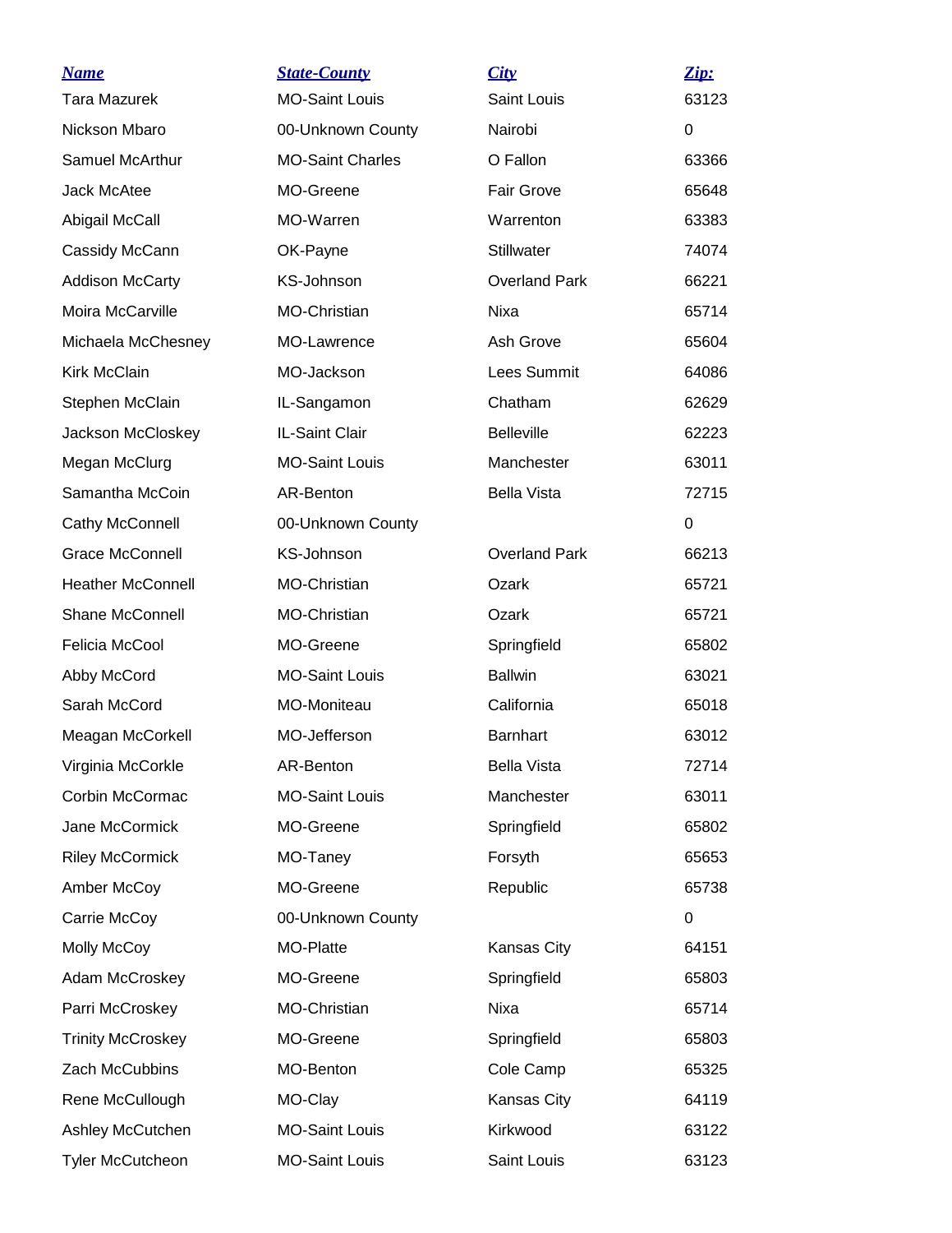| Name | State-County | City | Zip: |
| --- | --- | --- | --- |
| Tara Mazurek | MO-Saint Louis | Saint Louis | 63123 |
| Nickson Mbaro | 00-Unknown County | Nairobi | 0 |
| Samuel McArthur | MO-Saint Charles | O Fallon | 63366 |
| Jack McAtee | MO-Greene | Fair Grove | 65648 |
| Abigail McCall | MO-Warren | Warrenton | 63383 |
| Cassidy McCann | OK-Payne | Stillwater | 74074 |
| Addison McCarty | KS-Johnson | Overland Park | 66221 |
| Moira McCarville | MO-Christian | Nixa | 65714 |
| Michaela McChesney | MO-Lawrence | Ash Grove | 65604 |
| Kirk McClain | MO-Jackson | Lees Summit | 64086 |
| Stephen McClain | IL-Sangamon | Chatham | 62629 |
| Jackson McCloskey | IL-Saint Clair | Belleville | 62223 |
| Megan McClurg | MO-Saint Louis | Manchester | 63011 |
| Samantha McCoin | AR-Benton | Bella Vista | 72715 |
| Cathy McConnell | 00-Unknown County | | 0 |
| Grace McConnell | KS-Johnson | Overland Park | 66213 |
| Heather McConnell | MO-Christian | Ozark | 65721 |
| Shane McConnell | MO-Christian | Ozark | 65721 |
| Felicia McCool | MO-Greene | Springfield | 65802 |
| Abby McCord | MO-Saint Louis | Ballwin | 63021 |
| Sarah McCord | MO-Moniteau | California | 65018 |
| Meagan McCorkell | MO-Jefferson | Barnhart | 63012 |
| Virginia McCorkle | AR-Benton | Bella Vista | 72714 |
| Corbin McCormac | MO-Saint Louis | Manchester | 63011 |
| Jane McCormick | MO-Greene | Springfield | 65802 |
| Riley McCormick | MO-Taney | Forsyth | 65653 |
| Amber McCoy | MO-Greene | Republic | 65738 |
| Carrie McCoy | 00-Unknown County | | 0 |
| Molly McCoy | MO-Platte | Kansas City | 64151 |
| Adam McCroskey | MO-Greene | Springfield | 65803 |
| Parri McCroskey | MO-Christian | Nixa | 65714 |
| Trinity McCroskey | MO-Greene | Springfield | 65803 |
| Zach McCubbins | MO-Benton | Cole Camp | 65325 |
| Rene McCullough | MO-Clay | Kansas City | 64119 |
| Ashley McCutchen | MO-Saint Louis | Kirkwood | 63122 |
| Tyler McCutcheon | MO-Saint Louis | Saint Louis | 63123 |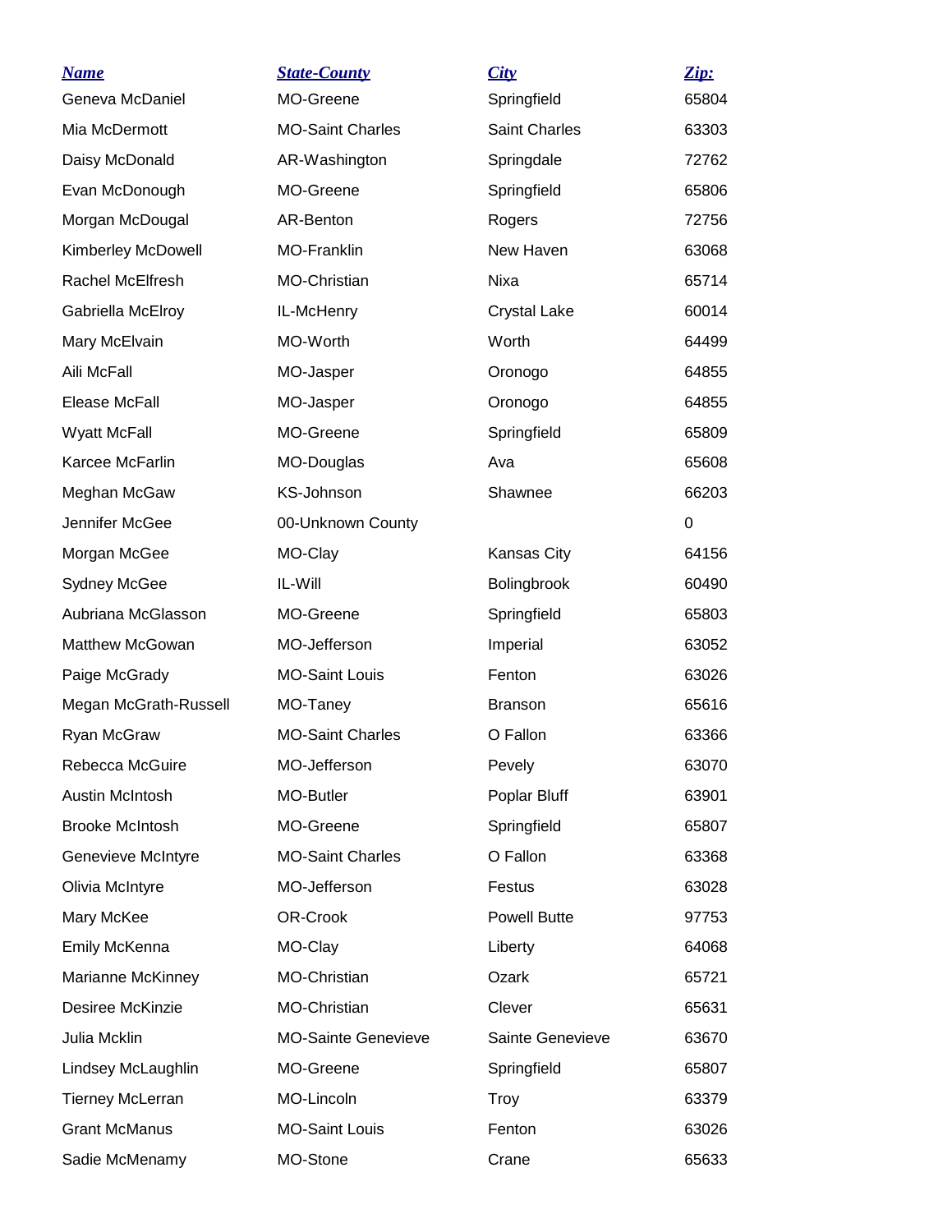| Name | State-County | City | Zip: |
|---|---|---|---|
| Geneva McDaniel | MO-Greene | Springfield | 65804 |
| Mia McDermott | MO-Saint Charles | Saint Charles | 63303 |
| Daisy McDonald | AR-Washington | Springdale | 72762 |
| Evan McDonough | MO-Greene | Springfield | 65806 |
| Morgan McDougal | AR-Benton | Rogers | 72756 |
| Kimberley McDowell | MO-Franklin | New Haven | 63068 |
| Rachel McElfresh | MO-Christian | Nixa | 65714 |
| Gabriella McElroy | IL-McHenry | Crystal Lake | 60014 |
| Mary McElvain | MO-Worth | Worth | 64499 |
| Aili McFall | MO-Jasper | Oronogo | 64855 |
| Elease McFall | MO-Jasper | Oronogo | 64855 |
| Wyatt McFall | MO-Greene | Springfield | 65809 |
| Karcee McFarlin | MO-Douglas | Ava | 65608 |
| Meghan McGaw | KS-Johnson | Shawnee | 66203 |
| Jennifer McGee | 00-Unknown County | | 0 |
| Morgan McGee | MO-Clay | Kansas City | 64156 |
| Sydney McGee | IL-Will | Bolingbrook | 60490 |
| Aubriana McGlasson | MO-Greene | Springfield | 65803 |
| Matthew McGowan | MO-Jefferson | Imperial | 63052 |
| Paige McGrady | MO-Saint Louis | Fenton | 63026 |
| Megan McGrath-Russell | MO-Taney | Branson | 65616 |
| Ryan McGraw | MO-Saint Charles | O Fallon | 63366 |
| Rebecca McGuire | MO-Jefferson | Pevely | 63070 |
| Austin McIntosh | MO-Butler | Poplar Bluff | 63901 |
| Brooke McIntosh | MO-Greene | Springfield | 65807 |
| Genevieve McIntyre | MO-Saint Charles | O Fallon | 63368 |
| Olivia McIntyre | MO-Jefferson | Festus | 63028 |
| Mary McKee | OR-Crook | Powell Butte | 97753 |
| Emily McKenna | MO-Clay | Liberty | 64068 |
| Marianne McKinney | MO-Christian | Ozark | 65721 |
| Desiree McKinzie | MO-Christian | Clever | 65631 |
| Julia Mcklin | MO-Sainte Genevieve | Sainte Genevieve | 63670 |
| Lindsey McLaughlin | MO-Greene | Springfield | 65807 |
| Tierney McLerran | MO-Lincoln | Troy | 63379 |
| Grant McManus | MO-Saint Louis | Fenton | 63026 |
| Sadie McMenamy | MO-Stone | Crane | 65633 |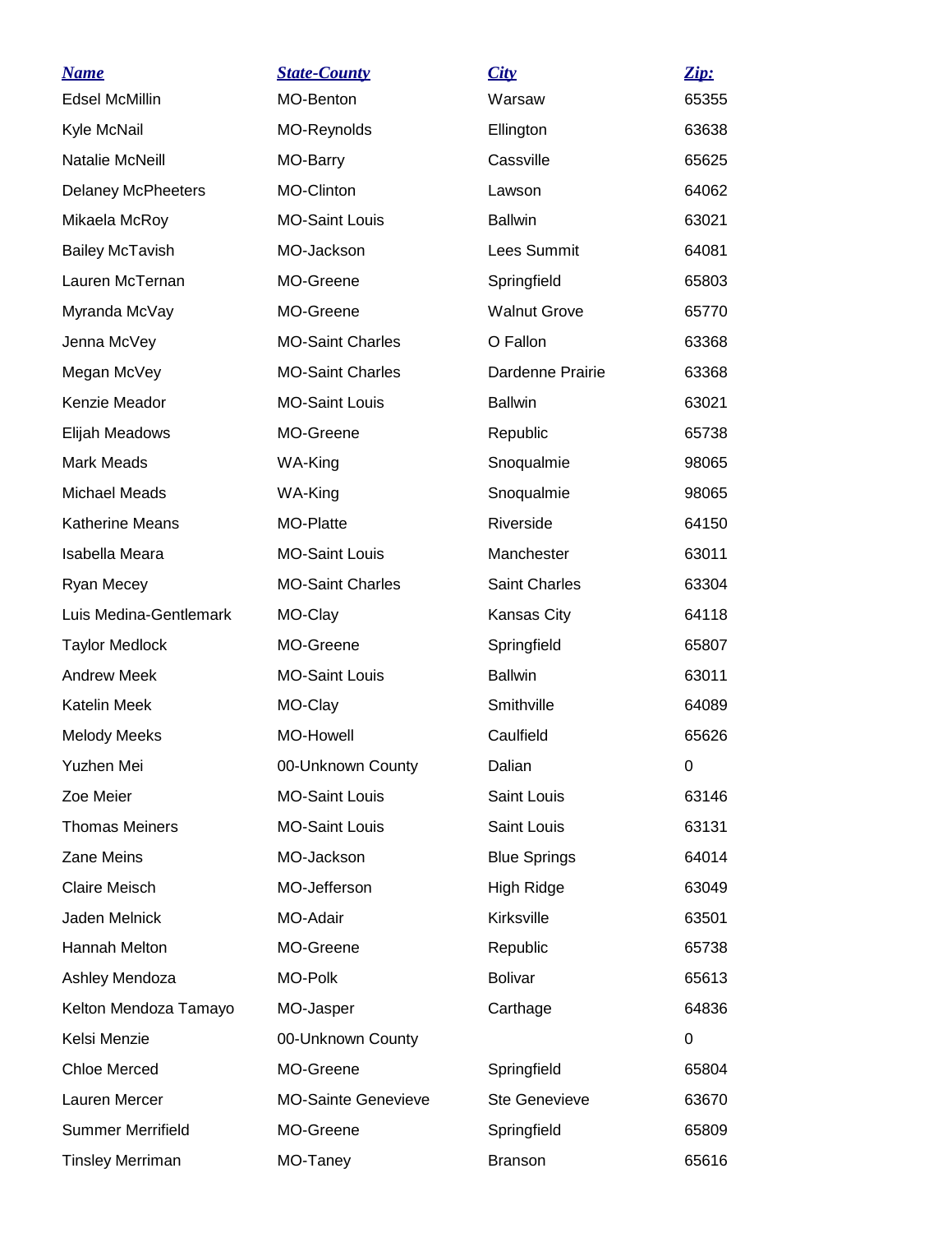| *Name* | *State-County* | *City* | *Zip:* |
|---|---|---|---|
| Edsel McMillin | MO-Benton | Warsaw | 65355 |
| Kyle McNail | MO-Reynolds | Ellington | 63638 |
| Natalie McNeill | MO-Barry | Cassville | 65625 |
| Delaney McPheeters | MO-Clinton | Lawson | 64062 |
| Mikaela McRoy | MO-Saint Louis | Ballwin | 63021 |
| Bailey McTavish | MO-Jackson | Lees Summit | 64081 |
| Lauren McTernan | MO-Greene | Springfield | 65803 |
| Myranda McVay | MO-Greene | Walnut Grove | 65770 |
| Jenna McVey | MO-Saint Charles | O Fallon | 63368 |
| Megan McVey | MO-Saint Charles | Dardenne Prairie | 63368 |
| Kenzie Meador | MO-Saint Louis | Ballwin | 63021 |
| Elijah Meadows | MO-Greene | Republic | 65738 |
| Mark Meads | WA-King | Snoqualmie | 98065 |
| Michael Meads | WA-King | Snoqualmie | 98065 |
| Katherine Means | MO-Platte | Riverside | 64150 |
| Isabella Meara | MO-Saint Louis | Manchester | 63011 |
| Ryan Mecey | MO-Saint Charles | Saint Charles | 63304 |
| Luis Medina-Gentlemark | MO-Clay | Kansas City | 64118 |
| Taylor Medlock | MO-Greene | Springfield | 65807 |
| Andrew Meek | MO-Saint Louis | Ballwin | 63011 |
| Katelin Meek | MO-Clay | Smithville | 64089 |
| Melody Meeks | MO-Howell | Caulfield | 65626 |
| Yuzhen Mei | 00-Unknown County | Dalian | 0 |
| Zoe Meier | MO-Saint Louis | Saint Louis | 63146 |
| Thomas Meiners | MO-Saint Louis | Saint Louis | 63131 |
| Zane Meins | MO-Jackson | Blue Springs | 64014 |
| Claire Meisch | MO-Jefferson | High Ridge | 63049 |
| Jaden Melnick | MO-Adair | Kirksville | 63501 |
| Hannah Melton | MO-Greene | Republic | 65738 |
| Ashley Mendoza | MO-Polk | Bolivar | 65613 |
| Kelton Mendoza Tamayo | MO-Jasper | Carthage | 64836 |
| Kelsi Menzie | 00-Unknown County | | 0 |
| Chloe Merced | MO-Greene | Springfield | 65804 |
| Lauren Mercer | MO-Sainte Genevieve | Ste Genevieve | 63670 |
| Summer Merrifield | MO-Greene | Springfield | 65809 |
| Tinsley Merriman | MO-Taney | Branson | 65616 |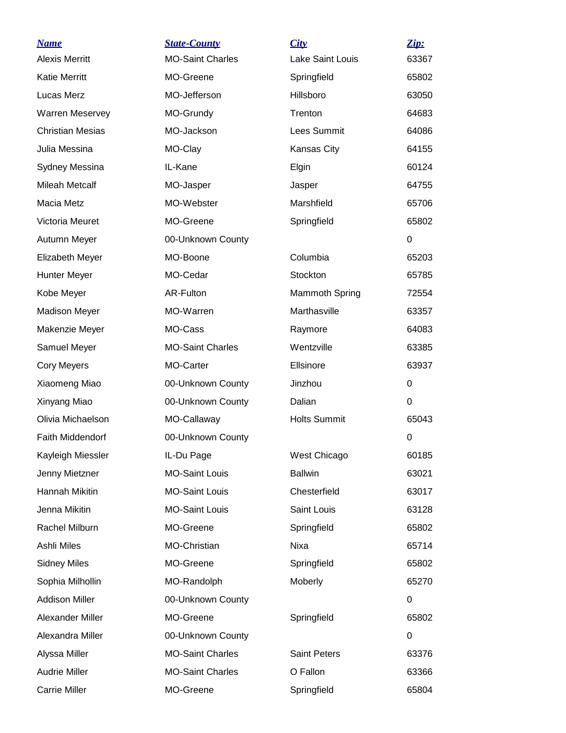| *Name* | *State-County* | *City* | *Zip:* |
|---|---|---|---|
| Alexis Merritt | MO-Saint Charles | Lake Saint Louis | 63367 |
| Katie Merritt | MO-Greene | Springfield | 65802 |
| Lucas Merz | MO-Jefferson | Hillsboro | 63050 |
| Warren Meservey | MO-Grundy | Trenton | 64683 |
| Christian Mesias | MO-Jackson | Lees Summit | 64086 |
| Julia Messina | MO-Clay | Kansas City | 64155 |
| Sydney Messina | IL-Kane | Elgin | 60124 |
| Mileah Metcalf | MO-Jasper | Jasper | 64755 |
| Macia Metz | MO-Webster | Marshfield | 65706 |
| Victoria Meuret | MO-Greene | Springfield | 65802 |
| Autumn Meyer | 00-Unknown County | | 0 |
| Elizabeth Meyer | MO-Boone | Columbia | 65203 |
| Hunter Meyer | MO-Cedar | Stockton | 65785 |
| Kobe Meyer | AR-Fulton | Mammoth Spring | 72554 |
| Madison Meyer | MO-Warren | Marthasville | 63357 |
| Makenzie Meyer | MO-Cass | Raymore | 64083 |
| Samuel Meyer | MO-Saint Charles | Wentzville | 63385 |
| Cory Meyers | MO-Carter | Ellsinore | 63937 |
| Xiaomeng Miao | 00-Unknown County | Jinzhou | 0 |
| Xinyang Miao | 00-Unknown County | Dalian | 0 |
| Olivia Michaelson | MO-Callaway | Holts Summit | 65043 |
| Faith Middendorf | 00-Unknown County | | 0 |
| Kayleigh Miessler | IL-Du Page | West Chicago | 60185 |
| Jenny Mietzner | MO-Saint Louis | Ballwin | 63021 |
| Hannah Mikitin | MO-Saint Louis | Chesterfield | 63017 |
| Jenna Mikitin | MO-Saint Louis | Saint Louis | 63128 |
| Rachel Milburn | MO-Greene | Springfield | 65802 |
| Ashli Miles | MO-Christian | Nixa | 65714 |
| Sidney Miles | MO-Greene | Springfield | 65802 |
| Sophia Milhollin | MO-Randolph | Moberly | 65270 |
| Addison Miller | 00-Unknown County | | 0 |
| Alexander Miller | MO-Greene | Springfield | 65802 |
| Alexandra Miller | 00-Unknown County | | 0 |
| Alyssa Miller | MO-Saint Charles | Saint Peters | 63376 |
| Audrie Miller | MO-Saint Charles | O Fallon | 63366 |
| Carrie Miller | MO-Greene | Springfield | 65804 |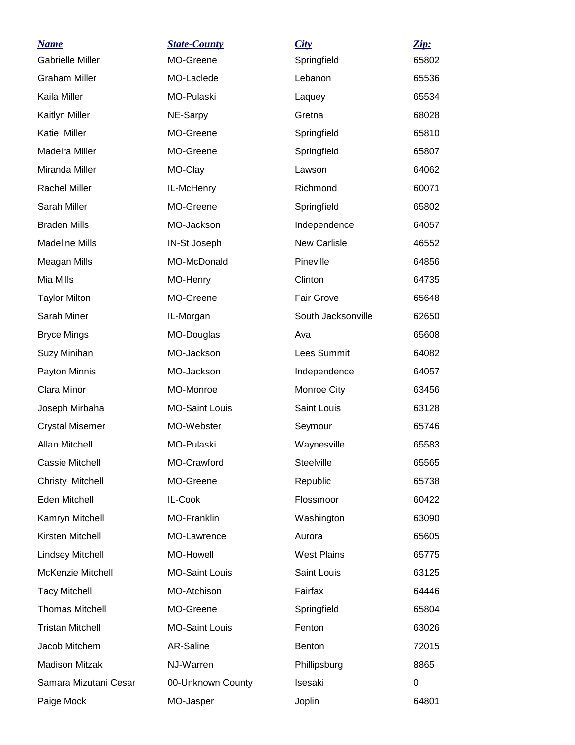| ***Name*** | ***State-County*** | ***City*** | ***Zip:*** |
| --- | --- | --- | --- |
| Gabrielle Miller | MO-Greene | Springfield | 65802 |
| Graham Miller | MO-Laclede | Lebanon | 65536 |
| Kaila Miller | MO-Pulaski | Laquey | 65534 |
| Kaitlyn Miller | NE-Sarpy | Gretna | 68028 |
| Katie Miller | MO-Greene | Springfield | 65810 |
| Madeira Miller | MO-Greene | Springfield | 65807 |
| Miranda Miller | MO-Clay | Lawson | 64062 |
| Rachel Miller | IL-McHenry | Richmond | 60071 |
| Sarah Miller | MO-Greene | Springfield | 65802 |
| Braden Mills | MO-Jackson | Independence | 64057 |
| Madeline Mills | IN-St Joseph | New Carlisle | 46552 |
| Meagan Mills | MO-McDonald | Pineville | 64856 |
| Mia Mills | MO-Henry | Clinton | 64735 |
| Taylor Milton | MO-Greene | Fair Grove | 65648 |
| Sarah Miner | IL-Morgan | South Jacksonville | 62650 |
| Bryce Mings | MO-Douglas | Ava | 65608 |
| Suzy Minihan | MO-Jackson | Lees Summit | 64082 |
| Payton Minnis | MO-Jackson | Independence | 64057 |
| Clara Minor | MO-Monroe | Monroe City | 63456 |
| Joseph Mirbaha | MO-Saint Louis | Saint Louis | 63128 |
| Crystal Misemer | MO-Webster | Seymour | 65746 |
| Allan Mitchell | MO-Pulaski | Waynesville | 65583 |
| Cassie Mitchell | MO-Crawford | Steelville | 65565 |
| Christy Mitchell | MO-Greene | Republic | 65738 |
| Eden Mitchell | IL-Cook | Flossmoor | 60422 |
| Kamryn Mitchell | MO-Franklin | Washington | 63090 |
| Kirsten Mitchell | MO-Lawrence | Aurora | 65605 |
| Lindsey Mitchell | MO-Howell | West Plains | 65775 |
| McKenzie Mitchell | MO-Saint Louis | Saint Louis | 63125 |
| Tacy Mitchell | MO-Atchison | Fairfax | 64446 |
| Thomas Mitchell | MO-Greene | Springfield | 65804 |
| Tristan Mitchell | MO-Saint Louis | Fenton | 63026 |
| Jacob Mitchem | AR-Saline | Benton | 72015 |
| Madison Mitzak | NJ-Warren | Phillipsburg | 8865 |
| Samara Mizutani Cesar | 00-Unknown County | Isesaki | 0 |
| Paige Mock | MO-Jasper | Joplin | 64801 |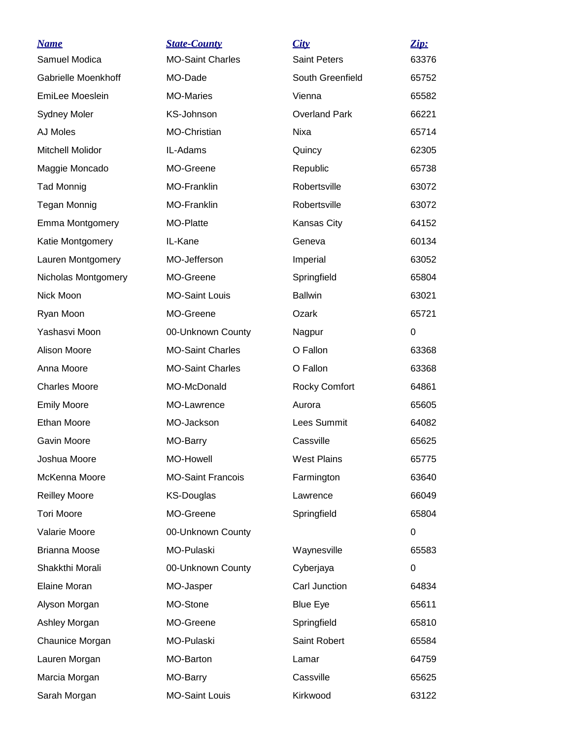| Name | State-County | City | Zip: |
| --- | --- | --- | --- |
| Samuel Modica | MO-Saint Charles | Saint Peters | 63376 |
| Gabrielle Moenkhoff | MO-Dade | South Greenfield | 65752 |
| EmiLee Moeslein | MO-Maries | Vienna | 65582 |
| Sydney Moler | KS-Johnson | Overland Park | 66221 |
| AJ Moles | MO-Christian | Nixa | 65714 |
| Mitchell Molidor | IL-Adams | Quincy | 62305 |
| Maggie Moncado | MO-Greene | Republic | 65738 |
| Tad Monnig | MO-Franklin | Robertsville | 63072 |
| Tegan Monnig | MO-Franklin | Robertsville | 63072 |
| Emma Montgomery | MO-Platte | Kansas City | 64152 |
| Katie Montgomery | IL-Kane | Geneva | 60134 |
| Lauren Montgomery | MO-Jefferson | Imperial | 63052 |
| Nicholas Montgomery | MO-Greene | Springfield | 65804 |
| Nick Moon | MO-Saint Louis | Ballwin | 63021 |
| Ryan Moon | MO-Greene | Ozark | 65721 |
| Yashasvi Moon | 00-Unknown County | Nagpur | 0 |
| Alison Moore | MO-Saint Charles | O Fallon | 63368 |
| Anna Moore | MO-Saint Charles | O Fallon | 63368 |
| Charles Moore | MO-McDonald | Rocky Comfort | 64861 |
| Emily Moore | MO-Lawrence | Aurora | 65605 |
| Ethan Moore | MO-Jackson | Lees Summit | 64082 |
| Gavin Moore | MO-Barry | Cassville | 65625 |
| Joshua Moore | MO-Howell | West Plains | 65775 |
| McKenna Moore | MO-Saint Francois | Farmington | 63640 |
| Reilley Moore | KS-Douglas | Lawrence | 66049 |
| Tori Moore | MO-Greene | Springfield | 65804 |
| Valarie Moore | 00-Unknown County | | 0 |
| Brianna Moose | MO-Pulaski | Waynesville | 65583 |
| Shakkthi Morali | 00-Unknown County | Cyberjaya | 0 |
| Elaine Moran | MO-Jasper | Carl Junction | 64834 |
| Alyson Morgan | MO-Stone | Blue Eye | 65611 |
| Ashley Morgan | MO-Greene | Springfield | 65810 |
| Chaunice Morgan | MO-Pulaski | Saint Robert | 65584 |
| Lauren Morgan | MO-Barton | Lamar | 64759 |
| Marcia Morgan | MO-Barry | Cassville | 65625 |
| Sarah Morgan | MO-Saint Louis | Kirkwood | 63122 |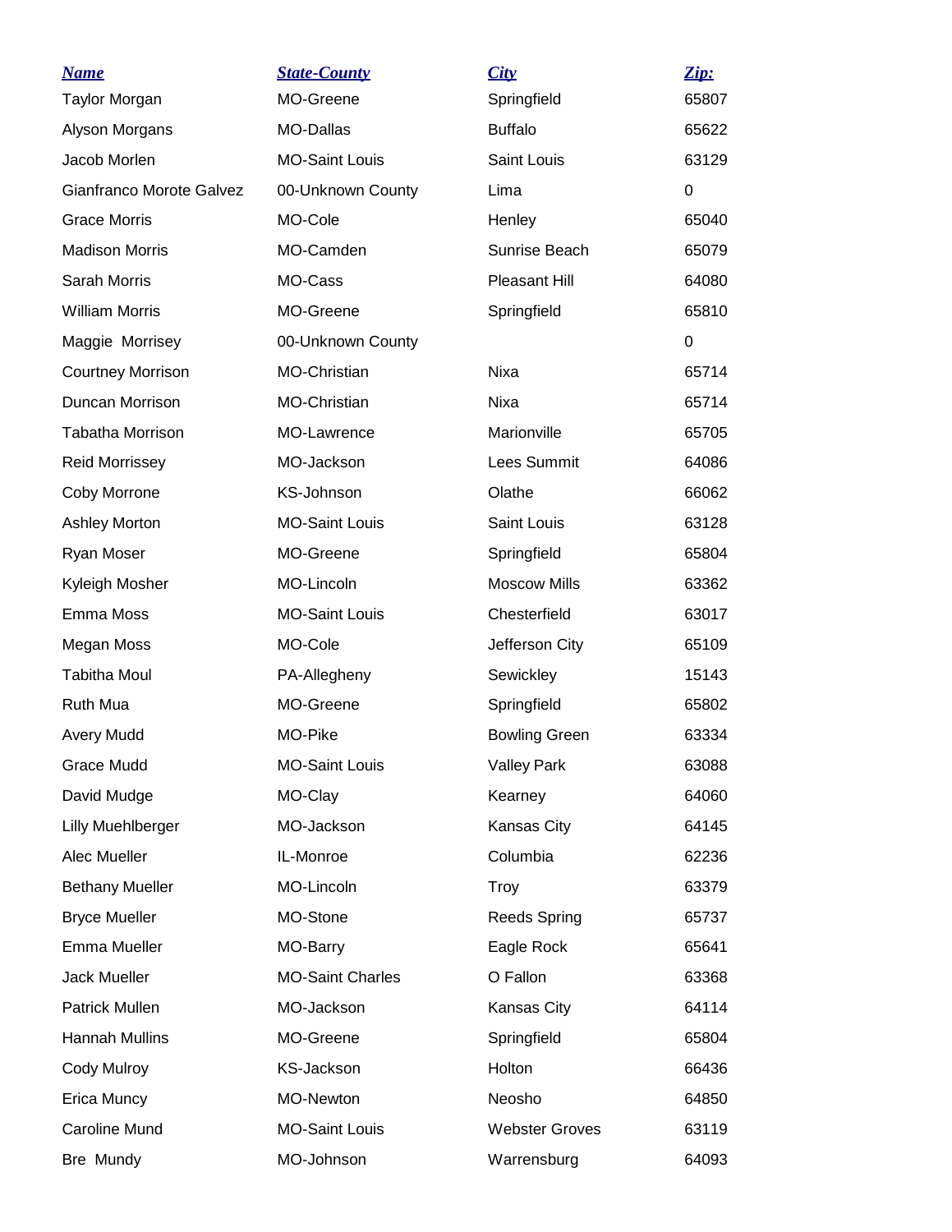| *Name* | *State-County* | *City* | *Zip:* |
|---|---|---|---|
| Taylor Morgan | MO-Greene | Springfield | 65807 |
| Alyson Morgans | MO-Dallas | Buffalo | 65622 |
| Jacob Morlen | MO-Saint Louis | Saint Louis | 63129 |
| Gianfranco Morote Galvez | 00-Unknown County | Lima | 0 |
| Grace Morris | MO-Cole | Henley | 65040 |
| Madison Morris | MO-Camden | Sunrise Beach | 65079 |
| Sarah Morris | MO-Cass | Pleasant Hill | 64080 |
| William Morris | MO-Greene | Springfield | 65810 |
| Maggie Morrisey | 00-Unknown County | | 0 |
| Courtney Morrison | MO-Christian | Nixa | 65714 |
| Duncan Morrison | MO-Christian | Nixa | 65714 |
| Tabatha Morrison | MO-Lawrence | Marionville | 65705 |
| Reid Morrissey | MO-Jackson | Lees Summit | 64086 |
| Coby Morrone | KS-Johnson | Olathe | 66062 |
| Ashley Morton | MO-Saint Louis | Saint Louis | 63128 |
| Ryan Moser | MO-Greene | Springfield | 65804 |
| Kyleigh Mosher | MO-Lincoln | Moscow Mills | 63362 |
| Emma Moss | MO-Saint Louis | Chesterfield | 63017 |
| Megan Moss | MO-Cole | Jefferson City | 65109 |
| Tabitha Moul | PA-Allegheny | Sewickley | 15143 |
| Ruth Mua | MO-Greene | Springfield | 65802 |
| Avery Mudd | MO-Pike | Bowling Green | 63334 |
| Grace Mudd | MO-Saint Louis | Valley Park | 63088 |
| David Mudge | MO-Clay | Kearney | 64060 |
| Lilly Muehlberger | MO-Jackson | Kansas City | 64145 |
| Alec Mueller | IL-Monroe | Columbia | 62236 |
| Bethany Mueller | MO-Lincoln | Troy | 63379 |
| Bryce Mueller | MO-Stone | Reeds Spring | 65737 |
| Emma Mueller | MO-Barry | Eagle Rock | 65641 |
| Jack Mueller | MO-Saint Charles | O Fallon | 63368 |
| Patrick Mullen | MO-Jackson | Kansas City | 64114 |
| Hannah Mullins | MO-Greene | Springfield | 65804 |
| Cody Mulroy | KS-Jackson | Holton | 66436 |
| Erica Muncy | MO-Newton | Neosho | 64850 |
| Caroline Mund | MO-Saint Louis | Webster Groves | 63119 |
| Bre Mundy | MO-Johnson | Warrensburg | 64093 |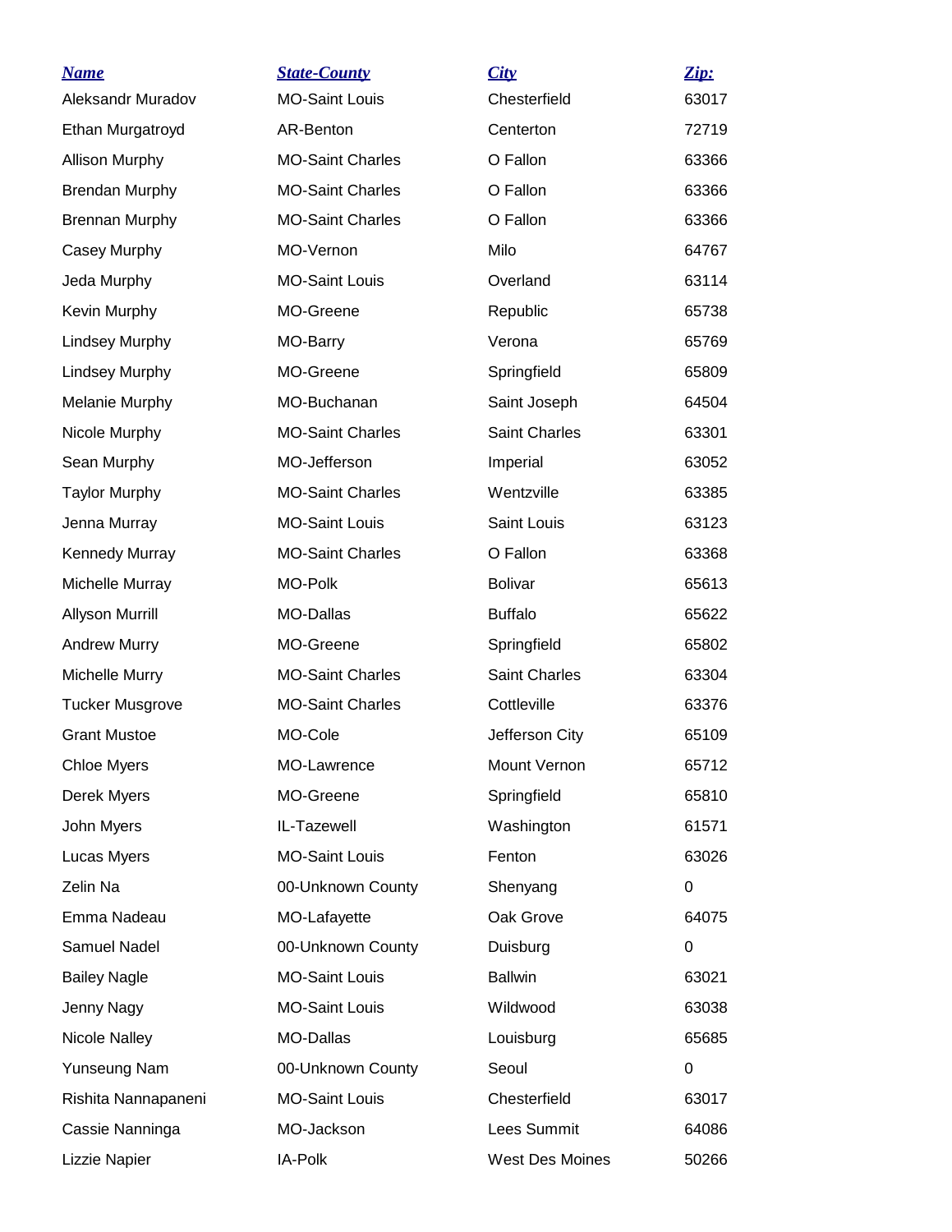| Name | State-County | City | Zip: |
|---|---|---|---|
| Aleksandr Muradov | MO-Saint Louis | Chesterfield | 63017 |
| Ethan Murgatroyd | AR-Benton | Centerton | 72719 |
| Allison Murphy | MO-Saint Charles | O Fallon | 63366 |
| Brendan Murphy | MO-Saint Charles | O Fallon | 63366 |
| Brennan Murphy | MO-Saint Charles | O Fallon | 63366 |
| Casey Murphy | MO-Vernon | Milo | 64767 |
| Jeda Murphy | MO-Saint Louis | Overland | 63114 |
| Kevin Murphy | MO-Greene | Republic | 65738 |
| Lindsey Murphy | MO-Barry | Verona | 65769 |
| Lindsey Murphy | MO-Greene | Springfield | 65809 |
| Melanie Murphy | MO-Buchanan | Saint Joseph | 64504 |
| Nicole Murphy | MO-Saint Charles | Saint Charles | 63301 |
| Sean Murphy | MO-Jefferson | Imperial | 63052 |
| Taylor Murphy | MO-Saint Charles | Wentzville | 63385 |
| Jenna Murray | MO-Saint Louis | Saint Louis | 63123 |
| Kennedy Murray | MO-Saint Charles | O Fallon | 63368 |
| Michelle Murray | MO-Polk | Bolivar | 65613 |
| Allyson Murrill | MO-Dallas | Buffalo | 65622 |
| Andrew Murry | MO-Greene | Springfield | 65802 |
| Michelle Murry | MO-Saint Charles | Saint Charles | 63304 |
| Tucker Musgrove | MO-Saint Charles | Cottleville | 63376 |
| Grant Mustoe | MO-Cole | Jefferson City | 65109 |
| Chloe Myers | MO-Lawrence | Mount Vernon | 65712 |
| Derek Myers | MO-Greene | Springfield | 65810 |
| John Myers | IL-Tazewell | Washington | 61571 |
| Lucas Myers | MO-Saint Louis | Fenton | 63026 |
| Zelin Na | 00-Unknown County | Shenyang | 0 |
| Emma Nadeau | MO-Lafayette | Oak Grove | 64075 |
| Samuel Nadel | 00-Unknown County | Duisburg | 0 |
| Bailey Nagle | MO-Saint Louis | Ballwin | 63021 |
| Jenny Nagy | MO-Saint Louis | Wildwood | 63038 |
| Nicole Nalley | MO-Dallas | Louisburg | 65685 |
| Yunseung Nam | 00-Unknown County | Seoul | 0 |
| Rishita Nannapaneni | MO-Saint Louis | Chesterfield | 63017 |
| Cassie Nanninga | MO-Jackson | Lees Summit | 64086 |
| Lizzie Napier | IA-Polk | West Des Moines | 50266 |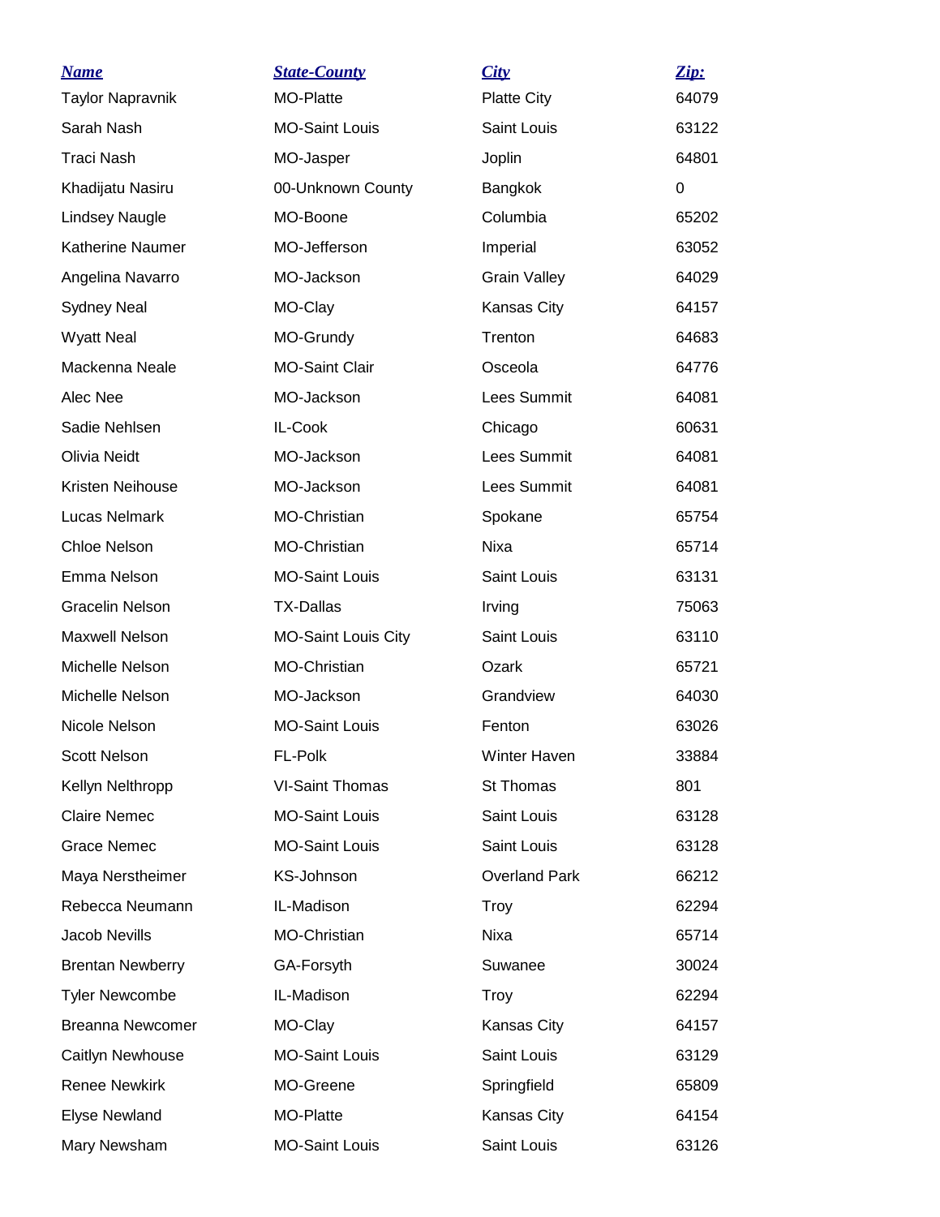| Name | State-County | City | Zip: |
|---|---|---|---|
| Taylor Napravnik | MO-Platte | Platte City | 64079 |
| Sarah Nash | MO-Saint Louis | Saint Louis | 63122 |
| Traci Nash | MO-Jasper | Joplin | 64801 |
| Khadijatu Nasiru | 00-Unknown County | Bangkok | 0 |
| Lindsey Naugle | MO-Boone | Columbia | 65202 |
| Katherine Naumer | MO-Jefferson | Imperial | 63052 |
| Angelina Navarro | MO-Jackson | Grain Valley | 64029 |
| Sydney Neal | MO-Clay | Kansas City | 64157 |
| Wyatt Neal | MO-Grundy | Trenton | 64683 |
| Mackenna Neale | MO-Saint Clair | Osceola | 64776 |
| Alec Nee | MO-Jackson | Lees Summit | 64081 |
| Sadie Nehlsen | IL-Cook | Chicago | 60631 |
| Olivia Neidt | MO-Jackson | Lees Summit | 64081 |
| Kristen Neihouse | MO-Jackson | Lees Summit | 64081 |
| Lucas Nelmark | MO-Christian | Spokane | 65754 |
| Chloe Nelson | MO-Christian | Nixa | 65714 |
| Emma Nelson | MO-Saint Louis | Saint Louis | 63131 |
| Gracelin Nelson | TX-Dallas | Irving | 75063 |
| Maxwell Nelson | MO-Saint Louis City | Saint Louis | 63110 |
| Michelle Nelson | MO-Christian | Ozark | 65721 |
| Michelle Nelson | MO-Jackson | Grandview | 64030 |
| Nicole Nelson | MO-Saint Louis | Fenton | 63026 |
| Scott Nelson | FL-Polk | Winter Haven | 33884 |
| Kellyn Nelthropp | VI-Saint Thomas | St Thomas | 801 |
| Claire Nemec | MO-Saint Louis | Saint Louis | 63128 |
| Grace Nemec | MO-Saint Louis | Saint Louis | 63128 |
| Maya Nerstheimer | KS-Johnson | Overland Park | 66212 |
| Rebecca Neumann | IL-Madison | Troy | 62294 |
| Jacob Nevills | MO-Christian | Nixa | 65714 |
| Brentan Newberry | GA-Forsyth | Suwanee | 30024 |
| Tyler Newcombe | IL-Madison | Troy | 62294 |
| Breanna Newcomer | MO-Clay | Kansas City | 64157 |
| Caitlyn Newhouse | MO-Saint Louis | Saint Louis | 63129 |
| Renee Newkirk | MO-Greene | Springfield | 65809 |
| Elyse Newland | MO-Platte | Kansas City | 64154 |
| Mary Newsham | MO-Saint Louis | Saint Louis | 63126 |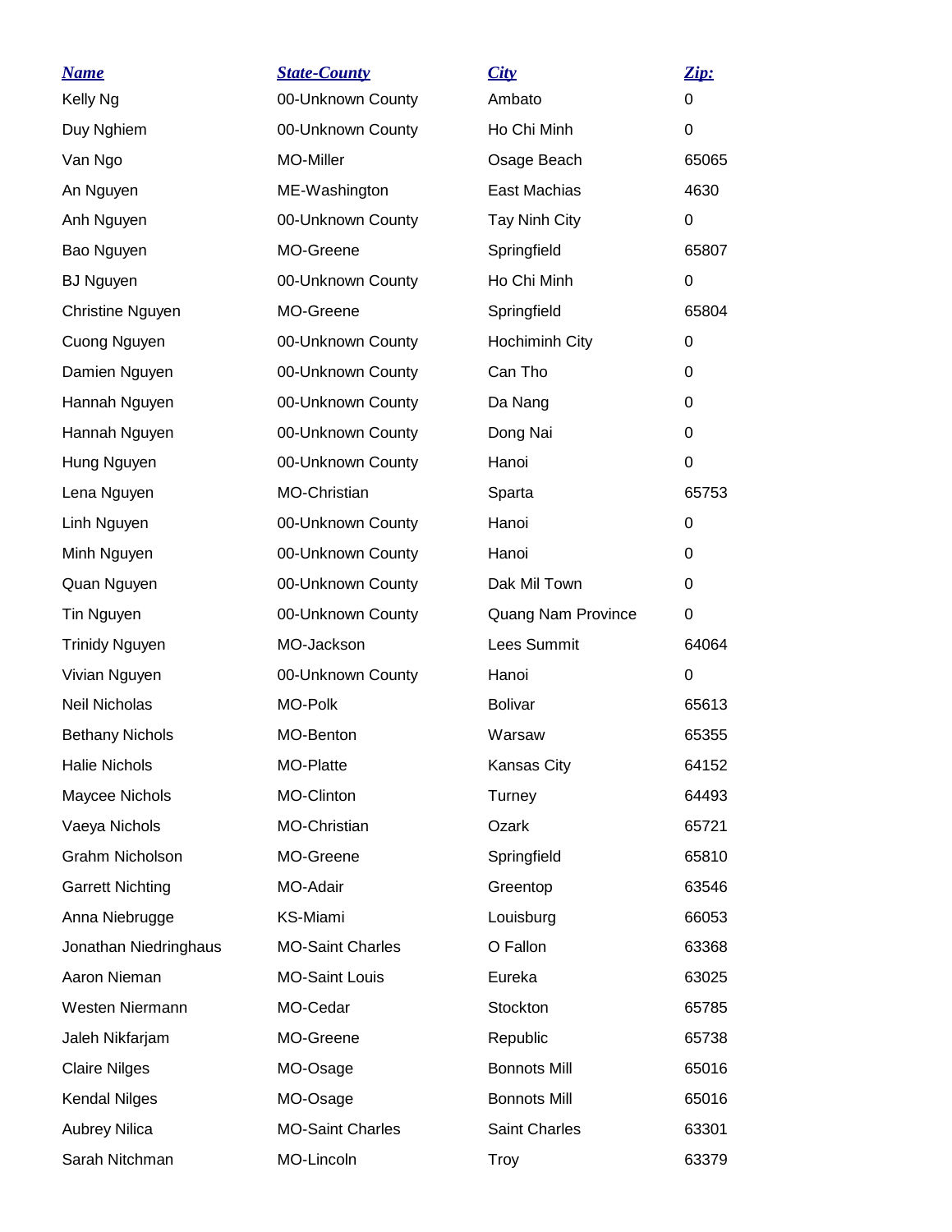| Name | State-County | City | Zip: |
| --- | --- | --- | --- |
| Kelly Ng | 00-Unknown County | Ambato | 0 |
| Duy Nghiem | 00-Unknown County | Ho Chi Minh | 0 |
| Van Ngo | MO-Miller | Osage Beach | 65065 |
| An Nguyen | ME-Washington | East Machias | 4630 |
| Anh Nguyen | 00-Unknown County | Tay Ninh City | 0 |
| Bao Nguyen | MO-Greene | Springfield | 65807 |
| BJ Nguyen | 00-Unknown County | Ho Chi Minh | 0 |
| Christine Nguyen | MO-Greene | Springfield | 65804 |
| Cuong Nguyen | 00-Unknown County | Hochiminh City | 0 |
| Damien Nguyen | 00-Unknown County | Can Tho | 0 |
| Hannah Nguyen | 00-Unknown County | Da Nang | 0 |
| Hannah Nguyen | 00-Unknown County | Dong Nai | 0 |
| Hung Nguyen | 00-Unknown County | Hanoi | 0 |
| Lena Nguyen | MO-Christian | Sparta | 65753 |
| Linh Nguyen | 00-Unknown County | Hanoi | 0 |
| Minh Nguyen | 00-Unknown County | Hanoi | 0 |
| Quan Nguyen | 00-Unknown County | Dak Mil Town | 0 |
| Tin Nguyen | 00-Unknown County | Quang Nam Province | 0 |
| Trinidy Nguyen | MO-Jackson | Lees Summit | 64064 |
| Vivian Nguyen | 00-Unknown County | Hanoi | 0 |
| Neil Nicholas | MO-Polk | Bolivar | 65613 |
| Bethany Nichols | MO-Benton | Warsaw | 65355 |
| Halie Nichols | MO-Platte | Kansas City | 64152 |
| Maycee Nichols | MO-Clinton | Turney | 64493 |
| Vaeya Nichols | MO-Christian | Ozark | 65721 |
| Grahm Nicholson | MO-Greene | Springfield | 65810 |
| Garrett Nichting | MO-Adair | Greentop | 63546 |
| Anna Niebrugge | KS-Miami | Louisburg | 66053 |
| Jonathan Niedringhaus | MO-Saint Charles | O Fallon | 63368 |
| Aaron Nieman | MO-Saint Louis | Eureka | 63025 |
| Westen Niermann | MO-Cedar | Stockton | 65785 |
| Jaleh Nikfarjam | MO-Greene | Republic | 65738 |
| Claire Nilges | MO-Osage | Bonnots Mill | 65016 |
| Kendal Nilges | MO-Osage | Bonnots Mill | 65016 |
| Aubrey Nilica | MO-Saint Charles | Saint Charles | 63301 |
| Sarah Nitchman | MO-Lincoln | Troy | 63379 |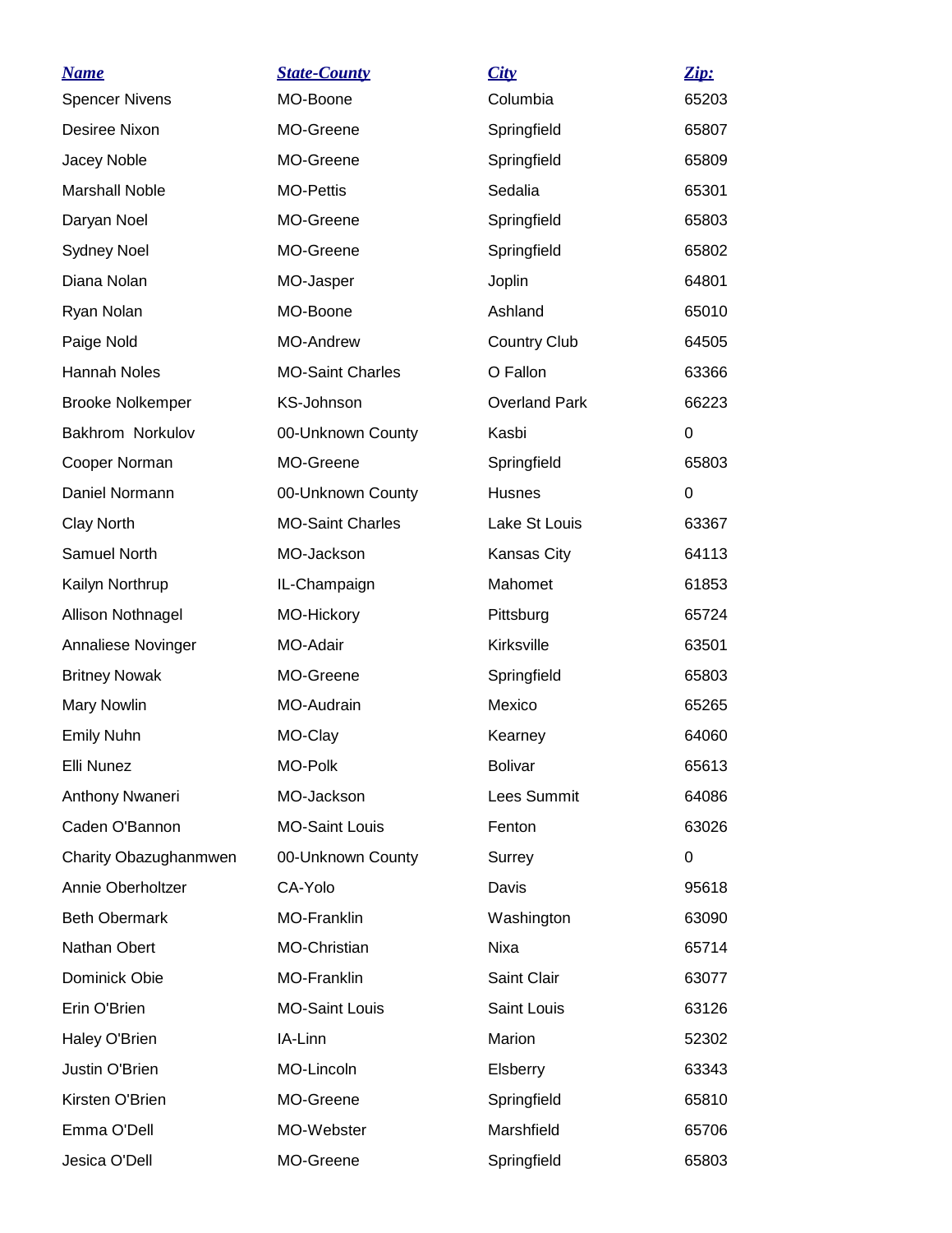| Name | State-County | City | Zip: |
|---|---|---|---|
| Spencer Nivens | MO-Boone | Columbia | 65203 |
| Desiree Nixon | MO-Greene | Springfield | 65807 |
| Jacey Noble | MO-Greene | Springfield | 65809 |
| Marshall Noble | MO-Pettis | Sedalia | 65301 |
| Daryan Noel | MO-Greene | Springfield | 65803 |
| Sydney Noel | MO-Greene | Springfield | 65802 |
| Diana Nolan | MO-Jasper | Joplin | 64801 |
| Ryan Nolan | MO-Boone | Ashland | 65010 |
| Paige Nold | MO-Andrew | Country Club | 64505 |
| Hannah Noles | MO-Saint Charles | O Fallon | 63366 |
| Brooke Nolkemper | KS-Johnson | Overland Park | 66223 |
| Bakhrom Norkulov | 00-Unknown County | Kasbi | 0 |
| Cooper Norman | MO-Greene | Springfield | 65803 |
| Daniel Normann | 00-Unknown County | Husnes | 0 |
| Clay North | MO-Saint Charles | Lake St Louis | 63367 |
| Samuel North | MO-Jackson | Kansas City | 64113 |
| Kailyn Northrup | IL-Champaign | Mahomet | 61853 |
| Allison Nothnagel | MO-Hickory | Pittsburg | 65724 |
| Annaliese Novinger | MO-Adair | Kirksville | 63501 |
| Britney Nowak | MO-Greene | Springfield | 65803 |
| Mary Nowlin | MO-Audrain | Mexico | 65265 |
| Emily Nuhn | MO-Clay | Kearney | 64060 |
| Elli Nunez | MO-Polk | Bolivar | 65613 |
| Anthony Nwaneri | MO-Jackson | Lees Summit | 64086 |
| Caden O'Bannon | MO-Saint Louis | Fenton | 63026 |
| Charity Obazughanmwen | 00-Unknown County | Surrey | 0 |
| Annie Oberholtzer | CA-Yolo | Davis | 95618 |
| Beth Obermark | MO-Franklin | Washington | 63090 |
| Nathan Obert | MO-Christian | Nixa | 65714 |
| Dominick Obie | MO-Franklin | Saint Clair | 63077 |
| Erin O'Brien | MO-Saint Louis | Saint Louis | 63126 |
| Haley O'Brien | IA-Linn | Marion | 52302 |
| Justin O'Brien | MO-Lincoln | Elsberry | 63343 |
| Kirsten O'Brien | MO-Greene | Springfield | 65810 |
| Emma O'Dell | MO-Webster | Marshfield | 65706 |
| Jesica O'Dell | MO-Greene | Springfield | 65803 |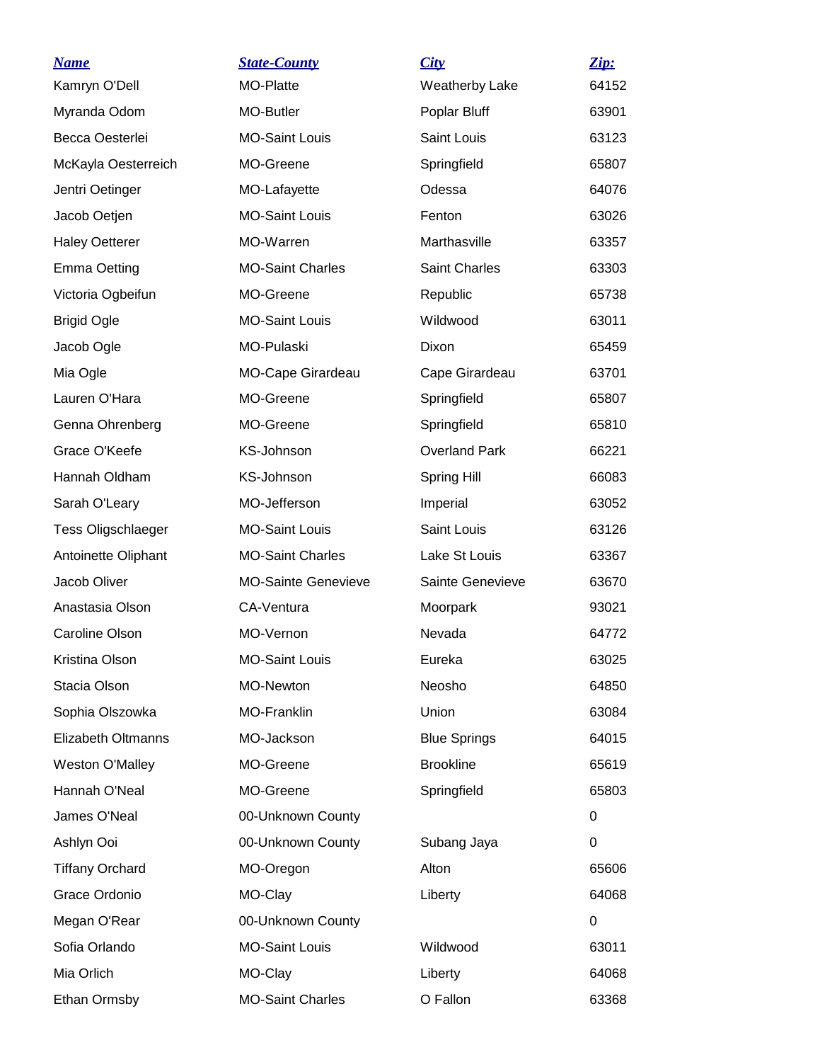| Name | State-County | City | Zip: |
| --- | --- | --- | --- |
| Kamryn O'Dell | MO-Platte | Weatherby Lake | 64152 |
| Myranda Odom | MO-Butler | Poplar Bluff | 63901 |
| Becca Oesterlei | MO-Saint Louis | Saint Louis | 63123 |
| McKayla Oesterreich | MO-Greene | Springfield | 65807 |
| Jentri Oetinger | MO-Lafayette | Odessa | 64076 |
| Jacob Oetjen | MO-Saint Louis | Fenton | 63026 |
| Haley Oetterer | MO-Warren | Marthasville | 63357 |
| Emma Oetting | MO-Saint Charles | Saint Charles | 63303 |
| Victoria Ogbeifun | MO-Greene | Republic | 65738 |
| Brigid Ogle | MO-Saint Louis | Wildwood | 63011 |
| Jacob Ogle | MO-Pulaski | Dixon | 65459 |
| Mia Ogle | MO-Cape Girardeau | Cape Girardeau | 63701 |
| Lauren O'Hara | MO-Greene | Springfield | 65807 |
| Genna Ohrenberg | MO-Greene | Springfield | 65810 |
| Grace O'Keefe | KS-Johnson | Overland Park | 66221 |
| Hannah Oldham | KS-Johnson | Spring Hill | 66083 |
| Sarah O'Leary | MO-Jefferson | Imperial | 63052 |
| Tess Oligschlaeger | MO-Saint Louis | Saint Louis | 63126 |
| Antoinette Oliphant | MO-Saint Charles | Lake St Louis | 63367 |
| Jacob Oliver | MO-Sainte Genevieve | Sainte Genevieve | 63670 |
| Anastasia Olson | CA-Ventura | Moorpark | 93021 |
| Caroline Olson | MO-Vernon | Nevada | 64772 |
| Kristina Olson | MO-Saint Louis | Eureka | 63025 |
| Stacia Olson | MO-Newton | Neosho | 64850 |
| Sophia Olszowka | MO-Franklin | Union | 63084 |
| Elizabeth Oltmanns | MO-Jackson | Blue Springs | 64015 |
| Weston O'Malley | MO-Greene | Brookline | 65619 |
| Hannah O'Neal | MO-Greene | Springfield | 65803 |
| James O'Neal | 00-Unknown County | | 0 |
| Ashlyn Ooi | 00-Unknown County | Subang Jaya | 0 |
| Tiffany Orchard | MO-Oregon | Alton | 65606 |
| Grace Ordonio | MO-Clay | Liberty | 64068 |
| Megan O'Rear | 00-Unknown County | | 0 |
| Sofia Orlando | MO-Saint Louis | Wildwood | 63011 |
| Mia Orlich | MO-Clay | Liberty | 64068 |
| Ethan Ormsby | MO-Saint Charles | O Fallon | 63368 |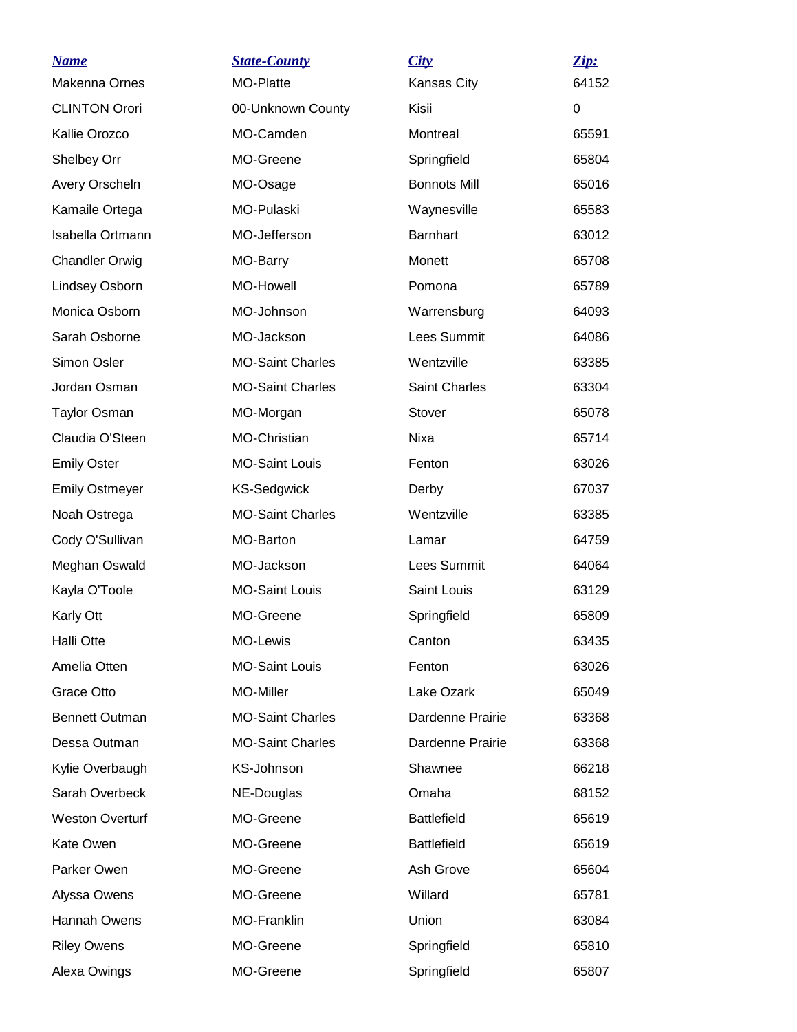| Name | State-County | City | Zip: |
| --- | --- | --- | --- |
| Makenna Ornes | MO-Platte | Kansas City | 64152 |
| CLINTON Orori | 00-Unknown County | Kisii | 0 |
| Kallie Orozco | MO-Camden | Montreal | 65591 |
| Shelbey Orr | MO-Greene | Springfield | 65804 |
| Avery Orscheln | MO-Osage | Bonnots Mill | 65016 |
| Kamaile Ortega | MO-Pulaski | Waynesville | 65583 |
| Isabella Ortmann | MO-Jefferson | Barnhart | 63012 |
| Chandler Orwig | MO-Barry | Monett | 65708 |
| Lindsey Osborn | MO-Howell | Pomona | 65789 |
| Monica Osborn | MO-Johnson | Warrensburg | 64093 |
| Sarah Osborne | MO-Jackson | Lees Summit | 64086 |
| Simon Osler | MO-Saint Charles | Wentzville | 63385 |
| Jordan Osman | MO-Saint Charles | Saint Charles | 63304 |
| Taylor Osman | MO-Morgan | Stover | 65078 |
| Claudia O'Steen | MO-Christian | Nixa | 65714 |
| Emily Oster | MO-Saint Louis | Fenton | 63026 |
| Emily Ostmeyer | KS-Sedgwick | Derby | 67037 |
| Noah Ostrega | MO-Saint Charles | Wentzville | 63385 |
| Cody O'Sullivan | MO-Barton | Lamar | 64759 |
| Meghan Oswald | MO-Jackson | Lees Summit | 64064 |
| Kayla O'Toole | MO-Saint Louis | Saint Louis | 63129 |
| Karly Ott | MO-Greene | Springfield | 65809 |
| Halli Otte | MO-Lewis | Canton | 63435 |
| Amelia Otten | MO-Saint Louis | Fenton | 63026 |
| Grace Otto | MO-Miller | Lake Ozark | 65049 |
| Bennett Outman | MO-Saint Charles | Dardenne Prairie | 63368 |
| Dessa Outman | MO-Saint Charles | Dardenne Prairie | 63368 |
| Kylie Overbaugh | KS-Johnson | Shawnee | 66218 |
| Sarah Overbeck | NE-Douglas | Omaha | 68152 |
| Weston Overturf | MO-Greene | Battlefield | 65619 |
| Kate Owen | MO-Greene | Battlefield | 65619 |
| Parker Owen | MO-Greene | Ash Grove | 65604 |
| Alyssa Owens | MO-Greene | Willard | 65781 |
| Hannah Owens | MO-Franklin | Union | 63084 |
| Riley Owens | MO-Greene | Springfield | 65810 |
| Alexa Owings | MO-Greene | Springfield | 65807 |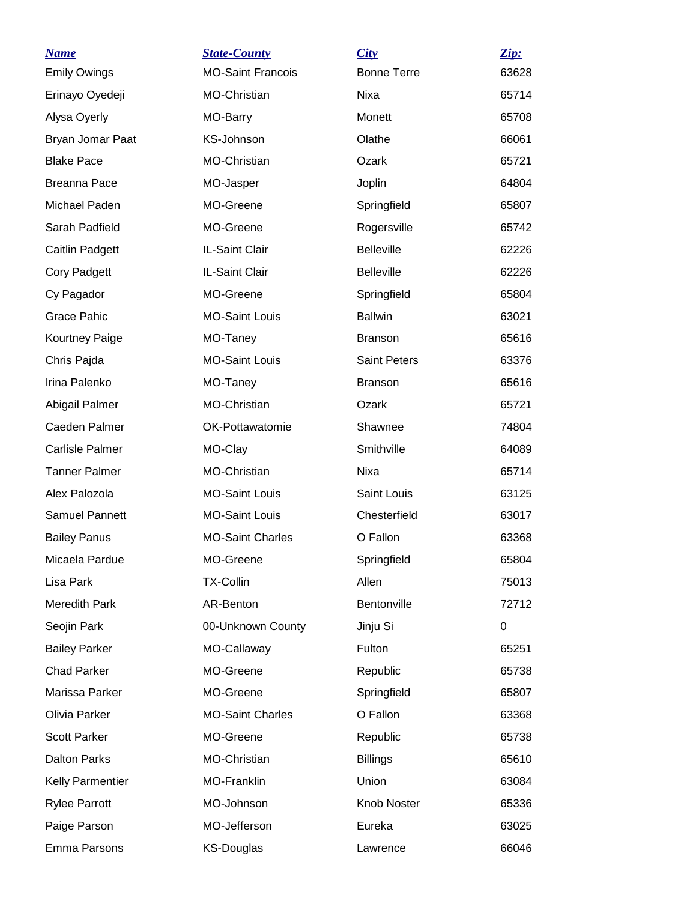| Name | State-County | City | Zip: |
|---|---|---|---|
| Emily Owings | MO-Saint Francois | Bonne Terre | 63628 |
| Erinayo Oyedeji | MO-Christian | Nixa | 65714 |
| Alysa Oyerly | MO-Barry | Monett | 65708 |
| Bryan Jomar Paat | KS-Johnson | Olathe | 66061 |
| Blake Pace | MO-Christian | Ozark | 65721 |
| Breanna Pace | MO-Jasper | Joplin | 64804 |
| Michael Paden | MO-Greene | Springfield | 65807 |
| Sarah Padfield | MO-Greene | Rogersville | 65742 |
| Caitlin Padgett | IL-Saint Clair | Belleville | 62226 |
| Cory Padgett | IL-Saint Clair | Belleville | 62226 |
| Cy Pagador | MO-Greene | Springfield | 65804 |
| Grace Pahic | MO-Saint Louis | Ballwin | 63021 |
| Kourtney Paige | MO-Taney | Branson | 65616 |
| Chris Pajda | MO-Saint Louis | Saint Peters | 63376 |
| Irina Palenko | MO-Taney | Branson | 65616 |
| Abigail Palmer | MO-Christian | Ozark | 65721 |
| Caeden Palmer | OK-Pottawatomie | Shawnee | 74804 |
| Carlisle Palmer | MO-Clay | Smithville | 64089 |
| Tanner Palmer | MO-Christian | Nixa | 65714 |
| Alex Palozola | MO-Saint Louis | Saint Louis | 63125 |
| Samuel Pannett | MO-Saint Louis | Chesterfield | 63017 |
| Bailey Panus | MO-Saint Charles | O Fallon | 63368 |
| Micaela Pardue | MO-Greene | Springfield | 65804 |
| Lisa Park | TX-Collin | Allen | 75013 |
| Meredith Park | AR-Benton | Bentonville | 72712 |
| Seojin Park | 00-Unknown County | Jinju Si | 0 |
| Bailey Parker | MO-Callaway | Fulton | 65251 |
| Chad Parker | MO-Greene | Republic | 65738 |
| Marissa Parker | MO-Greene | Springfield | 65807 |
| Olivia Parker | MO-Saint Charles | O Fallon | 63368 |
| Scott Parker | MO-Greene | Republic | 65738 |
| Dalton Parks | MO-Christian | Billings | 65610 |
| Kelly Parmentier | MO-Franklin | Union | 63084 |
| Rylee Parrott | MO-Johnson | Knob Noster | 65336 |
| Paige Parson | MO-Jefferson | Eureka | 63025 |
| Emma Parsons | KS-Douglas | Lawrence | 66046 |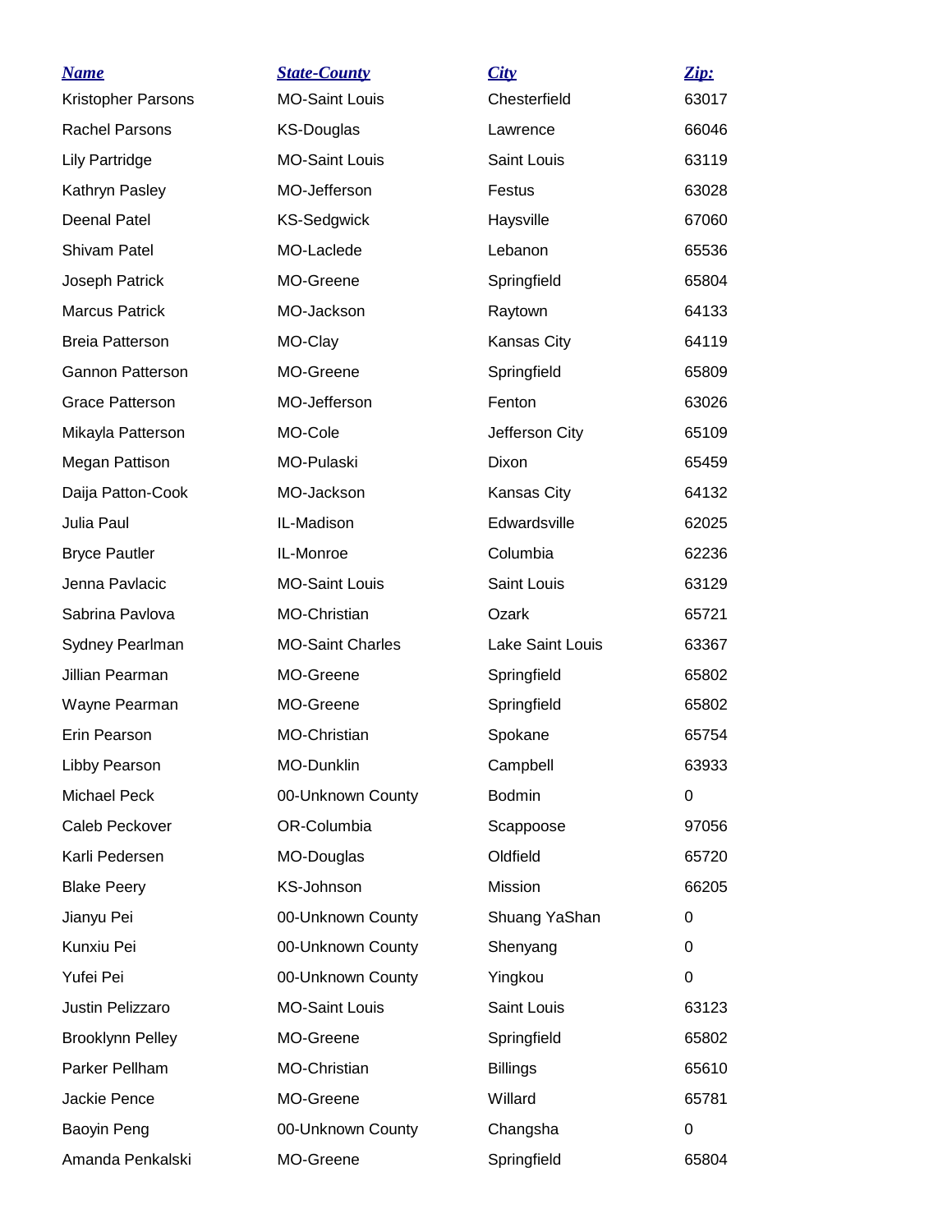| Name | State-County | City | Zip: |
| --- | --- | --- | --- |
| Kristopher Parsons | MO-Saint Louis | Chesterfield | 63017 |
| Rachel Parsons | KS-Douglas | Lawrence | 66046 |
| Lily Partridge | MO-Saint Louis | Saint Louis | 63119 |
| Kathryn Pasley | MO-Jefferson | Festus | 63028 |
| Deenal Patel | KS-Sedgwick | Haysville | 67060 |
| Shivam Patel | MO-Laclede | Lebanon | 65536 |
| Joseph Patrick | MO-Greene | Springfield | 65804 |
| Marcus Patrick | MO-Jackson | Raytown | 64133 |
| Breia Patterson | MO-Clay | Kansas City | 64119 |
| Gannon Patterson | MO-Greene | Springfield | 65809 |
| Grace Patterson | MO-Jefferson | Fenton | 63026 |
| Mikayla Patterson | MO-Cole | Jefferson City | 65109 |
| Megan Pattison | MO-Pulaski | Dixon | 65459 |
| Daija Patton-Cook | MO-Jackson | Kansas City | 64132 |
| Julia Paul | IL-Madison | Edwardsville | 62025 |
| Bryce Pautler | IL-Monroe | Columbia | 62236 |
| Jenna Pavlacic | MO-Saint Louis | Saint Louis | 63129 |
| Sabrina Pavlova | MO-Christian | Ozark | 65721 |
| Sydney Pearlman | MO-Saint Charles | Lake Saint Louis | 63367 |
| Jillian Pearman | MO-Greene | Springfield | 65802 |
| Wayne Pearman | MO-Greene | Springfield | 65802 |
| Erin Pearson | MO-Christian | Spokane | 65754 |
| Libby Pearson | MO-Dunklin | Campbell | 63933 |
| Michael Peck | 00-Unknown County | Bodmin | 0 |
| Caleb Peckover | OR-Columbia | Scappoose | 97056 |
| Karli Pedersen | MO-Douglas | Oldfield | 65720 |
| Blake Peery | KS-Johnson | Mission | 66205 |
| Jianyu Pei | 00-Unknown County | Shuang YaShan | 0 |
| Kunxiu Pei | 00-Unknown County | Shenyang | 0 |
| Yufei Pei | 00-Unknown County | Yingkou | 0 |
| Justin Pelizzaro | MO-Saint Louis | Saint Louis | 63123 |
| Brooklynn Pelley | MO-Greene | Springfield | 65802 |
| Parker Pellham | MO-Christian | Billings | 65610 |
| Jackie Pence | MO-Greene | Willard | 65781 |
| Baoyin Peng | 00-Unknown County | Changsha | 0 |
| Amanda Penkalski | MO-Greene | Springfield | 65804 |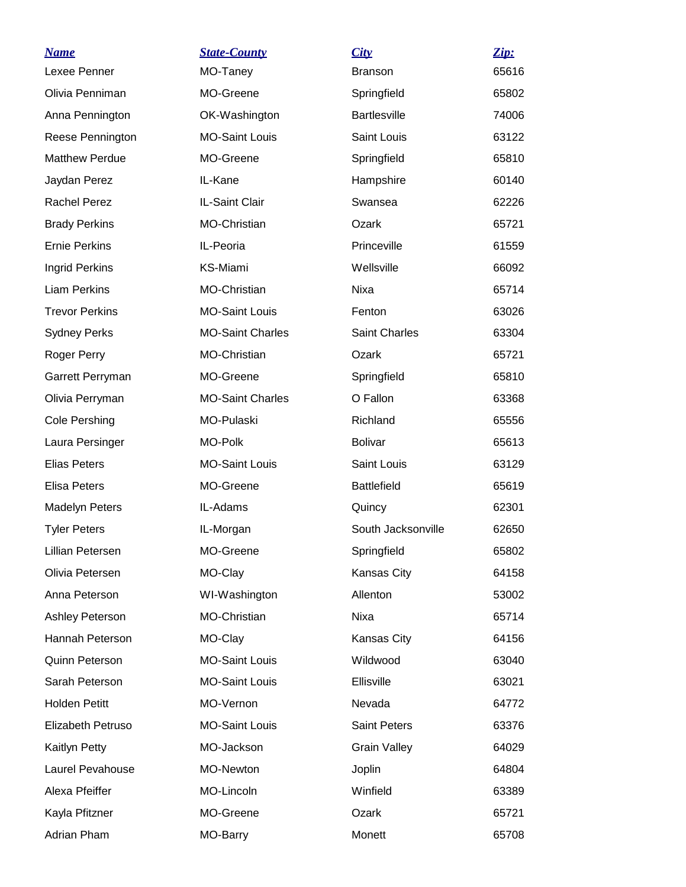| *Name* | *State-County* | *City* | *Zip:* |
|---|---|---|---|
| Lexee Penner | MO-Taney | Branson | 65616 |
| Olivia Penniman | MO-Greene | Springfield | 65802 |
| Anna Pennington | OK-Washington | Bartlesville | 74006 |
| Reese Pennington | MO-Saint Louis | Saint Louis | 63122 |
| Matthew Perdue | MO-Greene | Springfield | 65810 |
| Jaydan Perez | IL-Kane | Hampshire | 60140 |
| Rachel Perez | IL-Saint Clair | Swansea | 62226 |
| Brady Perkins | MO-Christian | Ozark | 65721 |
| Ernie Perkins | IL-Peoria | Princeville | 61559 |
| Ingrid Perkins | KS-Miami | Wellsville | 66092 |
| Liam Perkins | MO-Christian | Nixa | 65714 |
| Trevor Perkins | MO-Saint Louis | Fenton | 63026 |
| Sydney Perks | MO-Saint Charles | Saint Charles | 63304 |
| Roger Perry | MO-Christian | Ozark | 65721 |
| Garrett Perryman | MO-Greene | Springfield | 65810 |
| Olivia Perryman | MO-Saint Charles | O Fallon | 63368 |
| Cole Pershing | MO-Pulaski | Richland | 65556 |
| Laura Persinger | MO-Polk | Bolivar | 65613 |
| Elias Peters | MO-Saint Louis | Saint Louis | 63129 |
| Elisa Peters | MO-Greene | Battlefield | 65619 |
| Madelyn Peters | IL-Adams | Quincy | 62301 |
| Tyler Peters | IL-Morgan | South Jacksonville | 62650 |
| Lillian Petersen | MO-Greene | Springfield | 65802 |
| Olivia Petersen | MO-Clay | Kansas City | 64158 |
| Anna Peterson | WI-Washington | Allenton | 53002 |
| Ashley Peterson | MO-Christian | Nixa | 65714 |
| Hannah Peterson | MO-Clay | Kansas City | 64156 |
| Quinn Peterson | MO-Saint Louis | Wildwood | 63040 |
| Sarah Peterson | MO-Saint Louis | Ellisville | 63021 |
| Holden Petitt | MO-Vernon | Nevada | 64772 |
| Elizabeth Petruso | MO-Saint Louis | Saint Peters | 63376 |
| Kaitlyn Petty | MO-Jackson | Grain Valley | 64029 |
| Laurel Pevahouse | MO-Newton | Joplin | 64804 |
| Alexa Pfeiffer | MO-Lincoln | Winfield | 63389 |
| Kayla Pfitzner | MO-Greene | Ozark | 65721 |
| Adrian Pham | MO-Barry | Monett | 65708 |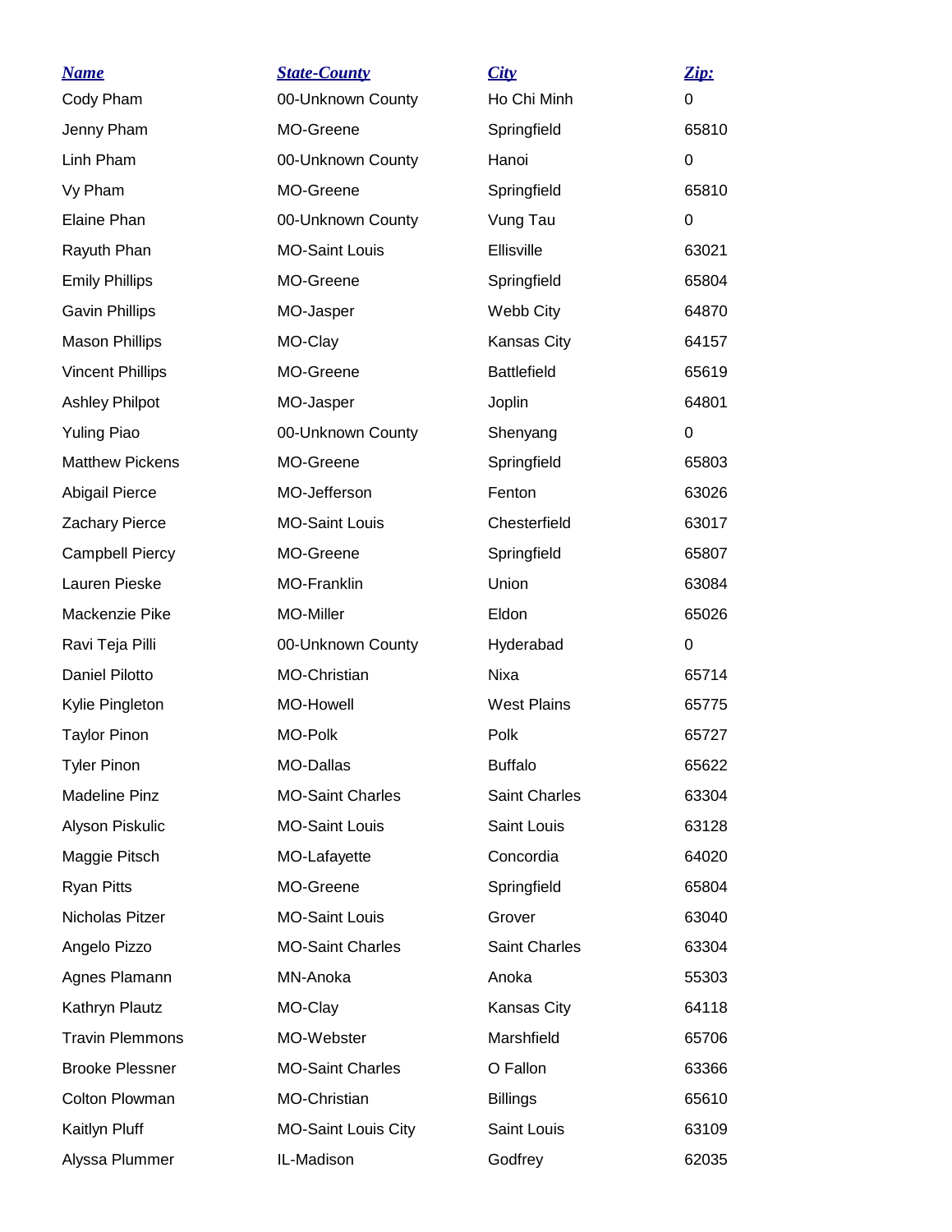| ***Name*** | ***State-County*** | ***City*** | ***Zip:*** |
|---|---|---|---|
| Cody Pham | 00-Unknown County | Ho Chi Minh | 0 |
| Jenny Pham | MO-Greene | Springfield | 65810 |
| Linh Pham | 00-Unknown County | Hanoi | 0 |
| Vy Pham | MO-Greene | Springfield | 65810 |
| Elaine Phan | 00-Unknown County | Vung Tau | 0 |
| Rayuth Phan | MO-Saint Louis | Ellisville | 63021 |
| Emily Phillips | MO-Greene | Springfield | 65804 |
| Gavin Phillips | MO-Jasper | Webb City | 64870 |
| Mason Phillips | MO-Clay | Kansas City | 64157 |
| Vincent Phillips | MO-Greene | Battlefield | 65619 |
| Ashley Philpot | MO-Jasper | Joplin | 64801 |
| Yuling Piao | 00-Unknown County | Shenyang | 0 |
| Matthew Pickens | MO-Greene | Springfield | 65803 |
| Abigail Pierce | MO-Jefferson | Fenton | 63026 |
| Zachary Pierce | MO-Saint Louis | Chesterfield | 63017 |
| Campbell Piercy | MO-Greene | Springfield | 65807 |
| Lauren Pieske | MO-Franklin | Union | 63084 |
| Mackenzie Pike | MO-Miller | Eldon | 65026 |
| Ravi Teja Pilli | 00-Unknown County | Hyderabad | 0 |
| Daniel Pilotto | MO-Christian | Nixa | 65714 |
| Kylie Pingleton | MO-Howell | West Plains | 65775 |
| Taylor Pinon | MO-Polk | Polk | 65727 |
| Tyler Pinon | MO-Dallas | Buffalo | 65622 |
| Madeline Pinz | MO-Saint Charles | Saint Charles | 63304 |
| Alyson Piskulic | MO-Saint Louis | Saint Louis | 63128 |
| Maggie Pitsch | MO-Lafayette | Concordia | 64020 |
| Ryan Pitts | MO-Greene | Springfield | 65804 |
| Nicholas Pitzer | MO-Saint Louis | Grover | 63040 |
| Angelo Pizzo | MO-Saint Charles | Saint Charles | 63304 |
| Agnes Plamann | MN-Anoka | Anoka | 55303 |
| Kathryn Plautz | MO-Clay | Kansas City | 64118 |
| Travin Plemmons | MO-Webster | Marshfield | 65706 |
| Brooke Plessner | MO-Saint Charles | O Fallon | 63366 |
| Colton Plowman | MO-Christian | Billings | 65610 |
| Kaitlyn Pluff | MO-Saint Louis City | Saint Louis | 63109 |
| Alyssa Plummer | IL-Madison | Godfrey | 62035 |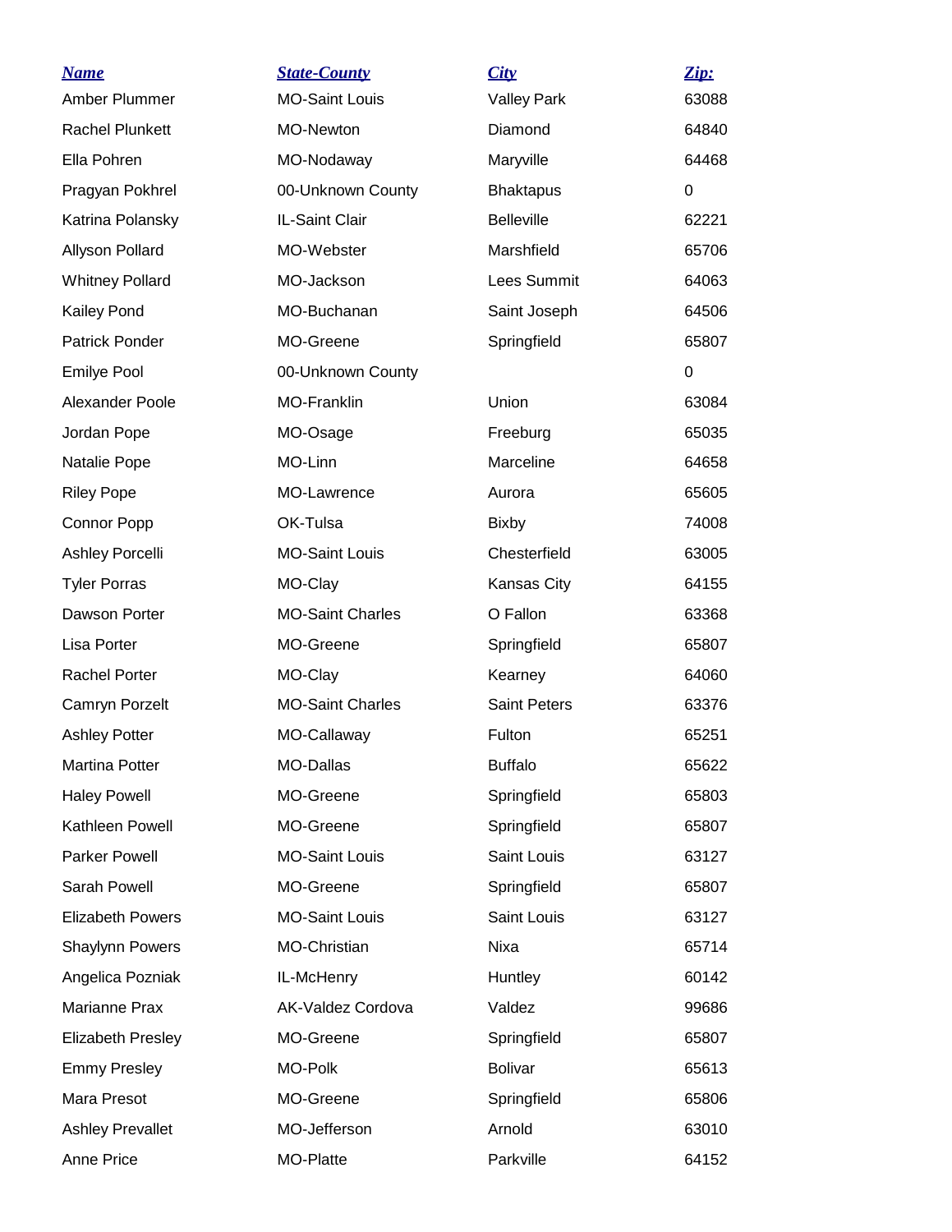| *Name* | *State-County* | *City* | *Zip:* |
|---|---|---|---|
| Amber Plummer | MO-Saint Louis | Valley Park | 63088 |
| Rachel Plunkett | MO-Newton | Diamond | 64840 |
| Ella Pohren | MO-Nodaway | Maryville | 64468 |
| Pragyan Pokhrel | 00-Unknown County | Bhaktapus | 0 |
| Katrina Polansky | IL-Saint Clair | Belleville | 62221 |
| Allyson Pollard | MO-Webster | Marshfield | 65706 |
| Whitney Pollard | MO-Jackson | Lees Summit | 64063 |
| Kailey Pond | MO-Buchanan | Saint Joseph | 64506 |
| Patrick Ponder | MO-Greene | Springfield | 65807 |
| Emilye Pool | 00-Unknown County | | 0 |
| Alexander Poole | MO-Franklin | Union | 63084 |
| Jordan Pope | MO-Osage | Freeburg | 65035 |
| Natalie Pope | MO-Linn | Marceline | 64658 |
| Riley Pope | MO-Lawrence | Aurora | 65605 |
| Connor Popp | OK-Tulsa | Bixby | 74008 |
| Ashley Porcelli | MO-Saint Louis | Chesterfield | 63005 |
| Tyler Porras | MO-Clay | Kansas City | 64155 |
| Dawson Porter | MO-Saint Charles | O Fallon | 63368 |
| Lisa Porter | MO-Greene | Springfield | 65807 |
| Rachel Porter | MO-Clay | Kearney | 64060 |
| Camryn Porzelt | MO-Saint Charles | Saint Peters | 63376 |
| Ashley Potter | MO-Callaway | Fulton | 65251 |
| Martina Potter | MO-Dallas | Buffalo | 65622 |
| Haley Powell | MO-Greene | Springfield | 65803 |
| Kathleen Powell | MO-Greene | Springfield | 65807 |
| Parker Powell | MO-Saint Louis | Saint Louis | 63127 |
| Sarah Powell | MO-Greene | Springfield | 65807 |
| Elizabeth Powers | MO-Saint Louis | Saint Louis | 63127 |
| Shaylynn Powers | MO-Christian | Nixa | 65714 |
| Angelica Pozniak | IL-McHenry | Huntley | 60142 |
| Marianne Prax | AK-Valdez Cordova | Valdez | 99686 |
| Elizabeth Presley | MO-Greene | Springfield | 65807 |
| Emmy Presley | MO-Polk | Bolivar | 65613 |
| Mara Presot | MO-Greene | Springfield | 65806 |
| Ashley Prevallet | MO-Jefferson | Arnold | 63010 |
| Anne Price | MO-Platte | Parkville | 64152 |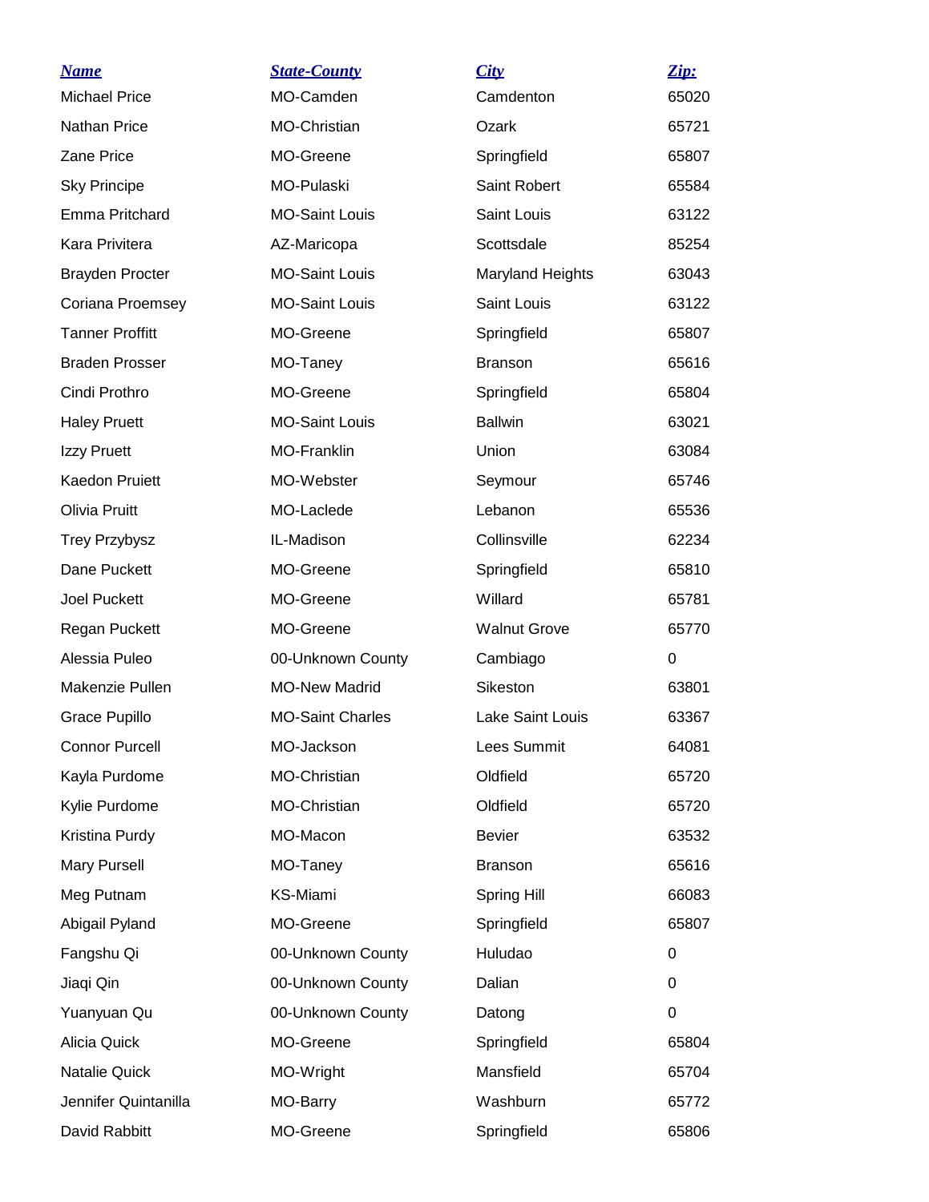| Name | State-County | City | Zip: |
| --- | --- | --- | --- |
| Michael Price | MO-Camden | Camdenton | 65020 |
| Nathan Price | MO-Christian | Ozark | 65721 |
| Zane Price | MO-Greene | Springfield | 65807 |
| Sky Principe | MO-Pulaski | Saint Robert | 65584 |
| Emma Pritchard | MO-Saint Louis | Saint Louis | 63122 |
| Kara Privitera | AZ-Maricopa | Scottsdale | 85254 |
| Brayden Procter | MO-Saint Louis | Maryland Heights | 63043 |
| Coriana Proemsey | MO-Saint Louis | Saint Louis | 63122 |
| Tanner Proffitt | MO-Greene | Springfield | 65807 |
| Braden Prosser | MO-Taney | Branson | 65616 |
| Cindi Prothro | MO-Greene | Springfield | 65804 |
| Haley Pruett | MO-Saint Louis | Ballwin | 63021 |
| Izzy Pruett | MO-Franklin | Union | 63084 |
| Kaedon Pruiett | MO-Webster | Seymour | 65746 |
| Olivia Pruitt | MO-Laclede | Lebanon | 65536 |
| Trey Przybysz | IL-Madison | Collinsville | 62234 |
| Dane Puckett | MO-Greene | Springfield | 65810 |
| Joel Puckett | MO-Greene | Willard | 65781 |
| Regan Puckett | MO-Greene | Walnut Grove | 65770 |
| Alessia Puleo | 00-Unknown County | Cambiago | 0 |
| Makenzie Pullen | MO-New Madrid | Sikeston | 63801 |
| Grace Pupillo | MO-Saint Charles | Lake Saint Louis | 63367 |
| Connor Purcell | MO-Jackson | Lees Summit | 64081 |
| Kayla Purdome | MO-Christian | Oldfield | 65720 |
| Kylie Purdome | MO-Christian | Oldfield | 65720 |
| Kristina Purdy | MO-Macon | Bevier | 63532 |
| Mary Pursell | MO-Taney | Branson | 65616 |
| Meg Putnam | KS-Miami | Spring Hill | 66083 |
| Abigail Pyland | MO-Greene | Springfield | 65807 |
| Fangshu Qi | 00-Unknown County | Huludao | 0 |
| Jiaqi Qin | 00-Unknown County | Dalian | 0 |
| Yuanyuan Qu | 00-Unknown County | Datong | 0 |
| Alicia Quick | MO-Greene | Springfield | 65804 |
| Natalie Quick | MO-Wright | Mansfield | 65704 |
| Jennifer Quintanilla | MO-Barry | Washburn | 65772 |
| David Rabbitt | MO-Greene | Springfield | 65806 |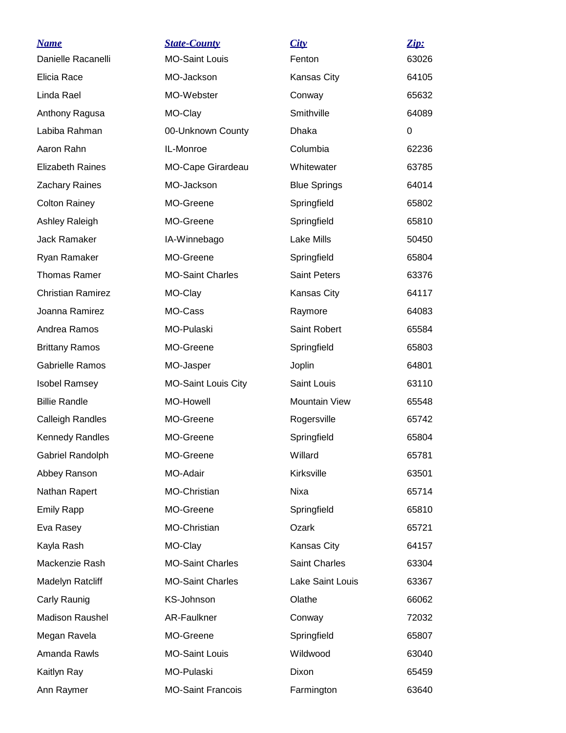| *Name* | *State-County* | *City* | *Zip:* |
|---|---|---|---|
| Danielle Racanelli | MO-Saint Louis | Fenton | 63026 |
| Elicia Race | MO-Jackson | Kansas City | 64105 |
| Linda Rael | MO-Webster | Conway | 65632 |
| Anthony Ragusa | MO-Clay | Smithville | 64089 |
| Labiba Rahman | 00-Unknown County | Dhaka | 0 |
| Aaron Rahn | IL-Monroe | Columbia | 62236 |
| Elizabeth Raines | MO-Cape Girardeau | Whitewater | 63785 |
| Zachary Raines | MO-Jackson | Blue Springs | 64014 |
| Colton Rainey | MO-Greene | Springfield | 65802 |
| Ashley Raleigh | MO-Greene | Springfield | 65810 |
| Jack Ramaker | IA-Winnebago | Lake Mills | 50450 |
| Ryan Ramaker | MO-Greene | Springfield | 65804 |
| Thomas Ramer | MO-Saint Charles | Saint Peters | 63376 |
| Christian Ramirez | MO-Clay | Kansas City | 64117 |
| Joanna Ramirez | MO-Cass | Raymore | 64083 |
| Andrea Ramos | MO-Pulaski | Saint Robert | 65584 |
| Brittany Ramos | MO-Greene | Springfield | 65803 |
| Gabrielle Ramos | MO-Jasper | Joplin | 64801 |
| Isobel Ramsey | MO-Saint Louis City | Saint Louis | 63110 |
| Billie Randle | MO-Howell | Mountain View | 65548 |
| Calleigh Randles | MO-Greene | Rogersville | 65742 |
| Kennedy Randles | MO-Greene | Springfield | 65804 |
| Gabriel Randolph | MO-Greene | Willard | 65781 |
| Abbey Ranson | MO-Adair | Kirksville | 63501 |
| Nathan Rapert | MO-Christian | Nixa | 65714 |
| Emily Rapp | MO-Greene | Springfield | 65810 |
| Eva Rasey | MO-Christian | Ozark | 65721 |
| Kayla Rash | MO-Clay | Kansas City | 64157 |
| Mackenzie Rash | MO-Saint Charles | Saint Charles | 63304 |
| Madelyn Ratcliff | MO-Saint Charles | Lake Saint Louis | 63367 |
| Carly Raunig | KS-Johnson | Olathe | 66062 |
| Madison Raushel | AR-Faulkner | Conway | 72032 |
| Megan Ravela | MO-Greene | Springfield | 65807 |
| Amanda Rawls | MO-Saint Louis | Wildwood | 63040 |
| Kaitlyn Ray | MO-Pulaski | Dixon | 65459 |
| Ann Raymer | MO-Saint Francois | Farmington | 63640 |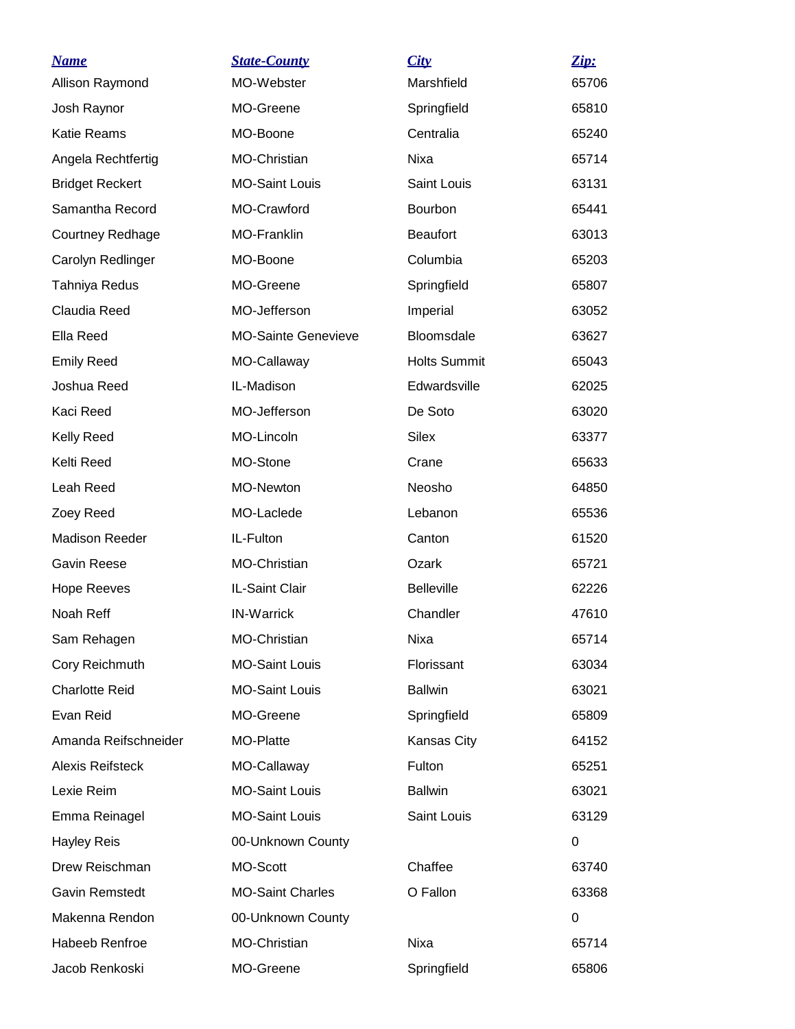| Name | State-County | City | Zip: |
|---|---|---|---|
| Allison Raymond | MO-Webster | Marshfield | 65706 |
| Josh Raynor | MO-Greene | Springfield | 65810 |
| Katie Reams | MO-Boone | Centralia | 65240 |
| Angela Rechtfertig | MO-Christian | Nixa | 65714 |
| Bridget Reckert | MO-Saint Louis | Saint Louis | 63131 |
| Samantha Record | MO-Crawford | Bourbon | 65441 |
| Courtney Redhage | MO-Franklin | Beaufort | 63013 |
| Carolyn Redlinger | MO-Boone | Columbia | 65203 |
| Tahniya Redus | MO-Greene | Springfield | 65807 |
| Claudia Reed | MO-Jefferson | Imperial | 63052 |
| Ella Reed | MO-Sainte Genevieve | Bloomsdale | 63627 |
| Emily Reed | MO-Callaway | Holts Summit | 65043 |
| Joshua Reed | IL-Madison | Edwardsville | 62025 |
| Kaci Reed | MO-Jefferson | De Soto | 63020 |
| Kelly Reed | MO-Lincoln | Silex | 63377 |
| Kelti Reed | MO-Stone | Crane | 65633 |
| Leah Reed | MO-Newton | Neosho | 64850 |
| Zoey Reed | MO-Laclede | Lebanon | 65536 |
| Madison Reeder | IL-Fulton | Canton | 61520 |
| Gavin Reese | MO-Christian | Ozark | 65721 |
| Hope Reeves | IL-Saint Clair | Belleville | 62226 |
| Noah Reff | IN-Warrick | Chandler | 47610 |
| Sam Rehagen | MO-Christian | Nixa | 65714 |
| Cory Reichmuth | MO-Saint Louis | Florissant | 63034 |
| Charlotte Reid | MO-Saint Louis | Ballwin | 63021 |
| Evan Reid | MO-Greene | Springfield | 65809 |
| Amanda Reifschneider | MO-Platte | Kansas City | 64152 |
| Alexis Reifsteck | MO-Callaway | Fulton | 65251 |
| Lexie Reim | MO-Saint Louis | Ballwin | 63021 |
| Emma Reinagel | MO-Saint Louis | Saint Louis | 63129 |
| Hayley Reis | 00-Unknown County | | 0 |
| Drew Reischman | MO-Scott | Chaffee | 63740 |
| Gavin Remstedt | MO-Saint Charles | O Fallon | 63368 |
| Makenna Rendon | 00-Unknown County | | 0 |
| Habeeb Renfroe | MO-Christian | Nixa | 65714 |
| Jacob Renkoski | MO-Greene | Springfield | 65806 |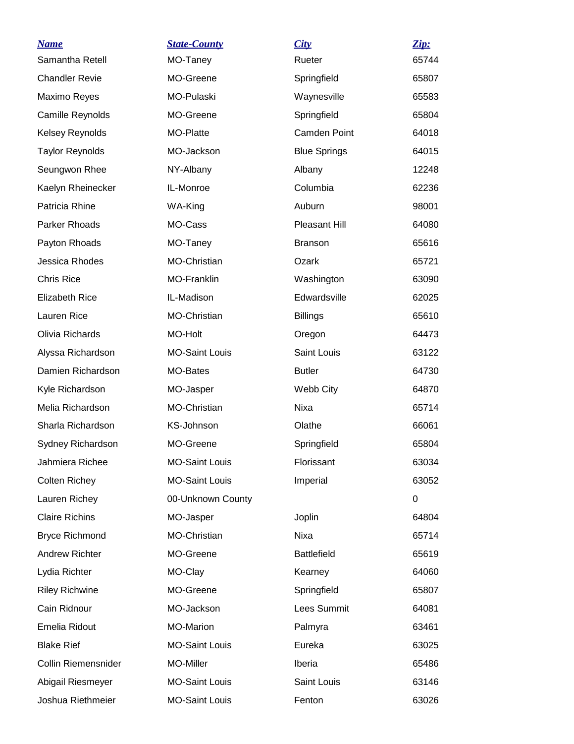| Name | State-County | City | Zip: |
|---|---|---|---|
| Samantha Retell | MO-Taney | Rueter | 65744 |
| Chandler Revie | MO-Greene | Springfield | 65807 |
| Maximo Reyes | MO-Pulaski | Waynesville | 65583 |
| Camille Reynolds | MO-Greene | Springfield | 65804 |
| Kelsey Reynolds | MO-Platte | Camden Point | 64018 |
| Taylor Reynolds | MO-Jackson | Blue Springs | 64015 |
| Seungwon Rhee | NY-Albany | Albany | 12248 |
| Kaelyn Rheinecker | IL-Monroe | Columbia | 62236 |
| Patricia Rhine | WA-King | Auburn | 98001 |
| Parker Rhoads | MO-Cass | Pleasant Hill | 64080 |
| Payton Rhoads | MO-Taney | Branson | 65616 |
| Jessica Rhodes | MO-Christian | Ozark | 65721 |
| Chris Rice | MO-Franklin | Washington | 63090 |
| Elizabeth Rice | IL-Madison | Edwardsville | 62025 |
| Lauren Rice | MO-Christian | Billings | 65610 |
| Olivia Richards | MO-Holt | Oregon | 64473 |
| Alyssa Richardson | MO-Saint Louis | Saint Louis | 63122 |
| Damien Richardson | MO-Bates | Butler | 64730 |
| Kyle Richardson | MO-Jasper | Webb City | 64870 |
| Melia Richardson | MO-Christian | Nixa | 65714 |
| Sharla Richardson | KS-Johnson | Olathe | 66061 |
| Sydney Richardson | MO-Greene | Springfield | 65804 |
| Jahmiera Richee | MO-Saint Louis | Florissant | 63034 |
| Colten Richey | MO-Saint Louis | Imperial | 63052 |
| Lauren Richey | 00-Unknown County | | 0 |
| Claire Richins | MO-Jasper | Joplin | 64804 |
| Bryce Richmond | MO-Christian | Nixa | 65714 |
| Andrew Richter | MO-Greene | Battlefield | 65619 |
| Lydia Richter | MO-Clay | Kearney | 64060 |
| Riley Richwine | MO-Greene | Springfield | 65807 |
| Cain Ridnour | MO-Jackson | Lees Summit | 64081 |
| Emelia Ridout | MO-Marion | Palmyra | 63461 |
| Blake Rief | MO-Saint Louis | Eureka | 63025 |
| Collin Riemensnider | MO-Miller | Iberia | 65486 |
| Abigail Riesmeyer | MO-Saint Louis | Saint Louis | 63146 |
| Joshua Riethmeier | MO-Saint Louis | Fenton | 63026 |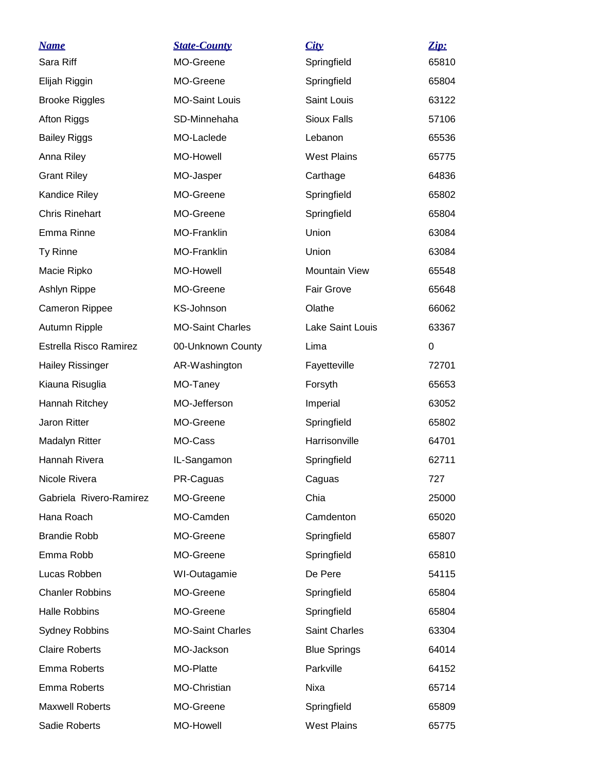| Name | State-County | City | Zip: |
| --- | --- | --- | --- |
| Sara Riff | MO-Greene | Springfield | 65810 |
| Elijah Riggin | MO-Greene | Springfield | 65804 |
| Brooke Riggles | MO-Saint Louis | Saint Louis | 63122 |
| Afton Riggs | SD-Minnehaha | Sioux Falls | 57106 |
| Bailey Riggs | MO-Laclede | Lebanon | 65536 |
| Anna Riley | MO-Howell | West Plains | 65775 |
| Grant Riley | MO-Jasper | Carthage | 64836 |
| Kandice Riley | MO-Greene | Springfield | 65802 |
| Chris Rinehart | MO-Greene | Springfield | 65804 |
| Emma Rinne | MO-Franklin | Union | 63084 |
| Ty Rinne | MO-Franklin | Union | 63084 |
| Macie Ripko | MO-Howell | Mountain View | 65548 |
| Ashlyn Rippe | MO-Greene | Fair Grove | 65648 |
| Cameron Rippee | KS-Johnson | Olathe | 66062 |
| Autumn Ripple | MO-Saint Charles | Lake Saint Louis | 63367 |
| Estrella Risco Ramirez | 00-Unknown County | Lima | 0 |
| Hailey Rissinger | AR-Washington | Fayetteville | 72701 |
| Kiauna Risuglia | MO-Taney | Forsyth | 65653 |
| Hannah Ritchey | MO-Jefferson | Imperial | 63052 |
| Jaron Ritter | MO-Greene | Springfield | 65802 |
| Madalyn Ritter | MO-Cass | Harrisonville | 64701 |
| Hannah Rivera | IL-Sangamon | Springfield | 62711 |
| Nicole Rivera | PR-Caguas | Caguas | 727 |
| Gabriela Rivero-Ramirez | MO-Greene | Chia | 25000 |
| Hana Roach | MO-Camden | Camdenton | 65020 |
| Brandie Robb | MO-Greene | Springfield | 65807 |
| Emma Robb | MO-Greene | Springfield | 65810 |
| Lucas Robben | WI-Outagamie | De Pere | 54115 |
| Chanler Robbins | MO-Greene | Springfield | 65804 |
| Halle Robbins | MO-Greene | Springfield | 65804 |
| Sydney Robbins | MO-Saint Charles | Saint Charles | 63304 |
| Claire Roberts | MO-Jackson | Blue Springs | 64014 |
| Emma Roberts | MO-Platte | Parkville | 64152 |
| Emma Roberts | MO-Christian | Nixa | 65714 |
| Maxwell Roberts | MO-Greene | Springfield | 65809 |
| Sadie Roberts | MO-Howell | West Plains | 65775 |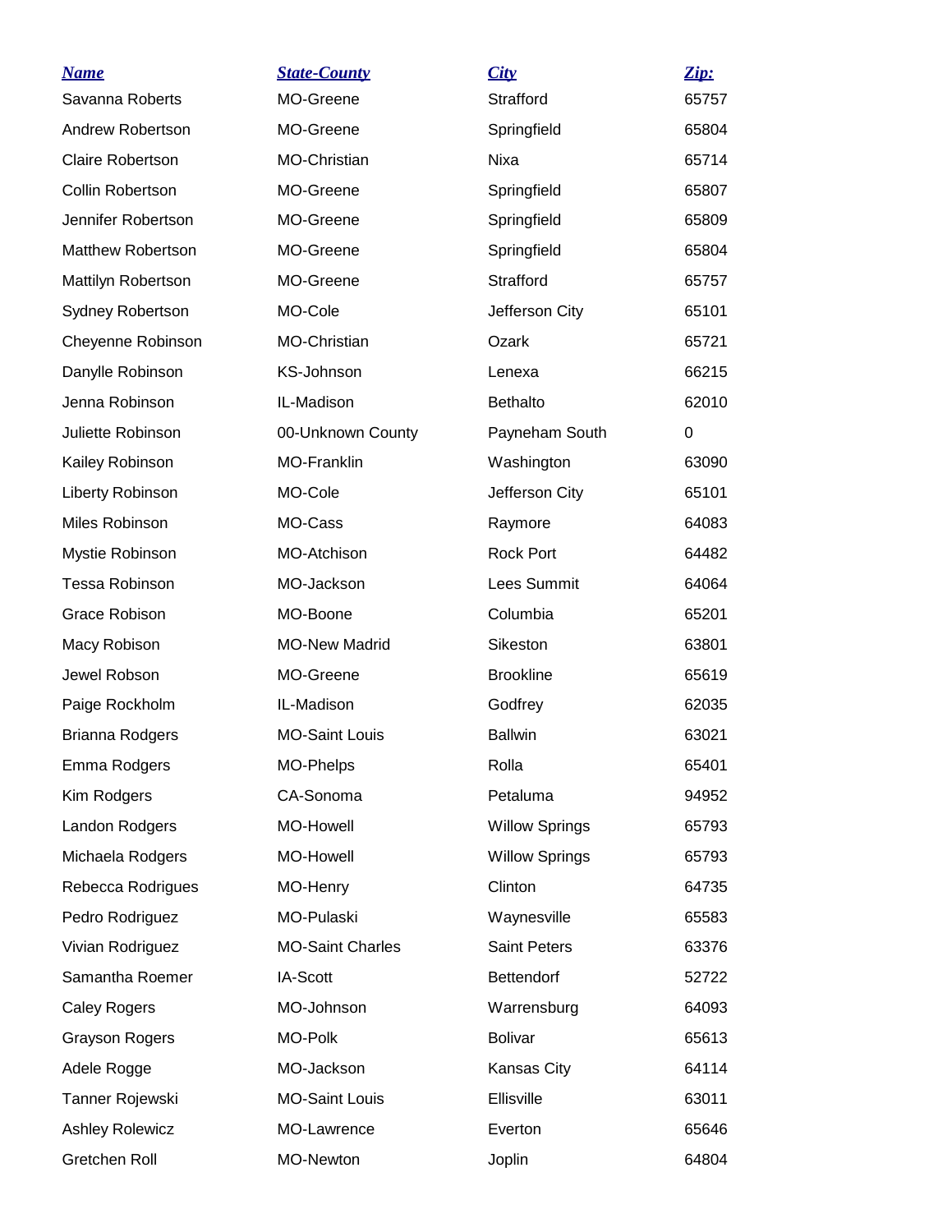| Name | State-County | City | Zip: |
|---|---|---|---|
| Savanna Roberts | MO-Greene | Strafford | 65757 |
| Andrew Robertson | MO-Greene | Springfield | 65804 |
| Claire Robertson | MO-Christian | Nixa | 65714 |
| Collin Robertson | MO-Greene | Springfield | 65807 |
| Jennifer Robertson | MO-Greene | Springfield | 65809 |
| Matthew Robertson | MO-Greene | Springfield | 65804 |
| Mattilyn Robertson | MO-Greene | Strafford | 65757 |
| Sydney Robertson | MO-Cole | Jefferson City | 65101 |
| Cheyenne Robinson | MO-Christian | Ozark | 65721 |
| Danylle Robinson | KS-Johnson | Lenexa | 66215 |
| Jenna Robinson | IL-Madison | Bethalto | 62010 |
| Juliette Robinson | 00-Unknown County | Payneham South | 0 |
| Kailey Robinson | MO-Franklin | Washington | 63090 |
| Liberty Robinson | MO-Cole | Jefferson City | 65101 |
| Miles Robinson | MO-Cass | Raymore | 64083 |
| Mystie Robinson | MO-Atchison | Rock Port | 64482 |
| Tessa Robinson | MO-Jackson | Lees Summit | 64064 |
| Grace Robison | MO-Boone | Columbia | 65201 |
| Macy Robison | MO-New Madrid | Sikeston | 63801 |
| Jewel Robson | MO-Greene | Brookline | 65619 |
| Paige Rockholm | IL-Madison | Godfrey | 62035 |
| Brianna Rodgers | MO-Saint Louis | Ballwin | 63021 |
| Emma Rodgers | MO-Phelps | Rolla | 65401 |
| Kim Rodgers | CA-Sonoma | Petaluma | 94952 |
| Landon Rodgers | MO-Howell | Willow Springs | 65793 |
| Michaela Rodgers | MO-Howell | Willow Springs | 65793 |
| Rebecca Rodrigues | MO-Henry | Clinton | 64735 |
| Pedro Rodriguez | MO-Pulaski | Waynesville | 65583 |
| Vivian Rodriguez | MO-Saint Charles | Saint Peters | 63376 |
| Samantha Roemer | IA-Scott | Bettendorf | 52722 |
| Caley Rogers | MO-Johnson | Warrensburg | 64093 |
| Grayson Rogers | MO-Polk | Bolivar | 65613 |
| Adele Rogge | MO-Jackson | Kansas City | 64114 |
| Tanner Rojewski | MO-Saint Louis | Ellisville | 63011 |
| Ashley Rolewicz | MO-Lawrence | Everton | 65646 |
| Gretchen Roll | MO-Newton | Joplin | 64804 |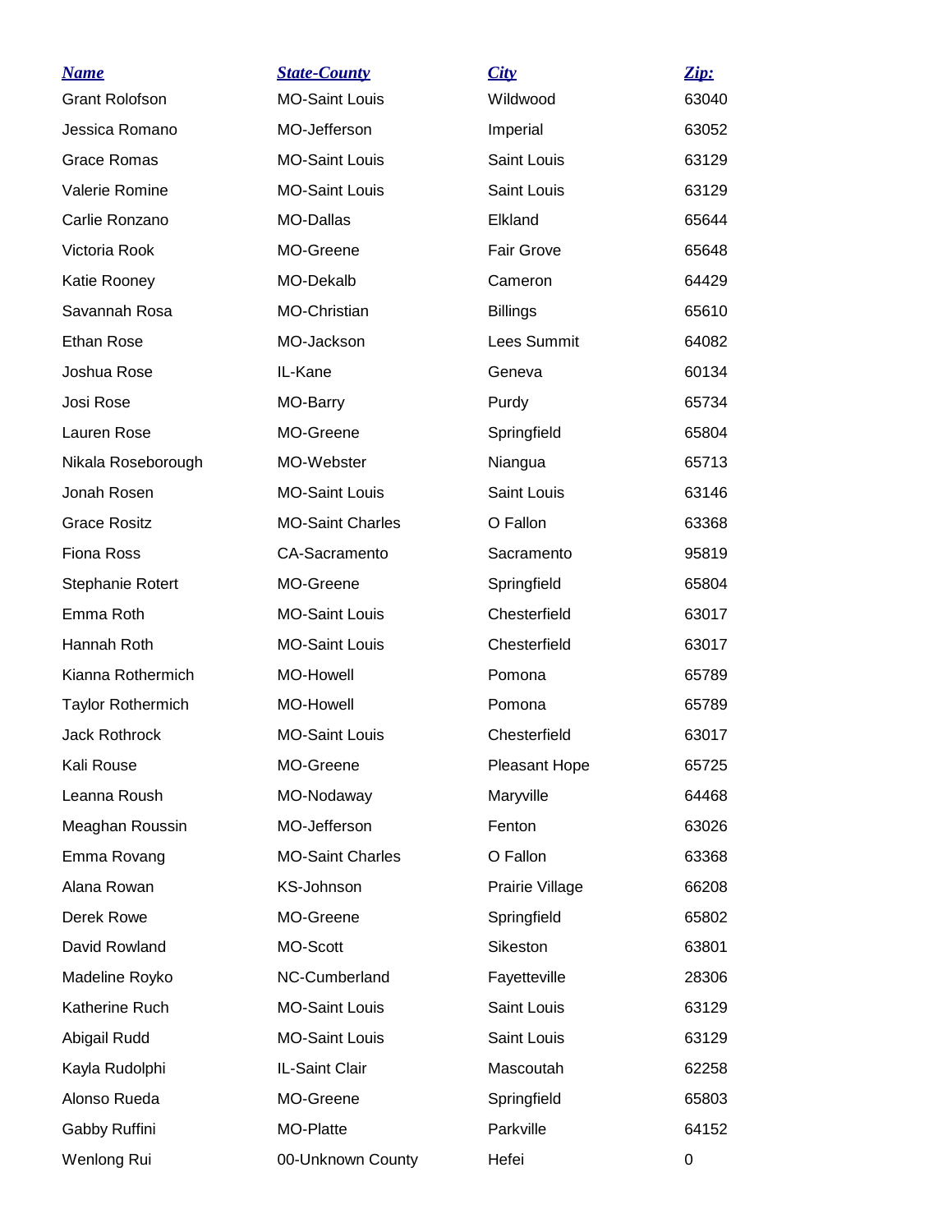| ***Name*** | ***State-County*** | ***City*** | ***Zip:*** |
| --- | --- | --- | --- |
| Grant Rolofson | MO-Saint Louis | Wildwood | 63040 |
| Jessica Romano | MO-Jefferson | Imperial | 63052 |
| Grace Romas | MO-Saint Louis | Saint Louis | 63129 |
| Valerie Romine | MO-Saint Louis | Saint Louis | 63129 |
| Carlie Ronzano | MO-Dallas | Elkland | 65644 |
| Victoria Rook | MO-Greene | Fair Grove | 65648 |
| Katie Rooney | MO-Dekalb | Cameron | 64429 |
| Savannah Rosa | MO-Christian | Billings | 65610 |
| Ethan Rose | MO-Jackson | Lees Summit | 64082 |
| Joshua Rose | IL-Kane | Geneva | 60134 |
| Josi Rose | MO-Barry | Purdy | 65734 |
| Lauren Rose | MO-Greene | Springfield | 65804 |
| Nikala Roseborough | MO-Webster | Niangua | 65713 |
| Jonah Rosen | MO-Saint Louis | Saint Louis | 63146 |
| Grace Rositz | MO-Saint Charles | O Fallon | 63368 |
| Fiona Ross | CA-Sacramento | Sacramento | 95819 |
| Stephanie Rotert | MO-Greene | Springfield | 65804 |
| Emma Roth | MO-Saint Louis | Chesterfield | 63017 |
| Hannah Roth | MO-Saint Louis | Chesterfield | 63017 |
| Kianna Rothermich | MO-Howell | Pomona | 65789 |
| Taylor Rothermich | MO-Howell | Pomona | 65789 |
| Jack Rothrock | MO-Saint Louis | Chesterfield | 63017 |
| Kali Rouse | MO-Greene | Pleasant Hope | 65725 |
| Leanna Roush | MO-Nodaway | Maryville | 64468 |
| Meaghan Roussin | MO-Jefferson | Fenton | 63026 |
| Emma Rovang | MO-Saint Charles | O Fallon | 63368 |
| Alana Rowan | KS-Johnson | Prairie Village | 66208 |
| Derek Rowe | MO-Greene | Springfield | 65802 |
| David Rowland | MO-Scott | Sikeston | 63801 |
| Madeline Royko | NC-Cumberland | Fayetteville | 28306 |
| Katherine Ruch | MO-Saint Louis | Saint Louis | 63129 |
| Abigail Rudd | MO-Saint Louis | Saint Louis | 63129 |
| Kayla Rudolphi | IL-Saint Clair | Mascoutah | 62258 |
| Alonso Rueda | MO-Greene | Springfield | 65803 |
| Gabby Ruffini | MO-Platte | Parkville | 64152 |
| Wenlong Rui | 00-Unknown County | Hefei | 0 |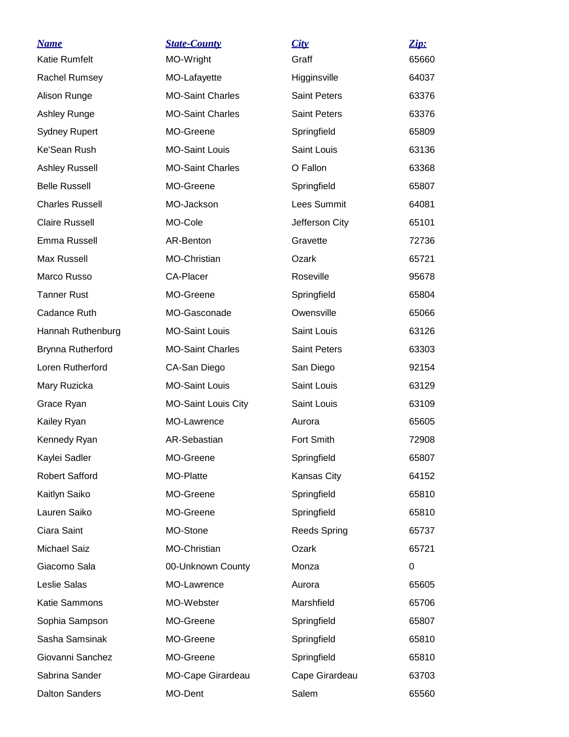| Name | State-County | City | Zip: |
|---|---|---|---|
| Katie Rumfelt | MO-Wright | Graff | 65660 |
| Rachel Rumsey | MO-Lafayette | Higginsville | 64037 |
| Alison Runge | MO-Saint Charles | Saint Peters | 63376 |
| Ashley Runge | MO-Saint Charles | Saint Peters | 63376 |
| Sydney Rupert | MO-Greene | Springfield | 65809 |
| Ke'Sean Rush | MO-Saint Louis | Saint Louis | 63136 |
| Ashley Russell | MO-Saint Charles | O Fallon | 63368 |
| Belle Russell | MO-Greene | Springfield | 65807 |
| Charles Russell | MO-Jackson | Lees Summit | 64081 |
| Claire Russell | MO-Cole | Jefferson City | 65101 |
| Emma Russell | AR-Benton | Gravette | 72736 |
| Max Russell | MO-Christian | Ozark | 65721 |
| Marco Russo | CA-Placer | Roseville | 95678 |
| Tanner Rust | MO-Greene | Springfield | 65804 |
| Cadance Ruth | MO-Gasconade | Owensville | 65066 |
| Hannah Ruthenburg | MO-Saint Louis | Saint Louis | 63126 |
| Brynna Rutherford | MO-Saint Charles | Saint Peters | 63303 |
| Loren Rutherford | CA-San Diego | San Diego | 92154 |
| Mary Ruzicka | MO-Saint Louis | Saint Louis | 63129 |
| Grace Ryan | MO-Saint Louis City | Saint Louis | 63109 |
| Kailey Ryan | MO-Lawrence | Aurora | 65605 |
| Kennedy Ryan | AR-Sebastian | Fort Smith | 72908 |
| Kaylei Sadler | MO-Greene | Springfield | 65807 |
| Robert Safford | MO-Platte | Kansas City | 64152 |
| Kaitlyn Saiko | MO-Greene | Springfield | 65810 |
| Lauren Saiko | MO-Greene | Springfield | 65810 |
| Ciara Saint | MO-Stone | Reeds Spring | 65737 |
| Michael Saiz | MO-Christian | Ozark | 65721 |
| Giacomo Sala | 00-Unknown County | Monza | 0 |
| Leslie Salas | MO-Lawrence | Aurora | 65605 |
| Katie Sammons | MO-Webster | Marshfield | 65706 |
| Sophia Sampson | MO-Greene | Springfield | 65807 |
| Sasha Samsinak | MO-Greene | Springfield | 65810 |
| Giovanni Sanchez | MO-Greene | Springfield | 65810 |
| Sabrina Sander | MO-Cape Girardeau | Cape Girardeau | 63703 |
| Dalton Sanders | MO-Dent | Salem | 65560 |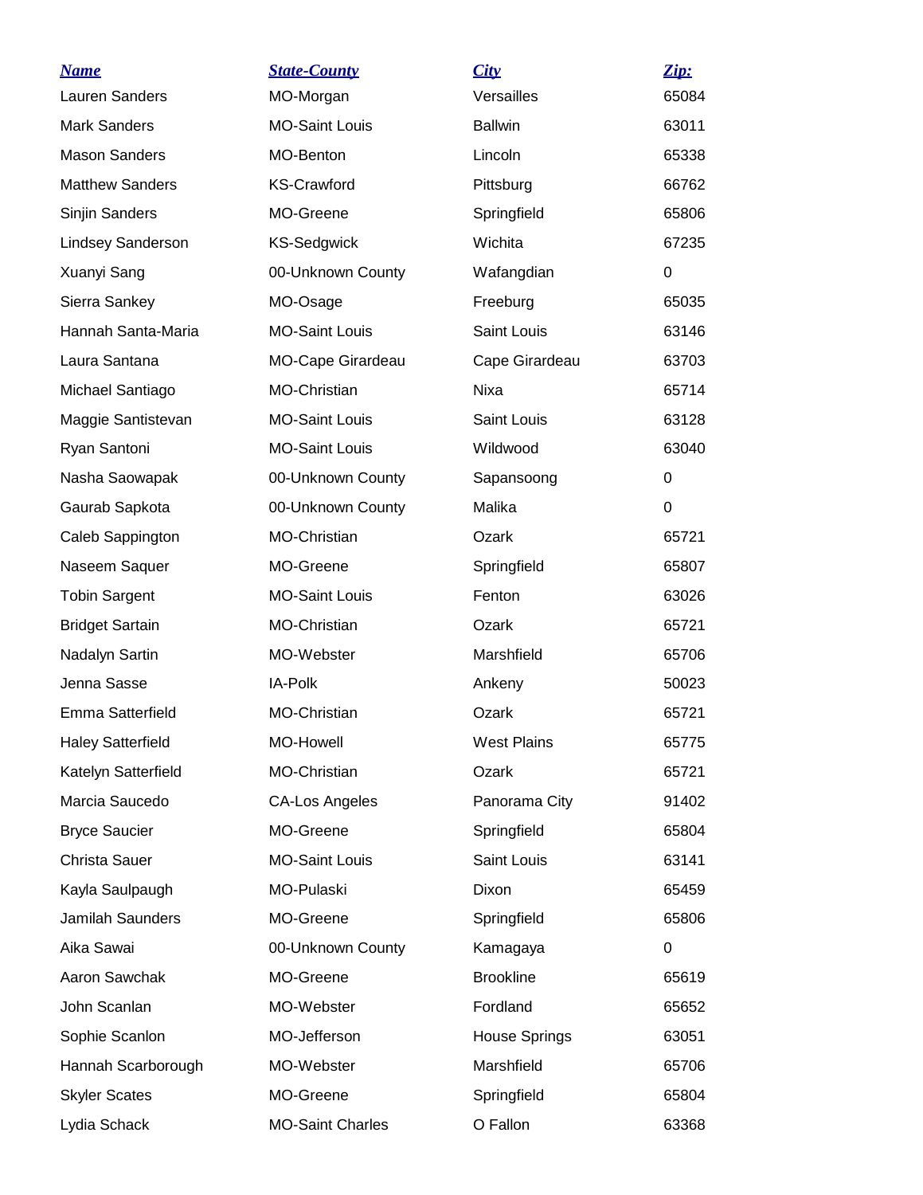| ***Name*** | ***State-County*** | ***City*** | ***Zip:*** |
|---|---|---|---|
| Lauren Sanders | MO-Morgan | Versailles | 65084 |
| Mark Sanders | MO-Saint Louis | Ballwin | 63011 |
| Mason Sanders | MO-Benton | Lincoln | 65338 |
| Matthew Sanders | KS-Crawford | Pittsburg | 66762 |
| Sinjin Sanders | MO-Greene | Springfield | 65806 |
| Lindsey Sanderson | KS-Sedgwick | Wichita | 67235 |
| Xuanyi Sang | 00-Unknown County | Wafangdian | 0 |
| Sierra Sankey | MO-Osage | Freeburg | 65035 |
| Hannah Santa-Maria | MO-Saint Louis | Saint Louis | 63146 |
| Laura Santana | MO-Cape Girardeau | Cape Girardeau | 63703 |
| Michael Santiago | MO-Christian | Nixa | 65714 |
| Maggie Santistevan | MO-Saint Louis | Saint Louis | 63128 |
| Ryan Santoni | MO-Saint Louis | Wildwood | 63040 |
| Nasha Saowapak | 00-Unknown County | Sapansoong | 0 |
| Gaurab Sapkota | 00-Unknown County | Malika | 0 |
| Caleb Sappington | MO-Christian | Ozark | 65721 |
| Naseem Saquer | MO-Greene | Springfield | 65807 |
| Tobin Sargent | MO-Saint Louis | Fenton | 63026 |
| Bridget Sartain | MO-Christian | Ozark | 65721 |
| Nadalyn Sartin | MO-Webster | Marshfield | 65706 |
| Jenna Sasse | IA-Polk | Ankeny | 50023 |
| Emma Satterfield | MO-Christian | Ozark | 65721 |
| Haley Satterfield | MO-Howell | West Plains | 65775 |
| Katelyn Satterfield | MO-Christian | Ozark | 65721 |
| Marcia Saucedo | CA-Los Angeles | Panorama City | 91402 |
| Bryce Saucier | MO-Greene | Springfield | 65804 |
| Christa Sauer | MO-Saint Louis | Saint Louis | 63141 |
| Kayla Saulpaugh | MO-Pulaski | Dixon | 65459 |
| Jamilah Saunders | MO-Greene | Springfield | 65806 |
| Aika Sawai | 00-Unknown County | Kamagaya | 0 |
| Aaron Sawchak | MO-Greene | Brookline | 65619 |
| John Scanlan | MO-Webster | Fordland | 65652 |
| Sophie Scanlon | MO-Jefferson | House Springs | 63051 |
| Hannah Scarborough | MO-Webster | Marshfield | 65706 |
| Skyler Scates | MO-Greene | Springfield | 65804 |
| Lydia Schack | MO-Saint Charles | O Fallon | 63368 |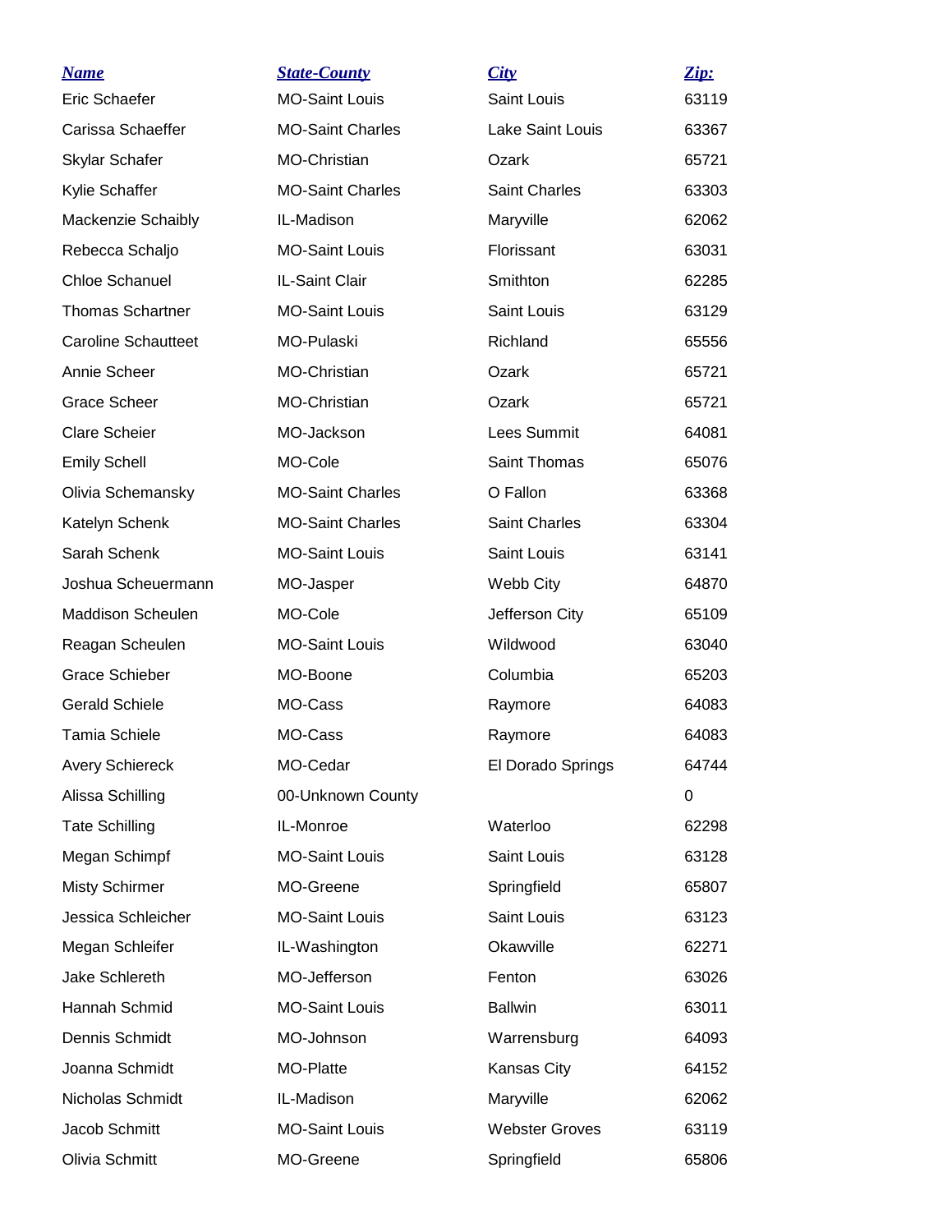| *Name* | *State-County* | *City* | *Zip:* |
|---|---|---|---|
| Eric Schaefer | MO-Saint Louis | Saint Louis | 63119 |
| Carissa Schaeffer | MO-Saint Charles | Lake Saint Louis | 63367 |
| Skylar Schafer | MO-Christian | Ozark | 65721 |
| Kylie Schaffer | MO-Saint Charles | Saint Charles | 63303 |
| Mackenzie Schaibly | IL-Madison | Maryville | 62062 |
| Rebecca Schaljo | MO-Saint Louis | Florissant | 63031 |
| Chloe Schanuel | IL-Saint Clair | Smithton | 62285 |
| Thomas Schartner | MO-Saint Louis | Saint Louis | 63129 |
| Caroline Schautteet | MO-Pulaski | Richland | 65556 |
| Annie Scheer | MO-Christian | Ozark | 65721 |
| Grace Scheer | MO-Christian | Ozark | 65721 |
| Clare Scheier | MO-Jackson | Lees Summit | 64081 |
| Emily Schell | MO-Cole | Saint Thomas | 65076 |
| Olivia Schemansky | MO-Saint Charles | O Fallon | 63368 |
| Katelyn Schenk | MO-Saint Charles | Saint Charles | 63304 |
| Sarah Schenk | MO-Saint Louis | Saint Louis | 63141 |
| Joshua Scheuermann | MO-Jasper | Webb City | 64870 |
| Maddison Scheulen | MO-Cole | Jefferson City | 65109 |
| Reagan Scheulen | MO-Saint Louis | Wildwood | 63040 |
| Grace Schieber | MO-Boone | Columbia | 65203 |
| Gerald Schiele | MO-Cass | Raymore | 64083 |
| Tamia Schiele | MO-Cass | Raymore | 64083 |
| Avery Schiereck | MO-Cedar | El Dorado Springs | 64744 |
| Alissa Schilling | 00-Unknown County | | 0 |
| Tate Schilling | IL-Monroe | Waterloo | 62298 |
| Megan Schimpf | MO-Saint Louis | Saint Louis | 63128 |
| Misty Schirmer | MO-Greene | Springfield | 65807 |
| Jessica Schleicher | MO-Saint Louis | Saint Louis | 63123 |
| Megan Schleifer | IL-Washington | Okawville | 62271 |
| Jake Schlereth | MO-Jefferson | Fenton | 63026 |
| Hannah Schmid | MO-Saint Louis | Ballwin | 63011 |
| Dennis Schmidt | MO-Johnson | Warrensburg | 64093 |
| Joanna Schmidt | MO-Platte | Kansas City | 64152 |
| Nicholas Schmidt | IL-Madison | Maryville | 62062 |
| Jacob Schmitt | MO-Saint Louis | Webster Groves | 63119 |
| Olivia Schmitt | MO-Greene | Springfield | 65806 |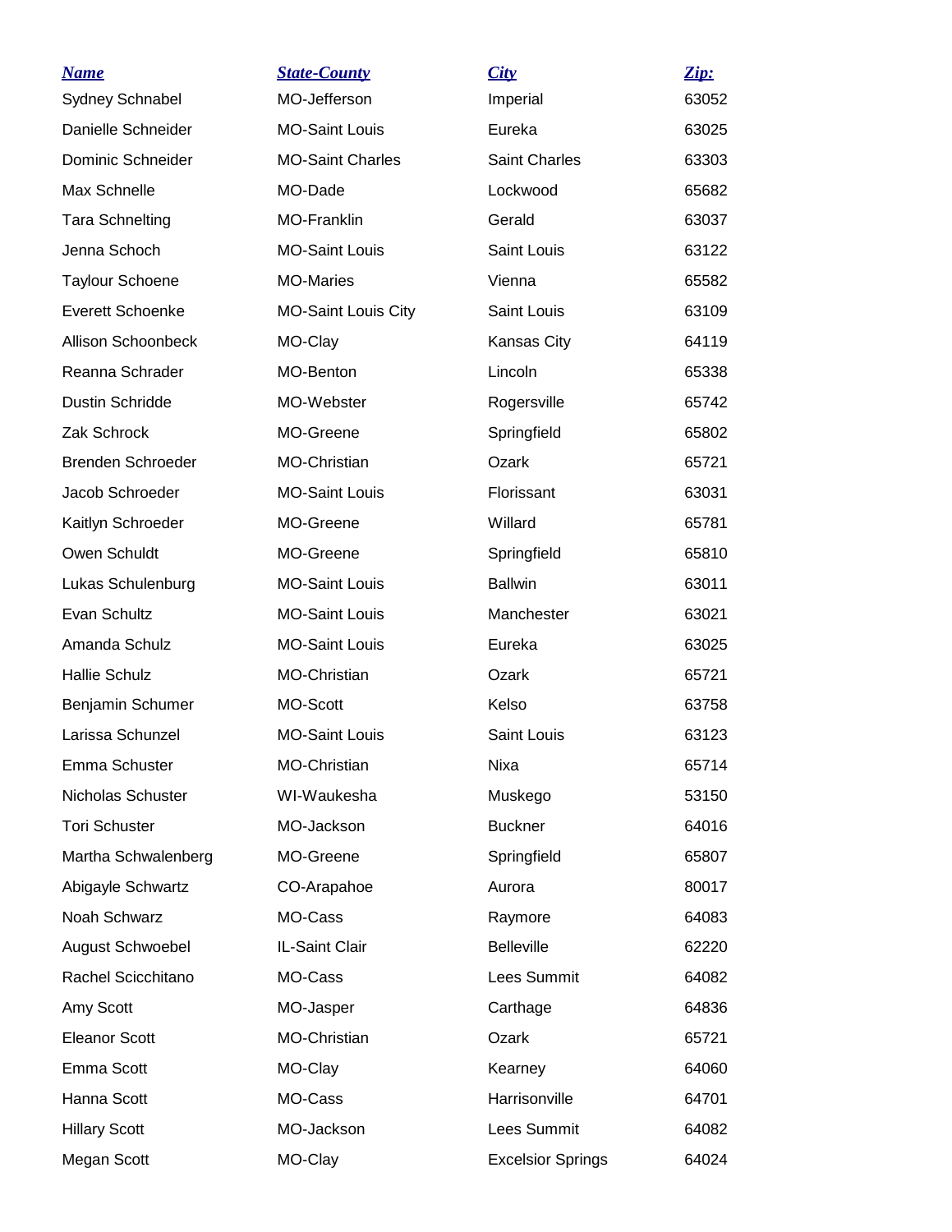| *Name* | *State-County* | *City* | *Zip:* |
|---|---|---|---|
| Sydney Schnabel | MO-Jefferson | Imperial | 63052 |
| Danielle Schneider | MO-Saint Louis | Eureka | 63025 |
| Dominic Schneider | MO-Saint Charles | Saint Charles | 63303 |
| Max Schnelle | MO-Dade | Lockwood | 65682 |
| Tara Schnelting | MO-Franklin | Gerald | 63037 |
| Jenna Schoch | MO-Saint Louis | Saint Louis | 63122 |
| Taylour Schoene | MO-Maries | Vienna | 65582 |
| Everett Schoenke | MO-Saint Louis City | Saint Louis | 63109 |
| Allison Schoonbeck | MO-Clay | Kansas City | 64119 |
| Reanna Schrader | MO-Benton | Lincoln | 65338 |
| Dustin Schridde | MO-Webster | Rogersville | 65742 |
| Zak Schrock | MO-Greene | Springfield | 65802 |
| Brenden Schroeder | MO-Christian | Ozark | 65721 |
| Jacob Schroeder | MO-Saint Louis | Florissant | 63031 |
| Kaitlyn Schroeder | MO-Greene | Willard | 65781 |
| Owen Schuldt | MO-Greene | Springfield | 65810 |
| Lukas Schulenburg | MO-Saint Louis | Ballwin | 63011 |
| Evan Schultz | MO-Saint Louis | Manchester | 63021 |
| Amanda Schulz | MO-Saint Louis | Eureka | 63025 |
| Hallie Schulz | MO-Christian | Ozark | 65721 |
| Benjamin Schumer | MO-Scott | Kelso | 63758 |
| Larissa Schunzel | MO-Saint Louis | Saint Louis | 63123 |
| Emma Schuster | MO-Christian | Nixa | 65714 |
| Nicholas Schuster | WI-Waukesha | Muskego | 53150 |
| Tori Schuster | MO-Jackson | Buckner | 64016 |
| Martha Schwalenberg | MO-Greene | Springfield | 65807 |
| Abigayle Schwartz | CO-Arapahoe | Aurora | 80017 |
| Noah Schwarz | MO-Cass | Raymore | 64083 |
| August Schwoebel | IL-Saint Clair | Belleville | 62220 |
| Rachel Scicchitano | MO-Cass | Lees Summit | 64082 |
| Amy Scott | MO-Jasper | Carthage | 64836 |
| Eleanor Scott | MO-Christian | Ozark | 65721 |
| Emma Scott | MO-Clay | Kearney | 64060 |
| Hanna Scott | MO-Cass | Harrisonville | 64701 |
| Hillary Scott | MO-Jackson | Lees Summit | 64082 |
| Megan Scott | MO-Clay | Excelsior Springs | 64024 |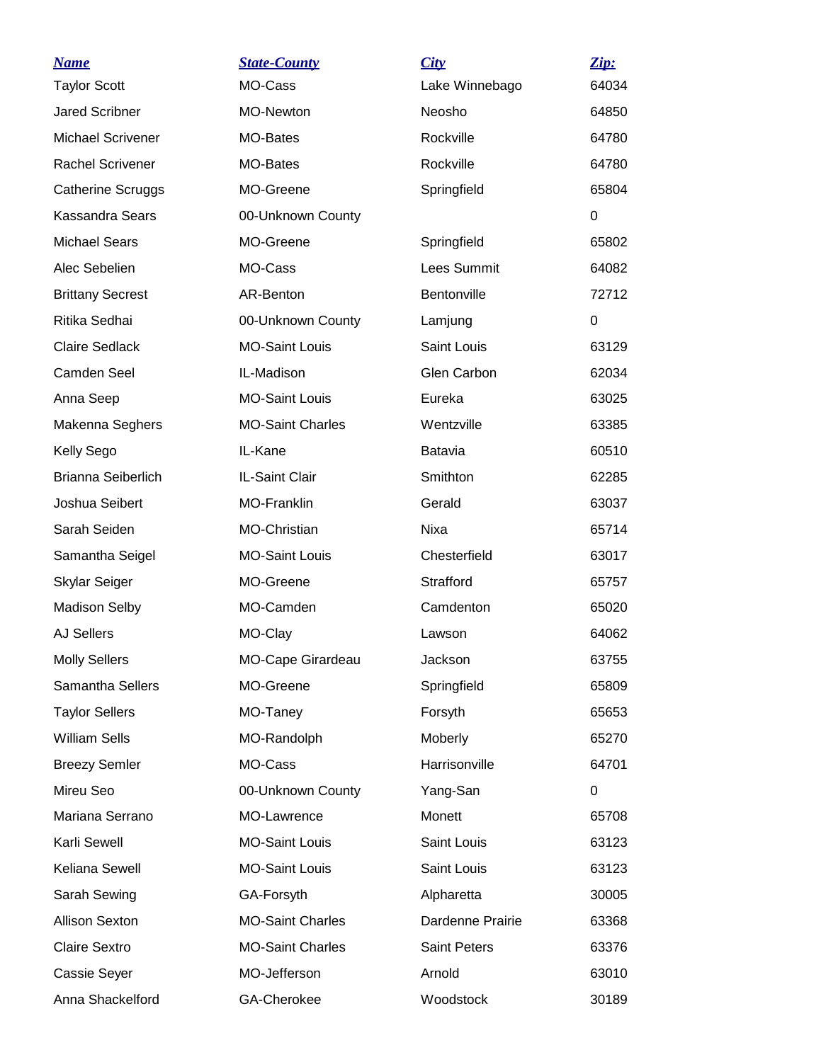| *Name* | *State-County* | *City* | *Zip:* |
|---|---|---|---|
| Taylor Scott | MO-Cass | Lake Winnebago | 64034 |
| Jared Scribner | MO-Newton | Neosho | 64850 |
| Michael Scrivener | MO-Bates | Rockville | 64780 |
| Rachel Scrivener | MO-Bates | Rockville | 64780 |
| Catherine Scruggs | MO-Greene | Springfield | 65804 |
| Kassandra Sears | 00-Unknown County | | 0 |
| Michael Sears | MO-Greene | Springfield | 65802 |
| Alec Sebelien | MO-Cass | Lees Summit | 64082 |
| Brittany Secrest | AR-Benton | Bentonville | 72712 |
| Ritika Sedhai | 00-Unknown County | Lamjung | 0 |
| Claire Sedlack | MO-Saint Louis | Saint Louis | 63129 |
| Camden Seel | IL-Madison | Glen Carbon | 62034 |
| Anna Seep | MO-Saint Louis | Eureka | 63025 |
| Makenna Seghers | MO-Saint Charles | Wentzville | 63385 |
| Kelly Sego | IL-Kane | Batavia | 60510 |
| Brianna Seiberlich | IL-Saint Clair | Smithton | 62285 |
| Joshua Seibert | MO-Franklin | Gerald | 63037 |
| Sarah Seiden | MO-Christian | Nixa | 65714 |
| Samantha Seigel | MO-Saint Louis | Chesterfield | 63017 |
| Skylar Seiger | MO-Greene | Strafford | 65757 |
| Madison Selby | MO-Camden | Camdenton | 65020 |
| AJ Sellers | MO-Clay | Lawson | 64062 |
| Molly Sellers | MO-Cape Girardeau | Jackson | 63755 |
| Samantha Sellers | MO-Greene | Springfield | 65809 |
| Taylor Sellers | MO-Taney | Forsyth | 65653 |
| William Sells | MO-Randolph | Moberly | 65270 |
| Breezy Semler | MO-Cass | Harrisonville | 64701 |
| Mireu Seo | 00-Unknown County | Yang-San | 0 |
| Mariana Serrano | MO-Lawrence | Monett | 65708 |
| Karli Sewell | MO-Saint Louis | Saint Louis | 63123 |
| Keliana Sewell | MO-Saint Louis | Saint Louis | 63123 |
| Sarah Sewing | GA-Forsyth | Alpharetta | 30005 |
| Allison Sexton | MO-Saint Charles | Dardenne Prairie | 63368 |
| Claire Sextro | MO-Saint Charles | Saint Peters | 63376 |
| Cassie Seyer | MO-Jefferson | Arnold | 63010 |
| Anna Shackelford | GA-Cherokee | Woodstock | 30189 |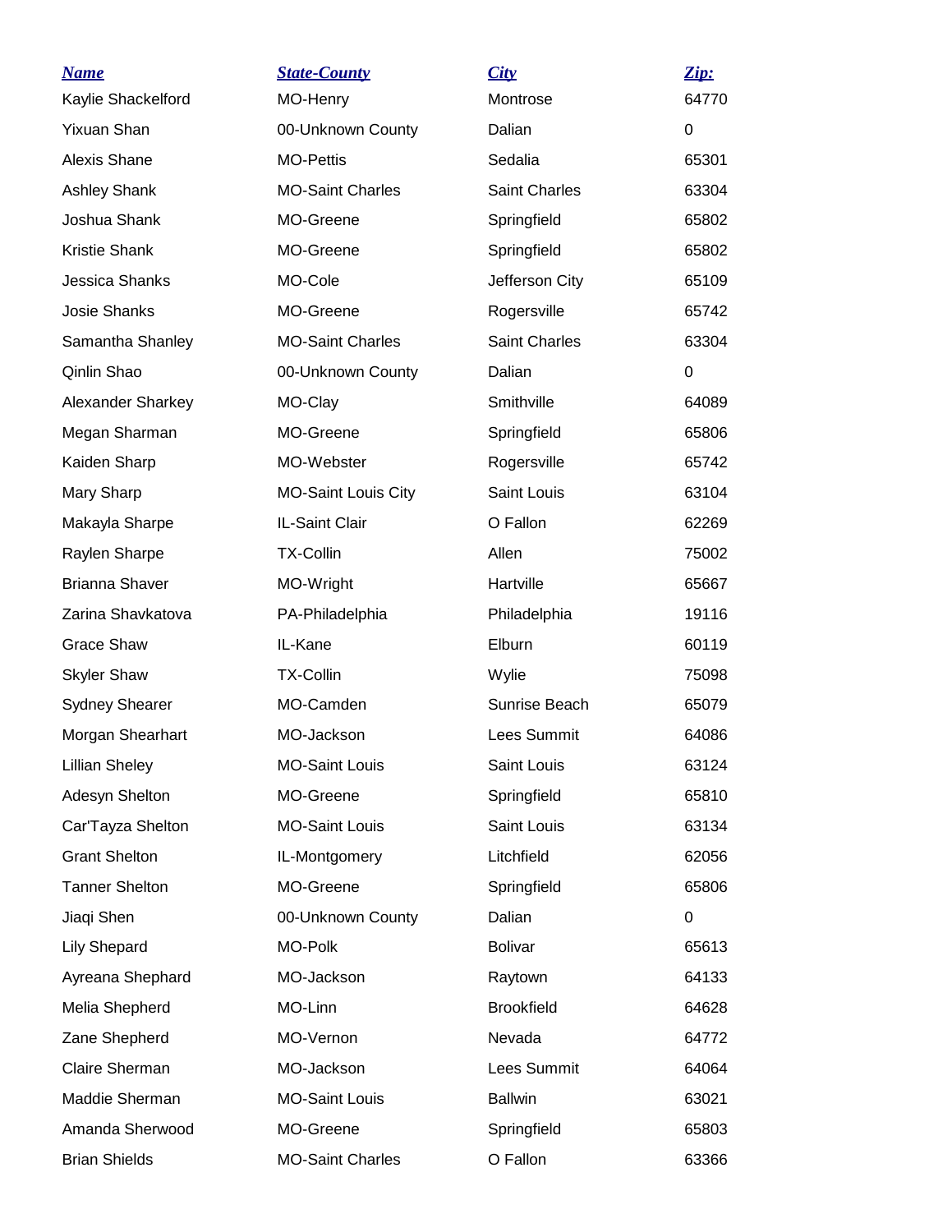| Name | State-County | City | Zip: |
| --- | --- | --- | --- |
| Kaylie Shackelford | MO-Henry | Montrose | 64770 |
| Yixuan Shan | 00-Unknown County | Dalian | 0 |
| Alexis Shane | MO-Pettis | Sedalia | 65301 |
| Ashley Shank | MO-Saint Charles | Saint Charles | 63304 |
| Joshua Shank | MO-Greene | Springfield | 65802 |
| Kristie Shank | MO-Greene | Springfield | 65802 |
| Jessica Shanks | MO-Cole | Jefferson City | 65109 |
| Josie Shanks | MO-Greene | Rogersville | 65742 |
| Samantha Shanley | MO-Saint Charles | Saint Charles | 63304 |
| Qinlin Shao | 00-Unknown County | Dalian | 0 |
| Alexander Sharkey | MO-Clay | Smithville | 64089 |
| Megan Sharman | MO-Greene | Springfield | 65806 |
| Kaiden Sharp | MO-Webster | Rogersville | 65742 |
| Mary Sharp | MO-Saint Louis City | Saint Louis | 63104 |
| Makayla Sharpe | IL-Saint Clair | O Fallon | 62269 |
| Raylen Sharpe | TX-Collin | Allen | 75002 |
| Brianna Shaver | MO-Wright | Hartville | 65667 |
| Zarina Shavkatova | PA-Philadelphia | Philadelphia | 19116 |
| Grace Shaw | IL-Kane | Elburn | 60119 |
| Skyler Shaw | TX-Collin | Wylie | 75098 |
| Sydney Shearer | MO-Camden | Sunrise Beach | 65079 |
| Morgan Shearhart | MO-Jackson | Lees Summit | 64086 |
| Lillian Sheley | MO-Saint Louis | Saint Louis | 63124 |
| Adesyn Shelton | MO-Greene | Springfield | 65810 |
| Car'Tayza Shelton | MO-Saint Louis | Saint Louis | 63134 |
| Grant Shelton | IL-Montgomery | Litchfield | 62056 |
| Tanner Shelton | MO-Greene | Springfield | 65806 |
| Jiaqi Shen | 00-Unknown County | Dalian | 0 |
| Lily Shepard | MO-Polk | Bolivar | 65613 |
| Ayreana Shephard | MO-Jackson | Raytown | 64133 |
| Melia Shepherd | MO-Linn | Brookfield | 64628 |
| Zane Shepherd | MO-Vernon | Nevada | 64772 |
| Claire Sherman | MO-Jackson | Lees Summit | 64064 |
| Maddie Sherman | MO-Saint Louis | Ballwin | 63021 |
| Amanda Sherwood | MO-Greene | Springfield | 65803 |
| Brian Shields | MO-Saint Charles | O Fallon | 63366 |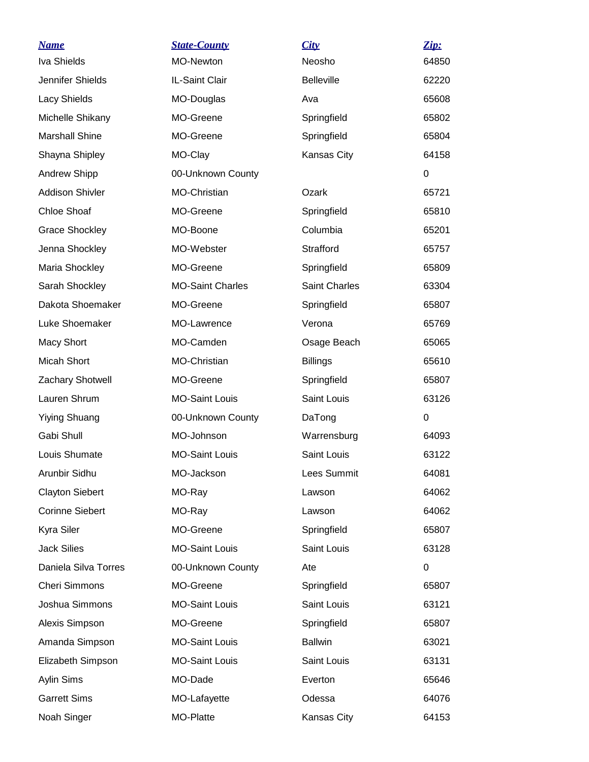| *Name* | *State-County* | *City* | *Zip:* |
|---|---|---|---|
| Iva Shields | MO-Newton | Neosho | 64850 |
| Jennifer Shields | IL-Saint Clair | Belleville | 62220 |
| Lacy Shields | MO-Douglas | Ava | 65608 |
| Michelle Shikany | MO-Greene | Springfield | 65802 |
| Marshall Shine | MO-Greene | Springfield | 65804 |
| Shayna Shipley | MO-Clay | Kansas City | 64158 |
| Andrew Shipp | 00-Unknown County | | 0 |
| Addison Shivler | MO-Christian | Ozark | 65721 |
| Chloe Shoaf | MO-Greene | Springfield | 65810 |
| Grace Shockley | MO-Boone | Columbia | 65201 |
| Jenna Shockley | MO-Webster | Strafford | 65757 |
| Maria Shockley | MO-Greene | Springfield | 65809 |
| Sarah Shockley | MO-Saint Charles | Saint Charles | 63304 |
| Dakota Shoemaker | MO-Greene | Springfield | 65807 |
| Luke Shoemaker | MO-Lawrence | Verona | 65769 |
| Macy Short | MO-Camden | Osage Beach | 65065 |
| Micah Short | MO-Christian | Billings | 65610 |
| Zachary Shotwell | MO-Greene | Springfield | 65807 |
| Lauren Shrum | MO-Saint Louis | Saint Louis | 63126 |
| Yiying Shuang | 00-Unknown County | DaTong | 0 |
| Gabi Shull | MO-Johnson | Warrensburg | 64093 |
| Louis Shumate | MO-Saint Louis | Saint Louis | 63122 |
| Arunbir Sidhu | MO-Jackson | Lees Summit | 64081 |
| Clayton Siebert | MO-Ray | Lawson | 64062 |
| Corinne Siebert | MO-Ray | Lawson | 64062 |
| Kyra Siler | MO-Greene | Springfield | 65807 |
| Jack Silies | MO-Saint Louis | Saint Louis | 63128 |
| Daniela Silva Torres | 00-Unknown County | Ate | 0 |
| Cheri Simmons | MO-Greene | Springfield | 65807 |
| Joshua Simmons | MO-Saint Louis | Saint Louis | 63121 |
| Alexis Simpson | MO-Greene | Springfield | 65807 |
| Amanda Simpson | MO-Saint Louis | Ballwin | 63021 |
| Elizabeth Simpson | MO-Saint Louis | Saint Louis | 63131 |
| Aylin Sims | MO-Dade | Everton | 65646 |
| Garrett Sims | MO-Lafayette | Odessa | 64076 |
| Noah Singer | MO-Platte | Kansas City | 64153 |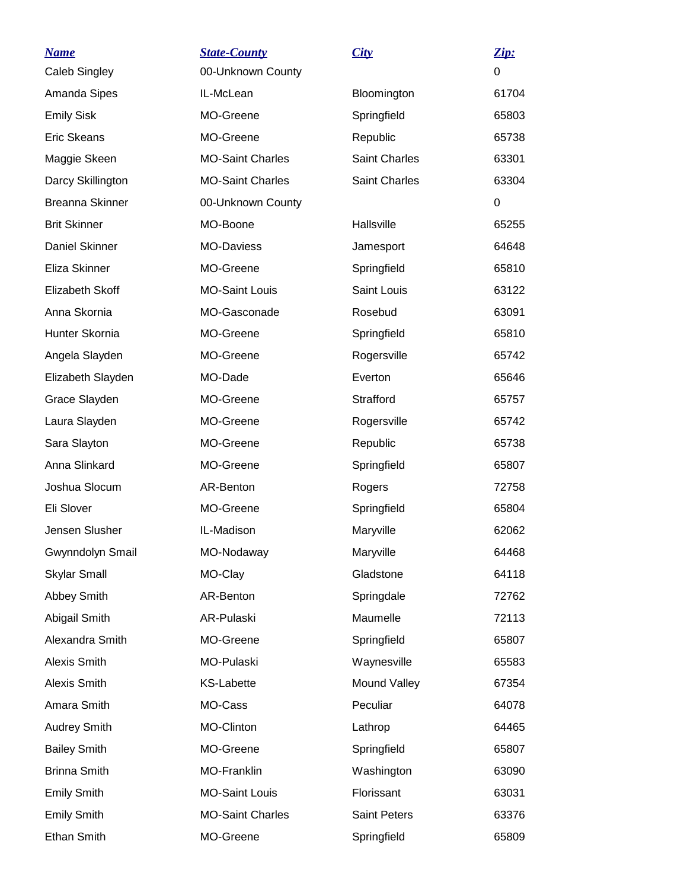| Name | State-County | City | Zip: |
|---|---|---|---|
| Caleb Singley | 00-Unknown County | | 0 |
| Amanda Sipes | IL-McLean | Bloomington | 61704 |
| Emily Sisk | MO-Greene | Springfield | 65803 |
| Eric Skeans | MO-Greene | Republic | 65738 |
| Maggie Skeen | MO-Saint Charles | Saint Charles | 63301 |
| Darcy Skillington | MO-Saint Charles | Saint Charles | 63304 |
| Breanna Skinner | 00-Unknown County | | 0 |
| Brit Skinner | MO-Boone | Hallsville | 65255 |
| Daniel Skinner | MO-Daviess | Jamesport | 64648 |
| Eliza Skinner | MO-Greene | Springfield | 65810 |
| Elizabeth Skoff | MO-Saint Louis | Saint Louis | 63122 |
| Anna Skornia | MO-Gasconade | Rosebud | 63091 |
| Hunter Skornia | MO-Greene | Springfield | 65810 |
| Angela Slayden | MO-Greene | Rogersville | 65742 |
| Elizabeth Slayden | MO-Dade | Everton | 65646 |
| Grace Slayden | MO-Greene | Strafford | 65757 |
| Laura Slayden | MO-Greene | Rogersville | 65742 |
| Sara Slayton | MO-Greene | Republic | 65738 |
| Anna Slinkard | MO-Greene | Springfield | 65807 |
| Joshua Slocum | AR-Benton | Rogers | 72758 |
| Eli Slover | MO-Greene | Springfield | 65804 |
| Jensen Slusher | IL-Madison | Maryville | 62062 |
| Gwynndolyn Smail | MO-Nodaway | Maryville | 64468 |
| Skylar Small | MO-Clay | Gladstone | 64118 |
| Abbey Smith | AR-Benton | Springdale | 72762 |
| Abigail Smith | AR-Pulaski | Maumelle | 72113 |
| Alexandra Smith | MO-Greene | Springfield | 65807 |
| Alexis Smith | MO-Pulaski | Waynesville | 65583 |
| Alexis Smith | KS-Labette | Mound Valley | 67354 |
| Amara Smith | MO-Cass | Peculiar | 64078 |
| Audrey Smith | MO-Clinton | Lathrop | 64465 |
| Bailey Smith | MO-Greene | Springfield | 65807 |
| Brinna Smith | MO-Franklin | Washington | 63090 |
| Emily Smith | MO-Saint Louis | Florissant | 63031 |
| Emily Smith | MO-Saint Charles | Saint Peters | 63376 |
| Ethan Smith | MO-Greene | Springfield | 65809 |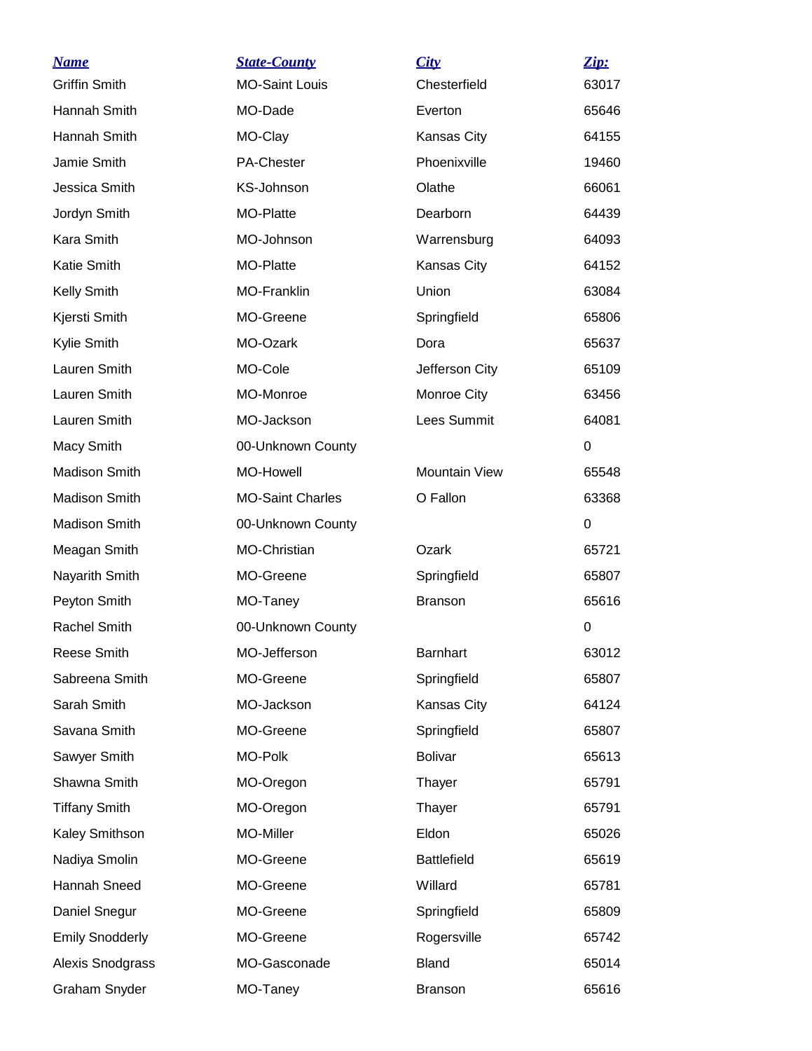| *Name* | *State-County* | *City* | *Zip:* |
| --- | --- | --- | --- |
| Griffin Smith | MO-Saint Louis | Chesterfield | 63017 |
| Hannah Smith | MO-Dade | Everton | 65646 |
| Hannah Smith | MO-Clay | Kansas City | 64155 |
| Jamie Smith | PA-Chester | Phoenixville | 19460 |
| Jessica Smith | KS-Johnson | Olathe | 66061 |
| Jordyn Smith | MO-Platte | Dearborn | 64439 |
| Kara Smith | MO-Johnson | Warrensburg | 64093 |
| Katie Smith | MO-Platte | Kansas City | 64152 |
| Kelly Smith | MO-Franklin | Union | 63084 |
| Kjersti Smith | MO-Greene | Springfield | 65806 |
| Kylie Smith | MO-Ozark | Dora | 65637 |
| Lauren Smith | MO-Cole | Jefferson City | 65109 |
| Lauren Smith | MO-Monroe | Monroe City | 63456 |
| Lauren Smith | MO-Jackson | Lees Summit | 64081 |
| Macy Smith | 00-Unknown County | | 0 |
| Madison Smith | MO-Howell | Mountain View | 65548 |
| Madison Smith | MO-Saint Charles | O Fallon | 63368 |
| Madison Smith | 00-Unknown County | | 0 |
| Meagan Smith | MO-Christian | Ozark | 65721 |
| Nayarith Smith | MO-Greene | Springfield | 65807 |
| Peyton Smith | MO-Taney | Branson | 65616 |
| Rachel Smith | 00-Unknown County | | 0 |
| Reese Smith | MO-Jefferson | Barnhart | 63012 |
| Sabreena Smith | MO-Greene | Springfield | 65807 |
| Sarah Smith | MO-Jackson | Kansas City | 64124 |
| Savana Smith | MO-Greene | Springfield | 65807 |
| Sawyer Smith | MO-Polk | Bolivar | 65613 |
| Shawna Smith | MO-Oregon | Thayer | 65791 |
| Tiffany Smith | MO-Oregon | Thayer | 65791 |
| Kaley Smithson | MO-Miller | Eldon | 65026 |
| Nadiya Smolin | MO-Greene | Battlefield | 65619 |
| Hannah Sneed | MO-Greene | Willard | 65781 |
| Daniel Snegur | MO-Greene | Springfield | 65809 |
| Emily Snodderly | MO-Greene | Rogersville | 65742 |
| Alexis Snodgrass | MO-Gasconade | Bland | 65014 |
| Graham Snyder | MO-Taney | Branson | 65616 |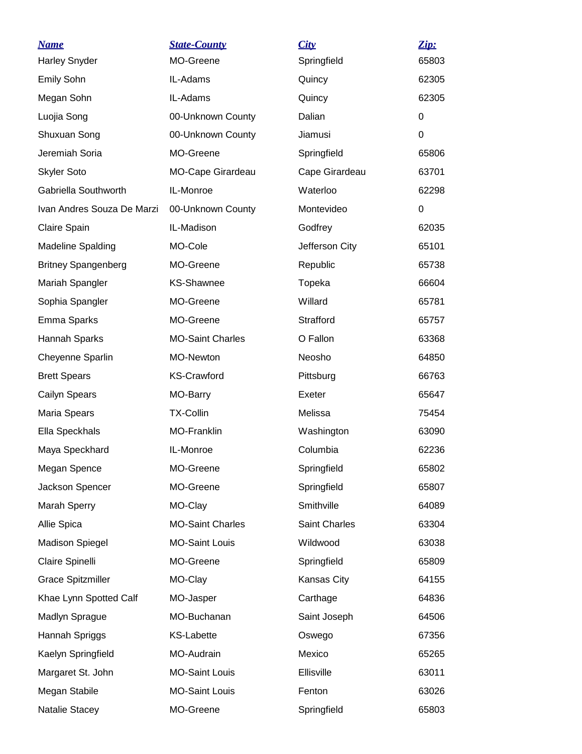| Name | State-County | City | Zip: |
|---|---|---|---|
| Harley Snyder | MO-Greene | Springfield | 65803 |
| Emily Sohn | IL-Adams | Quincy | 62305 |
| Megan Sohn | IL-Adams | Quincy | 62305 |
| Luojia Song | 00-Unknown County | Dalian | 0 |
| Shuxuan Song | 00-Unknown County | Jiamusi | 0 |
| Jeremiah Soria | MO-Greene | Springfield | 65806 |
| Skyler Soto | MO-Cape Girardeau | Cape Girardeau | 63701 |
| Gabriella Southworth | IL-Monroe | Waterloo | 62298 |
| Ivan Andres Souza De Marzi | 00-Unknown County | Montevideo | 0 |
| Claire Spain | IL-Madison | Godfrey | 62035 |
| Madeline Spalding | MO-Cole | Jefferson City | 65101 |
| Britney Spangenberg | MO-Greene | Republic | 65738 |
| Mariah Spangler | KS-Shawnee | Topeka | 66604 |
| Sophia Spangler | MO-Greene | Willard | 65781 |
| Emma Sparks | MO-Greene | Strafford | 65757 |
| Hannah Sparks | MO-Saint Charles | O Fallon | 63368 |
| Cheyenne Sparlin | MO-Newton | Neosho | 64850 |
| Brett Spears | KS-Crawford | Pittsburg | 66763 |
| Cailyn Spears | MO-Barry | Exeter | 65647 |
| Maria Spears | TX-Collin | Melissa | 75454 |
| Ella Speckhals | MO-Franklin | Washington | 63090 |
| Maya Speckhard | IL-Monroe | Columbia | 62236 |
| Megan Spence | MO-Greene | Springfield | 65802 |
| Jackson Spencer | MO-Greene | Springfield | 65807 |
| Marah Sperry | MO-Clay | Smithville | 64089 |
| Allie Spica | MO-Saint Charles | Saint Charles | 63304 |
| Madison Spiegel | MO-Saint Louis | Wildwood | 63038 |
| Claire Spinelli | MO-Greene | Springfield | 65809 |
| Grace Spitzmiller | MO-Clay | Kansas City | 64155 |
| Khae Lynn Spotted Calf | MO-Jasper | Carthage | 64836 |
| Madlyn Sprague | MO-Buchanan | Saint Joseph | 64506 |
| Hannah Spriggs | KS-Labette | Oswego | 67356 |
| Kaelyn Springfield | MO-Audrain | Mexico | 65265 |
| Margaret St. John | MO-Saint Louis | Ellisville | 63011 |
| Megan Stabile | MO-Saint Louis | Fenton | 63026 |
| Natalie Stacey | MO-Greene | Springfield | 65803 |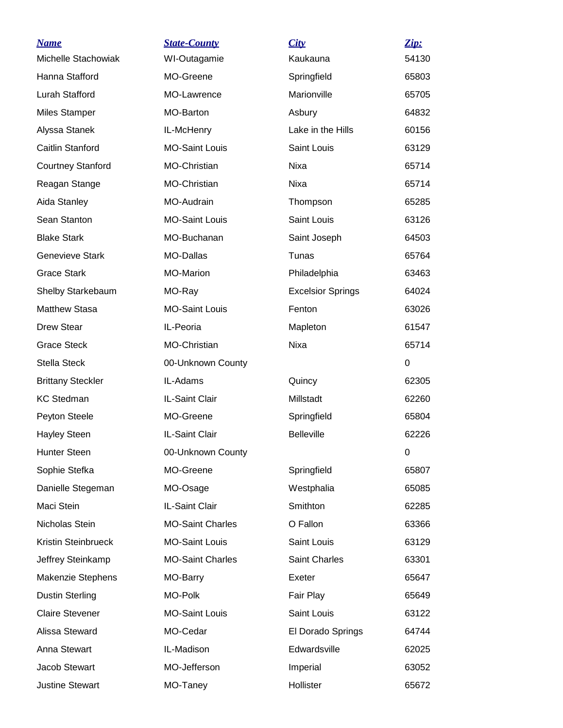| *Name* | *State-County* | *City* | *Zip:* |
|---|---|---|---|
| Michelle Stachowiak | WI-Outagamie | Kaukauna | 54130 |
| Hanna Stafford | MO-Greene | Springfield | 65803 |
| Lurah Stafford | MO-Lawrence | Marionville | 65705 |
| Miles Stamper | MO-Barton | Asbury | 64832 |
| Alyssa Stanek | IL-McHenry | Lake in the Hills | 60156 |
| Caitlin Stanford | MO-Saint Louis | Saint Louis | 63129 |
| Courtney Stanford | MO-Christian | Nixa | 65714 |
| Reagan Stange | MO-Christian | Nixa | 65714 |
| Aida Stanley | MO-Audrain | Thompson | 65285 |
| Sean Stanton | MO-Saint Louis | Saint Louis | 63126 |
| Blake Stark | MO-Buchanan | Saint Joseph | 64503 |
| Genevieve Stark | MO-Dallas | Tunas | 65764 |
| Grace Stark | MO-Marion | Philadelphia | 63463 |
| Shelby Starkebaum | MO-Ray | Excelsior Springs | 64024 |
| Matthew Stasa | MO-Saint Louis | Fenton | 63026 |
| Drew Stear | IL-Peoria | Mapleton | 61547 |
| Grace Steck | MO-Christian | Nixa | 65714 |
| Stella Steck | 00-Unknown County | | 0 |
| Brittany Steckler | IL-Adams | Quincy | 62305 |
| KC Stedman | IL-Saint Clair | Millstadt | 62260 |
| Peyton Steele | MO-Greene | Springfield | 65804 |
| Hayley Steen | IL-Saint Clair | Belleville | 62226 |
| Hunter Steen | 00-Unknown County | | 0 |
| Sophie Stefka | MO-Greene | Springfield | 65807 |
| Danielle Stegeman | MO-Osage | Westphalia | 65085 |
| Maci Stein | IL-Saint Clair | Smithton | 62285 |
| Nicholas Stein | MO-Saint Charles | O Fallon | 63366 |
| Kristin Steinbrueck | MO-Saint Louis | Saint Louis | 63129 |
| Jeffrey Steinkamp | MO-Saint Charles | Saint Charles | 63301 |
| Makenzie Stephens | MO-Barry | Exeter | 65647 |
| Dustin Sterling | MO-Polk | Fair Play | 65649 |
| Claire Stevener | MO-Saint Louis | Saint Louis | 63122 |
| Alissa Steward | MO-Cedar | El Dorado Springs | 64744 |
| Anna Stewart | IL-Madison | Edwardsville | 62025 |
| Jacob Stewart | MO-Jefferson | Imperial | 63052 |
| Justine Stewart | MO-Taney | Hollister | 65672 |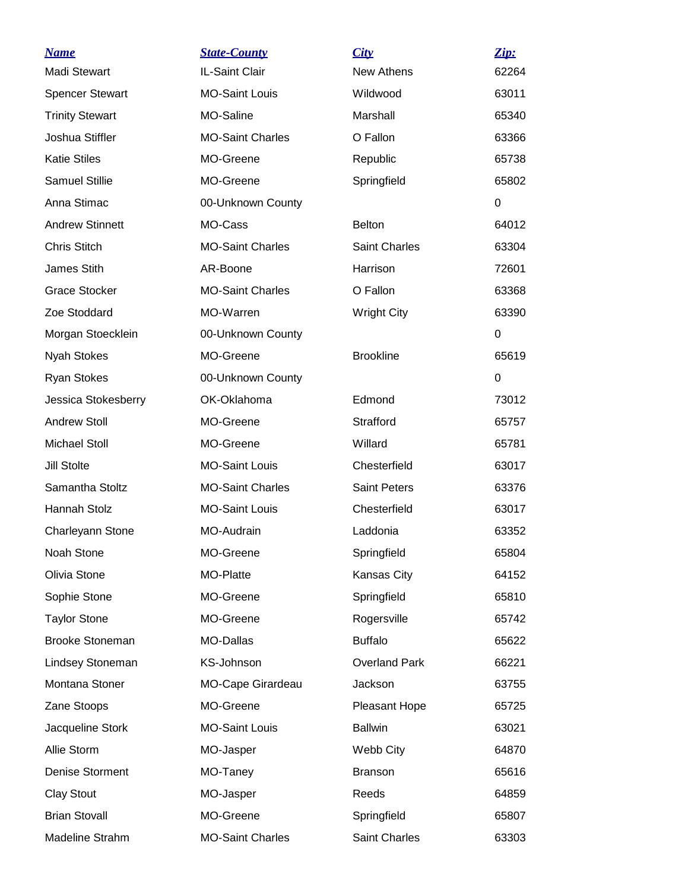| Name | State-County | City | Zip: |
|---|---|---|---|
| Madi Stewart | IL-Saint Clair | New Athens | 62264 |
| Spencer Stewart | MO-Saint Louis | Wildwood | 63011 |
| Trinity Stewart | MO-Saline | Marshall | 65340 |
| Joshua Stiffler | MO-Saint Charles | O Fallon | 63366 |
| Katie Stiles | MO-Greene | Republic | 65738 |
| Samuel Stillie | MO-Greene | Springfield | 65802 |
| Anna Stimac | 00-Unknown County | | 0 |
| Andrew Stinnett | MO-Cass | Belton | 64012 |
| Chris Stitch | MO-Saint Charles | Saint Charles | 63304 |
| James Stith | AR-Boone | Harrison | 72601 |
| Grace Stocker | MO-Saint Charles | O Fallon | 63368 |
| Zoe Stoddard | MO-Warren | Wright City | 63390 |
| Morgan Stoecklein | 00-Unknown County | | 0 |
| Nyah Stokes | MO-Greene | Brookline | 65619 |
| Ryan Stokes | 00-Unknown County | | 0 |
| Jessica Stokesberry | OK-Oklahoma | Edmond | 73012 |
| Andrew Stoll | MO-Greene | Strafford | 65757 |
| Michael Stoll | MO-Greene | Willard | 65781 |
| Jill Stolte | MO-Saint Louis | Chesterfield | 63017 |
| Samantha Stoltz | MO-Saint Charles | Saint Peters | 63376 |
| Hannah Stolz | MO-Saint Louis | Chesterfield | 63017 |
| Charleyann Stone | MO-Audrain | Laddonia | 63352 |
| Noah Stone | MO-Greene | Springfield | 65804 |
| Olivia Stone | MO-Platte | Kansas City | 64152 |
| Sophie Stone | MO-Greene | Springfield | 65810 |
| Taylor Stone | MO-Greene | Rogersville | 65742 |
| Brooke Stoneman | MO-Dallas | Buffalo | 65622 |
| Lindsey Stoneman | KS-Johnson | Overland Park | 66221 |
| Montana Stoner | MO-Cape Girardeau | Jackson | 63755 |
| Zane Stoops | MO-Greene | Pleasant Hope | 65725 |
| Jacqueline Stork | MO-Saint Louis | Ballwin | 63021 |
| Allie Storm | MO-Jasper | Webb City | 64870 |
| Denise Storment | MO-Taney | Branson | 65616 |
| Clay Stout | MO-Jasper | Reeds | 64859 |
| Brian Stovall | MO-Greene | Springfield | 65807 |
| Madeline Strahm | MO-Saint Charles | Saint Charles | 63303 |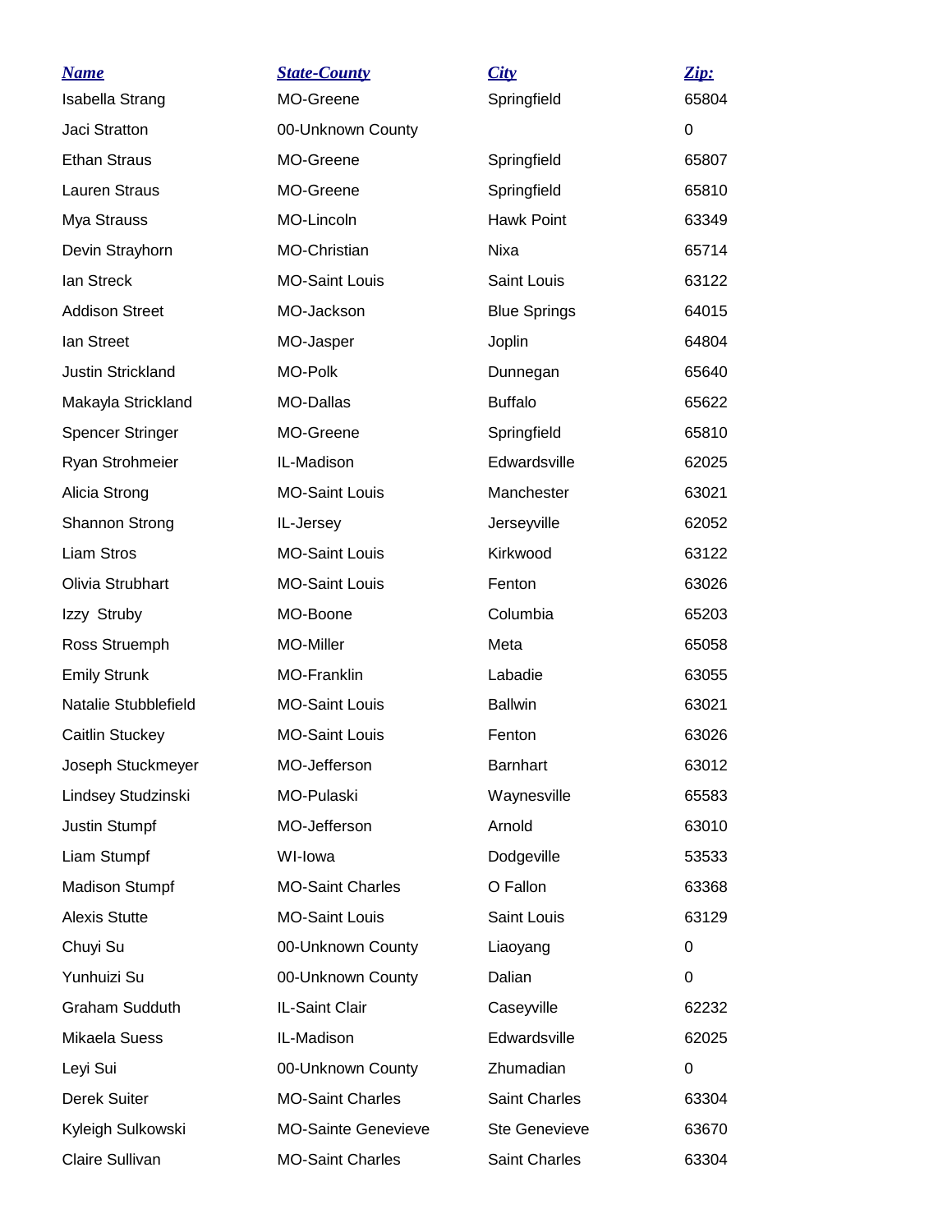| Name | State-County | City | Zip: |
|---|---|---|---|
| Isabella Strang | MO-Greene | Springfield | 65804 |
| Jaci Stratton | 00-Unknown County | | 0 |
| Ethan Straus | MO-Greene | Springfield | 65807 |
| Lauren Straus | MO-Greene | Springfield | 65810 |
| Mya Strauss | MO-Lincoln | Hawk Point | 63349 |
| Devin Strayhorn | MO-Christian | Nixa | 65714 |
| Ian Streck | MO-Saint Louis | Saint Louis | 63122 |
| Addison Street | MO-Jackson | Blue Springs | 64015 |
| Ian Street | MO-Jasper | Joplin | 64804 |
| Justin Strickland | MO-Polk | Dunnegan | 65640 |
| Makayla Strickland | MO-Dallas | Buffalo | 65622 |
| Spencer Stringer | MO-Greene | Springfield | 65810 |
| Ryan Strohmeier | IL-Madison | Edwardsville | 62025 |
| Alicia Strong | MO-Saint Louis | Manchester | 63021 |
| Shannon Strong | IL-Jersey | Jerseyville | 62052 |
| Liam Stros | MO-Saint Louis | Kirkwood | 63122 |
| Olivia Strubhart | MO-Saint Louis | Fenton | 63026 |
| Izzy Struby | MO-Boone | Columbia | 65203 |
| Ross Struemph | MO-Miller | Meta | 65058 |
| Emily Strunk | MO-Franklin | Labadie | 63055 |
| Natalie Stubblefield | MO-Saint Louis | Ballwin | 63021 |
| Caitlin Stuckey | MO-Saint Louis | Fenton | 63026 |
| Joseph Stuckmeyer | MO-Jefferson | Barnhart | 63012 |
| Lindsey Studzinski | MO-Pulaski | Waynesville | 65583 |
| Justin Stumpf | MO-Jefferson | Arnold | 63010 |
| Liam Stumpf | WI-Iowa | Dodgeville | 53533 |
| Madison Stumpf | MO-Saint Charles | O Fallon | 63368 |
| Alexis Stutte | MO-Saint Louis | Saint Louis | 63129 |
| Chuyi Su | 00-Unknown County | Liaoyang | 0 |
| Yunhuizi Su | 00-Unknown County | Dalian | 0 |
| Graham Sudduth | IL-Saint Clair | Caseyville | 62232 |
| Mikaela Suess | IL-Madison | Edwardsville | 62025 |
| Leyi Sui | 00-Unknown County | Zhumadian | 0 |
| Derek Suiter | MO-Saint Charles | Saint Charles | 63304 |
| Kyleigh Sulkowski | MO-Sainte Genevieve | Ste Genevieve | 63670 |
| Claire Sullivan | MO-Saint Charles | Saint Charles | 63304 |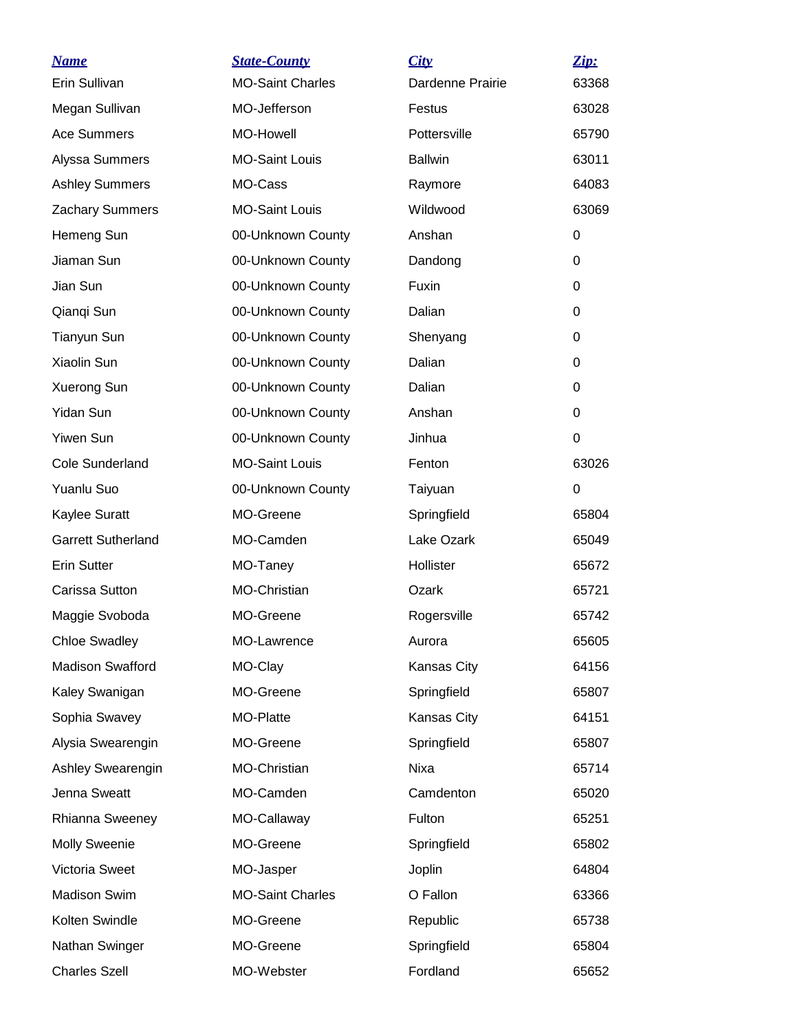| *Name* | *State-County* | *City* | *Zip:* |
|---|---|---|---|
| Erin Sullivan | MO-Saint Charles | Dardenne Prairie | 63368 |
| Megan Sullivan | MO-Jefferson | Festus | 63028 |
| Ace Summers | MO-Howell | Pottersville | 65790 |
| Alyssa Summers | MO-Saint Louis | Ballwin | 63011 |
| Ashley Summers | MO-Cass | Raymore | 64083 |
| Zachary Summers | MO-Saint Louis | Wildwood | 63069 |
| Hemeng Sun | 00-Unknown County | Anshan | 0 |
| Jiaman Sun | 00-Unknown County | Dandong | 0 |
| Jian Sun | 00-Unknown County | Fuxin | 0 |
| Qianqi Sun | 00-Unknown County | Dalian | 0 |
| Tianyun Sun | 00-Unknown County | Shenyang | 0 |
| Xiaolin Sun | 00-Unknown County | Dalian | 0 |
| Xuerong Sun | 00-Unknown County | Dalian | 0 |
| Yidan Sun | 00-Unknown County | Anshan | 0 |
| Yiwen Sun | 00-Unknown County | Jinhua | 0 |
| Cole Sunderland | MO-Saint Louis | Fenton | 63026 |
| Yuanlu Suo | 00-Unknown County | Taiyuan | 0 |
| Kaylee Suratt | MO-Greene | Springfield | 65804 |
| Garrett Sutherland | MO-Camden | Lake Ozark | 65049 |
| Erin Sutter | MO-Taney | Hollister | 65672 |
| Carissa Sutton | MO-Christian | Ozark | 65721 |
| Maggie Svoboda | MO-Greene | Rogersville | 65742 |
| Chloe Swadley | MO-Lawrence | Aurora | 65605 |
| Madison Swafford | MO-Clay | Kansas City | 64156 |
| Kaley Swanigan | MO-Greene | Springfield | 65807 |
| Sophia Swavey | MO-Platte | Kansas City | 64151 |
| Alysia Swearengin | MO-Greene | Springfield | 65807 |
| Ashley Swearengin | MO-Christian | Nixa | 65714 |
| Jenna Sweatt | MO-Camden | Camdenton | 65020 |
| Rhianna Sweeney | MO-Callaway | Fulton | 65251 |
| Molly Sweenie | MO-Greene | Springfield | 65802 |
| Victoria Sweet | MO-Jasper | Joplin | 64804 |
| Madison Swim | MO-Saint Charles | O Fallon | 63366 |
| Kolten Swindle | MO-Greene | Republic | 65738 |
| Nathan Swinger | MO-Greene | Springfield | 65804 |
| Charles Szell | MO-Webster | Fordland | 65652 |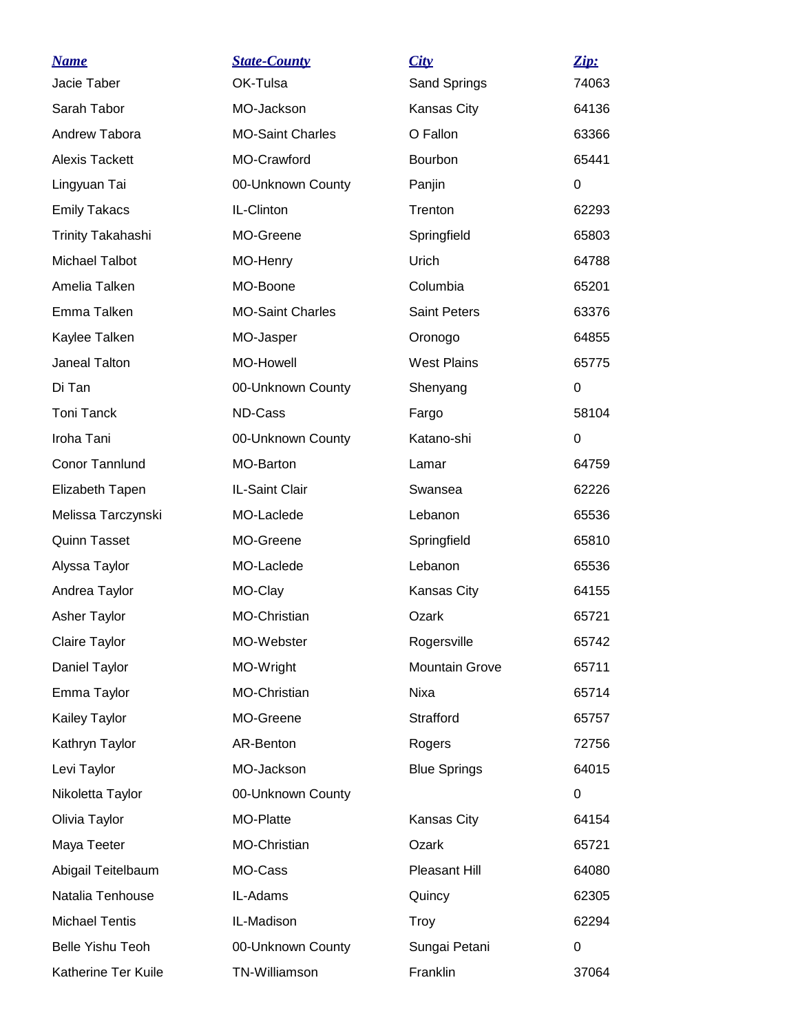| *Name* | *State-County* | *City* | *Zip:* |
|---|---|---|---|
| Jacie Taber | OK-Tulsa | Sand Springs | 74063 |
| Sarah Tabor | MO-Jackson | Kansas City | 64136 |
| Andrew Tabora | MO-Saint Charles | O Fallon | 63366 |
| Alexis Tackett | MO-Crawford | Bourbon | 65441 |
| Lingyuan Tai | 00-Unknown County | Panjin | 0 |
| Emily Takacs | IL-Clinton | Trenton | 62293 |
| Trinity Takahashi | MO-Greene | Springfield | 65803 |
| Michael Talbot | MO-Henry | Urich | 64788 |
| Amelia Talken | MO-Boone | Columbia | 65201 |
| Emma Talken | MO-Saint Charles | Saint Peters | 63376 |
| Kaylee Talken | MO-Jasper | Oronogo | 64855 |
| Janeal Talton | MO-Howell | West Plains | 65775 |
| Di Tan | 00-Unknown County | Shenyang | 0 |
| Toni Tanck | ND-Cass | Fargo | 58104 |
| Iroha Tani | 00-Unknown County | Katano-shi | 0 |
| Conor Tannlund | MO-Barton | Lamar | 64759 |
| Elizabeth Tapen | IL-Saint Clair | Swansea | 62226 |
| Melissa Tarczynski | MO-Laclede | Lebanon | 65536 |
| Quinn Tasset | MO-Greene | Springfield | 65810 |
| Alyssa Taylor | MO-Laclede | Lebanon | 65536 |
| Andrea Taylor | MO-Clay | Kansas City | 64155 |
| Asher Taylor | MO-Christian | Ozark | 65721 |
| Claire Taylor | MO-Webster | Rogersville | 65742 |
| Daniel Taylor | MO-Wright | Mountain Grove | 65711 |
| Emma Taylor | MO-Christian | Nixa | 65714 |
| Kailey Taylor | MO-Greene | Strafford | 65757 |
| Kathryn Taylor | AR-Benton | Rogers | 72756 |
| Levi Taylor | MO-Jackson | Blue Springs | 64015 |
| Nikoletta Taylor | 00-Unknown County | | 0 |
| Olivia Taylor | MO-Platte | Kansas City | 64154 |
| Maya Teeter | MO-Christian | Ozark | 65721 |
| Abigail Teitelbaum | MO-Cass | Pleasant Hill | 64080 |
| Natalia Tenhouse | IL-Adams | Quincy | 62305 |
| Michael Tentis | IL-Madison | Troy | 62294 |
| Belle Yishu Teoh | 00-Unknown County | Sungai Petani | 0 |
| Katherine Ter Kuile | TN-Williamson | Franklin | 37064 |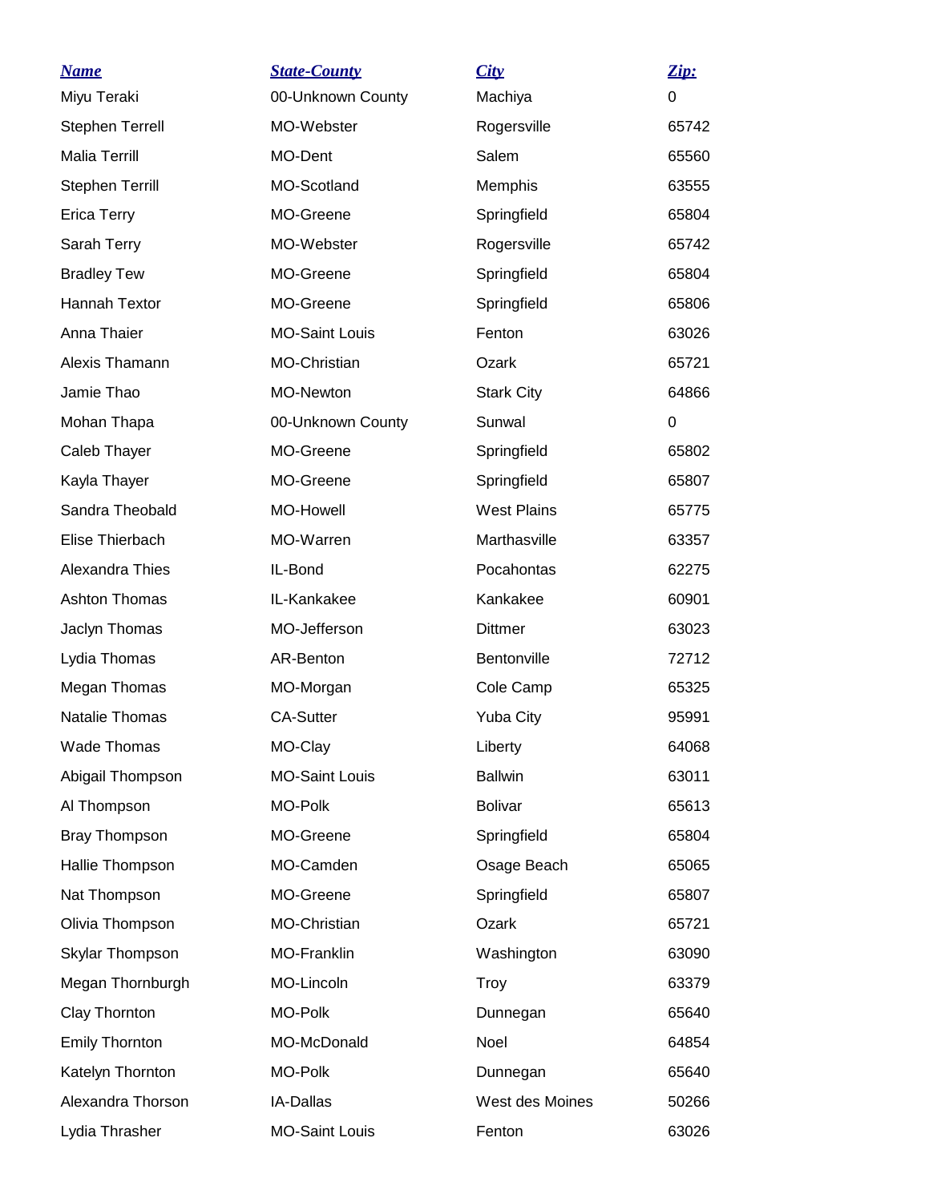| Name | State-County | City | Zip: |
|---|---|---|---|
| Miyu Teraki | 00-Unknown County | Machiya | 0 |
| Stephen Terrell | MO-Webster | Rogersville | 65742 |
| Malia Terrill | MO-Dent | Salem | 65560 |
| Stephen Terrill | MO-Scotland | Memphis | 63555 |
| Erica Terry | MO-Greene | Springfield | 65804 |
| Sarah Terry | MO-Webster | Rogersville | 65742 |
| Bradley Tew | MO-Greene | Springfield | 65804 |
| Hannah Textor | MO-Greene | Springfield | 65806 |
| Anna Thaier | MO-Saint Louis | Fenton | 63026 |
| Alexis Thamann | MO-Christian | Ozark | 65721 |
| Jamie Thao | MO-Newton | Stark City | 64866 |
| Mohan Thapa | 00-Unknown County | Sunwal | 0 |
| Caleb Thayer | MO-Greene | Springfield | 65802 |
| Kayla Thayer | MO-Greene | Springfield | 65807 |
| Sandra Theobald | MO-Howell | West Plains | 65775 |
| Elise Thierbach | MO-Warren | Marthasville | 63357 |
| Alexandra Thies | IL-Bond | Pocahontas | 62275 |
| Ashton Thomas | IL-Kankakee | Kankakee | 60901 |
| Jaclyn Thomas | MO-Jefferson | Dittmer | 63023 |
| Lydia Thomas | AR-Benton | Bentonville | 72712 |
| Megan Thomas | MO-Morgan | Cole Camp | 65325 |
| Natalie Thomas | CA-Sutter | Yuba City | 95991 |
| Wade Thomas | MO-Clay | Liberty | 64068 |
| Abigail Thompson | MO-Saint Louis | Ballwin | 63011 |
| Al Thompson | MO-Polk | Bolivar | 65613 |
| Bray Thompson | MO-Greene | Springfield | 65804 |
| Hallie Thompson | MO-Camden | Osage Beach | 65065 |
| Nat Thompson | MO-Greene | Springfield | 65807 |
| Olivia Thompson | MO-Christian | Ozark | 65721 |
| Skylar Thompson | MO-Franklin | Washington | 63090 |
| Megan Thornburgh | MO-Lincoln | Troy | 63379 |
| Clay Thornton | MO-Polk | Dunnegan | 65640 |
| Emily Thornton | MO-McDonald | Noel | 64854 |
| Katelyn Thornton | MO-Polk | Dunnegan | 65640 |
| Alexandra Thorson | IA-Dallas | West des Moines | 50266 |
| Lydia Thrasher | MO-Saint Louis | Fenton | 63026 |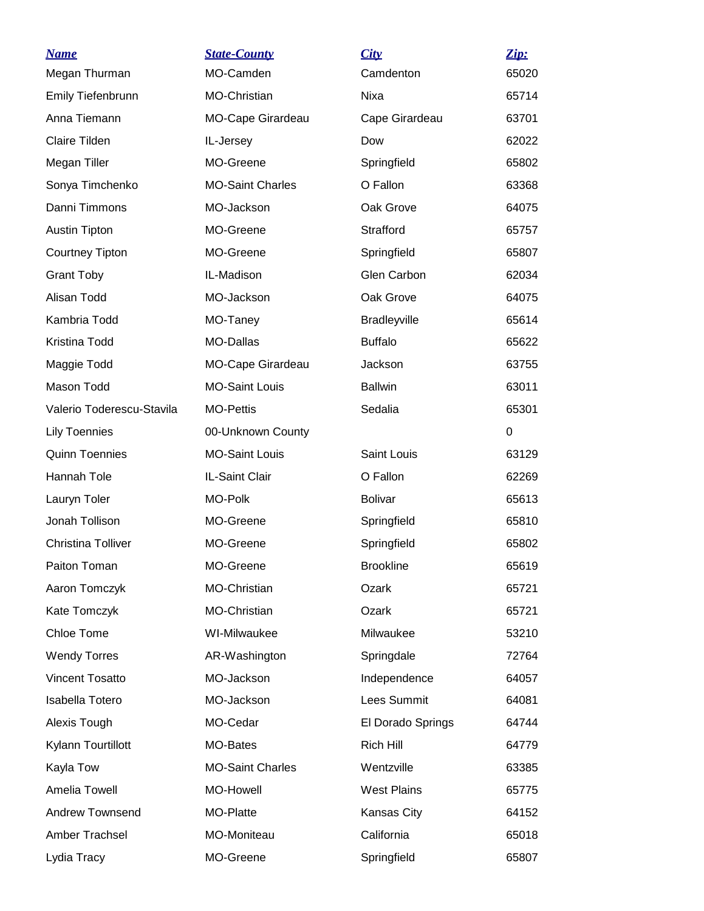| *Name* | *State-County* | *City* | *Zip:* |
|---|---|---|---|
| Megan Thurman | MO-Camden | Camdenton | 65020 |
| Emily Tiefenbrunn | MO-Christian | Nixa | 65714 |
| Anna Tiemann | MO-Cape Girardeau | Cape Girardeau | 63701 |
| Claire Tilden | IL-Jersey | Dow | 62022 |
| Megan Tiller | MO-Greene | Springfield | 65802 |
| Sonya Timchenko | MO-Saint Charles | O Fallon | 63368 |
| Danni Timmons | MO-Jackson | Oak Grove | 64075 |
| Austin Tipton | MO-Greene | Strafford | 65757 |
| Courtney Tipton | MO-Greene | Springfield | 65807 |
| Grant Toby | IL-Madison | Glen Carbon | 62034 |
| Alisan Todd | MO-Jackson | Oak Grove | 64075 |
| Kambria Todd | MO-Taney | Bradleyville | 65614 |
| Kristina Todd | MO-Dallas | Buffalo | 65622 |
| Maggie Todd | MO-Cape Girardeau | Jackson | 63755 |
| Mason Todd | MO-Saint Louis | Ballwin | 63011 |
| Valerio Toderescu-Stavila | MO-Pettis | Sedalia | 65301 |
| Lily Toennies | 00-Unknown County | | 0 |
| Quinn Toennies | MO-Saint Louis | Saint Louis | 63129 |
| Hannah Tole | IL-Saint Clair | O Fallon | 62269 |
| Lauryn Toler | MO-Polk | Bolivar | 65613 |
| Jonah Tollison | MO-Greene | Springfield | 65810 |
| Christina Tolliver | MO-Greene | Springfield | 65802 |
| Paiton Toman | MO-Greene | Brookline | 65619 |
| Aaron Tomczyk | MO-Christian | Ozark | 65721 |
| Kate Tomczyk | MO-Christian | Ozark | 65721 |
| Chloe Tome | WI-Milwaukee | Milwaukee | 53210 |
| Wendy Torres | AR-Washington | Springdale | 72764 |
| Vincent Tosatto | MO-Jackson | Independence | 64057 |
| Isabella Totero | MO-Jackson | Lees Summit | 64081 |
| Alexis Tough | MO-Cedar | El Dorado Springs | 64744 |
| Kylann Tourtillott | MO-Bates | Rich Hill | 64779 |
| Kayla Tow | MO-Saint Charles | Wentzville | 63385 |
| Amelia Towell | MO-Howell | West Plains | 65775 |
| Andrew Townsend | MO-Platte | Kansas City | 64152 |
| Amber Trachsel | MO-Moniteau | California | 65018 |
| Lydia Tracy | MO-Greene | Springfield | 65807 |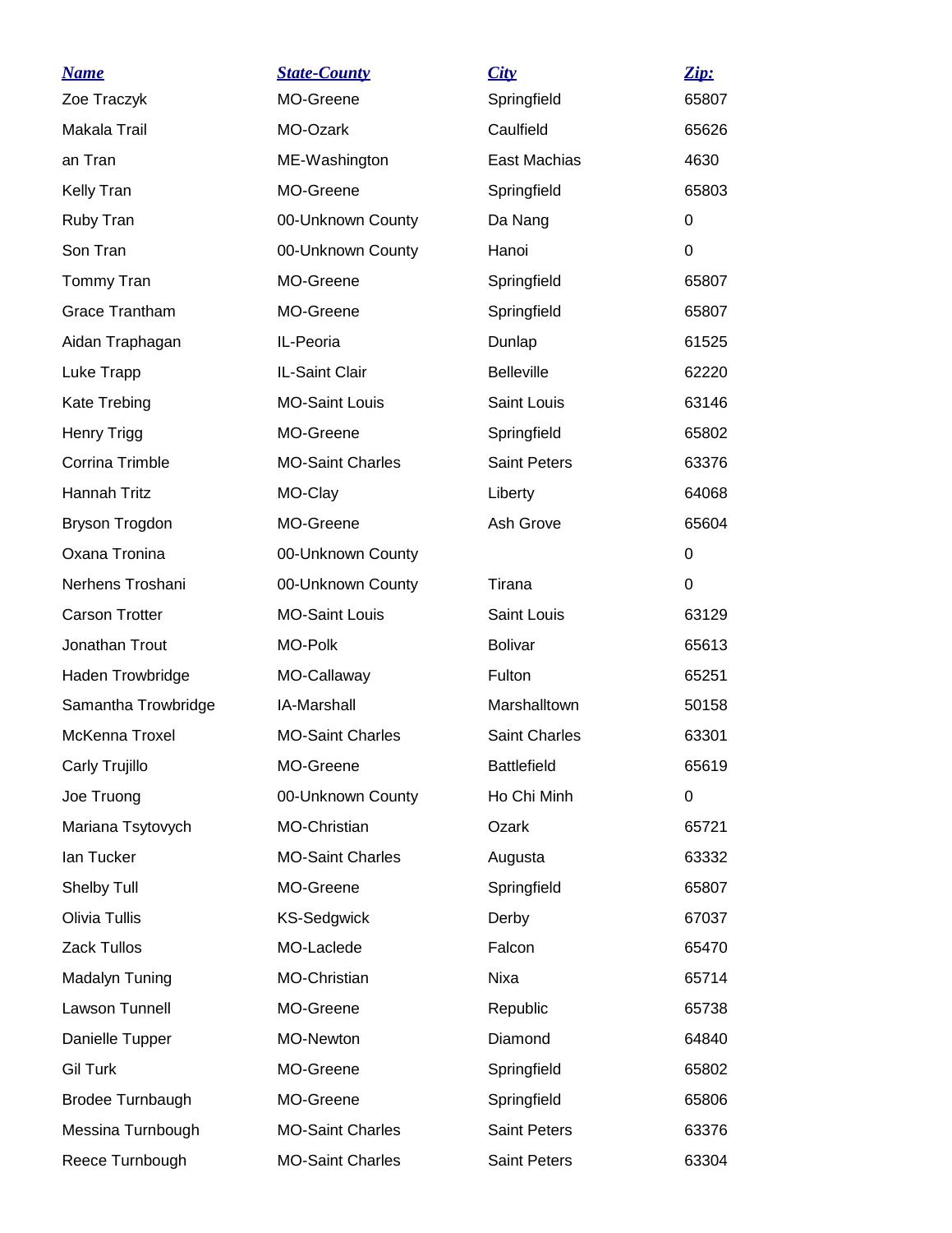| Name | State-County | City | Zip: |
| --- | --- | --- | --- |
| Zoe Traczyk | MO-Greene | Springfield | 65807 |
| Makala Trail | MO-Ozark | Caulfield | 65626 |
| an Tran | ME-Washington | East Machias | 4630 |
| Kelly Tran | MO-Greene | Springfield | 65803 |
| Ruby Tran | 00-Unknown County | Da Nang | 0 |
| Son Tran | 00-Unknown County | Hanoi | 0 |
| Tommy Tran | MO-Greene | Springfield | 65807 |
| Grace Trantham | MO-Greene | Springfield | 65807 |
| Aidan Traphagan | IL-Peoria | Dunlap | 61525 |
| Luke Trapp | IL-Saint Clair | Belleville | 62220 |
| Kate Trebing | MO-Saint Louis | Saint Louis | 63146 |
| Henry Trigg | MO-Greene | Springfield | 65802 |
| Corrina Trimble | MO-Saint Charles | Saint Peters | 63376 |
| Hannah Tritz | MO-Clay | Liberty | 64068 |
| Bryson Trogdon | MO-Greene | Ash Grove | 65604 |
| Oxana Tronina | 00-Unknown County | | 0 |
| Nerhens Troshani | 00-Unknown County | Tirana | 0 |
| Carson Trotter | MO-Saint Louis | Saint Louis | 63129 |
| Jonathan Trout | MO-Polk | Bolivar | 65613 |
| Haden Trowbridge | MO-Callaway | Fulton | 65251 |
| Samantha Trowbridge | IA-Marshall | Marshalltown | 50158 |
| McKenna Troxel | MO-Saint Charles | Saint Charles | 63301 |
| Carly Trujillo | MO-Greene | Battlefield | 65619 |
| Joe Truong | 00-Unknown County | Ho Chi Minh | 0 |
| Mariana Tsytovych | MO-Christian | Ozark | 65721 |
| Ian Tucker | MO-Saint Charles | Augusta | 63332 |
| Shelby Tull | MO-Greene | Springfield | 65807 |
| Olivia Tullis | KS-Sedgwick | Derby | 67037 |
| Zack Tullos | MO-Laclede | Falcon | 65470 |
| Madalyn Tuning | MO-Christian | Nixa | 65714 |
| Lawson Tunnell | MO-Greene | Republic | 65738 |
| Danielle Tupper | MO-Newton | Diamond | 64840 |
| Gil Turk | MO-Greene | Springfield | 65802 |
| Brodee Turnbaugh | MO-Greene | Springfield | 65806 |
| Messina Turnbough | MO-Saint Charles | Saint Peters | 63376 |
| Reece Turnbough | MO-Saint Charles | Saint Peters | 63304 |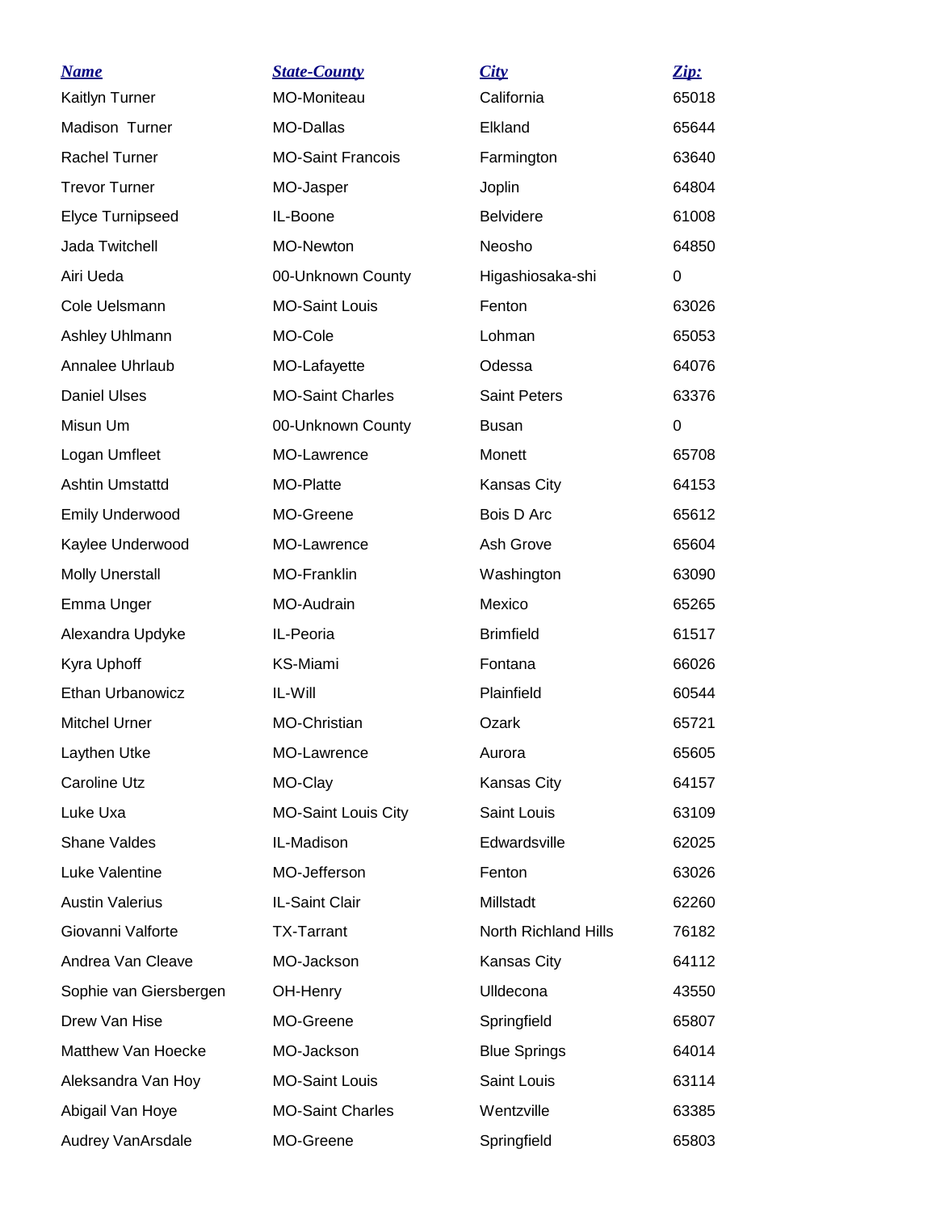| *Name* | *State-County* | *City* | *Zip:* |
|---|---|---|---|
| Kaitlyn Turner | MO-Moniteau | California | 65018 |
| Madison  Turner | MO-Dallas | Elkland | 65644 |
| Rachel Turner | MO-Saint Francois | Farmington | 63640 |
| Trevor Turner | MO-Jasper | Joplin | 64804 |
| Elyce Turnipseed | IL-Boone | Belvidere | 61008 |
| Jada Twitchell | MO-Newton | Neosho | 64850 |
| Airi Ueda | 00-Unknown County | Higashiosaka-shi | 0 |
| Cole Uelsmann | MO-Saint Louis | Fenton | 63026 |
| Ashley Uhlmann | MO-Cole | Lohman | 65053 |
| Annalee Uhrlaub | MO-Lafayette | Odessa | 64076 |
| Daniel Ulses | MO-Saint Charles | Saint Peters | 63376 |
| Misun Um | 00-Unknown County | Busan | 0 |
| Logan Umfleet | MO-Lawrence | Monett | 65708 |
| Ashtin Umstattd | MO-Platte | Kansas City | 64153 |
| Emily Underwood | MO-Greene | Bois D Arc | 65612 |
| Kaylee Underwood | MO-Lawrence | Ash Grove | 65604 |
| Molly Unerstall | MO-Franklin | Washington | 63090 |
| Emma Unger | MO-Audrain | Mexico | 65265 |
| Alexandra Updyke | IL-Peoria | Brimfield | 61517 |
| Kyra Uphoff | KS-Miami | Fontana | 66026 |
| Ethan Urbanowicz | IL-Will | Plainfield | 60544 |
| Mitchel Urner | MO-Christian | Ozark | 65721 |
| Laythen Utke | MO-Lawrence | Aurora | 65605 |
| Caroline Utz | MO-Clay | Kansas City | 64157 |
| Luke Uxa | MO-Saint Louis City | Saint Louis | 63109 |
| Shane Valdes | IL-Madison | Edwardsville | 62025 |
| Luke Valentine | MO-Jefferson | Fenton | 63026 |
| Austin Valerius | IL-Saint Clair | Millstadt | 62260 |
| Giovanni Valforte | TX-Tarrant | North Richland Hills | 76182 |
| Andrea Van Cleave | MO-Jackson | Kansas City | 64112 |
| Sophie van Giersbergen | OH-Henry | Ulldecona | 43550 |
| Drew Van Hise | MO-Greene | Springfield | 65807 |
| Matthew Van Hoecke | MO-Jackson | Blue Springs | 64014 |
| Aleksandra Van Hoy | MO-Saint Louis | Saint Louis | 63114 |
| Abigail Van Hoye | MO-Saint Charles | Wentzville | 63385 |
| Audrey VanArsdale | MO-Greene | Springfield | 65803 |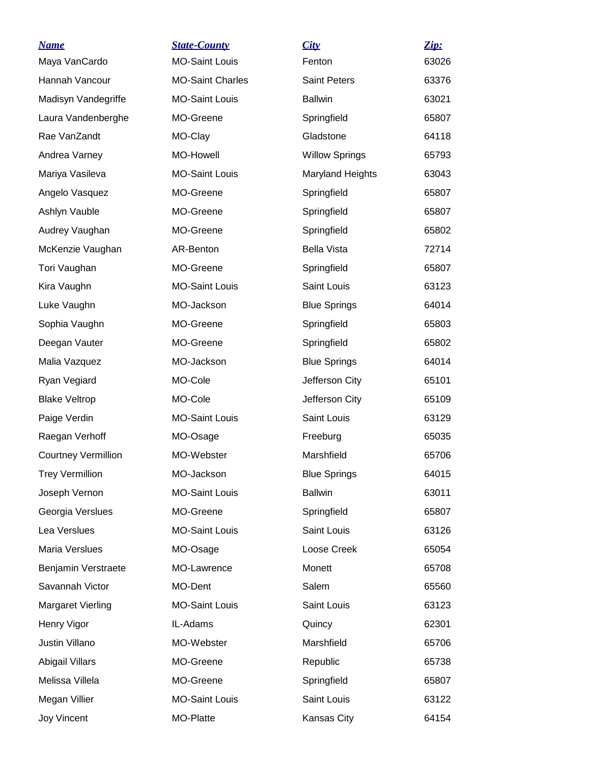| ***Name*** | ***State-County*** | ***City*** | ***Zip:*** |
|---|---|---|---|
| Maya VanCardo | MO-Saint Louis | Fenton | 63026 |
| Hannah Vancour | MO-Saint Charles | Saint Peters | 63376 |
| Madisyn Vandegriffe | MO-Saint Louis | Ballwin | 63021 |
| Laura Vandenberghe | MO-Greene | Springfield | 65807 |
| Rae VanZandt | MO-Clay | Gladstone | 64118 |
| Andrea Varney | MO-Howell | Willow Springs | 65793 |
| Mariya Vasileva | MO-Saint Louis | Maryland Heights | 63043 |
| Angelo Vasquez | MO-Greene | Springfield | 65807 |
| Ashlyn Vauble | MO-Greene | Springfield | 65807 |
| Audrey Vaughan | MO-Greene | Springfield | 65802 |
| McKenzie Vaughan | AR-Benton | Bella Vista | 72714 |
| Tori Vaughan | MO-Greene | Springfield | 65807 |
| Kira Vaughn | MO-Saint Louis | Saint Louis | 63123 |
| Luke Vaughn | MO-Jackson | Blue Springs | 64014 |
| Sophia Vaughn | MO-Greene | Springfield | 65803 |
| Deegan Vauter | MO-Greene | Springfield | 65802 |
| Malia Vazquez | MO-Jackson | Blue Springs | 64014 |
| Ryan Vegiard | MO-Cole | Jefferson City | 65101 |
| Blake Veltrop | MO-Cole | Jefferson City | 65109 |
| Paige Verdin | MO-Saint Louis | Saint Louis | 63129 |
| Raegan Verhoff | MO-Osage | Freeburg | 65035 |
| Courtney Vermillion | MO-Webster | Marshfield | 65706 |
| Trey Vermillion | MO-Jackson | Blue Springs | 64015 |
| Joseph Vernon | MO-Saint Louis | Ballwin | 63011 |
| Georgia Verslues | MO-Greene | Springfield | 65807 |
| Lea Verslues | MO-Saint Louis | Saint Louis | 63126 |
| Maria Verslues | MO-Osage | Loose Creek | 65054 |
| Benjamin Verstraete | MO-Lawrence | Monett | 65708 |
| Savannah Victor | MO-Dent | Salem | 65560 |
| Margaret Vierling | MO-Saint Louis | Saint Louis | 63123 |
| Henry Vigor | IL-Adams | Quincy | 62301 |
| Justin Villano | MO-Webster | Marshfield | 65706 |
| Abigail Villars | MO-Greene | Republic | 65738 |
| Melissa Villela | MO-Greene | Springfield | 65807 |
| Megan Villier | MO-Saint Louis | Saint Louis | 63122 |
| Joy Vincent | MO-Platte | Kansas City | 64154 |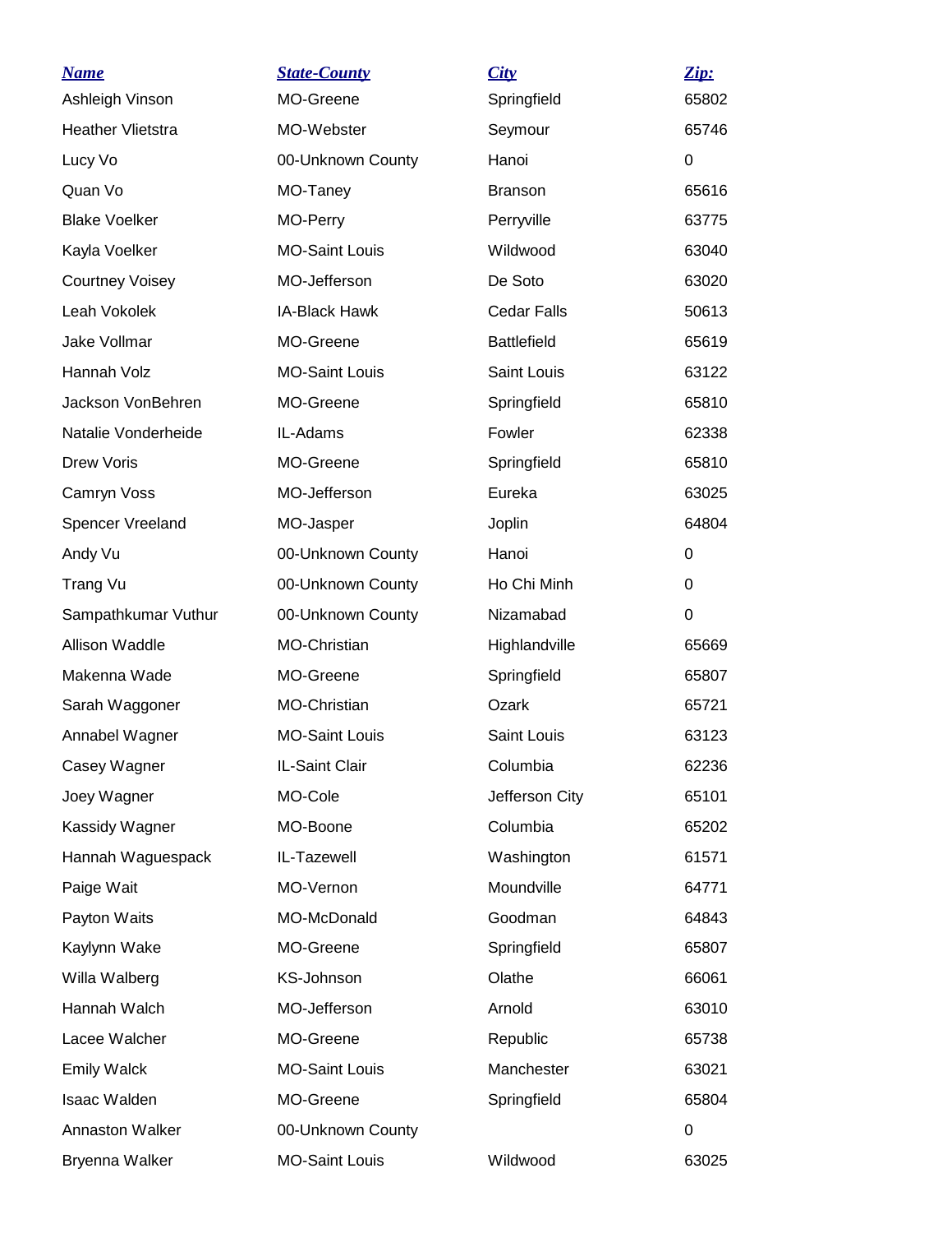| Name | State-County | City | Zip: |
| --- | --- | --- | --- |
| Ashleigh Vinson | MO-Greene | Springfield | 65802 |
| Heather Vlietstra | MO-Webster | Seymour | 65746 |
| Lucy Vo | 00-Unknown County | Hanoi | 0 |
| Quan Vo | MO-Taney | Branson | 65616 |
| Blake Voelker | MO-Perry | Perryville | 63775 |
| Kayla Voelker | MO-Saint Louis | Wildwood | 63040 |
| Courtney Voisey | MO-Jefferson | De Soto | 63020 |
| Leah Vokolek | IA-Black Hawk | Cedar Falls | 50613 |
| Jake Vollmar | MO-Greene | Battlefield | 65619 |
| Hannah Volz | MO-Saint Louis | Saint Louis | 63122 |
| Jackson VonBehren | MO-Greene | Springfield | 65810 |
| Natalie Vonderheide | IL-Adams | Fowler | 62338 |
| Drew Voris | MO-Greene | Springfield | 65810 |
| Camryn Voss | MO-Jefferson | Eureka | 63025 |
| Spencer Vreeland | MO-Jasper | Joplin | 64804 |
| Andy Vu | 00-Unknown County | Hanoi | 0 |
| Trang Vu | 00-Unknown County | Ho Chi Minh | 0 |
| Sampathkumar Vuthur | 00-Unknown County | Nizamabad | 0 |
| Allison Waddle | MO-Christian | Highlandville | 65669 |
| Makenna Wade | MO-Greene | Springfield | 65807 |
| Sarah Waggoner | MO-Christian | Ozark | 65721 |
| Annabel Wagner | MO-Saint Louis | Saint Louis | 63123 |
| Casey Wagner | IL-Saint Clair | Columbia | 62236 |
| Joey Wagner | MO-Cole | Jefferson City | 65101 |
| Kassidy Wagner | MO-Boone | Columbia | 65202 |
| Hannah Waguespack | IL-Tazewell | Washington | 61571 |
| Paige Wait | MO-Vernon | Moundville | 64771 |
| Payton Waits | MO-McDonald | Goodman | 64843 |
| Kaylynn Wake | MO-Greene | Springfield | 65807 |
| Willa Walberg | KS-Johnson | Olathe | 66061 |
| Hannah Walch | MO-Jefferson | Arnold | 63010 |
| Lacee Walcher | MO-Greene | Republic | 65738 |
| Emily Walck | MO-Saint Louis | Manchester | 63021 |
| Isaac Walden | MO-Greene | Springfield | 65804 |
| Annaston Walker | 00-Unknown County | | 0 |
| Bryenna Walker | MO-Saint Louis | Wildwood | 63025 |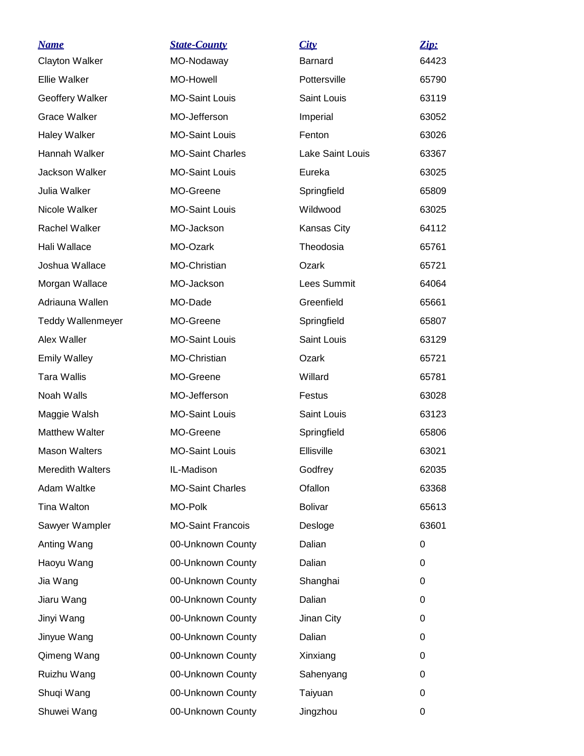| Name | State-County | City | Zip: |
| --- | --- | --- | --- |
| Clayton Walker | MO-Nodaway | Barnard | 64423 |
| Ellie Walker | MO-Howell | Pottersville | 65790 |
| Geoffery Walker | MO-Saint Louis | Saint Louis | 63119 |
| Grace Walker | MO-Jefferson | Imperial | 63052 |
| Haley Walker | MO-Saint Louis | Fenton | 63026 |
| Hannah Walker | MO-Saint Charles | Lake Saint Louis | 63367 |
| Jackson Walker | MO-Saint Louis | Eureka | 63025 |
| Julia Walker | MO-Greene | Springfield | 65809 |
| Nicole Walker | MO-Saint Louis | Wildwood | 63025 |
| Rachel Walker | MO-Jackson | Kansas City | 64112 |
| Hali Wallace | MO-Ozark | Theodosia | 65761 |
| Joshua Wallace | MO-Christian | Ozark | 65721 |
| Morgan Wallace | MO-Jackson | Lees Summit | 64064 |
| Adriauna Wallen | MO-Dade | Greenfield | 65661 |
| Teddy Wallenmeyer | MO-Greene | Springfield | 65807 |
| Alex Waller | MO-Saint Louis | Saint Louis | 63129 |
| Emily Walley | MO-Christian | Ozark | 65721 |
| Tara Wallis | MO-Greene | Willard | 65781 |
| Noah Walls | MO-Jefferson | Festus | 63028 |
| Maggie Walsh | MO-Saint Louis | Saint Louis | 63123 |
| Matthew Walter | MO-Greene | Springfield | 65806 |
| Mason Walters | MO-Saint Louis | Ellisville | 63021 |
| Meredith Walters | IL-Madison | Godfrey | 62035 |
| Adam Waltke | MO-Saint Charles | Ofallon | 63368 |
| Tina Walton | MO-Polk | Bolivar | 65613 |
| Sawyer Wampler | MO-Saint Francois | Desloge | 63601 |
| Anting Wang | 00-Unknown County | Dalian | 0 |
| Haoyu Wang | 00-Unknown County | Dalian | 0 |
| Jia Wang | 00-Unknown County | Shanghai | 0 |
| Jiaru Wang | 00-Unknown County | Dalian | 0 |
| Jinyi Wang | 00-Unknown County | Jinan City | 0 |
| Jinyue Wang | 00-Unknown County | Dalian | 0 |
| Qimeng Wang | 00-Unknown County | Xinxiang | 0 |
| Ruizhu Wang | 00-Unknown County | Sahenyang | 0 |
| Shuqi Wang | 00-Unknown County | Taiyuan | 0 |
| Shuwei Wang | 00-Unknown County | Jingzhou | 0 |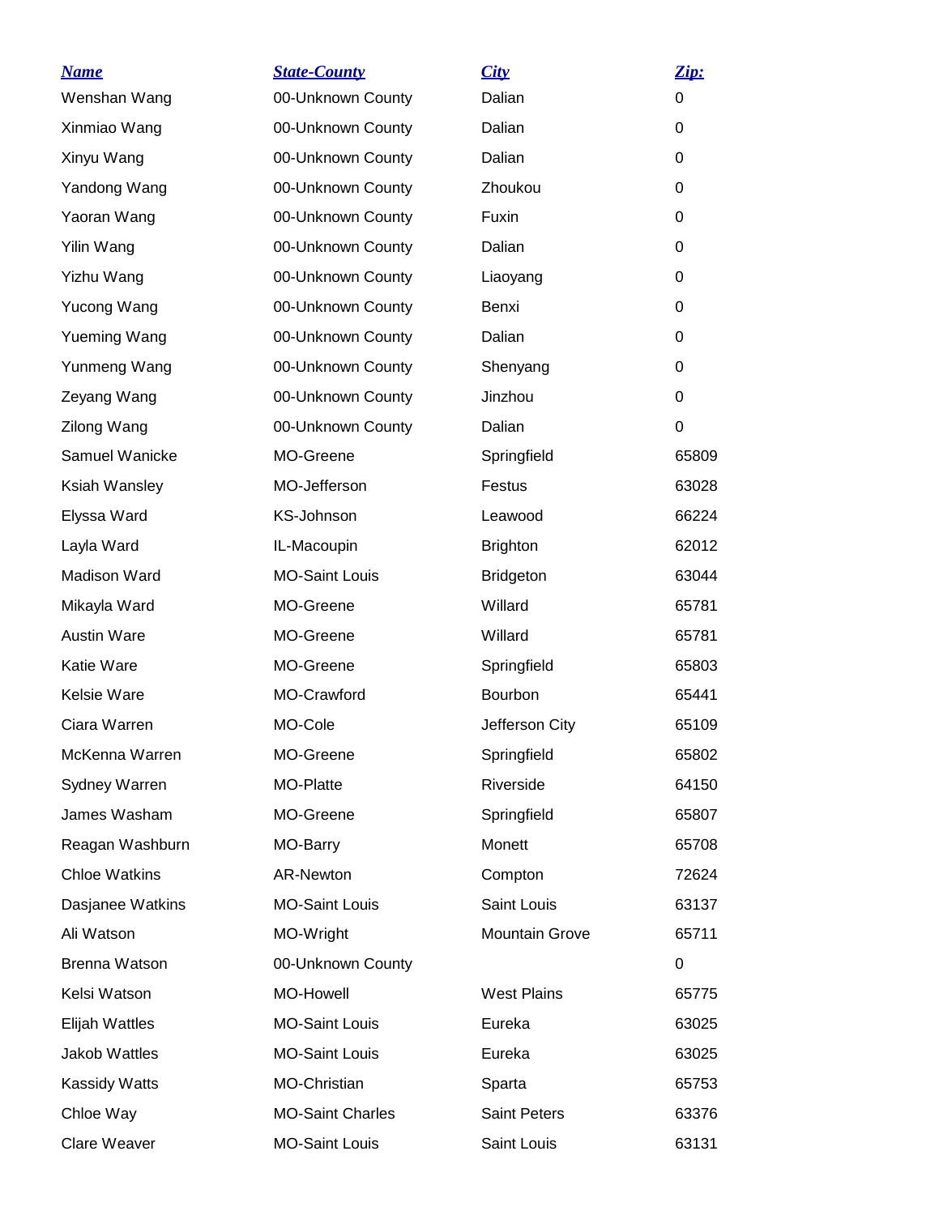| Name | State-County | City | Zip: |
|---|---|---|---|
| Wenshan Wang | 00-Unknown County | Dalian | 0 |
| Xinmiao Wang | 00-Unknown County | Dalian | 0 |
| Xinyu Wang | 00-Unknown County | Dalian | 0 |
| Yandong Wang | 00-Unknown County | Zhoukou | 0 |
| Yaoran Wang | 00-Unknown County | Fuxin | 0 |
| Yilin Wang | 00-Unknown County | Dalian | 0 |
| Yizhu Wang | 00-Unknown County | Liaoyang | 0 |
| Yucong Wang | 00-Unknown County | Benxi | 0 |
| Yueming Wang | 00-Unknown County | Dalian | 0 |
| Yunmeng Wang | 00-Unknown County | Shenyang | 0 |
| Zeyang Wang | 00-Unknown County | Jinzhou | 0 |
| Zilong Wang | 00-Unknown County | Dalian | 0 |
| Samuel Wanicke | MO-Greene | Springfield | 65809 |
| Ksiah Wansley | MO-Jefferson | Festus | 63028 |
| Elyssa Ward | KS-Johnson | Leawood | 66224 |
| Layla Ward | IL-Macoupin | Brighton | 62012 |
| Madison Ward | MO-Saint Louis | Bridgeton | 63044 |
| Mikayla Ward | MO-Greene | Willard | 65781 |
| Austin Ware | MO-Greene | Willard | 65781 |
| Katie Ware | MO-Greene | Springfield | 65803 |
| Kelsie Ware | MO-Crawford | Bourbon | 65441 |
| Ciara Warren | MO-Cole | Jefferson City | 65109 |
| McKenna Warren | MO-Greene | Springfield | 65802 |
| Sydney Warren | MO-Platte | Riverside | 64150 |
| James Washam | MO-Greene | Springfield | 65807 |
| Reagan Washburn | MO-Barry | Monett | 65708 |
| Chloe Watkins | AR-Newton | Compton | 72624 |
| Dasjanee Watkins | MO-Saint Louis | Saint Louis | 63137 |
| Ali Watson | MO-Wright | Mountain Grove | 65711 |
| Brenna Watson | 00-Unknown County | | 0 |
| Kelsi Watson | MO-Howell | West Plains | 65775 |
| Elijah Wattles | MO-Saint Louis | Eureka | 63025 |
| Jakob Wattles | MO-Saint Louis | Eureka | 63025 |
| Kassidy Watts | MO-Christian | Sparta | 65753 |
| Chloe Way | MO-Saint Charles | Saint Peters | 63376 |
| Clare Weaver | MO-Saint Louis | Saint Louis | 63131 |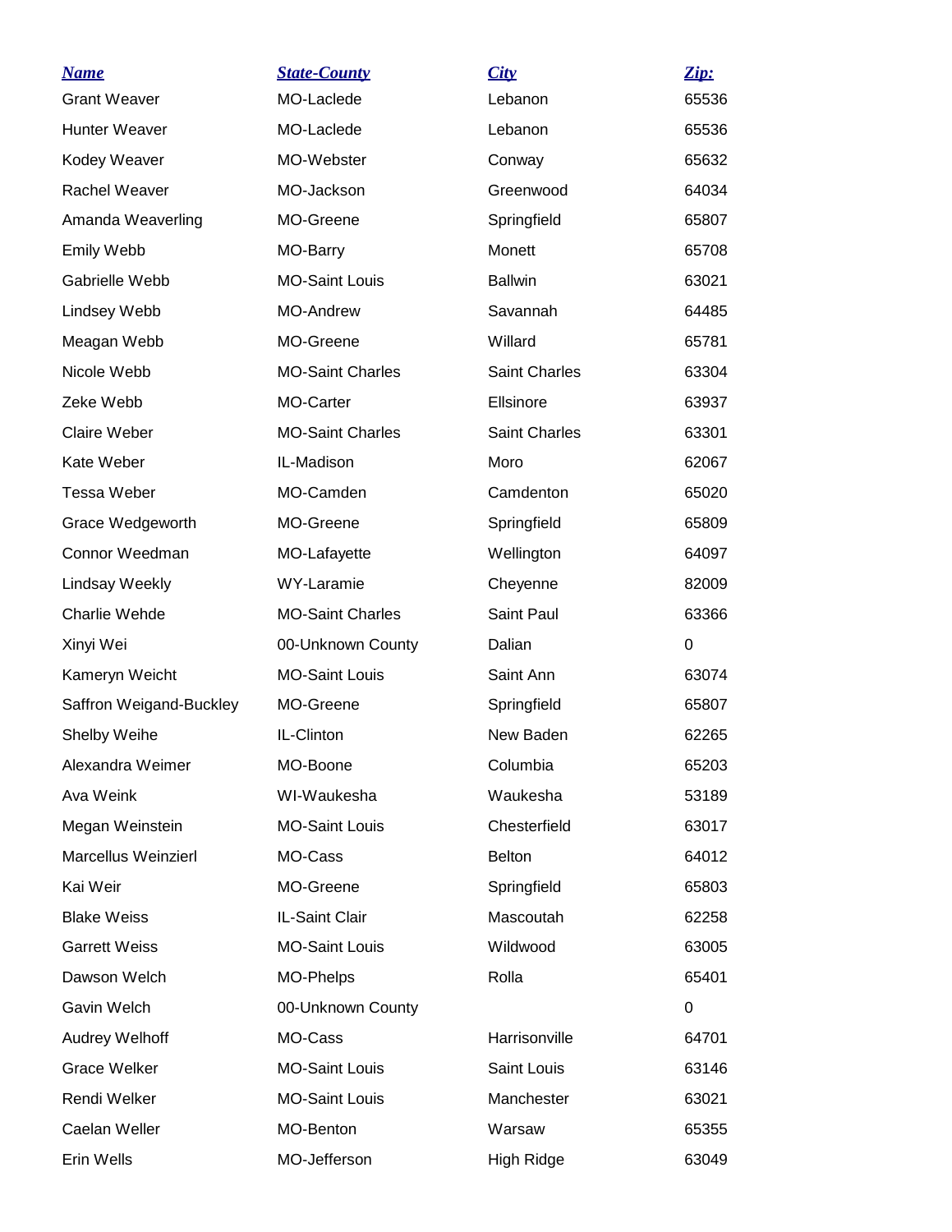| Name | State-County | City | Zip: |
| --- | --- | --- | --- |
| Grant Weaver | MO-Laclede | Lebanon | 65536 |
| Hunter Weaver | MO-Laclede | Lebanon | 65536 |
| Kodey Weaver | MO-Webster | Conway | 65632 |
| Rachel Weaver | MO-Jackson | Greenwood | 64034 |
| Amanda Weaverling | MO-Greene | Springfield | 65807 |
| Emily Webb | MO-Barry | Monett | 65708 |
| Gabrielle Webb | MO-Saint Louis | Ballwin | 63021 |
| Lindsey Webb | MO-Andrew | Savannah | 64485 |
| Meagan Webb | MO-Greene | Willard | 65781 |
| Nicole Webb | MO-Saint Charles | Saint Charles | 63304 |
| Zeke Webb | MO-Carter | Ellsinore | 63937 |
| Claire Weber | MO-Saint Charles | Saint Charles | 63301 |
| Kate Weber | IL-Madison | Moro | 62067 |
| Tessa Weber | MO-Camden | Camdenton | 65020 |
| Grace Wedgeworth | MO-Greene | Springfield | 65809 |
| Connor Weedman | MO-Lafayette | Wellington | 64097 |
| Lindsay Weekly | WY-Laramie | Cheyenne | 82009 |
| Charlie Wehde | MO-Saint Charles | Saint Paul | 63366 |
| Xinyi Wei | 00-Unknown County | Dalian | 0 |
| Kameryn Weicht | MO-Saint Louis | Saint Ann | 63074 |
| Saffron Weigand-Buckley | MO-Greene | Springfield | 65807 |
| Shelby Weihe | IL-Clinton | New Baden | 62265 |
| Alexandra Weimer | MO-Boone | Columbia | 65203 |
| Ava Weink | WI-Waukesha | Waukesha | 53189 |
| Megan Weinstein | MO-Saint Louis | Chesterfield | 63017 |
| Marcellus Weinzierl | MO-Cass | Belton | 64012 |
| Kai Weir | MO-Greene | Springfield | 65803 |
| Blake Weiss | IL-Saint Clair | Mascoutah | 62258 |
| Garrett Weiss | MO-Saint Louis | Wildwood | 63005 |
| Dawson Welch | MO-Phelps | Rolla | 65401 |
| Gavin Welch | 00-Unknown County | | 0 |
| Audrey Welhoff | MO-Cass | Harrisonville | 64701 |
| Grace Welker | MO-Saint Louis | Saint Louis | 63146 |
| Rendi Welker | MO-Saint Louis | Manchester | 63021 |
| Caelan Weller | MO-Benton | Warsaw | 65355 |
| Erin Wells | MO-Jefferson | High Ridge | 63049 |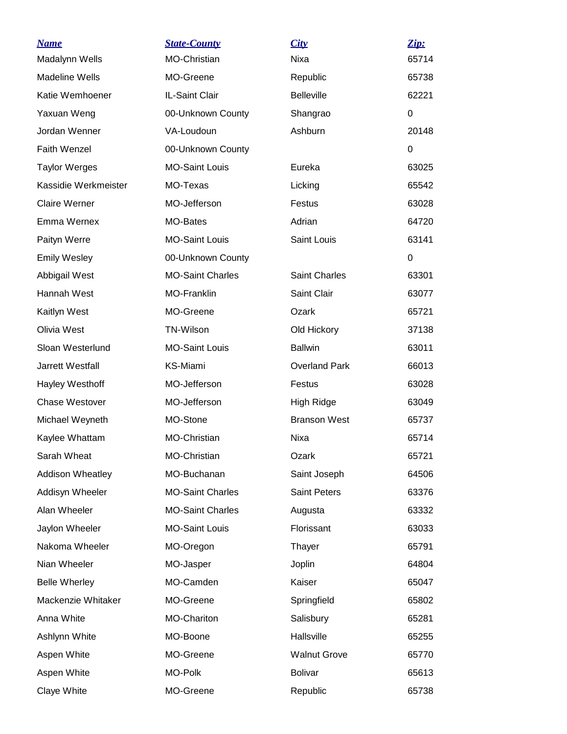| *Name* | *State-County* | *City* | *Zip:* |
|---|---|---|---|
| Madalynn Wells | MO-Christian | Nixa | 65714 |
| Madeline Wells | MO-Greene | Republic | 65738 |
| Katie Wemhoener | IL-Saint Clair | Belleville | 62221 |
| Yaxuan Weng | 00-Unknown County | Shangrao | 0 |
| Jordan Wenner | VA-Loudoun | Ashburn | 20148 |
| Faith Wenzel | 00-Unknown County | | 0 |
| Taylor Werges | MO-Saint Louis | Eureka | 63025 |
| Kassidie Werkmeister | MO-Texas | Licking | 65542 |
| Claire Werner | MO-Jefferson | Festus | 63028 |
| Emma Wernex | MO-Bates | Adrian | 64720 |
| Paityn Werre | MO-Saint Louis | Saint Louis | 63141 |
| Emily Wesley | 00-Unknown County | | 0 |
| Abbigail West | MO-Saint Charles | Saint Charles | 63301 |
| Hannah West | MO-Franklin | Saint Clair | 63077 |
| Kaitlyn West | MO-Greene | Ozark | 65721 |
| Olivia West | TN-Wilson | Old Hickory | 37138 |
| Sloan Westerlund | MO-Saint Louis | Ballwin | 63011 |
| Jarrett Westfall | KS-Miami | Overland Park | 66013 |
| Hayley Westhoff | MO-Jefferson | Festus | 63028 |
| Chase Westover | MO-Jefferson | High Ridge | 63049 |
| Michael Weyneth | MO-Stone | Branson West | 65737 |
| Kaylee Whattam | MO-Christian | Nixa | 65714 |
| Sarah Wheat | MO-Christian | Ozark | 65721 |
| Addison Wheatley | MO-Buchanan | Saint Joseph | 64506 |
| Addisyn Wheeler | MO-Saint Charles | Saint Peters | 63376 |
| Alan Wheeler | MO-Saint Charles | Augusta | 63332 |
| Jaylon Wheeler | MO-Saint Louis | Florissant | 63033 |
| Nakoma Wheeler | MO-Oregon | Thayer | 65791 |
| Nian Wheeler | MO-Jasper | Joplin | 64804 |
| Belle Wherley | MO-Camden | Kaiser | 65047 |
| Mackenzie Whitaker | MO-Greene | Springfield | 65802 |
| Anna White | MO-Chariton | Salisbury | 65281 |
| Ashlynn White | MO-Boone | Hallsville | 65255 |
| Aspen White | MO-Greene | Walnut Grove | 65770 |
| Aspen White | MO-Polk | Bolivar | 65613 |
| Claye White | MO-Greene | Republic | 65738 |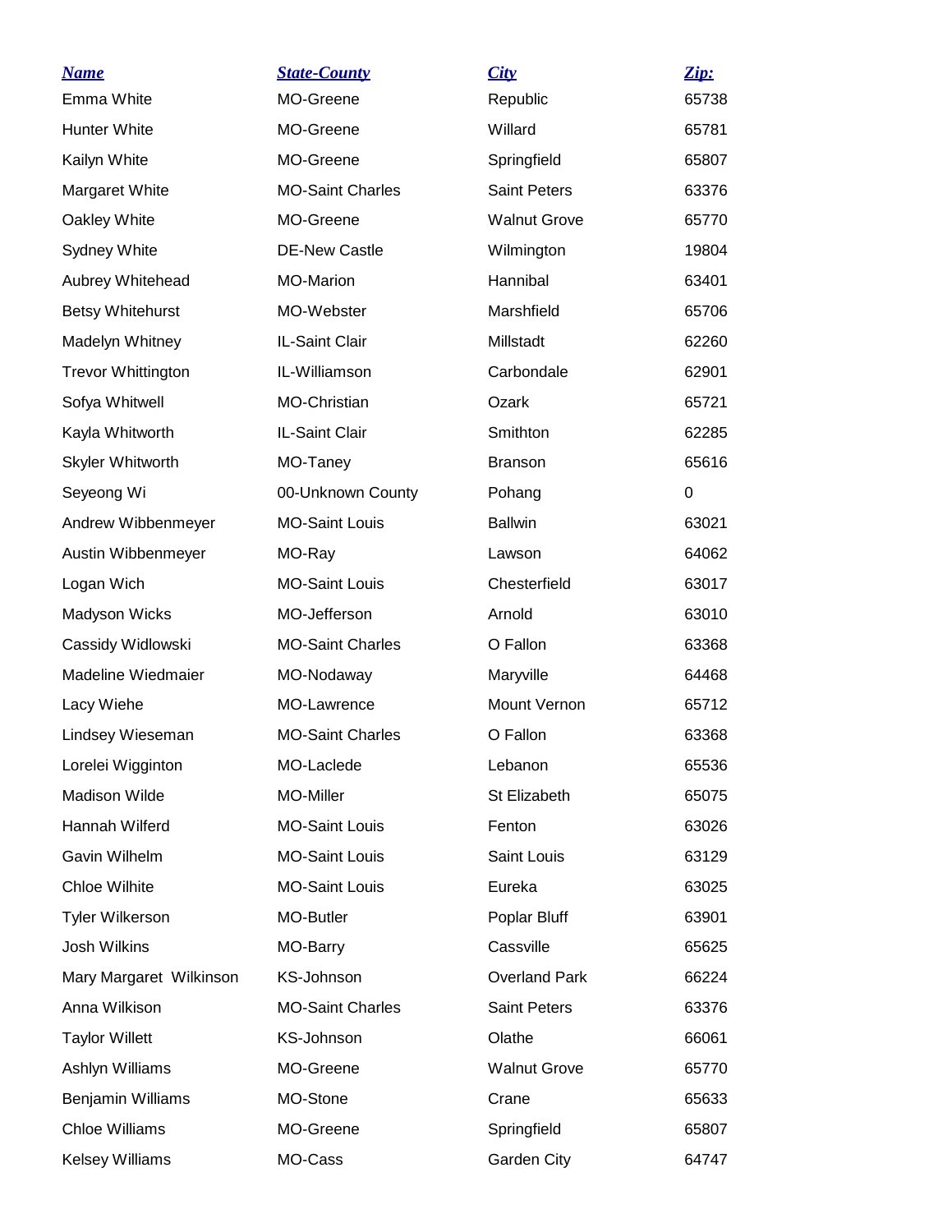| *Name* | *State-County* | *City* | *Zip:* |
|---|---|---|---|
| Emma White | MO-Greene | Republic | 65738 |
| Hunter White | MO-Greene | Willard | 65781 |
| Kailyn White | MO-Greene | Springfield | 65807 |
| Margaret White | MO-Saint Charles | Saint Peters | 63376 |
| Oakley White | MO-Greene | Walnut Grove | 65770 |
| Sydney White | DE-New Castle | Wilmington | 19804 |
| Aubrey Whitehead | MO-Marion | Hannibal | 63401 |
| Betsy Whitehurst | MO-Webster | Marshfield | 65706 |
| Madelyn Whitney | IL-Saint Clair | Millstadt | 62260 |
| Trevor Whittington | IL-Williamson | Carbondale | 62901 |
| Sofya Whitwell | MO-Christian | Ozark | 65721 |
| Kayla Whitworth | IL-Saint Clair | Smithton | 62285 |
| Skyler Whitworth | MO-Taney | Branson | 65616 |
| Seyeong Wi | 00-Unknown County | Pohang | 0 |
| Andrew Wibbenmeyer | MO-Saint Louis | Ballwin | 63021 |
| Austin Wibbenmeyer | MO-Ray | Lawson | 64062 |
| Logan Wich | MO-Saint Louis | Chesterfield | 63017 |
| Madyson Wicks | MO-Jefferson | Arnold | 63010 |
| Cassidy Widlowski | MO-Saint Charles | O Fallon | 63368 |
| Madeline Wiedmaier | MO-Nodaway | Maryville | 64468 |
| Lacy Wiehe | MO-Lawrence | Mount Vernon | 65712 |
| Lindsey Wieseman | MO-Saint Charles | O Fallon | 63368 |
| Lorelei Wigginton | MO-Laclede | Lebanon | 65536 |
| Madison Wilde | MO-Miller | St Elizabeth | 65075 |
| Hannah Wilferd | MO-Saint Louis | Fenton | 63026 |
| Gavin Wilhelm | MO-Saint Louis | Saint Louis | 63129 |
| Chloe Wilhite | MO-Saint Louis | Eureka | 63025 |
| Tyler Wilkerson | MO-Butler | Poplar Bluff | 63901 |
| Josh Wilkins | MO-Barry | Cassville | 65625 |
| Mary Margaret Wilkinson | KS-Johnson | Overland Park | 66224 |
| Anna Wilkison | MO-Saint Charles | Saint Peters | 63376 |
| Taylor Willett | KS-Johnson | Olathe | 66061 |
| Ashlyn Williams | MO-Greene | Walnut Grove | 65770 |
| Benjamin Williams | MO-Stone | Crane | 65633 |
| Chloe Williams | MO-Greene | Springfield | 65807 |
| Kelsey Williams | MO-Cass | Garden City | 64747 |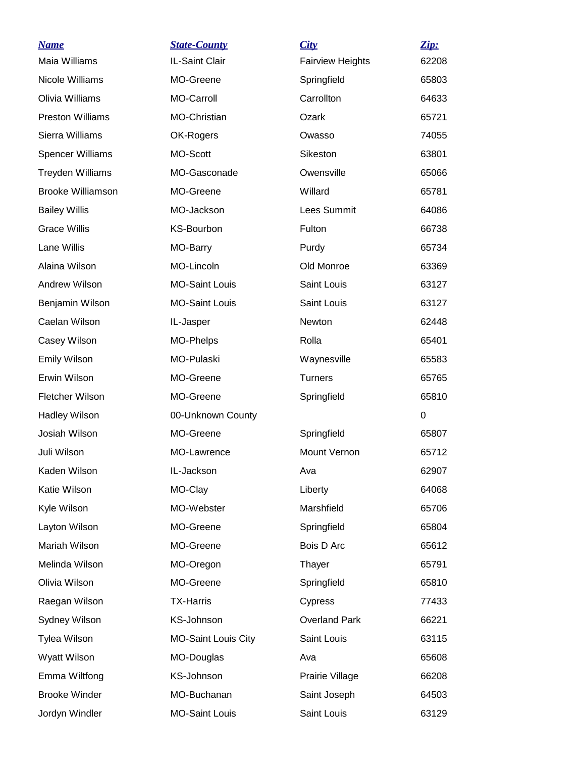| ***Name*** | ***State-County*** | ***City*** | ***Zip:*** |
| --- | --- | --- | --- |
| Maia Williams | IL-Saint Clair | Fairview Heights | 62208 |
| Nicole Williams | MO-Greene | Springfield | 65803 |
| Olivia Williams | MO-Carroll | Carrollton | 64633 |
| Preston Williams | MO-Christian | Ozark | 65721 |
| Sierra Williams | OK-Rogers | Owasso | 74055 |
| Spencer Williams | MO-Scott | Sikeston | 63801 |
| Treyden Williams | MO-Gasconade | Owensville | 65066 |
| Brooke Williamson | MO-Greene | Willard | 65781 |
| Bailey Willis | MO-Jackson | Lees Summit | 64086 |
| Grace Willis | KS-Bourbon | Fulton | 66738 |
| Lane Willis | MO-Barry | Purdy | 65734 |
| Alaina Wilson | MO-Lincoln | Old Monroe | 63369 |
| Andrew Wilson | MO-Saint Louis | Saint Louis | 63127 |
| Benjamin Wilson | MO-Saint Louis | Saint Louis | 63127 |
| Caelan Wilson | IL-Jasper | Newton | 62448 |
| Casey Wilson | MO-Phelps | Rolla | 65401 |
| Emily Wilson | MO-Pulaski | Waynesville | 65583 |
| Erwin Wilson | MO-Greene | Turners | 65765 |
| Fletcher Wilson | MO-Greene | Springfield | 65810 |
| Hadley Wilson | 00-Unknown County | | 0 |
| Josiah Wilson | MO-Greene | Springfield | 65807 |
| Juli Wilson | MO-Lawrence | Mount Vernon | 65712 |
| Kaden Wilson | IL-Jackson | Ava | 62907 |
| Katie Wilson | MO-Clay | Liberty | 64068 |
| Kyle Wilson | MO-Webster | Marshfield | 65706 |
| Layton Wilson | MO-Greene | Springfield | 65804 |
| Mariah Wilson | MO-Greene | Bois D Arc | 65612 |
| Melinda Wilson | MO-Oregon | Thayer | 65791 |
| Olivia Wilson | MO-Greene | Springfield | 65810 |
| Raegan Wilson | TX-Harris | Cypress | 77433 |
| Sydney Wilson | KS-Johnson | Overland Park | 66221 |
| Tylea Wilson | MO-Saint Louis City | Saint Louis | 63115 |
| Wyatt Wilson | MO-Douglas | Ava | 65608 |
| Emma Wiltfong | KS-Johnson | Prairie Village | 66208 |
| Brooke Winder | MO-Buchanan | Saint Joseph | 64503 |
| Jordyn Windler | MO-Saint Louis | Saint Louis | 63129 |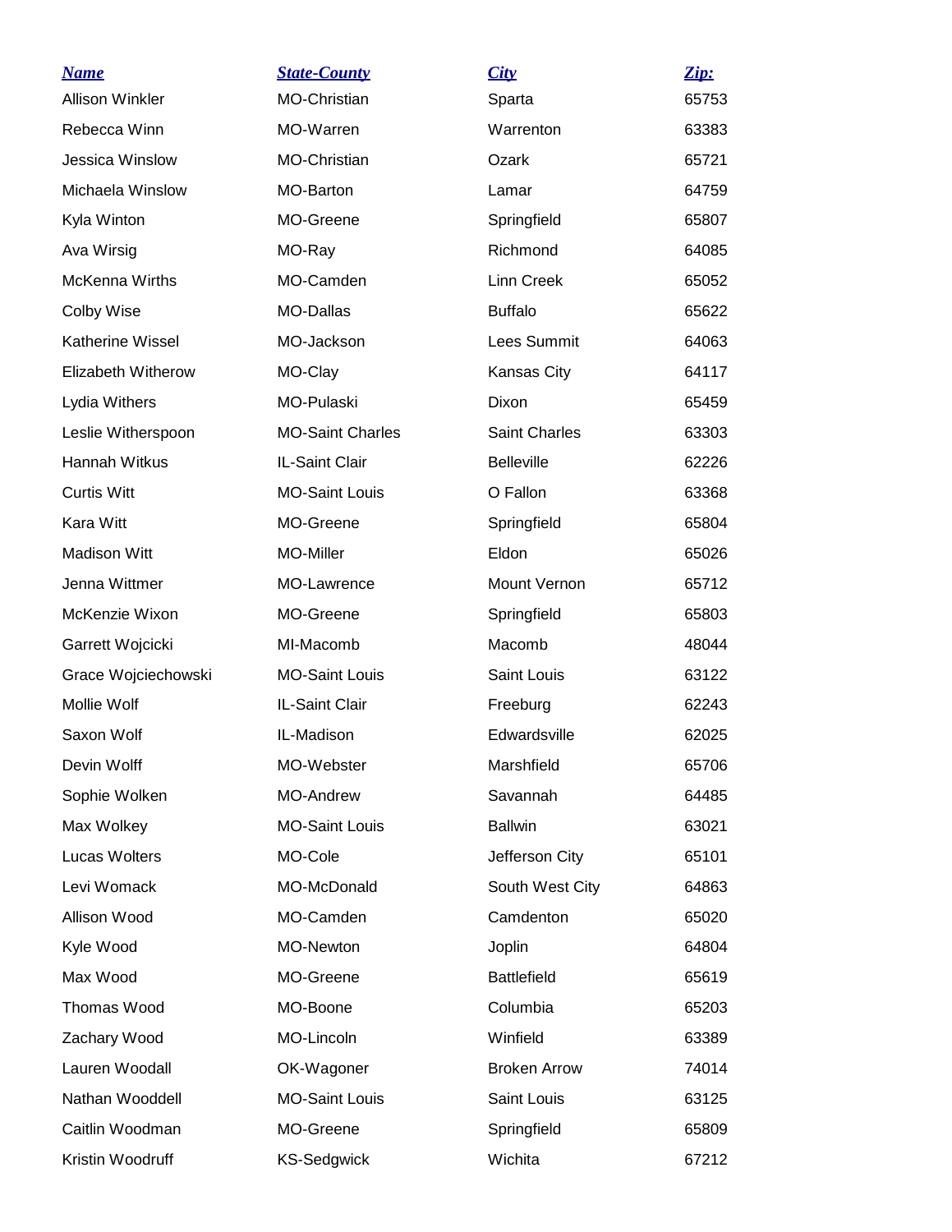| Name | State-County | City | Zip: |
| --- | --- | --- | --- |
| Allison Winkler | MO-Christian | Sparta | 65753 |
| Rebecca Winn | MO-Warren | Warrenton | 63383 |
| Jessica Winslow | MO-Christian | Ozark | 65721 |
| Michaela Winslow | MO-Barton | Lamar | 64759 |
| Kyla Winton | MO-Greene | Springfield | 65807 |
| Ava Wirsig | MO-Ray | Richmond | 64085 |
| McKenna Wirths | MO-Camden | Linn Creek | 65052 |
| Colby Wise | MO-Dallas | Buffalo | 65622 |
| Katherine Wissel | MO-Jackson | Lees Summit | 64063 |
| Elizabeth Witherow | MO-Clay | Kansas City | 64117 |
| Lydia Withers | MO-Pulaski | Dixon | 65459 |
| Leslie Witherspoon | MO-Saint Charles | Saint Charles | 63303 |
| Hannah Witkus | IL-Saint Clair | Belleville | 62226 |
| Curtis Witt | MO-Saint Louis | O Fallon | 63368 |
| Kara Witt | MO-Greene | Springfield | 65804 |
| Madison Witt | MO-Miller | Eldon | 65026 |
| Jenna Wittmer | MO-Lawrence | Mount Vernon | 65712 |
| McKenzie Wixon | MO-Greene | Springfield | 65803 |
| Garrett Wojcicki | MI-Macomb | Macomb | 48044 |
| Grace Wojciechowski | MO-Saint Louis | Saint Louis | 63122 |
| Mollie Wolf | IL-Saint Clair | Freeburg | 62243 |
| Saxon Wolf | IL-Madison | Edwardsville | 62025 |
| Devin Wolff | MO-Webster | Marshfield | 65706 |
| Sophie Wolken | MO-Andrew | Savannah | 64485 |
| Max Wolkey | MO-Saint Louis | Ballwin | 63021 |
| Lucas Wolters | MO-Cole | Jefferson City | 65101 |
| Levi Womack | MO-McDonald | South West City | 64863 |
| Allison Wood | MO-Camden | Camdenton | 65020 |
| Kyle Wood | MO-Newton | Joplin | 64804 |
| Max Wood | MO-Greene | Battlefield | 65619 |
| Thomas Wood | MO-Boone | Columbia | 65203 |
| Zachary Wood | MO-Lincoln | Winfield | 63389 |
| Lauren Woodall | OK-Wagoner | Broken Arrow | 74014 |
| Nathan Wooddell | MO-Saint Louis | Saint Louis | 63125 |
| Caitlin Woodman | MO-Greene | Springfield | 65809 |
| Kristin Woodruff | KS-Sedgwick | Wichita | 67212 |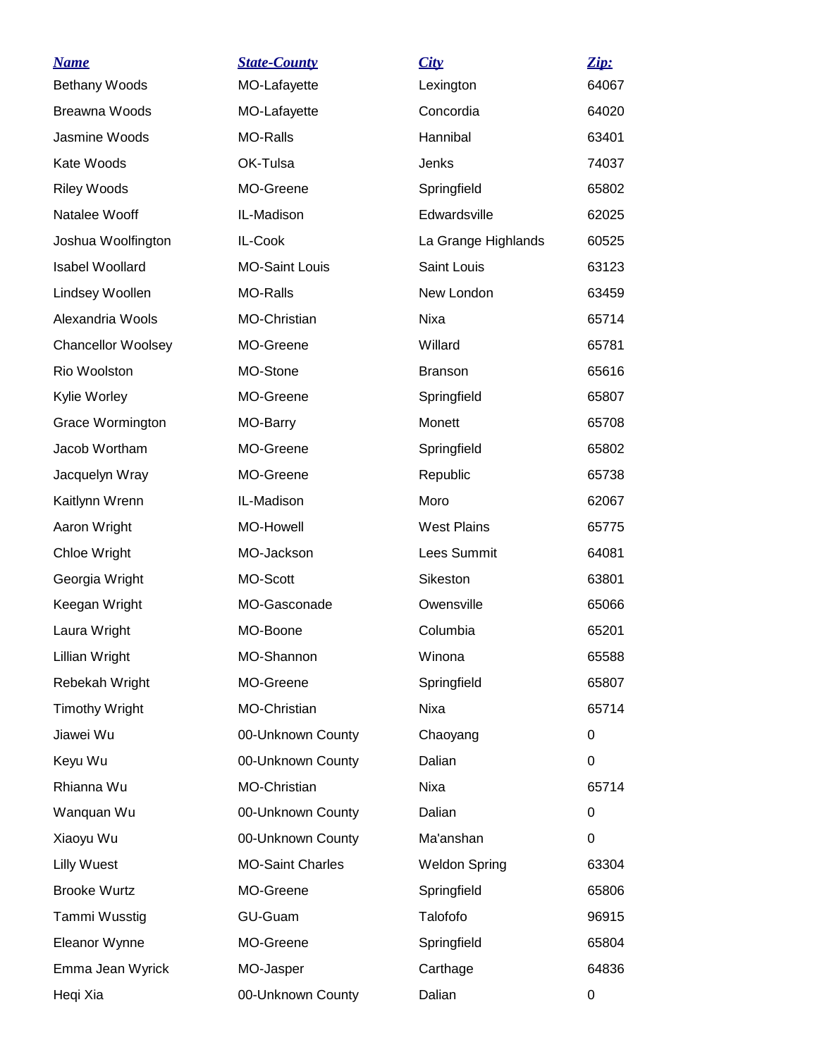| Name | State-County | City | Zip: |
|---|---|---|---|
| Bethany Woods | MO-Lafayette | Lexington | 64067 |
| Breawna Woods | MO-Lafayette | Concordia | 64020 |
| Jasmine Woods | MO-Ralls | Hannibal | 63401 |
| Kate Woods | OK-Tulsa | Jenks | 74037 |
| Riley Woods | MO-Greene | Springfield | 65802 |
| Natalee Wooff | IL-Madison | Edwardsville | 62025 |
| Joshua Woolfington | IL-Cook | La Grange Highlands | 60525 |
| Isabel Woollard | MO-Saint Louis | Saint Louis | 63123 |
| Lindsey Woollen | MO-Ralls | New London | 63459 |
| Alexandria Wools | MO-Christian | Nixa | 65714 |
| Chancellor Woolsey | MO-Greene | Willard | 65781 |
| Rio Woolston | MO-Stone | Branson | 65616 |
| Kylie Worley | MO-Greene | Springfield | 65807 |
| Grace Wormington | MO-Barry | Monett | 65708 |
| Jacob Wortham | MO-Greene | Springfield | 65802 |
| Jacquelyn Wray | MO-Greene | Republic | 65738 |
| Kaitlynn Wrenn | IL-Madison | Moro | 62067 |
| Aaron Wright | MO-Howell | West Plains | 65775 |
| Chloe Wright | MO-Jackson | Lees Summit | 64081 |
| Georgia Wright | MO-Scott | Sikeston | 63801 |
| Keegan Wright | MO-Gasconade | Owensville | 65066 |
| Laura Wright | MO-Boone | Columbia | 65201 |
| Lillian Wright | MO-Shannon | Winona | 65588 |
| Rebekah Wright | MO-Greene | Springfield | 65807 |
| Timothy Wright | MO-Christian | Nixa | 65714 |
| Jiawei Wu | 00-Unknown County | Chaoyang | 0 |
| Keyu Wu | 00-Unknown County | Dalian | 0 |
| Rhianna Wu | MO-Christian | Nixa | 65714 |
| Wanquan Wu | 00-Unknown County | Dalian | 0 |
| Xiaoyu Wu | 00-Unknown County | Ma'anshan | 0 |
| Lilly Wuest | MO-Saint Charles | Weldon Spring | 63304 |
| Brooke Wurtz | MO-Greene | Springfield | 65806 |
| Tammi Wusstig | GU-Guam | Talofofo | 96915 |
| Eleanor Wynne | MO-Greene | Springfield | 65804 |
| Emma Jean Wyrick | MO-Jasper | Carthage | 64836 |
| Heqi Xia | 00-Unknown County | Dalian | 0 |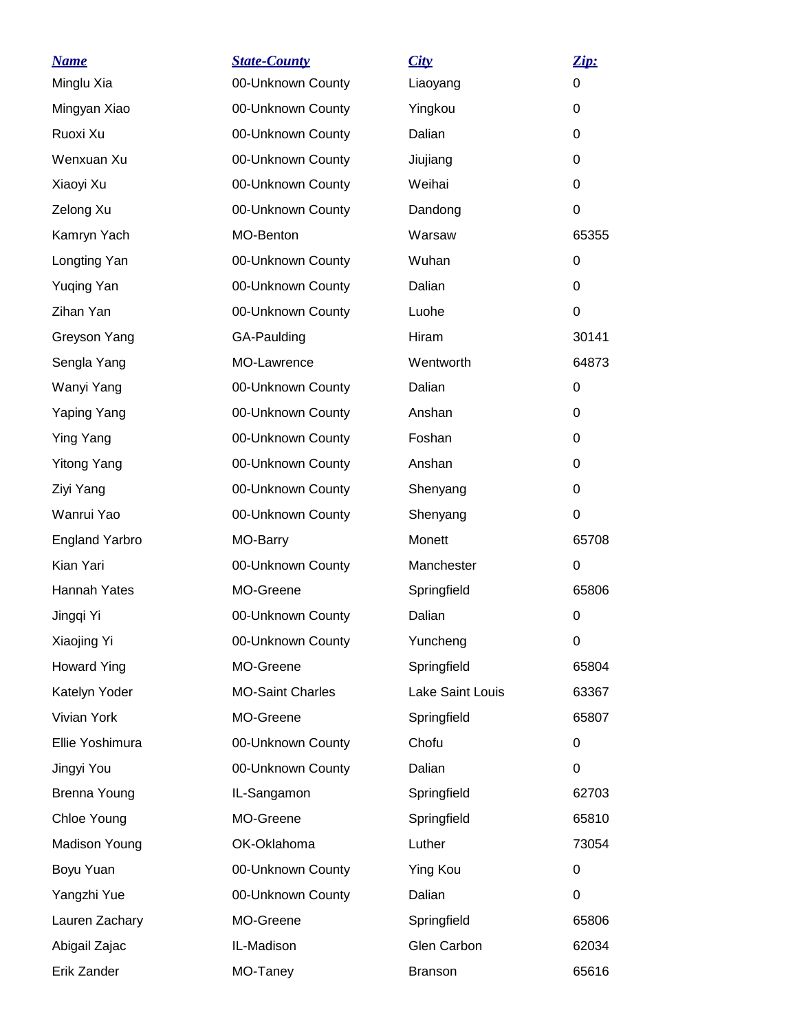| Name | State-County | City | Zip: |
| --- | --- | --- | --- |
| Minglu Xia | 00-Unknown County | Liaoyang | 0 |
| Mingyan Xiao | 00-Unknown County | Yingkou | 0 |
| Ruoxi Xu | 00-Unknown County | Dalian | 0 |
| Wenxuan Xu | 00-Unknown County | Jiujiang | 0 |
| Xiaoyi Xu | 00-Unknown County | Weihai | 0 |
| Zelong Xu | 00-Unknown County | Dandong | 0 |
| Kamryn Yach | MO-Benton | Warsaw | 65355 |
| Longting Yan | 00-Unknown County | Wuhan | 0 |
| Yuqing Yan | 00-Unknown County | Dalian | 0 |
| Zihan Yan | 00-Unknown County | Luohe | 0 |
| Greyson Yang | GA-Paulding | Hiram | 30141 |
| Sengla Yang | MO-Lawrence | Wentworth | 64873 |
| Wanyi Yang | 00-Unknown County | Dalian | 0 |
| Yaping Yang | 00-Unknown County | Anshan | 0 |
| Ying Yang | 00-Unknown County | Foshan | 0 |
| Yitong Yang | 00-Unknown County | Anshan | 0 |
| Ziyi Yang | 00-Unknown County | Shenyang | 0 |
| Wanrui Yao | 00-Unknown County | Shenyang | 0 |
| England Yarbro | MO-Barry | Monett | 65708 |
| Kian Yari | 00-Unknown County | Manchester | 0 |
| Hannah Yates | MO-Greene | Springfield | 65806 |
| Jingqi Yi | 00-Unknown County | Dalian | 0 |
| Xiaojing Yi | 00-Unknown County | Yuncheng | 0 |
| Howard Ying | MO-Greene | Springfield | 65804 |
| Katelyn Yoder | MO-Saint Charles | Lake Saint Louis | 63367 |
| Vivian York | MO-Greene | Springfield | 65807 |
| Ellie Yoshimura | 00-Unknown County | Chofu | 0 |
| Jingyi You | 00-Unknown County | Dalian | 0 |
| Brenna Young | IL-Sangamon | Springfield | 62703 |
| Chloe Young | MO-Greene | Springfield | 65810 |
| Madison Young | OK-Oklahoma | Luther | 73054 |
| Boyu Yuan | 00-Unknown County | Ying Kou | 0 |
| Yangzhi Yue | 00-Unknown County | Dalian | 0 |
| Lauren Zachary | MO-Greene | Springfield | 65806 |
| Abigail Zajac | IL-Madison | Glen Carbon | 62034 |
| Erik Zander | MO-Taney | Branson | 65616 |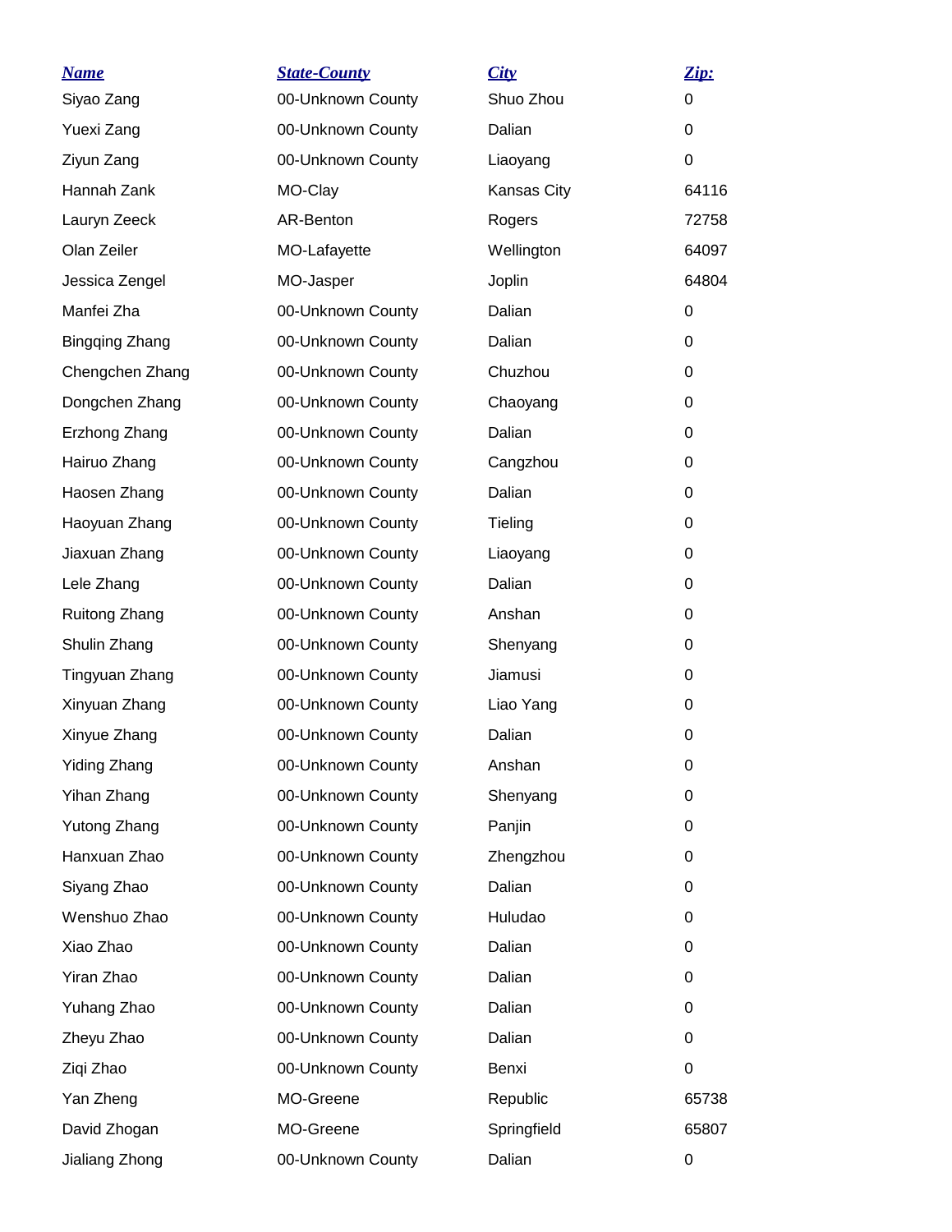| Name | State-County | City | Zip: |
|---|---|---|---|
| Siyao Zang | 00-Unknown County | Shuo Zhou | 0 |
| Yuexi Zang | 00-Unknown County | Dalian | 0 |
| Ziyun Zang | 00-Unknown County | Liaoyang | 0 |
| Hannah Zank | MO-Clay | Kansas City | 64116 |
| Lauryn Zeeck | AR-Benton | Rogers | 72758 |
| Olan Zeiler | MO-Lafayette | Wellington | 64097 |
| Jessica Zengel | MO-Jasper | Joplin | 64804 |
| Manfei Zha | 00-Unknown County | Dalian | 0 |
| Bingqing Zhang | 00-Unknown County | Dalian | 0 |
| Chengchen Zhang | 00-Unknown County | Chuzhou | 0 |
| Dongchen Zhang | 00-Unknown County | Chaoyang | 0 |
| Erzhong Zhang | 00-Unknown County | Dalian | 0 |
| Hairuo Zhang | 00-Unknown County | Cangzhou | 0 |
| Haosen Zhang | 00-Unknown County | Dalian | 0 |
| Haoyuan Zhang | 00-Unknown County | Tieling | 0 |
| Jiaxuan Zhang | 00-Unknown County | Liaoyang | 0 |
| Lele Zhang | 00-Unknown County | Dalian | 0 |
| Ruitong Zhang | 00-Unknown County | Anshan | 0 |
| Shulin Zhang | 00-Unknown County | Shenyang | 0 |
| Tingyuan Zhang | 00-Unknown County | Jiamusi | 0 |
| Xinyuan Zhang | 00-Unknown County | Liao Yang | 0 |
| Xinyue Zhang | 00-Unknown County | Dalian | 0 |
| Yiding Zhang | 00-Unknown County | Anshan | 0 |
| Yihan Zhang | 00-Unknown County | Shenyang | 0 |
| Yutong Zhang | 00-Unknown County | Panjin | 0 |
| Hanxuan Zhao | 00-Unknown County | Zhengzhou | 0 |
| Siyang Zhao | 00-Unknown County | Dalian | 0 |
| Wenshuo Zhao | 00-Unknown County | Huludao | 0 |
| Xiao Zhao | 00-Unknown County | Dalian | 0 |
| Yiran Zhao | 00-Unknown County | Dalian | 0 |
| Yuhang Zhao | 00-Unknown County | Dalian | 0 |
| Zheyu Zhao | 00-Unknown County | Dalian | 0 |
| Ziqi Zhao | 00-Unknown County | Benxi | 0 |
| Yan Zheng | MO-Greene | Republic | 65738 |
| David Zhogan | MO-Greene | Springfield | 65807 |
| Jialiang Zhong | 00-Unknown County | Dalian | 0 |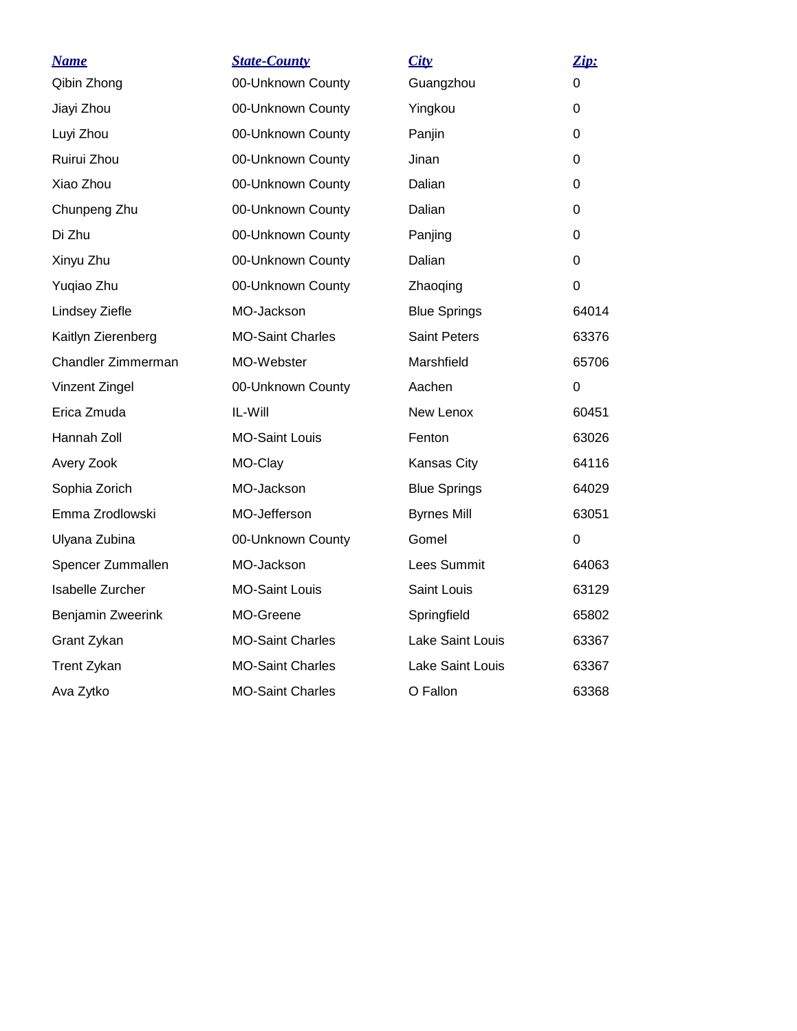| ***Name*** | ***State-County*** | ***City*** | ***Zip:*** |
|---|---|---|---|
| Qibin Zhong | 00-Unknown County | Guangzhou | 0 |
| Jiayi Zhou | 00-Unknown County | Yingkou | 0 |
| Luyi Zhou | 00-Unknown County | Panjin | 0 |
| Ruirui Zhou | 00-Unknown County | Jinan | 0 |
| Xiao Zhou | 00-Unknown County | Dalian | 0 |
| Chunpeng Zhu | 00-Unknown County | Dalian | 0 |
| Di Zhu | 00-Unknown County | Panjing | 0 |
| Xinyu Zhu | 00-Unknown County | Dalian | 0 |
| Yuqiao Zhu | 00-Unknown County | Zhaoqing | 0 |
| Lindsey Ziefle | MO-Jackson | Blue Springs | 64014 |
| Kaitlyn Zierenberg | MO-Saint Charles | Saint Peters | 63376 |
| Chandler Zimmerman | MO-Webster | Marshfield | 65706 |
| Vinzent Zingel | 00-Unknown County | Aachen | 0 |
| Erica Zmuda | IL-Will | New Lenox | 60451 |
| Hannah Zoll | MO-Saint Louis | Fenton | 63026 |
| Avery Zook | MO-Clay | Kansas City | 64116 |
| Sophia Zorich | MO-Jackson | Blue Springs | 64029 |
| Emma Zrodlowski | MO-Jefferson | Byrnes Mill | 63051 |
| Ulyana Zubina | 00-Unknown County | Gomel | 0 |
| Spencer Zummallen | MO-Jackson | Lees Summit | 64063 |
| Isabelle Zurcher | MO-Saint Louis | Saint Louis | 63129 |
| Benjamin Zweerink | MO-Greene | Springfield | 65802 |
| Grant Zykan | MO-Saint Charles | Lake Saint Louis | 63367 |
| Trent Zykan | MO-Saint Charles | Lake Saint Louis | 63367 |
| Ava Zytko | MO-Saint Charles | O Fallon | 63368 |